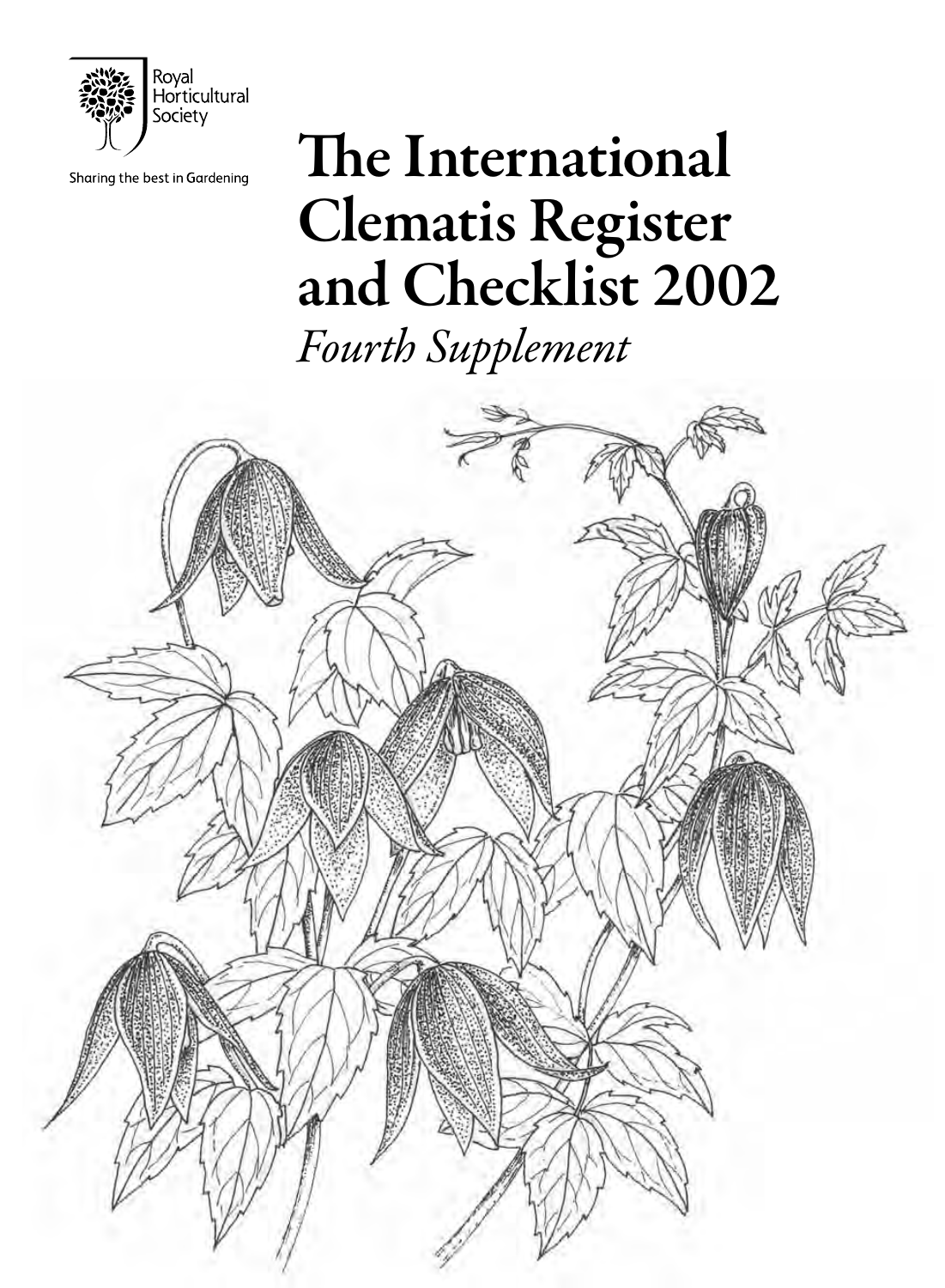Royal Horticultural Society

Sharing the best in Gardening

# The International Clematis Register and Checklist 2002

*Fourth Supplement*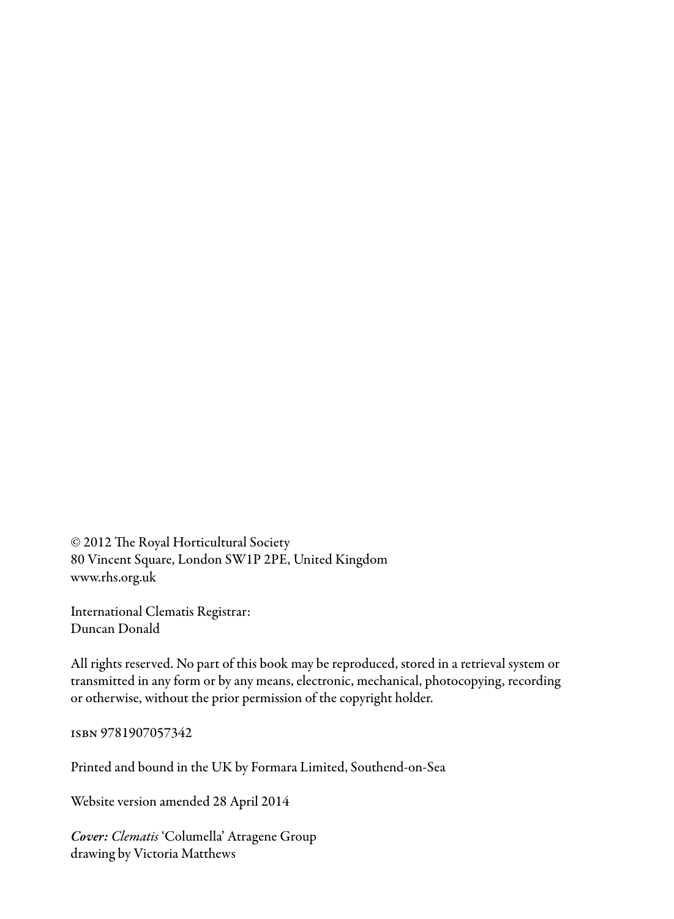© 2012 The Royal Horticultural Society
80 Vincent Square, London SW1P 2PE, United Kingdom
www.rhs.org.uk

International Clematis Registrar:
Duncan Donald

All rights reserved. No part of this book may be reproduced, stored in a retrieval system or transmitted in any form or by any means, electronic, mechanical, photocopying, recording or otherwise, without the prior permission of the copyright holder.

ISBN 9781907057342

Printed and bound in the UK by Formara Limited, Southend-on-Sea

Website version amended 28 April 2014

***Cover:** Clematis* 'Columella' Atragene Group
drawing by Victoria Matthews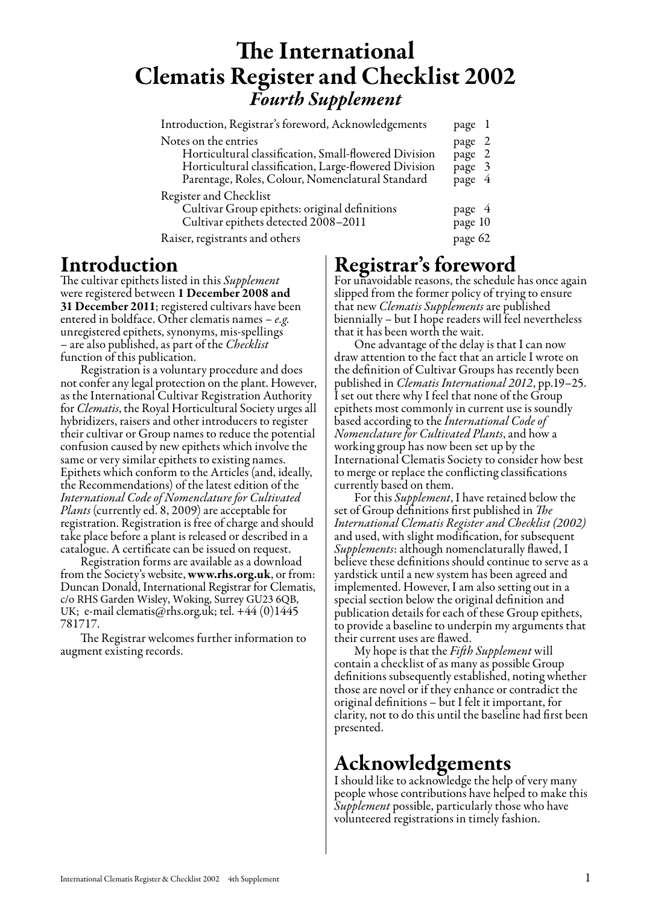# The International Clematis Register and Checklist 2002
## *Fourth Supplement*

| | |
|---|---|
| Introduction, Registrar's foreword, Acknowledgements | page 1 |
| Notes on the entries | page 2 |
| Horticultural classification, Small-flowered Division | page 2 |
| Horticultural classification, Large-flowered Division | page 3 |
| Parentage, Roles, Colour, Nomenclatural Standard | page 4 |
| Register and Checklist | |
| Cultivar Group epithets: original definitions | page 4 |
| Cultivar epithets detected 2008–2011 | page 10 |
| Raiser, registrants and others | page 62 |

# Introduction

The cultivar epithets listed in this *Supplement* were registered between **1 December 2008 and 31 December 2011**; registered cultivars have been entered in boldface. Other clematis names – *e.g.* unregistered epithets, synonyms, mis-spellings – are also published, as part of the *Checklist* function of this publication.

Registration is a voluntary procedure and does not confer any legal protection on the plant. However, as the International Cultivar Registration Authority for *Clematis*, the Royal Horticultural Society urges all hybridizers, raisers and other introducers to register their cultivar or Group names to reduce the potential confusion caused by new epithets which involve the same or very similar epithets to existing names. Epithets which conform to the Articles (and, ideally, the Recommendations) of the latest edition of the *International Code of Nomenclature for Cultivated Plants* (currently ed. 8, 2009) are acceptable for registration. Registration is free of charge and should take place before a plant is released or described in a catalogue. A certificate can be issued on request.

Registration forms are available as a download from the Society's website, **www.rhs.org.uk**, or from: Duncan Donald, International Registrar for Clematis, c/o RHS Garden Wisley, Woking, Surrey GU23 6QB, UK; e-mail clematis@rhs.org.uk; tel. +44 (0)1445 781717.

The Registrar welcomes further information to augment existing records.

# Registrar's foreword

For unavoidable reasons, the schedule has once again slipped from the former policy of trying to ensure that new *Clematis Supplements* are published biennially – but I hope readers will feel nevertheless that it has been worth the wait.

One advantage of the delay is that I can now draw attention to the fact that an article I wrote on the definition of Cultivar Groups has recently been published in *Clematis International 2012*, pp.19–25. I set out there why I feel that none of the Group epithets most commonly in current use is soundly based according to the *International Code of Nomenclature for Cultivated Plants*, and how a working group has now been set up by the International Clematis Society to consider how best to merge or replace the conflicting classifications currently based on them.

For this *Supplement*, I have retained below the set of Group definitions first published in *The International Clematis Register and Checklist (2002)* and used, with slight modification, for subsequent *Supplements*: although nomenclaturally flawed, I believe these definitions should continue to serve as a yardstick until a new system has been agreed and implemented. However, I am also setting out in a special section below the original definition and publication details for each of these Group epithets, to provide a baseline to underpin my arguments that their current uses are flawed.

My hope is that the *Fifth Supplement* will contain a checklist of as many as possible Group definitions subsequently established, noting whether those are novel or if they enhance or contradict the original definitions – but I felt it important, for clarity, not to do this until the baseline had first been presented.

# Acknowledgements

I should like to acknowledge the help of very many people whose contributions have helped to make this *Supplement* possible, particularly those who have volunteered registrations in timely fashion.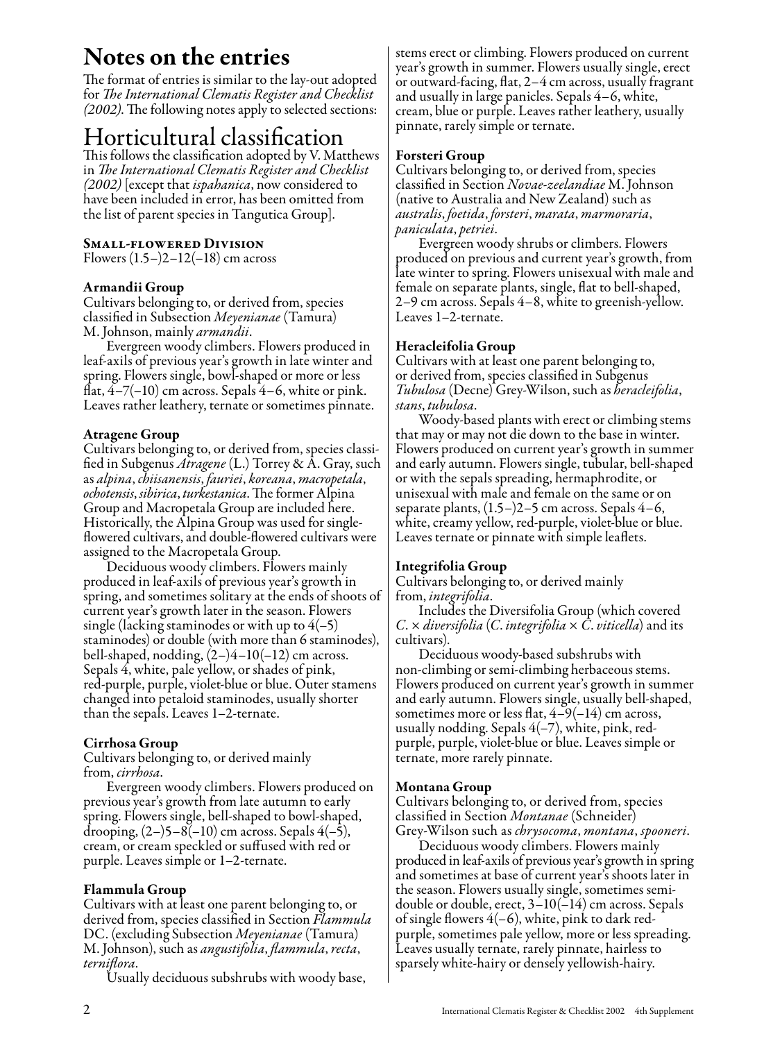# Notes on the entries

The format of entries is similar to the lay-out adopted for *The International Clematis Register and Checklist (2002)*. The following notes apply to selected sections:

## Horticultural classification

This follows the classification adopted by V. Matthews in *The International Clematis Register and Checklist (2002)* [except that *ispahanica*, now considered to have been included in error, has been omitted from the list of parent species in Tangutica Group].

### Small-flowered Division

Flowers (1.5–)2–12(–18) cm across

**Armandii Group**

Cultivars belonging to, or derived from, species classified in Subsection *Meyenianae* (Tamura) M. Johnson, mainly *armandii*.

Evergreen woody climbers. Flowers produced in leaf-axils of previous year's growth in late winter and spring. Flowers single, bowl-shaped or more or less flat, 4–7(–10) cm across. Sepals 4–6, white or pink. Leaves rather leathery, ternate or sometimes pinnate.

**Atragene Group**

Cultivars belonging to, or derived from, species classified in Subgenus *Atragene* (L.) Torrey & A. Gray, such as *alpina*, *chiisanensis*, *fauriei*, *koreana*, *macropetala*, *ochotensis*, *sibirica*, *turkestanica*. The former Alpina Group and Macropetala Group are included here. Historically, the Alpina Group was used for single-flowered cultivars, and double-flowered cultivars were assigned to the Macropetala Group.

Deciduous woody climbers. Flowers mainly produced in leaf-axils of previous year's growth in spring, and sometimes solitary at the ends of shoots of current year's growth later in the season. Flowers single (lacking staminodes or with up to 4(–5) staminodes) or double (with more than 6 staminodes), bell-shaped, nodding, (2–)4–10(–12) cm across. Sepals 4, white, pale yellow, or shades of pink, red-purple, purple, violet-blue or blue. Outer stamens changed into petaloid staminodes, usually shorter than the sepals. Leaves 1–2-ternate.

**Cirrhosa Group**

Cultivars belonging to, or derived mainly from, *cirrhosa*.

Evergreen woody climbers. Flowers produced on previous year's growth from late autumn to early spring. Flowers single, bell-shaped to bowl-shaped, drooping, (2–)5–8(–10) cm across. Sepals 4(–5), cream, or cream speckled or suffused with red or purple. Leaves simple or 1–2-ternate.

**Flammula Group**

Cultivars with at least one parent belonging to, or derived from, species classified in Section *Flammula* DC. (excluding Subsection *Meyenianae* (Tamura) M. Johnson), such as *angustifolia*, *flammula*, *recta*, *terniflora*.

Usually deciduous subshrubs with woody base, stems erect or climbing. Flowers produced on current year's growth in summer. Flowers usually single, erect or outward-facing, flat, 2–4 cm across, usually fragrant and usually in large panicles. Sepals 4–6, white, cream, blue or purple. Leaves rather leathery, usually pinnate, rarely simple or ternate.

**Forsteri Group**

Cultivars belonging to, or derived from, species classified in Section *Novae-zeelandiae* M. Johnson (native to Australia and New Zealand) such as *australis*, *foetida*, *forsteri*, *marata*, *marmoraria*, *paniculata*, *petriei*.

Evergreen woody shrubs or climbers. Flowers produced on previous and current year's growth, from late winter to spring. Flowers unisexual with male and female on separate plants, single, flat to bell-shaped, 2–9 cm across. Sepals 4–8, white to greenish-yellow. Leaves 1–2-ternate.

**Heracleifolia Group**

Cultivars with at least one parent belonging to, or derived from, species classified in Subgenus *Tubulosa* (Decne) Grey-Wilson, such as *heracleifolia*, *stans*, *tubulosa*.

Woody-based plants with erect or climbing stems that may or may not die down to the base in winter. Flowers produced on current year's growth in summer and early autumn. Flowers single, tubular, bell-shaped or with the sepals spreading, hermaphrodite, or unisexual with male and female on the same or on separate plants, (1.5–)2–5 cm across. Sepals 4–6, white, creamy yellow, red-purple, violet-blue or blue. Leaves ternate or pinnate with simple leaflets.

**Integrifolia Group**

Cultivars belonging to, or derived mainly from, *integrifolia*.

Includes the Diversifolia Group (which covered *C.* × *diversifolia* (*C. integrifolia* × *C. viticella*) and its cultivars).

Deciduous woody-based subshrubs with non-climbing or semi-climbing herbaceous stems. Flowers produced on current year's growth in summer and early autumn. Flowers single, usually bell-shaped, sometimes more or less flat, 4–9(–14) cm across, usually nodding. Sepals 4(–7), white, pink, red-purple, purple, violet-blue or blue. Leaves simple or ternate, more rarely pinnate.

**Montana Group**

Cultivars belonging to, or derived from, species classified in Section *Montanae* (Schneider) Grey-Wilson such as *chrysocoma*, *montana*, *spooneri*.

Deciduous woody climbers. Flowers mainly produced in leaf-axils of previous year's growth in spring and sometimes at base of current year's shoots later in the season. Flowers usually single, sometimes semi-double or double, erect, 3–10(–14) cm across. Sepals of single flowers 4(–6), white, pink to dark red-purple, sometimes pale yellow, more or less spreading. Leaves usually ternate, rarely pinnate, hairless to sparsely white-hairy or densely yellowish-hairy.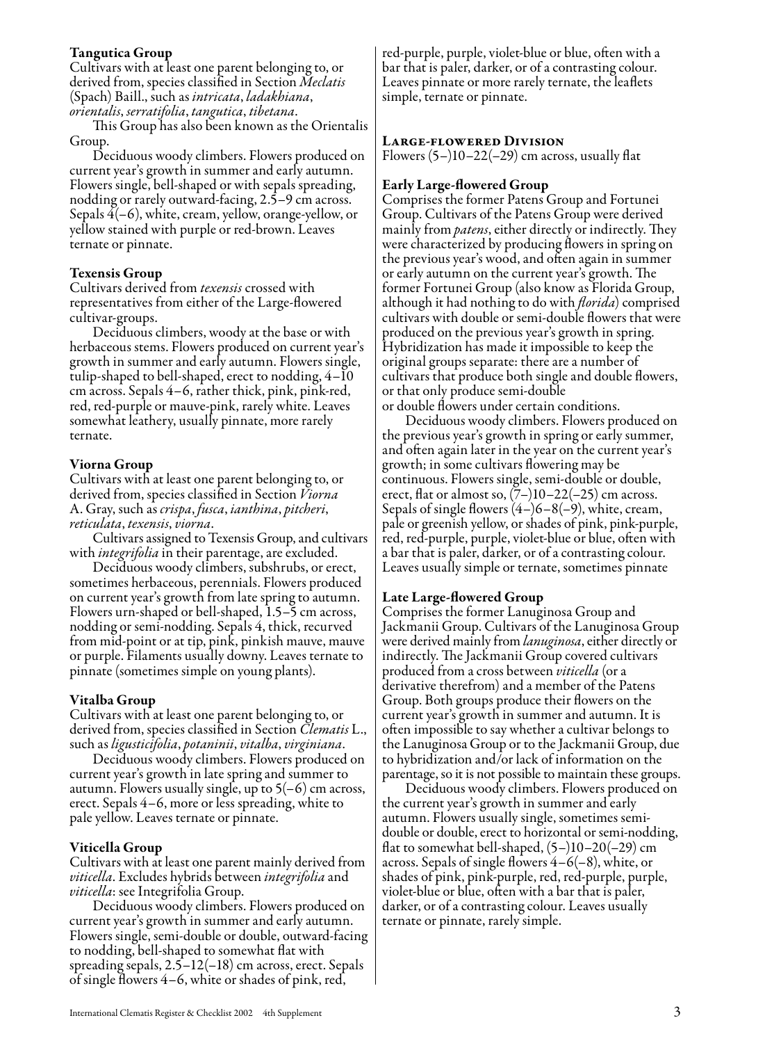### Tangutica Group

Cultivars with at least one parent belonging to, or derived from, species classified in Section *Meclatis* (Spach) Baill., such as *intricata*, *ladakhiana*, *orientalis*, *serratifolia*, *tangutica*, *tibetana*.

This Group has also been known as the Orientalis Group.

Deciduous woody climbers. Flowers produced on current year's growth in summer and early autumn. Flowers single, bell-shaped or with sepals spreading, nodding or rarely outward-facing, 2.5–9 cm across. Sepals 4(–6), white, cream, yellow, orange-yellow, or yellow stained with purple or red-brown. Leaves ternate or pinnate.

### Texensis Group

Cultivars derived from *texensis* crossed with representatives from either of the Large-flowered cultivar-groups.

Deciduous climbers, woody at the base or with herbaceous stems. Flowers produced on current year's growth in summer and early autumn. Flowers single, tulip-shaped to bell-shaped, erect to nodding, 4–10 cm across. Sepals 4–6, rather thick, pink, pink-red, red, red-purple or mauve-pink, rarely white. Leaves somewhat leathery, usually pinnate, more rarely ternate.

### Viorna Group

Cultivars with at least one parent belonging to, or derived from, species classified in Section *Viorna* A. Gray, such as *crispa*, *fusca*, *ianthina*, *pitcheri*, *reticulata*, *texensis*, *viorna*.

Cultivars assigned to Texensis Group, and cultivars with *integrifolia* in their parentage, are excluded.

Deciduous woody climbers, subshrubs, or erect, sometimes herbaceous, perennials. Flowers produced on current year's growth from late spring to autumn. Flowers urn-shaped or bell-shaped, 1.5–5 cm across, nodding or semi-nodding. Sepals 4, thick, recurved from mid-point or at tip, pink, pinkish mauve, mauve or purple. Filaments usually downy. Leaves ternate to pinnate (sometimes simple on young plants).

### Vitalba Group

Cultivars with at least one parent belonging to, or derived from, species classified in Section *Clematis* L., such as *ligusticifolia*, *potaninii*, *vitalba*, *virginiana*.

Deciduous woody climbers. Flowers produced on current year's growth in late spring and summer to autumn. Flowers usually single, up to 5(–6) cm across, erect. Sepals 4–6, more or less spreading, white to pale yellow. Leaves ternate or pinnate.

### Viticella Group

Cultivars with at least one parent mainly derived from *viticella*. Excludes hybrids between *integrifolia* and *viticella*: see Integrifolia Group.

Deciduous woody climbers. Flowers produced on current year's growth in summer and early autumn. Flowers single, semi-double or double, outward-facing to nodding, bell-shaped to somewhat flat with spreading sepals, 2.5–12(–18) cm across, erect. Sepals of single flowers 4–6, white or shades of pink, red, red-purple, purple, violet-blue or blue, often with a bar that is paler, darker, or of a contrasting colour. Leaves pinnate or more rarely ternate, the leaflets simple, ternate or pinnate.

## Large-flowered Division

Flowers (5–)10–22(–29) cm across, usually flat

### Early Large-flowered Group

Comprises the former Patens Group and Fortunei Group. Cultivars of the Patens Group were derived mainly from *patens*, either directly or indirectly. They were characterized by producing flowers in spring on the previous year's wood, and often again in summer or early autumn on the current year's growth. The former Fortunei Group (also know as Florida Group, although it had nothing to do with *florida*) comprised cultivars with double or semi-double flowers that were produced on the previous year's growth in spring. Hybridization has made it impossible to keep the original groups separate: there are a number of cultivars that produce both single and double flowers, or that only produce semi-double or double flowers under certain conditions.

Deciduous woody climbers. Flowers produced on the previous year's growth in spring or early summer, and often again later in the year on the current year's growth; in some cultivars flowering may be continuous. Flowers single, semi-double or double, erect, flat or almost so, (7–)10–22(–25) cm across. Sepals of single flowers (4–)6–8(–9), white, cream, pale or greenish yellow, or shades of pink, pink-purple, red, red-purple, purple, violet-blue or blue, often with a bar that is paler, darker, or of a contrasting colour. Leaves usually simple or ternate, sometimes pinnate

### Late Large-flowered Group

Comprises the former Lanuginosa Group and Jackmanii Group. Cultivars of the Lanuginosa Group were derived mainly from *lanuginosa*, either directly or indirectly. The Jackmanii Group covered cultivars produced from a cross between *viticella* (or a derivative therefrom) and a member of the Patens Group. Both groups produce their flowers on the current year's growth in summer and autumn. It is often impossible to say whether a cultivar belongs to the Lanuginosa Group or to the Jackmanii Group, due to hybridization and/or lack of information on the parentage, so it is not possible to maintain these groups.

Deciduous woody climbers. Flowers produced on the current year's growth in summer and early autumn. Flowers usually single, sometimes semi-double or double, erect to horizontal or semi-nodding, flat to somewhat bell-shaped, (5–)10–20(–29) cm across. Sepals of single flowers 4–6(–8), white, or shades of pink, pink-purple, red, red-purple, purple, violet-blue or blue, often with a bar that is paler, darker, or of a contrasting colour. Leaves usually ternate or pinnate, rarely simple.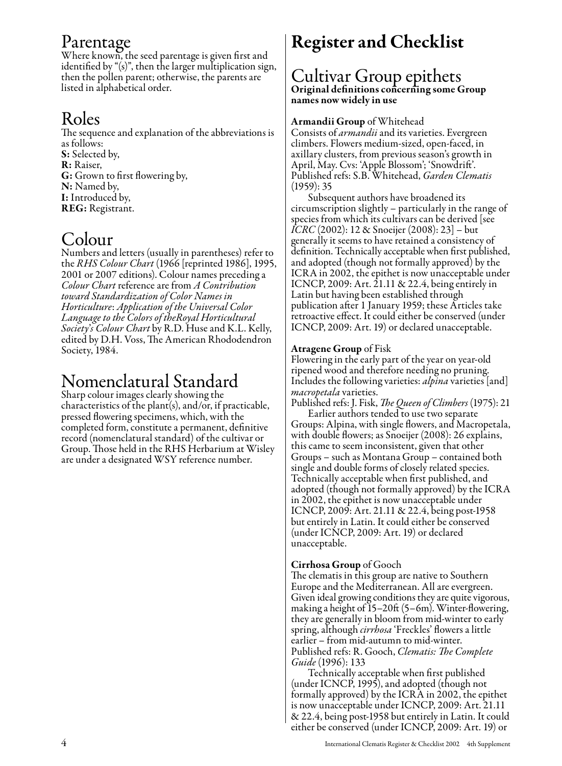## Parentage

Where known, the seed parentage is given first and identified by "(s)", then the larger multiplication sign, then the pollen parent; otherwise, the parents are listed in alphabetical order.

## Roles

The sequence and explanation of the abbreviations is as follows:

**S:** Selected by,
**R:** Raiser,
**G:** Grown to first flowering by,
**N:** Named by,
**I:** Introduced by,
**REG:** Registrant.

## Colour

Numbers and letters (usually in parentheses) refer to the *RHS Colour Chart* (1966 [reprinted 1986], 1995, 2001 or 2007 editions). Colour names preceding a *Colour Chart* reference are from *A Contribution toward Standardization of Color Names in Horticulture*: *Application of the Universal Color Language to the Colors of theRoyal Horticultural Society's Colour Chart* by R.D. Huse and K.L. Kelly, edited by D.H. Voss, The American Rhododendron Society, 1984.

## Nomenclatural Standard

Sharp colour images clearly showing the characteristics of the plant(s), and/or, if practicable, pressed flowering specimens, which, with the completed form, constitute a permanent, definitive record (nomenclatural standard) of the cultivar or Group. Those held in the RHS Herbarium at Wisley are under a designated WSY reference number.

# Register and Checklist

## Cultivar Group epithets

**Original definitions concerning some Group names now widely in use**

**Armandii Group** of Whitehead
Consists of *armandii* and its varieties. Evergreen climbers. Flowers medium-sized, open-faced, in axillary clusters, from previous season's growth in April, May. Cvs: 'Apple Blossom'; 'Snowdrift'.
Published refs: S.B. Whitehead, *Garden Clematis* (1959): 35

Subsequent authors have broadened its circumscription slightly – particularly in the range of species from which its cultivars can be derived [see *ICRC* (2002): 12 & Snoeijer (2008): 23] – but generally it seems to have retained a consistency of definition. Technically acceptable when first published, and adopted (though not formally approved) by the ICRA in 2002, the epithet is now unacceptable under ICNCP, 2009: Art. 21.11 & 22.4, being entirely in Latin but having been established through publication after 1 January 1959; these Articles take retroactive effect. It could either be conserved (under ICNCP, 2009: Art. 19) or declared unacceptable.

**Atragene Group** of Fisk
Flowering in the early part of the year on year-old ripened wood and therefore needing no pruning. Includes the following varieties: *alpina* varieties [and] *macropetala* varieties.
Published refs: J. Fisk, *The Queen of Climbers* (1975): 21

Earlier authors tended to use two separate Groups: Alpina, with single flowers, and Macropetala, with double flowers; as Snoeijer (2008): 26 explains, this came to seem inconsistent, given that other Groups – such as Montana Group – contained both single and double forms of closely related species. Technically acceptable when first published, and adopted (though not formally approved) by the ICRA in 2002, the epithet is now unacceptable under ICNCP, 2009: Art. 21.11 & 22.4, being post-1958 but entirely in Latin. It could either be conserved (under ICNCP, 2009: Art. 19) or declared unacceptable.

**Cirrhosa Group** of Gooch
The clematis in this group are native to Southern Europe and the Mediterranean. All are evergreen. Given ideal growing conditions they are quite vigorous, making a height of 15–20ft (5–6m). Winter-flowering, they are generally in bloom from mid-winter to early spring, although *cirrhosa* 'Freckles' flowers a little earlier – from mid-autumn to mid-winter.
Published refs: R. Gooch, *Clematis: The Complete Guide* (1996): 133

Technically acceptable when first published (under ICNCP, 1995), and adopted (though not formally approved) by the ICRA in 2002, the epithet is now unacceptable under ICNCP, 2009: Art. 21.11 & 22.4, being post-1958 but entirely in Latin. It could either be conserved (under ICNCP, 2009: Art. 19) or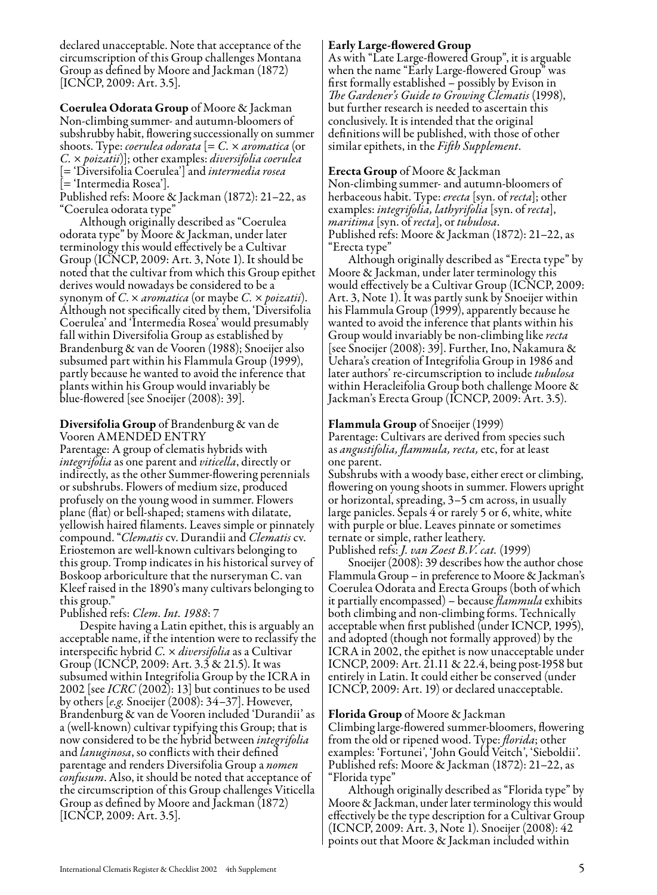declared unacceptable. Note that acceptance of the circumscription of this Group challenges Montana Group as defined by Moore and Jackman (1872) [ICNCP, 2009: Art. 3.5].

**Coerulea Odorata Group** of Moore & Jackman
Non-climbing summer- and autumn-bloomers of subshrubby habit, flowering successionally on summer shoots. Type: *coerulea odorata* [= *C.* × *aromatica* (or *C.* × *poizatii*)]; other examples: *diversifolia coerulea* [= 'Diversifolia Coerulea'] and *intermedia rosea* [= 'Intermedia Rosea'].
Published refs: Moore & Jackman (1872): 21–22, as "Coerulea odorata type"

Although originally described as "Coerulea odorata type" by Moore & Jackman, under later terminology this would effectively be a Cultivar Group (ICNCP, 2009: Art. 3, Note 1). It should be noted that the cultivar from which this Group epithet derives would nowadays be considered to be a synonym of *C.* × *aromatica* (or maybe *C.* × *poizatii*). Although not specifically cited by them, 'Diversifolia Coerulea' and 'Intermedia Rosea' would presumably fall within Diversifolia Group as established by Brandenburg & van de Vooren (1988); Snoeijer also subsumed part within his Flammula Group (1999), partly because he wanted to avoid the inference that plants within his Group would invariably be blue-flowered [see Snoeijer (2008): 39].

**Diversifolia Group** of Brandenburg & van de Vooren AMENDED ENTRY
Parentage: A group of clematis hybrids with *integrifolia* as one parent and *viticella*, directly or indirectly, as the other Summer-flowering perennials or subshrubs. Flowers of medium size, produced profusely on the young wood in summer. Flowers plane (flat) or bell-shaped; stamens with dilatate, yellowish haired filaments. Leaves simple or pinnately compound. "*Clematis* cv. Durandii and *Clematis* cv. Eriostemon are well-known cultivars belonging to this group. Tromp indicates in his historical survey of Boskoop arboriculture that the nurseryman C. van Kleef raised in the 1890's many cultivars belonging to this group."
Published refs: *Clem. Int. 1988*: 7

Despite having a Latin epithet, this is arguably an acceptable name, if the intention were to reclassify the interspecific hybrid *C.* × *diversifolia* as a Cultivar Group (ICNCP, 2009: Art. 3.3 & 21.5). It was subsumed within Integrifolia Group by the ICRA in 2002 [see *ICRC* (2002): 13] but continues to be used by others [*e.g.* Snoeijer (2008): 34–37]. However, Brandenburg & van de Vooren included 'Durandii' as a (well-known) cultivar typifying this Group; that is now considered to be the hybrid between *integrifolia* and *lanuginosa*, so conflicts with their defined parentage and renders Diversifolia Group a *nomen confusum*. Also, it should be noted that acceptance of the circumscription of this Group challenges Viticella Group as defined by Moore and Jackman (1872) [ICNCP, 2009: Art. 3.5].

**Early Large-flowered Group**
As with "Late Large-flowered Group", it is arguable when the name "Early Large-flowered Group" was first formally established – possibly by Evison in *The Gardener's Guide to Growing Clematis* (1998), but further research is needed to ascertain this conclusively. It is intended that the original definitions will be published, with those of other similar epithets, in the *Fifth Supplement*.

**Erecta Group** of Moore & Jackman
Non-climbing summer- and autumn-bloomers of herbaceous habit. Type: *erecta* [syn. of *recta*]; other examples: *integrifolia, lathyrifolia* [syn. of *recta*], *maritima* [syn. of *recta*], or *tubulosa*.
Published refs: Moore & Jackman (1872): 21–22, as "Erecta type"

Although originally described as "Erecta type" by Moore & Jackman, under later terminology this would effectively be a Cultivar Group (ICNCP, 2009: Art. 3, Note 1). It was partly sunk by Snoeijer within his Flammula Group (1999), apparently because he wanted to avoid the inference that plants within his Group would invariably be non-climbing like *recta* [see Snoeijer (2008): 39]. Further, Ino, Nakamura & Uehara's creation of Integrifolia Group in 1986 and later authors' re-circumscription to include *tubulosa* within Heracleifolia Group both challenge Moore & Jackman's Erecta Group (ICNCP, 2009: Art. 3.5).

**Flammula Group** of Snoeijer (1999)
Parentage: Cultivars are derived from species such as *angustifolia, flammula, recta,* etc, for at least one parent.
Subshrubs with a woody base, either erect or climbing, flowering on young shoots in summer. Flowers upright or horizontal, spreading, 3–5 cm across, in usually large panicles. Sepals 4 or rarely 5 or 6, white, white with purple or blue. Leaves pinnate or sometimes ternate or simple, rather leathery.
Published refs: *J. van Zoest B.V. cat.* (1999)

Snoeijer (2008): 39 describes how the author chose Flammula Group – in preference to Moore & Jackman's Coerulea Odorata and Erecta Groups (both of which it partially encompassed) – because *flammula* exhibits both climbing and non-climbing forms. Technically acceptable when first published (under ICNCP, 1995), and adopted (though not formally approved) by the ICRA in 2002, the epithet is now unacceptable under ICNCP, 2009: Art. 21.11 & 22.4, being post-1958 but entirely in Latin. It could either be conserved (under ICNCP, 2009: Art. 19) or declared unacceptable.

**Florida Group** of Moore & Jackman
Climbing large-flowered summer-bloomers, flowering from the old or ripened wood. Type: *florida*; other examples: 'Fortunei', 'John Gould Veitch', 'Sieboldii'.
Published refs: Moore & Jackman (1872): 21–22, as "Florida type"

Although originally described as "Florida type" by Moore & Jackman, under later terminology this would effectively be the type description for a Cultivar Group (ICNCP, 2009: Art. 3, Note 1). Snoeijer (2008): 42 points out that Moore & Jackman included within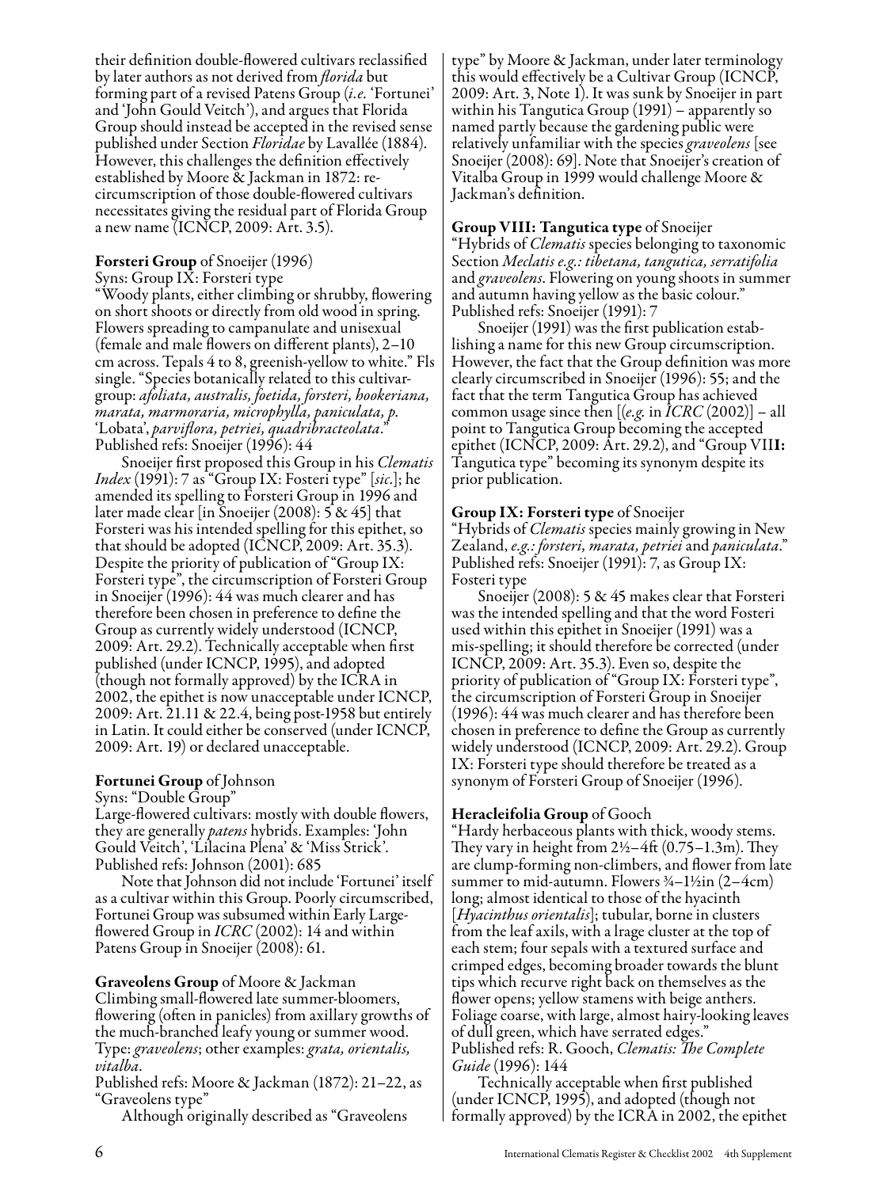their definition double-flowered cultivars reclassified by later authors as not derived from *florida* but forming part of a revised Patens Group (*i.e.* 'Fortunei' and 'John Gould Veitch'), and argues that Florida Group should instead be accepted in the revised sense published under Section *Floridae* by Lavallée (1884). However, this challenges the definition effectively established by Moore & Jackman in 1872: re-circumscription of those double-flowered cultivars necessitates giving the residual part of Florida Group a new name (ICNCP, 2009: Art. 3.5).

**Forsteri Group** of Snoeijer (1996)
Syns: Group IX: Fosteri type
"Woody plants, either climbing or shrubby, flowering on short shoots or directly from old wood in spring. Flowers spreading to campanulate and unisexual (female and male flowers on different plants), 2–10 cm across. Tepals 4 to 8, greenish-yellow to white." Fls single. "Species botanically related to this cultivar-group: *afoliata, australis, foetida, forsteri, hookeriana, marata, marmoraria, microphylla, paniculata, p.* 'Lobata', *parviflora, petriei, quadribracteolata*."
Published refs: Snoeijer (1996): 44

Snoeijer first proposed this Group in his *Clematis Index* (1991): 7 as "Group IX: Fosteri type" [*sic*.]; he amended its spelling to Forsteri Group in 1996 and later made clear [in Snoeijer (2008): 5 & 45] that Forsteri was his intended spelling for this epithet, so that should be adopted (ICNCP, 2009: Art. 35.3). Despite the priority of publication of "Group IX: Fosteri type", the circumscription of Forsteri Group in Snoeijer (1996): 44 was much clearer and has therefore been chosen in preference to define the Group as currently widely understood (ICNCP, 2009: Art. 29.2). Technically acceptable when first published (under ICNCP, 1995), and adopted (though not formally approved) by the ICRA in 2002, the epithet is now unacceptable under ICNCP, 2009: Art. 21.11 & 22.4, being post-1958 but entirely in Latin. It could either be conserved (under ICNCP, 2009: Art. 19) or declared unacceptable.

**Fortunei Group** of Johnson
Syns: "Double Group"
Large-flowered cultivars: mostly with double flowers, they are generally *patens* hybrids. Examples: 'John Gould Veitch', 'Lilacina Plena' & 'Miss Strick'.
Published refs: Johnson (2001): 685

Note that Johnson did not include 'Fortunei' itself as a cultivar within this Group. Poorly circumscribed, Fortunei Group was subsumed within Early Large-flowered Group in *ICRC* (2002): 14 and within Patens Group in Snoeijer (2008): 61.

**Graveolens Group** of Moore & Jackman
Climbing small-flowered late summer-bloomers, flowering (often in panicles) from axillary growths of the much-branched leafy young or summer wood. Type: *graveolens*; other examples: *grata, orientalis, vitalba*.
Published refs: Moore & Jackman (1872): 21–22, as "Graveolens type"

Although originally described as "Graveolens type" by Moore & Jackman, under later terminology this would effectively be a Cultivar Group (ICNCP, 2009: Art. 3, Note 1). It was sunk by Snoeijer in part within his Tangutica Group (1991) – apparently so named partly because the gardening public were relatively unfamiliar with the species *graveolens* [see Snoeijer (2008): 69]. Note that Snoeijer's creation of Vitalba Group in 1999 would challenge Moore & Jackman's definition.

**Group VIII: Tangutica type** of Snoeijer
"Hybrids of *Clematis* species belonging to taxonomic Section *Meclatis e.g.: tibetana, tangutica, serratifolia* and *graveolens*. Flowering on young shoots in summer and autumn having yellow as the basic colour."
Published refs: Snoeijer (1991): 7

Snoeijer (1991) was the first publication establishing a name for this new Group circumscription. However, the fact that the Group definition was more clearly circumscribed in Snoeijer (1996): 55; and the fact that the term Tangutica Group has achieved common usage since then [(*e.g.* in *ICRC* (2002)] – all point to Tangutica Group becoming the accepted epithet (ICNCP, 2009: Art. 29.2), and "Group VIII: Tangutica type" becoming its synonym despite its prior publication.

**Group IX: Forsteri type** of Snoeijer
"Hybrids of *Clematis* species mainly growing in New Zealand, *e.g.: forsteri, marata, petriei* and *paniculata*."
Published refs: Snoeijer (1991): 7, as Group IX: Fosteri type

Snoeijer (2008): 5 & 45 makes clear that Forsteri was the intended spelling and that the word Fosteri used within this epithet in Snoeijer (1991) was a mis-spelling; it should therefore be corrected (under ICNCP, 2009: Art. 35.3). Even so, despite the priority of publication of "Group IX: Forsteri type", the circumscription of Forsteri Group in Snoeijer (1996): 44 was much clearer and has therefore been chosen in preference to define the Group as currently widely understood (ICNCP, 2009: Art. 29.2). Group IX: Forsteri type should therefore be treated as a synonym of Forsteri Group of Snoeijer (1996).

**Heracleifolia Group** of Gooch
"Hardy herbaceous plants with thick, woody stems. They vary in height from 2½–4ft (0.75–1.3m). They are clump-forming non-climbers, and flower from late summer to mid-autumn. Flowers ¾–1½in (2–4cm) long; almost identical to those of the hyacinth [*Hyacinthus orientalis*]; tubular, borne in clusters from the leaf axils, with a lrage cluster at the top of each stem; four sepals with a textured surface and crimped edges, becoming broader towards the blunt tips which recurve right back on themselves as the flower opens; yellow stamens with beige anthers. Foliage coarse, with large, almost hairy-looking leaves of dull green, which have serrated edges."
Published refs: R. Gooch, *Clematis: The Complete Guide* (1996): 144

Technically acceptable when first published (under ICNCP, 1995), and adopted (though not formally approved) by the ICRA in 2002, the epithet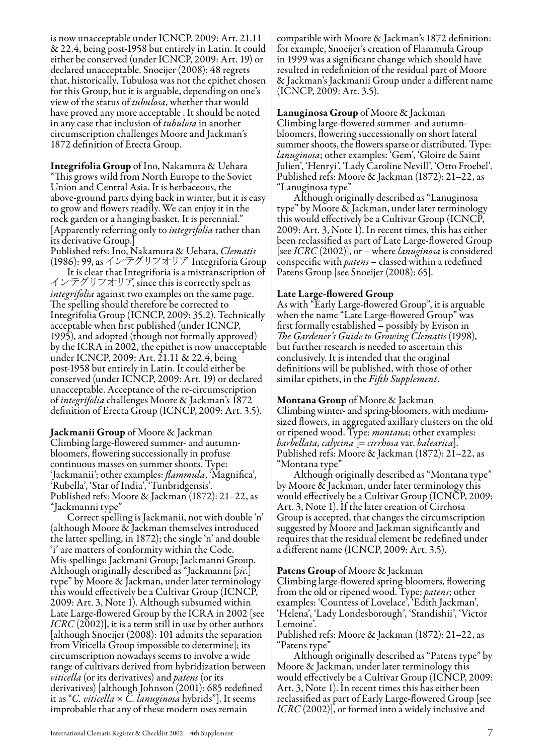is now unacceptable under ICNCP, 2009: Art. 21.11 & 22.4, being post-1958 but entirely in Latin. It could either be conserved (under ICNCP, 2009: Art. 19) or declared unacceptable. Snoeijer (2008): 48 regrets that, historically, Tubulosa was not the epithet chosen for this Group, but it is arguable, depending on one's view of the status of *tubulosa*, whether that would have proved any more acceptable . It should be noted in any case that inclusion of *tubulosa* in another circumscription challenges Moore and Jackman's 1872 definition of Erecta Group.

**Integrifolia Group** of Ino, Nakamura & Uehara
"This grows wild from North Europe to the Soviet Union and Central Asia. It is herbaceous, the above-ground parts dying back in winter, but it is easy to grow and flowers readily. We can enjoy it in the rock garden or a hanging basket. It is perennial." [Apparently referring only to *integrifolia* rather than its derivative Group.]
Published refs: Ino, Nakamura & Uehara, *Clematis* (1986): 99, as インテグリフオリア Integrifora Group

It is clear that Integriforia is a mistranscription of インテグリフオリア, since this is correctly spelt as *integrifolia* against two examples on the same page. The spelling should therefore be corrected to Integrifolia Group (ICNCP, 2009: 35.2). Technically acceptable when first published (under ICNCP, 1995), and adopted (though not formally approved) by the ICRA in 2002, the epithet is now unacceptable under ICNCP, 2009: Art. 21.11 & 22.4, being post-1958 but entirely in Latin. It could either be conserved (under ICNCP, 2009: Art. 19) or declared unacceptable. Acceptance of the re-circumscription of *integrifolia* challenges Moore & Jackman's 1872 definition of Erecta Group (ICNCP, 2009: Art. 3.5).

**Jackmanii Group** of Moore & Jackman
Climbing large-flowered summer- and autumn-bloomers, flowering successionally in profuse continuous masses on summer shoots. Type: 'Jackmanii'; other examples: *flammula*, 'Magnifica', 'Rubella', 'Star of India', 'Tunbridgensis'.
Published refs: Moore & Jackman (1872): 21–22, as "Jackmanni type"

Correct spelling is Jackmanii, not with double 'n' (although Moore & Jackman themselves introduced the latter spelling, in 1872); the single 'n' and double 'i' are matters of conformity within the Code. Mis-spellings: Jackmani Group; Jackmanni Group. Although originally described as "Jackmanni [*sic.*] type" by Moore & Jackman, under later terminology this would effectively be a Cultivar Group (ICNCP, 2009: Art. 3, Note 1). Although subsumed within Late Large-flowered Group by the ICRA in 2002 [see *ICRC* (2002)], it is a term still in use by other authors [although Snoeijer (2008): 101 admits the separation from Viticella Group impossible to determine]; its circumscription nowadays seems to involve a wide range of cultivars derived from hybridization between *viticella* (or its derivatives) and *patens* (or its derivatives) [although Johnson (2001): 685 redefined it as "*C. viticella* × *C. lanuginosa* hybrids"]. It seems improbable that any of these modern uses remain compatible with Moore & Jackman's 1872 definition: for example, Snoeijer's creation of Flammula Group in 1999 was a significant change which should have resulted in redefinition of the residual part of Moore & Jackman's Jackmanii Group under a different name (ICNCP, 2009: Art. 3.5).

**Lanuginosa Group** of Moore & Jackman
Climbing large-flowered summer- and autumn-bloomers, flowering successionally on short lateral summer shoots, the flowers sparse or distributed. Type: *lanuginosa*; other examples: 'Gem', 'Gloire de Saint Julien', 'Henryi', 'Lady Caroline Nevill', 'Otto Froebel'.
Published refs: Moore & Jackman (1872): 21–22, as "Lanuginosa type"

Although originally described as "Lanuginosa type" by Moore & Jackman, under later terminology this would effectively be a Cultivar Group (ICNCP, 2009: Art. 3, Note 1). In recent times, this has either been reclassified as part of Late Large-flowered Group [see *ICRC* (2002)], or – where *lanuginosa* is considered conspecific with *patens* – classed within a redefined Patens Group [see Snoeijer (2008): 65].

**Late Large-flowered Group**
As with "Early Large-flowered Group", it is arguable when the name "Late Large-flowered Group" was first formally established – possibly by Evison in *The Gardener's Guide to Growing Clematis* (1998), but further research is needed to ascertain this conclusively. It is intended that the original definitions will be published, with those of other similar epithets, in the *Fifth Supplement*.

**Montana Group** of Moore & Jackman
Climbing winter- and spring-bloomers, with medium-sized flowers, in aggregated axillary clusters on the old or ripened wood. Type: *montana*; other examples: *barbellata, calycina* [= *cirrhosa* var. *balearica*].
Published refs: Moore & Jackman (1872): 21–22, as "Montana type"

Although originally described as "Montana type" by Moore & Jackman, under later terminology this would effectively be a Cultivar Group (ICNCP, 2009: Art. 3, Note 1). If the later creation of Cirrhosa Group is accepted, that changes the circumscription suggested by Moore and Jackman significantly and requires that the residual element be redefined under a different name (ICNCP, 2009: Art. 3.5).

**Patens Group** of Moore & Jackman
Climbing large-flowered spring-bloomers, flowering from the old or ripened wood. Type: *patens*; other examples: 'Countess of Lovelace', 'Edith Jackman', 'Helena', 'Lady Londesborough', 'Standishii', 'Victor Lemoine'.
Published refs: Moore & Jackman (1872): 21–22, as "Patens type"

Although originally described as "Patens type" by Moore & Jackman, under later terminology this would effectively be a Cultivar Group (ICNCP, 2009: Art. 3, Note 1). In recent times this has either been reclassified as part of Early Large-flowered Group [see *ICRC* (2002)], or formed into a widely inclusive and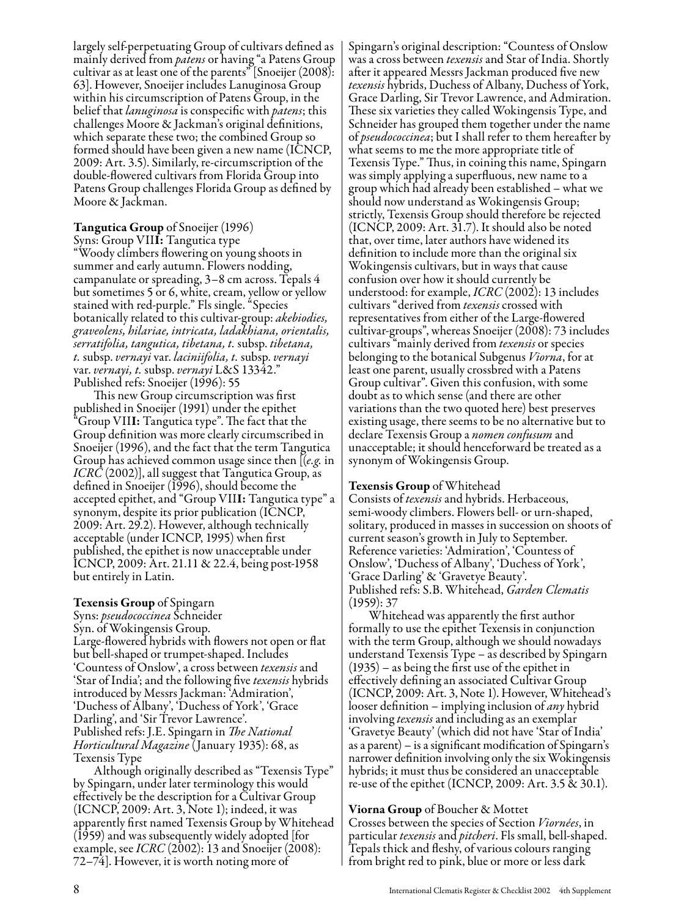largely self-perpetuating Group of cultivars defined as mainly derived from *patens* or having "a Patens Group cultivar as at least one of the parents" [Snoeijer (2008): 63]. However, Snoeijer includes Lanuginosa Group within his circumscription of Patens Group, in the belief that *lanuginosa* is conspecific with *patens*; this challenges Moore & Jackman's original definitions, which separate these two; the combined Group so formed should have been given a new name (ICNCP, 2009: Art. 3.5). Similarly, re-circumscription of the double-flowered cultivars from Florida Group into Patens Group challenges Florida Group as defined by Moore & Jackman.

**Tangutica Group** of Snoeijer (1996)
Syns: Group VII**I:** Tangutica type
"Woody climbers flowering on young shoots in summer and early autumn. Flowers nodding, campanulate or spreading, 3–8 cm across. Tepals 4 but sometimes 5 or 6, white, cream, yellow or yellow stained with red-purple." Fls single. "Species botanically related to this cultivar-group: *akebiodies, graveolens, hilariae, intricata, ladakhiana, orientalis, serratifolia, tangutica, tibetana, t.* subsp. *tibetana, t.* subsp. *vernayi* var. *laciniifolia, t.* subsp. *vernayi* var. *vernayi, t.* subsp. *vernayi* L&S 13342."
Published refs: Snoeijer (1996): 55

This new Group circumscription was first published in Snoeijer (1991) under the epithet "Group VII**I:** Tangutica type". The fact that the Group definition was more clearly circumscribed in Snoeijer (1996), and the fact that the term Tangutica Group has achieved common usage since then [(*e.g.* in *ICRC* (2002)], all suggest that Tangutica Group, as defined in Snoeijer (1996), should become the accepted epithet, and "Group VII**I:** Tangutica type" a synonym, despite its prior publication (ICNCP, 2009: Art. 29.2). However, although technically acceptable (under ICNCP, 1995) when first published, the epithet is now unacceptable under ICNCP, 2009: Art. 21.11 & 22.4, being post-1958 but entirely in Latin.

**Texensis Group** of Spingarn
Syns: *pseudococcinea* Schneider
Syn. of Wokingensis Group.
Large-flowered hybrids with flowers not open or flat but bell-shaped or trumpet-shaped. Includes 'Countess of Onslow', a cross between *texensis* and 'Star of India'; and the following five *texensis* hybrids introduced by Messrs Jackman: 'Admiration', 'Duchess of Albany', 'Duchess of York', 'Grace Darling', and 'Sir Trevor Lawrence'.
Published refs: J.E. Spingarn in *The National Horticultural Magazine* (January 1935): 68, as Texensis Type

Although originally described as "Texensis Type" by Spingarn, under later terminology this would effectively be the description for a Cultivar Group (ICNCP, 2009: Art. 3, Note 1); indeed, it was apparently first named Texensis Group by Whitehead (1959) and was subsequently widely adopted [for example, see *ICRC* (2002): 13 and Snoeijer (2008): 72–74]. However, it is worth noting more of Spingarn's original description: "Countess of Onslow was a cross between *texensis* and Star of India. Shortly after it appeared Messrs Jackman produced five new *texensis* hybrids, Duchess of Albany, Duchess of York, Grace Darling, Sir Trevor Lawrence, and Admiration. These six varieties they called Wokingensis Type, and Schneider has grouped them together under the name of *pseudococcinea*; but I shall refer to them hereafter by what seems to me the more appropriate title of Texensis Type." Thus, in coining this name, Spingarn was simply applying a superfluous, new name to a group which had already been established – what we should now understand as Wokingensis Group; strictly, Texensis Group should therefore be rejected (ICNCP, 2009: Art. 31.7). It should also be noted that, over time, later authors have widened its definition to include more than the original six Wokingensis cultivars, but in ways that cause confusion over how it should currently be understood: for example, *ICRC* (2002): 13 includes cultivars "derived from *texensis* crossed with representatives from either of the Large-flowered cultivar-groups", whereas Snoeijer (2008): 73 includes cultivars "mainly derived from *texensis* or species belonging to the botanical Subgenus *Viorna*, for at least one parent, usually crossbred with a Patens Group cultivar". Given this confusion, with some doubt as to which sense (and there are other variations than the two quoted here) best preserves existing usage, there seems to be no alternative but to declare Texensis Group a *nomen confusum* and unacceptable; it should henceforward be treated as a synonym of Wokingensis Group.

**Texensis Group** of Whitehead
Consists of *texensis* and hybrids. Herbaceous, semi-woody climbers. Flowers bell- or urn-shaped, solitary, produced in masses in succession on shoots of current season's growth in July to September. Reference varieties: 'Admiration', 'Countess of Onslow', 'Duchess of Albany', 'Duchess of York', 'Grace Darling' & 'Gravetye Beauty'.
Published refs: S.B. Whitehead, *Garden Clematis* (1959): 37

Whitehead was apparently the first author formally to use the epithet Texensis in conjunction with the term Group, although we should nowadays understand Texensis Type – as described by Spingarn (1935) – as being the first use of the epithet in effectively defining an associated Cultivar Group (ICNCP, 2009: Art. 3, Note 1). However, Whitehead's looser definition – implying inclusion of *any* hybrid involving *texensis* and including as an exemplar 'Gravetye Beauty' (which did not have 'Star of India' as a parent) – is a significant modification of Spingarn's narrower definition involving only the six Wokingensis hybrids; it must thus be considered an unacceptable re-use of the epithet (ICNCP, 2009: Art. 3.5 & 30.1).

**Viorna Group** of Boucher & Mottet
Crosses between the species of Section *Viornées*, in particular *texensis* and *pitcheri*. Fls small, bell-shaped. Tepals thick and fleshy, of various colours ranging from bright red to pink, blue or more or less dark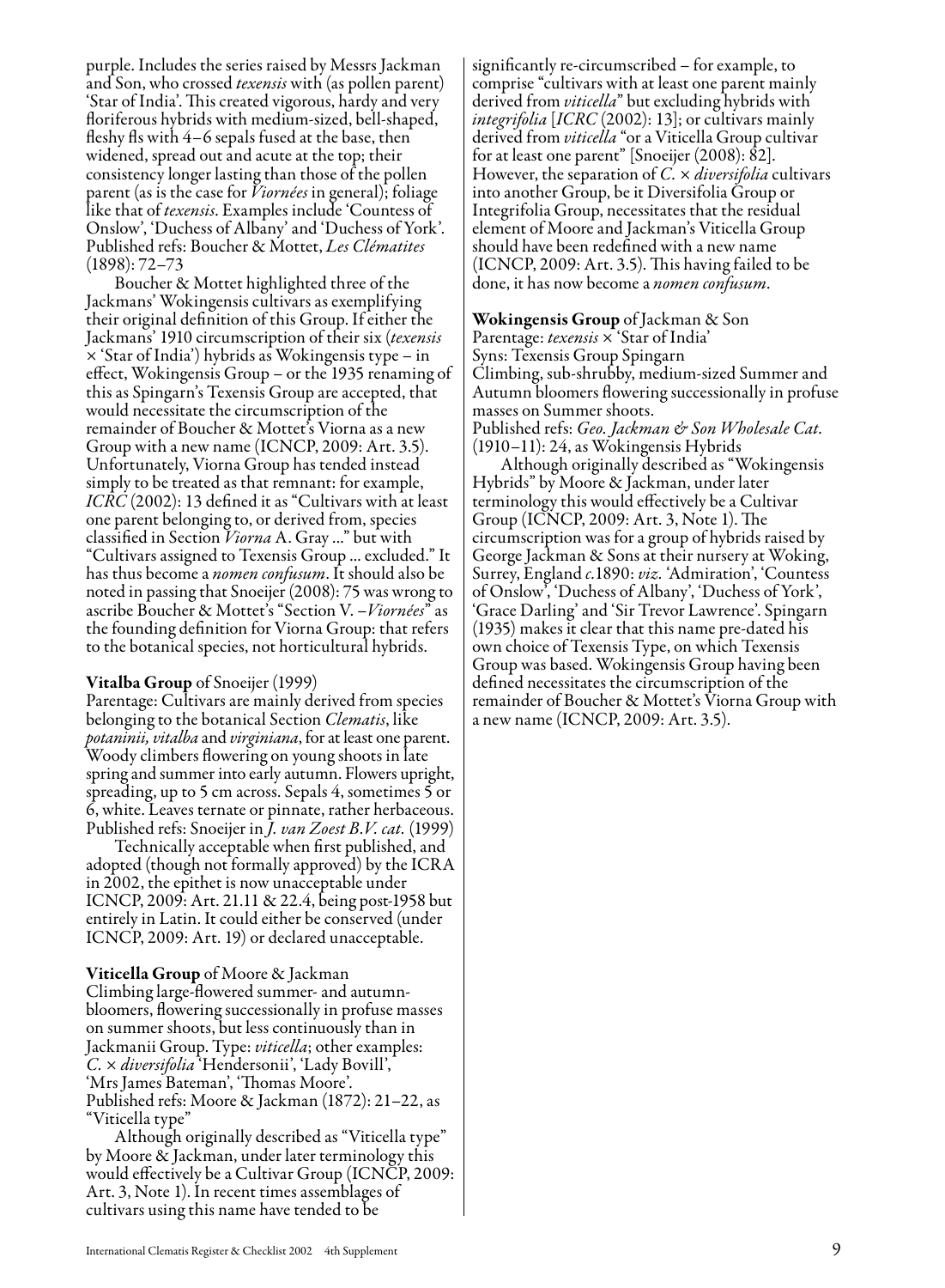purple. Includes the series raised by Messrs Jackman and Son, who crossed *texensis* with (as pollen parent) 'Star of India'. This created vigorous, hardy and very floriferous hybrids with medium-sized, bell-shaped, fleshy fls with 4–6 sepals fused at the base, then widened, spread out and acute at the top; their consistency longer lasting than those of the pollen parent (as is the case for *Viornées* in general); foliage like that of *texensis*. Examples include 'Countess of Onslow', 'Duchess of Albany' and 'Duchess of York'. Published refs: Boucher & Mottet, *Les Clématites* (1898): 72–73

Boucher & Mottet highlighted three of the Jackmans' Wokingensis cultivars as exemplifying their original definition of this Group. If either the Jackmans' 1910 circumscription of their six (*texensis* × 'Star of India') hybrids as Wokingensis type – in effect, Wokingensis Group – or the 1935 renaming of this as Spingarn's Texensis Group are accepted, that would necessitate the circumscription of the remainder of Boucher & Mottet's Viorna as a new Group with a new name (ICNCP, 2009: Art. 3.5). Unfortunately, Viorna Group has tended instead simply to be treated as that remnant: for example, *ICRC* (2002): 13 defined it as "Cultivars with at least one parent belonging to, or derived from, species classified in Section *Viorna* A. Gray ..." but with "Cultivars assigned to Texensis Group ... excluded." It has thus become a *nomen confusum*. It should also be noted in passing that Snoeijer (2008): 75 was wrong to ascribe Boucher & Mottet's "Section V. –*Viornées*" as the founding definition for Viorna Group: that refers to the botanical species, not horticultural hybrids.

**Vitalba Group** of Snoeijer (1999)
Parentage: Cultivars are mainly derived from species belonging to the botanical Section *Clematis*, like *potaninii, vitalba* and *virginiana*, for at least one parent. Woody climbers flowering on young shoots in late spring and summer into early autumn. Flowers upright, spreading, up to 5 cm across. Sepals 4, sometimes 5 or 6, white. Leaves ternate or pinnate, rather herbaceous. Published refs: Snoeijer in *J. van Zoest B.V. cat.* (1999)

Technically acceptable when first published, and adopted (though not formally approved) by the ICRA in 2002, the epithet is now unacceptable under ICNCP, 2009: Art. 21.11 & 22.4, being post-1958 but entirely in Latin. It could either be conserved (under ICNCP, 2009: Art. 19) or declared unacceptable.

**Viticella Group** of Moore & Jackman
Climbing large-flowered summer- and autumn-bloomers, flowering successionally in profuse masses on summer shoots, but less continuously than in Jackmanii Group. Type: *viticella*; other examples: *C.* × *diversifolia* 'Hendersonii', 'Lady Bovill', 'Mrs James Bateman', 'Thomas Moore'.
Published refs: Moore & Jackman (1872): 21–22, as "Viticella type"

Although originally described as "Viticella type" by Moore & Jackman, under later terminology this would effectively be a Cultivar Group (ICNCP, 2009: Art. 3, Note 1). In recent times assemblages of cultivars using this name have tended to be significantly re-circumscribed – for example, to comprise "cultivars with at least one parent mainly derived from *viticella*" but excluding hybrids with *integrifolia* [*ICRC* (2002): 13]; or cultivars mainly derived from *viticella* "or a Viticella Group cultivar for at least one parent" [Snoeijer (2008): 82]. However, the separation of *C.* × *diversifolia* cultivars into another Group, be it Diversifolia Group or Integrifolia Group, necessitates that the residual element of Moore and Jackman's Viticella Group should have been redefined with a new name (ICNCP, 2009: Art. 3.5). This having failed to be done, it has now become a *nomen confusum*.

**Wokingensis Group** of Jackman & Son
Parentage: *texensis* × 'Star of India'
Syns: Texensis Group Spingarn
Climbing, sub-shrubby, medium-sized Summer and Autumn bloomers flowering successionally in profuse masses on Summer shoots.
Published refs: *Geo. Jackman & Son Wholesale Cat.* (1910–11): 24, as Wokingensis Hybrids

Although originally described as "Wokingensis Hybrids" by Moore & Jackman, under later terminology this would effectively be a Cultivar Group (ICNCP, 2009: Art. 3, Note 1). The circumscription was for a group of hybrids raised by George Jackman & Sons at their nursery at Woking, Surrey, England *c.*1890: *viz.* 'Admiration', 'Countess of Onslow', 'Duchess of Albany', 'Duchess of York', 'Grace Darling' and 'Sir Trevor Lawrence'. Spingarn (1935) makes it clear that this name pre-dated his own choice of Texensis Type, on which Texensis Group was based. Wokingensis Group having been defined necessitates the circumscription of the remainder of Boucher & Mottet's Viorna Group with a new name (ICNCP, 2009: Art. 3.5).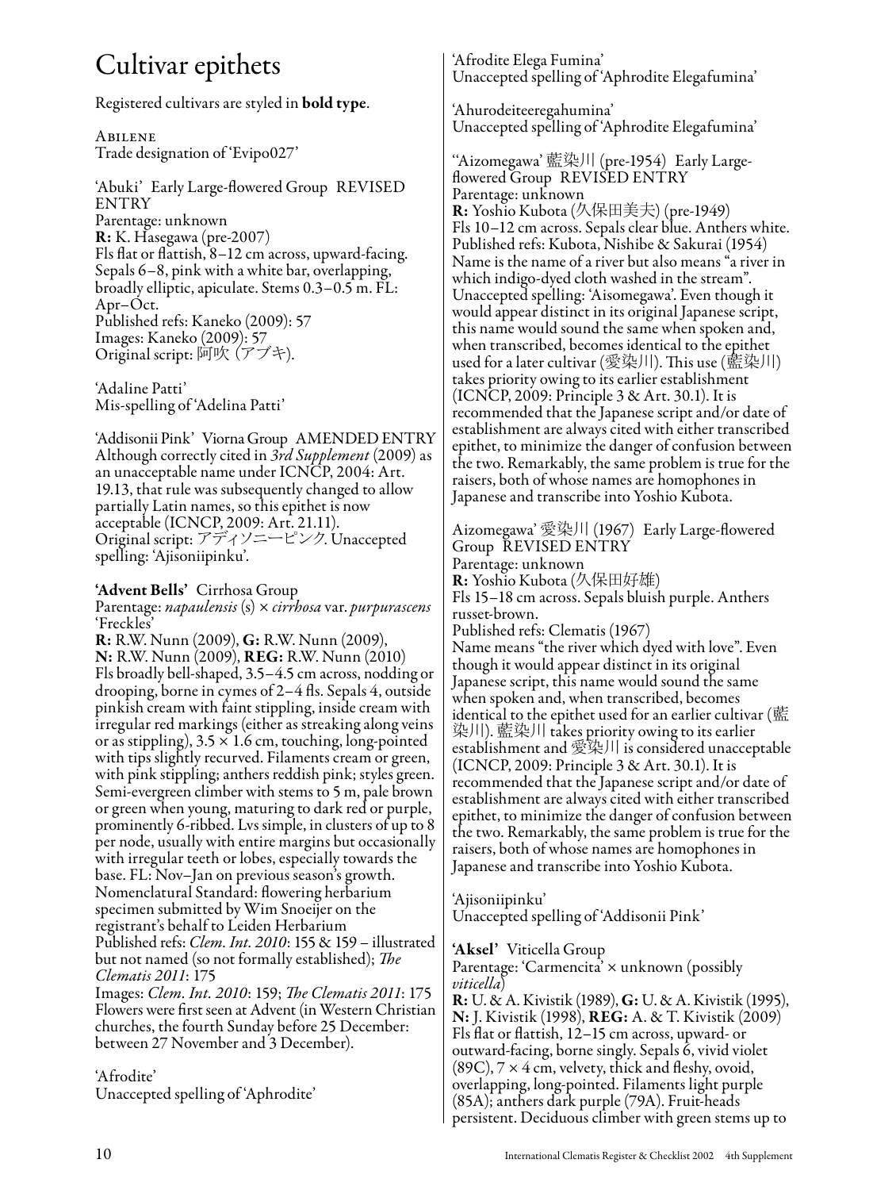# Cultivar epithets

Registered cultivars are styled in **bold type**.

ABILENE
Trade designation of 'Evipo027'

'Abuki' Early Large-flowered Group REVISED ENTRY
Parentage: unknown
**R:** K. Hasegawa (pre-2007)
Fls flat or flattish, 8–12 cm across, upward-facing. Sepals 6–8, pink with a white bar, overlapping, broadly elliptic, apiculate. Stems 0.3–0.5 m. FL: Apr–Oct.
Published refs: Kaneko (2009): 57
Images: Kaneko (2009): 57
Original script: 阿吹 (アブキ).

'Adaline Patti'
Mis-spelling of 'Adelina Patti'

'Addisonii Pink' Viorna Group AMENDED ENTRY
Although correctly cited in *3rd Supplement* (2009) as an unacceptable name under ICNCP, 2004: Art. 19.13, that rule was subsequently changed to allow partially Latin names, so this epithet is now acceptable (ICNCP, 2009: Art. 21.11).
Original script: アディソニーピンク. Unaccepted spelling: 'Ajisoniipinku'.

**'Advent Bells'** Cirrhosa Group
Parentage: *napaulensis* (s) × *cirrhosa* var. *purpurascens* 'Freckles'
**R:** R.W. Nunn (2009), **G:** R.W. Nunn (2009), **N:** R.W. Nunn (2009), **REG:** R.W. Nunn (2010)
Fls broadly bell-shaped, 3.5–4.5 cm across, nodding or drooping, borne in cymes of 2–4 fls. Sepals 4, outside pinkish cream with faint stippling, inside cream with irregular red markings (either as streaking along veins or as stippling), 3.5 × 1.6 cm, touching, long-pointed with tips slightly recurved. Filaments cream or green, with pink stippling; anthers reddish pink; styles green. Semi-evergreen climber with stems to 5 m, pale brown or green when young, maturing to dark red or purple, prominently 6-ribbed. Lvs simple, in clusters of up to 8 per node, usually with entire margins but occasionally with irregular teeth or lobes, especially towards the base. FL: Nov–Jan on previous season's growth.
Nomenclatural Standard: flowering herbarium specimen submitted by Wim Snoeijer on the registrant's behalf to Leiden Herbarium
Published refs: *Clem. Int. 2010*: 155 & 159 – illustrated but not named (so not formally established); *The Clematis 2011*: 175
Images: *Clem. Int. 2010*: 159; *The Clematis 2011*: 175
Flowers were first seen at Advent (in Western Christian churches, the fourth Sunday before 25 December: between 27 November and 3 December).

'Afrodite'
Unaccepted spelling of 'Aphrodite'

'Afrodite Elega Fumina'
Unaccepted spelling of 'Aphrodite Elegafumina'

'Ahurodeiteeregahumina'
Unaccepted spelling of 'Aphrodite Elegafumina'

''Aizomegawa' 藍染川 (pre-1954) Early Large-flowered Group REVISED ENTRY
Parentage: unknown
**R:** Yoshio Kubota (久保田美夫) (pre-1949)
Fls 10–12 cm across. Sepals clear blue. Anthers white.
Published refs: Kubota, Nishibe & Sakurai (1954)
Name is the name of a river but also means "a river in which indigo-dyed cloth washed in the stream". Unaccepted spelling: 'Aisomegawa'. Even though it would appear distinct in its original Japanese script, this name would sound the same when spoken and, when transcribed, becomes identical to the epithet used for a later cultivar (愛染川). This use (藍染川) takes priority owing to its earlier establishment (ICNCP, 2009: Principle 3 & Art. 30.1). It is recommended that the Japanese script and/or date of establishment are always cited with either transcribed epithet, to minimize the danger of confusion between the two. Remarkably, the same problem is true for the raisers, both of whose names are homophones in Japanese and transcribe into Yoshio Kubota.

Aizomegawa' 愛染川 (1967) Early Large-flowered Group REVISED ENTRY
Parentage: unknown
**R:** Yoshio Kubota (久保田好雄)
Fls 15–18 cm across. Sepals bluish purple. Anthers russet-brown.
Published refs: Clematis (1967)
Name means "the river which dyed with love". Even though it would appear distinct in its original Japanese script, this name would sound the same when spoken and, when transcribed, becomes identical to the epithet used for an earlier cultivar (藍染川). 藍染川 takes priority owing to its earlier establishment and 愛染川 is considered unacceptable (ICNCP, 2009: Principle 3 & Art. 30.1). It is recommended that the Japanese script and/or date of establishment are always cited with either transcribed epithet, to minimize the danger of confusion between the two. Remarkably, the same problem is true for the raisers, both of whose names are homophones in Japanese and transcribe into Yoshio Kubota.

'Ajisoniipinku'
Unaccepted spelling of 'Addisonii Pink'

**'Aksel'** Viticella Group
Parentage: 'Carmencita' × unknown (possibly *viticella*)
**R:** U. & A. Kivistik (1989), **G:** U. & A. Kivistik (1995), **N:** J. Kivistik (1998), **REG:** A. & T. Kivistik (2009)
Fls flat or flattish, 12–15 cm across, upward- or outward-facing, borne singly. Sepals 6, vivid violet (89C), 7 × 4 cm, velvety, thick and fleshy, ovoid, overlapping, long-pointed. Filaments light purple (85A); anthers dark purple (79A). Fruit-heads persistent. Deciduous climber with green stems up to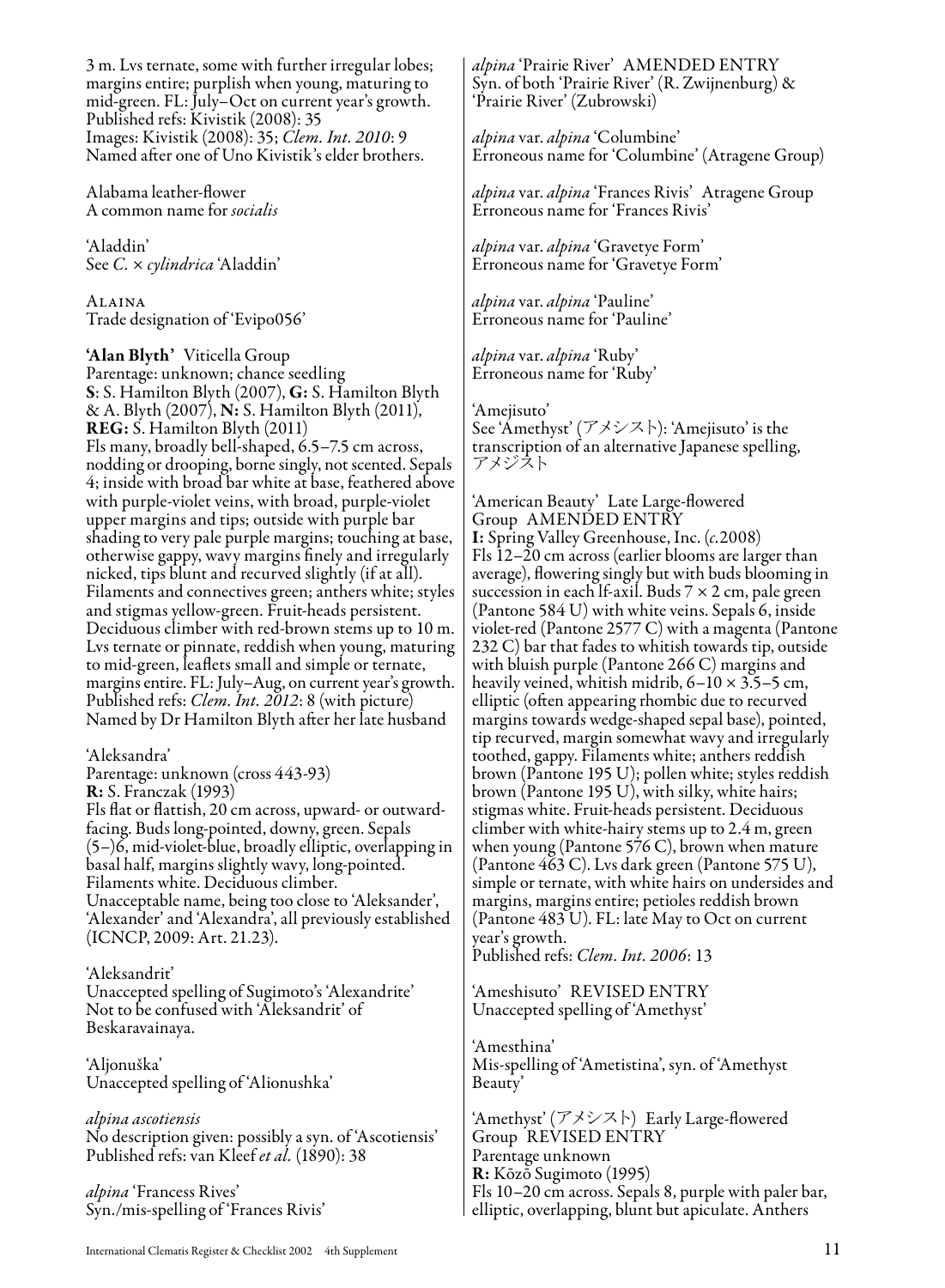3 m. Lvs ternate, some with further irregular lobes; margins entire; purplish when young, maturing to mid-green. FL: July–Oct on current year's growth.
Published refs: Kivistik (2008): 35
Images: Kivistik (2008): 35; *Clem. Int. 2010*: 9
Named after one of Uno Kivistik's elder brothers.

Alabama leather-flower
A common name for *socialis*

'Aladdin'
See *C.* × *cylindrica* 'Aladdin'

Alaina
Trade designation of 'Evipo056'

**'Alan Blyth'** Viticella Group
Parentage: unknown; chance seedling
**S**: S. Hamilton Blyth (2007), **G:** S. Hamilton Blyth & A. Blyth (2007), **N:** S. Hamilton Blyth (2011), **REG:** S. Hamilton Blyth (2011)
Fls many, broadly bell-shaped, 6.5–7.5 cm across, nodding or drooping, borne singly, not scented. Sepals 4; inside with broad bar white at base, feathered above with purple-violet veins, with broad, purple-violet upper margins and tips; outside with purple bar shading to very pale purple margins; touching at base, otherwise gappy, wavy margins finely and irregularly nicked, tips blunt and recurved slightly (if at all). Filaments and connectives green; anthers white; styles and stigmas yellow-green. Fruit-heads persistent. Deciduous climber with red-brown stems up to 10 m. Lvs ternate or pinnate, reddish when young, maturing to mid-green, leaflets small and simple or ternate, margins entire. FL: July–Aug, on current year's growth.
Published refs: *Clem. Int. 2012*: 8 (with picture)
Named by Dr Hamilton Blyth after her late husband

'Aleksandra'
Parentage: unknown (cross 443-93)
**R:** S. Franczak (1993)
Fls flat or flattish, 20 cm across, upward- or outward-facing. Buds long-pointed, downy, green. Sepals (5–)6, mid-violet-blue, broadly elliptic, overlapping in basal half, margins slightly wavy, long-pointed. Filaments white. Deciduous climber.
Unacceptable name, being too close to 'Aleksander', 'Alexander' and 'Alexandra', all previously established (ICNCP, 2009: Art. 21.23).

'Aleksandrit'
Unaccepted spelling of Sugimoto's 'Alexandrite'
Not to be confused with 'Aleksandrit' of Beskaravainaya.

'Aljonuška'
Unaccepted spelling of 'Alionushka'

*alpina ascotiensis*
No description given: possibly a syn. of 'Ascotiensis'
Published refs: van Kleef *et al.* (1890): 38

*alpina* 'Francess Rives'
Syn./mis-spelling of 'Frances Rivis'

*alpina* 'Prairie River' AMENDED ENTRY
Syn. of both 'Prairie River' (R. Zwijnenburg) & 'Prairie River' (Zubrowski)

*alpina* var. *alpina* 'Columbine'
Erroneous name for 'Columbine' (Atragene Group)

*alpina* var. *alpina* 'Frances Rivis' Atragene Group
Erroneous name for 'Frances Rivis'

*alpina* var. *alpina* 'Gravetye Form'
Erroneous name for 'Gravetye Form'

*alpina* var. *alpina* 'Pauline'
Erroneous name for 'Pauline'

*alpina* var. *alpina* 'Ruby'
Erroneous name for 'Ruby'

'Amejisuto'
See 'Amethyst' (アメシスト): 'Amejisuto' is the transcription of an alternative Japanese spelling, アメジスト

'American Beauty' Late Large-flowered Group AMENDED ENTRY
**I:** Spring Valley Greenhouse, Inc. (*c.*2008)
Fls 12–20 cm across (earlier blooms are larger than average), flowering singly but with buds blooming in succession in each lf-axil. Buds 7 × 2 cm, pale green (Pantone 584 U) with white veins. Sepals 6, inside violet-red (Pantone 2577 C) with a magenta (Pantone 232 C) bar that fades to whitish towards tip, outside with bluish purple (Pantone 266 C) margins and heavily veined, whitish midrib, 6–10 × 3.5–5 cm, elliptic (often appearing rhombic due to recurved margins towards wedge-shaped sepal base), pointed, tip recurved, margin somewhat wavy and irregularly toothed, gappy. Filaments white; anthers reddish brown (Pantone 195 U); pollen white; styles reddish brown (Pantone 195 U), with silky, white hairs; stigmas white. Fruit-heads persistent. Deciduous climber with white-hairy stems up to 2.4 m, green when young (Pantone 576 C), brown when mature (Pantone 463 C). Lvs dark green (Pantone 575 U), simple or ternate, with white hairs on undersides and margins, margins entire; petioles reddish brown (Pantone 483 U). FL: late May to Oct on current year's growth.
Published refs: *Clem. Int. 2006*: 13

'Ameshisuto' REVISED ENTRY
Unaccepted spelling of 'Amethyst'

'Amesthina'
Mis-spelling of 'Ametistina', syn. of 'Amethyst Beauty'

'Amethyst' (アメシスト) Early Large-flowered Group REVISED ENTRY
Parentage unknown
**R:** Kōzō Sugimoto (1995)
Fls 10–20 cm across. Sepals 8, purple with paler bar, elliptic, overlapping, blunt but apiculate. Anthers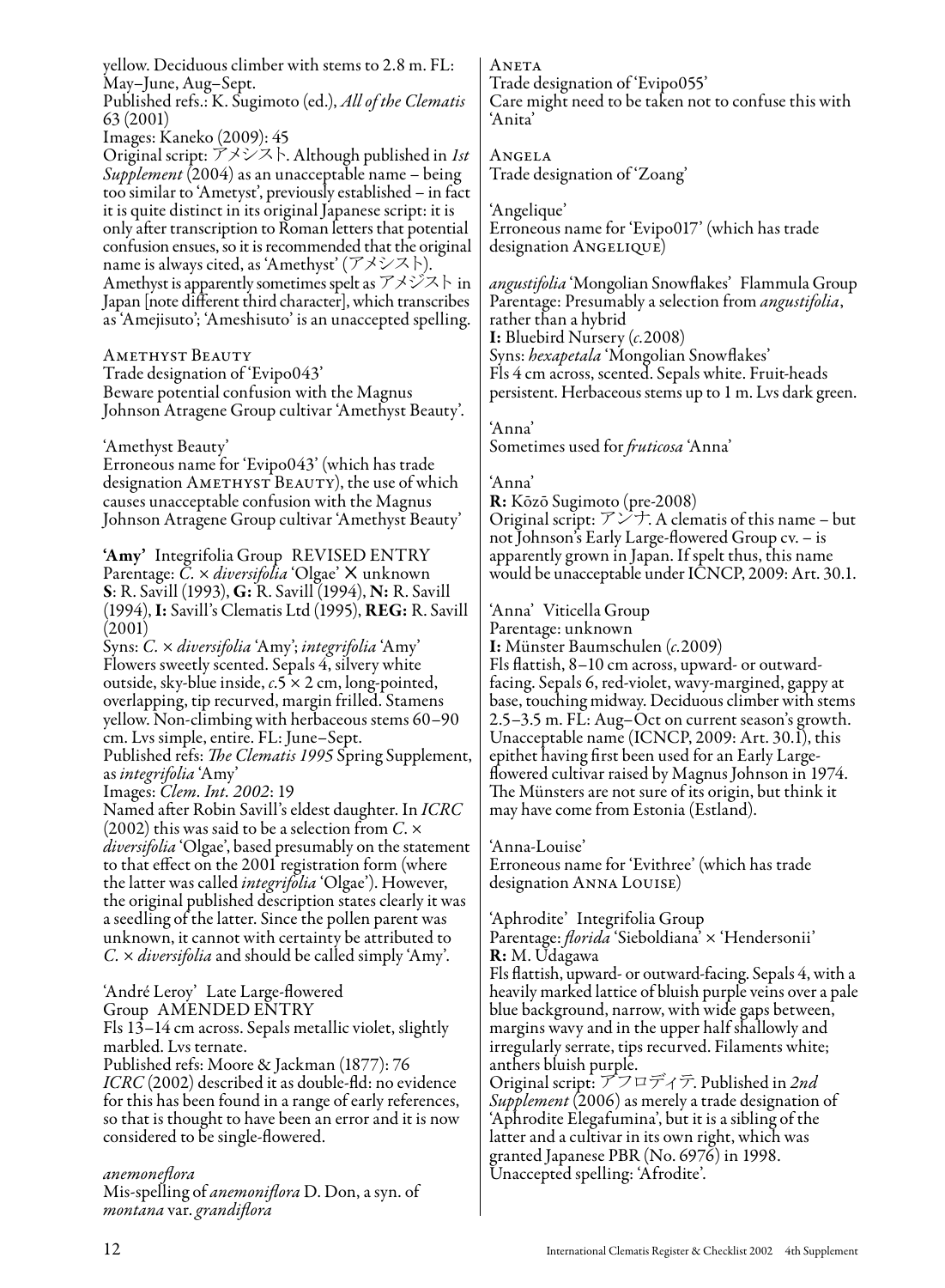yellow. Deciduous climber with stems to 2.8 m. FL: May–June, Aug–Sept.
Published refs.: K. Sugimoto (ed.), *All of the Clematis* 63 (2001)
Images: Kaneko (2009): 45
Original script: アメシスト. Although published in *1st Supplement* (2004) as an unacceptable name – being too similar to 'Ametyst', previously established – in fact it is quite distinct in its original Japanese script: it is only after transcription to Roman letters that potential confusion ensues, so it is recommended that the original name is always cited, as 'Amethyst' (アメシスト). Amethyst is apparently sometimes spelt as アメジスト in Japan [note different third character], which transcribes as 'Amejisuto'; 'Ameshisuto' is an unaccepted spelling.

Amethyst Beauty
Trade designation of 'Evipo043'
Beware potential confusion with the Magnus Johnson Atragene Group cultivar 'Amethyst Beauty'.

'Amethyst Beauty'
Erroneous name for 'Evipo043' (which has trade designation Amethyst Beauty), the use of which causes unacceptable confusion with the Magnus Johnson Atragene Group cultivar 'Amethyst Beauty'

**'Amy'** Integrifolia Group REVISED ENTRY
Parentage: *C.* × *diversifolia* 'Olgae' × unknown
**S**: R. Savill (1993), **G:** R. Savill (1994), **N:** R. Savill (1994), **I:** Savill's Clematis Ltd (1995), **REG:** R. Savill (2001)
Syns: *C.* × *diversifolia* 'Amy'; *integrifolia* 'Amy'
Flowers sweetly scented. Sepals 4, silvery white outside, sky-blue inside, *c.*5 × 2 cm, long-pointed, overlapping, tip recurved, margin frilled. Stamens yellow. Non-climbing with herbaceous stems 60–90 cm. Lvs simple, entire. FL: June–Sept.
Published refs: *The Clematis 1995* Spring Supplement, as *integrifolia* 'Amy'
Images: *Clem. Int. 2002*: 19
Named after Robin Savill's eldest daughter. In *ICRC* (2002) this was said to be a selection from *C.* × *diversifolia* 'Olgae', based presumably on the statement to that effect on the 2001 registration form (where the latter was called *integrifolia* 'Olgae'). However, the original published description states clearly it was a seedling of the latter. Since the pollen parent was unknown, it cannot with certainty be attributed to *C.* × *diversifolia* and should be called simply 'Amy'.

'André Leroy' Late Large-flowered Group AMENDED ENTRY
Fls 13–14 cm across. Sepals metallic violet, slightly marbled. Lvs ternate.
Published refs: Moore & Jackman (1877): 76
*ICRC* (2002) described it as double-fld: no evidence for this has been found in a range of early references, so that is thought to have been an error and it is now considered to be single-flowered.

*anemoneflora*
Mis-spelling of *anemoniflora* D. Don, a syn. of *montana* var. *grandiflora*

Aneta
Trade designation of 'Evipo055'
Care might need to be taken not to confuse this with 'Anita'

Angela
Trade designation of 'Zoang'

'Angelique'
Erroneous name for 'Evipo017' (which has trade designation Angelique)

*angustifolia* 'Mongolian Snowflakes' Flammula Group
Parentage: Presumably a selection from *angustifolia*, rather than a hybrid
**I:** Bluebird Nursery (*c.*2008)
Syns: *hexapetala* 'Mongolian Snowflakes'
Fls 4 cm across, scented. Sepals white. Fruit-heads persistent. Herbaceous stems up to 1 m. Lvs dark green.

'Anna'
Sometimes used for *fruticosa* 'Anna'

'Anna'
**R:** Kōzō Sugimoto (pre-2008)
Original script: アンナ. A clematis of this name – but not Johnson's Early Large-flowered Group cv. – is apparently grown in Japan. If spelt thus, this name would be unacceptable under ICNCP, 2009: Art. 30.1.

'Anna' Viticella Group
Parentage: unknown
**I:** Münster Baumschulen (*c.*2009)
Fls flattish, 8–10 cm across, upward- or outward-facing. Sepals 6, red-violet, wavy-margined, gappy at base, touching midway. Deciduous climber with stems 2.5–3.5 m. FL: Aug–Oct on current season's growth. Unacceptable name (ICNCP, 2009: Art. 30.1), this epithet having first been used for an Early Large-flowered cultivar raised by Magnus Johnson in 1974. The Münsters are not sure of its origin, but think it may have come from Estonia (Estland).

'Anna-Louise'
Erroneous name for 'Evithree' (which has trade designation Anna Louise)

'Aphrodite' Integrifolia Group
Parentage: *florida* 'Sieboldiana' × 'Hendersonii'
**R:** M. Udagawa
Fls flattish, upward- or outward-facing. Sepals 4, with a heavily marked lattice of bluish purple veins over a pale blue background, narrow, with wide gaps between, margins wavy and in the upper half shallowly and irregularly serrate, tips recurved. Filaments white; anthers bluish purple.
Original script: アフロディテ. Published in *2nd Supplement* (2006) as merely a trade designation of 'Aphrodite Elegafumina', but it is a sibling of the latter and a cultivar in its own right, which was granted Japanese PBR (No. 6976) in 1998.
Unaccepted spelling: 'Afrodite'.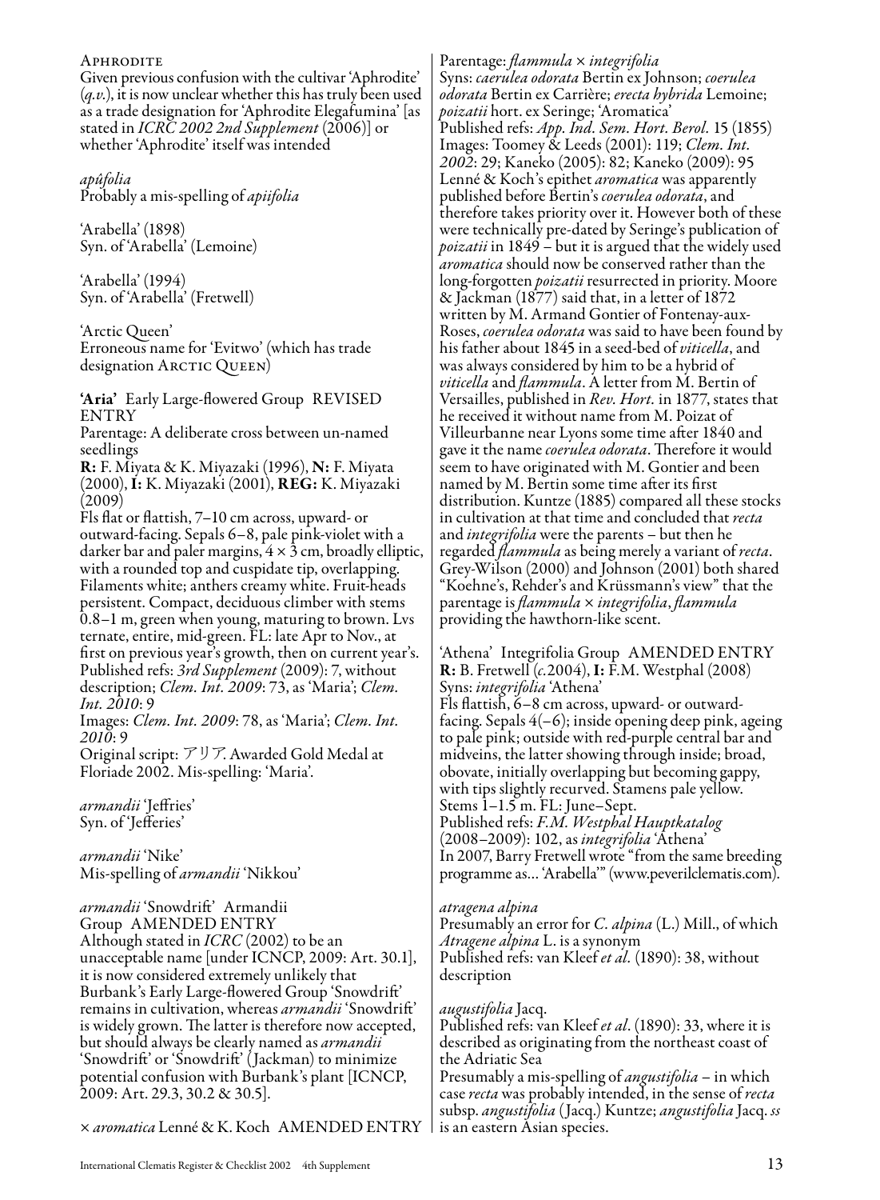Aphrodite
Given previous confusion with the cultivar 'Aphrodite' (*q.v.*), it is now unclear whether this has truly been used as a trade designation for 'Aphrodite Elegafumina' [as stated in *ICRC 2002 2nd Supplement* (2006)] or whether 'Aphrodite' itself was intended

*apúfolia*
Probably a mis-spelling of *apiifolia*

'Arabella' (1898)
Syn. of 'Arabella' (Lemoine)

'Arabella' (1994)
Syn. of 'Arabella' (Fretwell)

'Arctic Queen'
Erroneous name for 'Evitwo' (which has trade designation Arctic Queen)

**'Aria'** Early Large-flowered Group REVISED ENTRY
Parentage: A deliberate cross between un-named seedlings
**R:** F. Miyata & K. Miyazaki (1996), **N:** F. Miyata (2000), **I:** K. Miyazaki (2001), **REG:** K. Miyazaki (2009)
Fls flat or flattish, 7–10 cm across, upward- or outward-facing. Sepals 6–8, pale pink-violet with a darker bar and paler margins, 4 × 3 cm, broadly elliptic, with a rounded top and cuspidate tip, overlapping. Filaments white; anthers creamy white. Fruit-heads persistent. Compact, deciduous climber with stems 0.8–1 m, green when young, maturing to brown. Lvs ternate, entire, mid-green. FL: late Apr to Nov., at first on previous year's growth, then on current year's.
Published refs: *3rd Supplement* (2009): 7, without description; *Clem. Int. 2009*: 73, as 'Maria'; *Clem. Int. 2010*: 9
Images: *Clem. Int. 2009*: 78, as 'Maria'; *Clem. Int. 2010*: 9
Original script: アリア. Awarded Gold Medal at Floriade 2002. Mis-spelling: 'Maria'.

*armandii* 'Jeffries'
Syn. of 'Jefferies'

*armandii* 'Nike'
Mis-spelling of *armandii* 'Nikkou'

*armandii* 'Snowdrift' Armandii Group AMENDED ENTRY
Although stated in *ICRC* (2002) to be an unacceptable name [under ICNCP, 2009: Art. 30.1], it is now considered extremely unlikely that Burbank's Early Large-flowered Group 'Snowdrift' remains in cultivation, whereas *armandii* 'Snowdrift' is widely grown. The latter is therefore now accepted, but should always be clearly named as *armandii* 'Snowdrift' or 'Snowdrift' (Jackman) to minimize potential confusion with Burbank's plant [ICNCP, 2009: Art. 29.3, 30.2 & 30.5].

× *aromatica* Lenné & K. Koch AMENDED ENTRY
Parentage: *flammula* × *integrifolia*
Syns: *caerulea odorata* Bertin ex Johnson; *coerulea odorata* Bertin ex Carrière; *erecta hybrida* Lemoine; *poizatii* hort. ex Seringe; 'Aromatica'
Published refs: *App. Ind. Sem. Hort. Berol.* 15 (1855)
Images: Toomey & Leeds (2001): 119; *Clem. Int. 2002*: 29; Kaneko (2005): 82; Kaneko (2009): 95
Lenné & Koch's epithet *aromatica* was apparently published before Bertin's *coerulea odorata*, and therefore takes priority over it. However both of these were technically pre-dated by Seringe's publication of *poizatii* in 1849 – but it is argued that the widely used *aromatica* should now be conserved rather than the long-forgotten *poizatii* resurrected in priority. Moore & Jackman (1877) said that, in a letter of 1872 written by M. Armand Gontier of Fontenay-aux-Roses, *coerulea odorata* was said to have been found by his father about 1845 in a seed-bed of *viticella*, and was always considered by him to be a hybrid of *viticella* and *flammula*. A letter from M. Bertin of Versailles, published in *Rev. Hort.* in 1877, states that he received it without name from M. Poizat of Villeurbanne near Lyons some time after 1840 and gave it the name *coerulea odorata*. Therefore it would seem to have originated with M. Gontier and been named by M. Bertin some time after its first distribution. Kuntze (1885) compared all these stocks in cultivation at that time and concluded that *recta* and *integrifolia* were the parents – but then he regarded *flammula* as being merely a variant of *recta*. Grey-Wilson (2000) and Johnson (2001) both shared "Koehne's, Rehder's and Krüssmann's view" that the parentage is *flammula* × *integrifolia*, *flammula* providing the hawthorn-like scent.

'Athena' Integrifolia Group AMENDED ENTRY
**R:** B. Fretwell (*c.*2004), **I:** F.M. Westphal (2008)
Syns: *integrifolia* 'Athena'
Fls flattish, 6–8 cm across, upward- or outward-facing. Sepals 4(–6); inside opening deep pink, ageing to pale pink; outside with red-purple central bar and midveins, the latter showing through inside; broad, obovate, initially overlapping but becoming gappy, with tips slightly recurved. Stamens pale yellow. Stems 1–1.5 m. FL: June–Sept.
Published refs: *F.M. Westphal Hauptkatalog* (2008–2009): 102, as *integrifolia* 'Athena'
In 2007, Barry Fretwell wrote "from the same breeding programme as... 'Arabella'" (www.peverilclematis.com).

*atragena alpina*
Presumably an error for *C. alpina* (L.) Mill., of which *Atragene alpina* L. is a synonym
Published refs: van Kleef *et al.* (1890): 38, without description

*augustifolia* Jacq.
Published refs: van Kleef *et al*. (1890): 33, where it is described as originating from the northeast coast of the Adriatic Sea
Presumably a mis-spelling of *angustifolia* – in which case *recta* was probably intended, in the sense of *recta* subsp. *angustifolia* (Jacq.) Kuntze; *angustifolia* Jacq. *ss* is an eastern Asian species.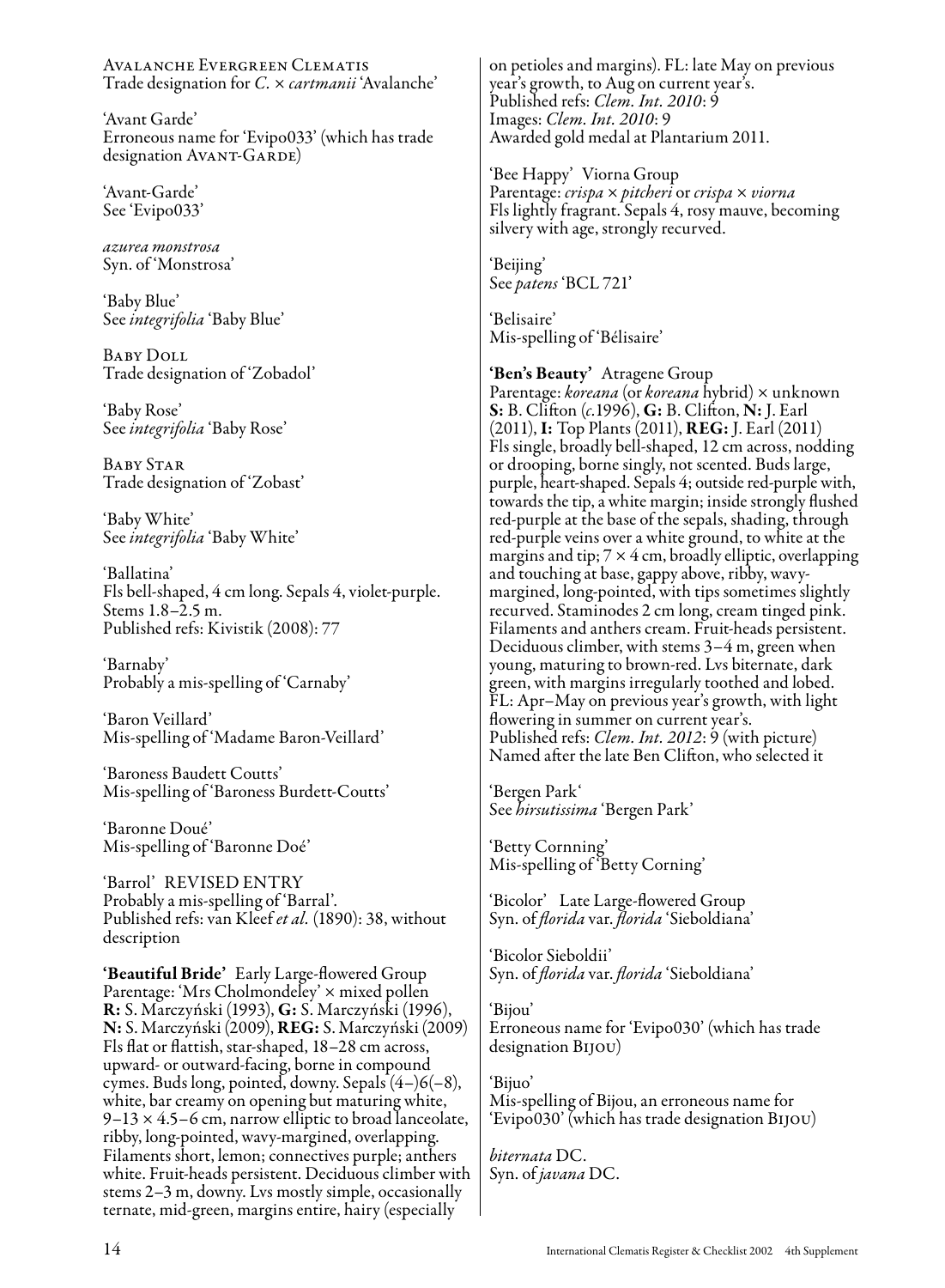Avalanche Evergreen Clematis
Trade designation for *C.* × *cartmanii* 'Avalanche'

'Avant Garde'
Erroneous name for 'Evipo033' (which has trade designation Avant-Garde)

'Avant-Garde'
See 'Evipo033'

*azurea monstrosa*
Syn. of 'Monstrosa'

'Baby Blue'
See *integrifolia* 'Baby Blue'

Baby Doll
Trade designation of 'Zobadol'

'Baby Rose'
See *integrifolia* 'Baby Rose'

Baby Star
Trade designation of 'Zobast'

'Baby White'
See *integrifolia* 'Baby White'

'Ballatina'
Fls bell-shaped, 4 cm long. Sepals 4, violet-purple. Stems 1.8–2.5 m.
Published refs: Kivistik (2008): 77

'Barnaby'
Probably a mis-spelling of 'Carnaby'

'Baron Veillard'
Mis-spelling of 'Madame Baron-Veillard'

'Baroness Baudett Coutts'
Mis-spelling of 'Baroness Burdett-Coutts'

'Baronne Doué'
Mis-spelling of 'Baronne Doé'

'Barrol' REVISED ENTRY
Probably a mis-spelling of 'Barral'.
Published refs: van Kleef *et al.* (1890): 38, without description

**'Beautiful Bride'** Early Large-flowered Group
Parentage: 'Mrs Cholmondeley' × mixed pollen
**R:** S. Marczyński (1993), **G:** S. Marczyński (1996), **N:** S. Marczyński (2009), **REG:** S. Marczyński (2009)
Fls flat or flattish, star-shaped, 18–28 cm across, upward- or outward-facing, borne in compound cymes. Buds long, pointed, downy. Sepals (4–)6(–8), white, bar creamy on opening but maturing white, 9–13 × 4.5–6 cm, narrow elliptic to broad lanceolate, ribby, long-pointed, wavy-margined, overlapping. Filaments short, lemon; connectives purple; anthers white. Fruit-heads persistent. Deciduous climber with stems 2–3 m, downy. Lvs mostly simple, occasionally ternate, mid-green, margins entire, hairy (especially on petioles and margins). FL: late May on previous year's growth, to Aug on current year's.
Published refs: *Clem. Int. 2010*: 9
Images: *Clem. Int. 2010*: 9
Awarded gold medal at Plantarium 2011.

'Bee Happy' Viorna Group
Parentage: *crispa* × *pitcheri* or *crispa* × *viorna*
Fls lightly fragrant. Sepals 4, rosy mauve, becoming silvery with age, strongly recurved.

'Beijing'
See *patens* 'BCL 721'

'Belisaire'
Mis-spelling of 'Bélisaire'

**'Ben's Beauty'** Atragene Group
Parentage: *koreana* (or *koreana* hybrid) × unknown
**S:** B. Clifton (*c.*1996), **G:** B. Clifton, **N:** J. Earl (2011), **I:** Top Plants (2011), **REG:** J. Earl (2011)
Fls single, broadly bell-shaped, 12 cm across, nodding or drooping, borne singly, not scented. Buds large, purple, heart-shaped. Sepals 4; outside red-purple with, towards the tip, a white margin; inside strongly flushed red-purple at the base of the sepals, shading, through red-purple veins over a white ground, to white at the margins and tip; 7 × 4 cm, broadly elliptic, overlapping and touching at base, gappy above, ribby, wavy-margined, long-pointed, with tips sometimes slightly recurved. Staminodes 2 cm long, cream tinged pink. Filaments and anthers cream. Fruit-heads persistent. Deciduous climber, with stems 3–4 m, green when young, maturing to brown-red. Lvs biternate, dark green, with margins irregularly toothed and lobed. FL: Apr–May on previous year's growth, with light flowering in summer on current year's.
Published refs: *Clem. Int. 2012*: 9 (with picture)
Named after the late Ben Clifton, who selected it

'Bergen Park'
See *hirsutissima* 'Bergen Park'

'Betty Cornning'
Mis-spelling of 'Betty Corning'

'Bicolor' Late Large-flowered Group
Syn. of *florida* var. *florida* 'Sieboldiana'

'Bicolor Sieboldii'
Syn. of *florida* var. *florida* 'Sieboldiana'

'Bijou'
Erroneous name for 'Evipo030' (which has trade designation Bijou)

'Bijuo'
Mis-spelling of Bijou, an erroneous name for 'Evipo030' (which has trade designation Bijou)

*biternata* DC.
Syn. of *javana* DC.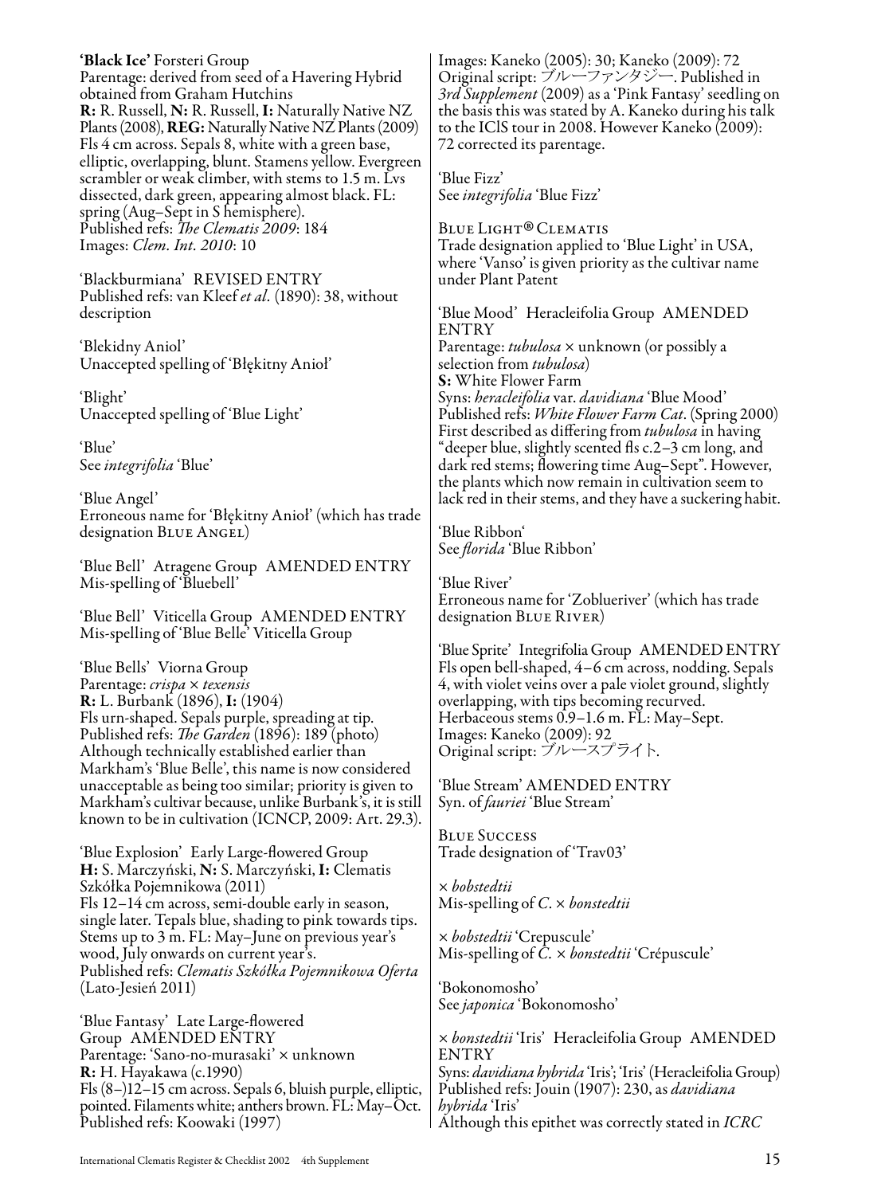**'Black Ice'** Forsteri Group
Parentage: derived from seed of a Havering Hybrid obtained from Graham Hutchins
**R:** R. Russell, **N:** R. Russell, **I:** Naturally Native NZ Plants (2008), **REG:** Naturally Native NZ Plants (2009)
Fls 4 cm across. Sepals 8, white with a green base, elliptic, overlapping, blunt. Stamens yellow. Evergreen scrambler or weak climber, with stems to 1.5 m. Lvs dissected, dark green, appearing almost black. FL: spring (Aug–Sept in S hemisphere).
Published refs: *The Clematis 2009*: 184
Images: *Clem. Int. 2010*: 10

'Blackburmiana' REVISED ENTRY
Published refs: van Kleef *et al*. (1890): 38, without description

'Blekidny Aniol'
Unaccepted spelling of 'Błękitny Anioł'

'Blight'
Unaccepted spelling of 'Blue Light'

'Blue'
See *integrifolia* 'Blue'

'Blue Angel'
Erroneous name for 'Błękitny Anioł' (which has trade designation Blue Angel)

'Blue Bell' Atragene Group AMENDED ENTRY
Mis-spelling of 'Bluebell'

'Blue Bell' Viticella Group AMENDED ENTRY
Mis-spelling of 'Blue Belle' Viticella Group

'Blue Bells' Viorna Group
Parentage: *crispa* × *texensis*
**R:** L. Burbank (1896), **I:** (1904)
Fls urn-shaped. Sepals purple, spreading at tip.
Published refs: *The Garden* (1896): 189 (photo)
Although technically established earlier than Markham's 'Blue Belle', this name is now considered unacceptable as being too similar; priority is given to Markham's cultivar because, unlike Burbank's, it is still known to be in cultivation (ICNCP, 2009: Art. 29.3).

'Blue Explosion' Early Large-flowered Group
**H:** S. Marczyński, **N:** S. Marczyński, **I:** Clematis Szkółka Pojemnikowa (2011)
Fls 12–14 cm across, semi-double early in season, single later. Tepals blue, shading to pink towards tips. Stems up to 3 m. FL: May–June on previous year's wood, July onwards on current year's.
Published refs: *Clematis Szkółka Pojemnikowa Oferta* (Lato-Jesień 2011)

'Blue Fantasy' Late Large-flowered Group AMENDED ENTRY
Parentage: 'Sano-no-murasaki' × unknown
**R:** H. Hayakawa (c.1990)
Fls (8–)12–15 cm across. Sepals 6, bluish purple, elliptic, pointed. Filaments white; anthers brown. FL: May–Oct.
Published refs: Koowaki (1997)
Images: Kaneko (2005): 30; Kaneko (2009): 72
Original script: ブルーファンタジー. Published in *3rd Supplement* (2009) as a 'Pink Fantasy' seedling on the basis this was stated by A. Kaneko during his talk to the IClS tour in 2008. However Kaneko (2009): 72 corrected its parentage.

'Blue Fizz'
See *integrifolia* 'Blue Fizz'

Blue Light® Clematis
Trade designation applied to 'Blue Light' in USA, where 'Vanso' is given priority as the cultivar name under Plant Patent

'Blue Mood' Heracleifolia Group AMENDED ENTRY
Parentage: *tubulosa* × unknown (or possibly a selection from *tubulosa*)
**S:** White Flower Farm
Syns: *heracleifolia* var. *davidiana* 'Blue Mood'
Published refs: *White Flower Farm Cat*. (Spring 2000)
First described as differing from *tubulosa* in having "deeper blue, slightly scented fls c.2–3 cm long, and dark red stems; flowering time Aug–Sept". However, the plants which now remain in cultivation seem to lack red in their stems, and they have a suckering habit.

'Blue Ribbon'
See *florida* 'Blue Ribbon'

'Blue River'
Erroneous name for 'Zoblueriver' (which has trade designation Blue River)

'Blue Sprite' Integrifolia Group AMENDED ENTRY
Fls open bell-shaped, 4–6 cm across, nodding. Sepals 4, with violet veins over a pale violet ground, slightly overlapping, with tips becoming recurved. Herbaceous stems 0.9–1.6 m. FL: May–Sept.
Images: Kaneko (2009): 92
Original script: ブルースプライト.

'Blue Stream' AMENDED ENTRY
Syn. of *fauriei* 'Blue Stream'

Blue Success
Trade designation of 'Trav03'

× *bobstedtii*
Mis-spelling of *C.* × *bonstedtii*

× *bobstedtii* 'Crepuscule'
Mis-spelling of *C.* × *bonstedtii* 'Crépuscule'

'Bokonomosho'
See *japonica* 'Bokonomosho'

× *bonstedtii* 'Iris' Heracleifolia Group AMENDED ENTRY
Syns: *davidiana hybrida* 'Iris'; 'Iris' (Heracleifolia Group)
Published refs: Jouin (1907): 230, as *davidiana hybrida* 'Iris'
Although this epithet was correctly stated in *ICRC*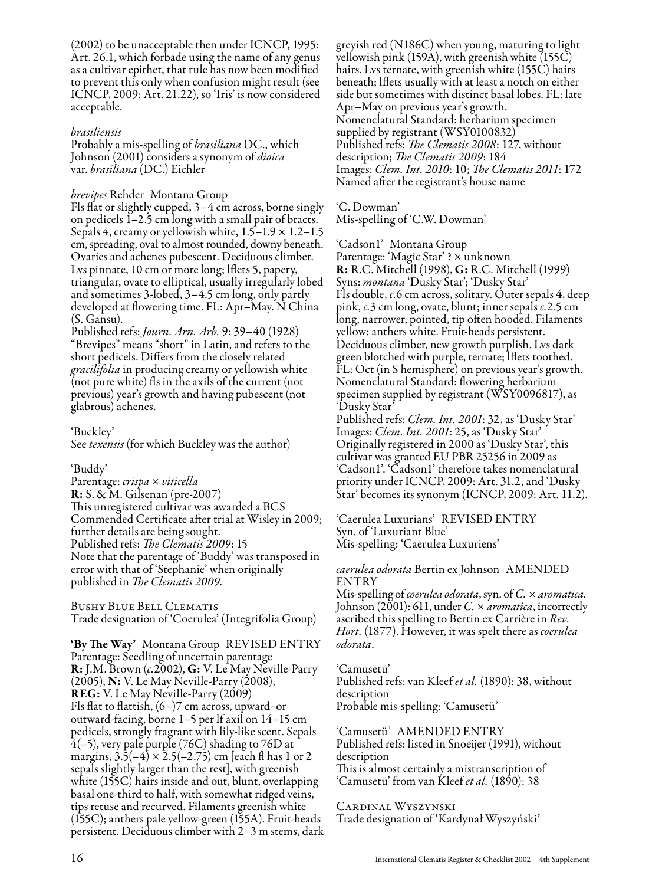(2002) to be unacceptable then under ICNCP, 1995: Art. 26.1, which forbade using the name of any genus as a cultivar epithet, that rule has now been modified to prevent this only when confusion might result (see ICNCP, 2009: Art. 21.22), so 'Iris' is now considered acceptable.

*brasiliensis*
Probably a mis-spelling of *brasiliana* DC., which Johnson (2001) considers a synonym of *dioica* var. *brasiliana* (DC.) Eichler

*brevipes* Rehder Montana Group
Fls flat or slightly cupped, 3–4 cm across, borne singly on pedicels 1–2.5 cm long with a small pair of bracts. Sepals 4, creamy or yellowish white, 1.5–1.9 × 1.2–1.5 cm, spreading, oval to almost rounded, downy beneath. Ovaries and achenes pubescent. Deciduous climber. Lvs pinnate, 10 cm or more long; lflets 5, papery, triangular, ovate to elliptical, usually irregularly lobed and sometimes 3-lobed, 3–4.5 cm long, only partly developed at flowering time. FL: Apr–May. N China (S. Gansu).
Published refs: *Journ. Arn. Arb.* 9: 39–40 (1928)
"Brevipes" means "short" in Latin, and refers to the short pedicels. Differs from the closely related *gracilifolia* in producing creamy or yellowish white (not pure white) fls in the axils of the current (not previous) year's growth and having pubescent (not glabrous) achenes.

'Buckley'
See *texensis* (for which Buckley was the author)

'Buddy'
Parentage: *crispa* × *viticella*
**R:** S. & M. Gilsenan (pre-2007)
This unregistered cultivar was awarded a BCS Commended Certificate after trial at Wisley in 2009; further details are being sought.
Published refs: *The Clematis 2009*: 15
Note that the parentage of 'Buddy' was transposed in error with that of 'Stephanie' when originally published in *The Clematis 2009*.

Bushy Blue Bell Clematis
Trade designation of 'Coerulea' (Integrifolia Group)

**'By The Way'** Montana Group REVISED ENTRY
Parentage: Seedling of uncertain parentage
**R:** J.M. Brown (*c.*2002), **G:** V. Le May Neville-Parry (2005), **N:** V. Le May Neville-Parry (2008), **REG:** V. Le May Neville-Parry (2009)
Fls flat to flattish, (6–)7 cm across, upward- or outward-facing, borne 1–5 per lf axil on 14–15 cm pedicels, strongly fragrant with lily-like scent. Sepals 4(–5), very pale purple (76C) shading to 76D at margins, 3.5(–4) × 2.5(–2.75) cm [each fl has 1 or 2 sepals slightly larger than the rest], with greenish white (155C) hairs inside and out, blunt, overlapping basal one-third to half, with somewhat ridged veins, tips retuse and recurved. Filaments greenish white (155C); anthers pale yellow-green (155A). Fruit-heads persistent. Deciduous climber with 2–3 m stems, dark greyish red (N186C) when young, maturing to light yellowish pink (159A), with greenish white (155C) hairs. Lvs ternate, with greenish white (155C) hairs beneath; lflets usually with at least a notch on either side but sometimes with distinct basal lobes. FL: late Apr–May on previous year's growth.
Nomenclatural Standard: herbarium specimen supplied by registrant (WSY0100832)
Published refs: *The Clematis 2008*: 127, without description; *The Clematis 2009*: 184
Images: *Clem. Int. 2010*: 10; *The Clematis 2011*: 172
Named after the registrant's house name

'C. Dowman'
Mis-spelling of 'C.W. Dowman'

'Cadson1' Montana Group
Parentage: 'Magic Star' ? × unknown
**R:** R.C. Mitchell (1998), **G:** R.C. Mitchell (1999)
Syns: *montana* 'Dusky Star'; 'Dusky Star'
Fls double, *c.*6 cm across, solitary. Outer sepals 4, deep pink, *c.*3 cm long, ovate, blunt; inner sepals *c.*2.5 cm long, narrower, pointed, tip often hooded. Filaments yellow; anthers white. Fruit-heads persistent. Deciduous climber, new growth purplish. Lvs dark green blotched with purple, ternate; lflets toothed. FL: Oct (in S hemisphere) on previous year's growth.
Nomenclatural Standard: flowering herbarium specimen supplied by registrant (WSY0096817), as 'Dusky Star'
Published refs: *Clem. Int. 2001*: 32, as 'Dusky Star'
Images: *Clem. Int. 2001*: 25, as 'Dusky Star'
Originally registered in 2000 as 'Dusky Star', this cultivar was granted EU PBR 25256 in 2009 as 'Cadson1'. 'Cadson1' therefore takes nomenclatural priority under ICNCP, 2009: Art. 31.2, and 'Dusky Star' becomes its synonym (ICNCP, 2009: Art. 11.2).

'Caerulea Luxurians' REVISED ENTRY
Syn. of 'Luxuriant Blue'
Mis-spelling: 'Caerulea Luxuriens'

*caerulea odorata* Bertin ex Johnson AMENDED ENTRY
Mis-spelling of *coerulea odorata*, syn. of *C.* × *aromatica*. Johnson (2001): 611, under *C.* × *aromatica*, incorrectly ascribed this spelling to Bertin ex Carrière in *Rev. Hort.* (1877). However, it was spelt there as *coerulea odorata*.

'Camusetū'
Published refs: van Kleef *et al.* (1890): 38, without description
Probable mis-spelling: 'Camusetü'

'Camusetü' AMENDED ENTRY
Published refs: listed in Snoeijer (1991), without description
This is almost certainly a mistranscription of 'Camusetū' from van Kleef *et al.* (1890): 38

Cardinal Wyszynski
Trade designation of 'Kardynał Wyszyński'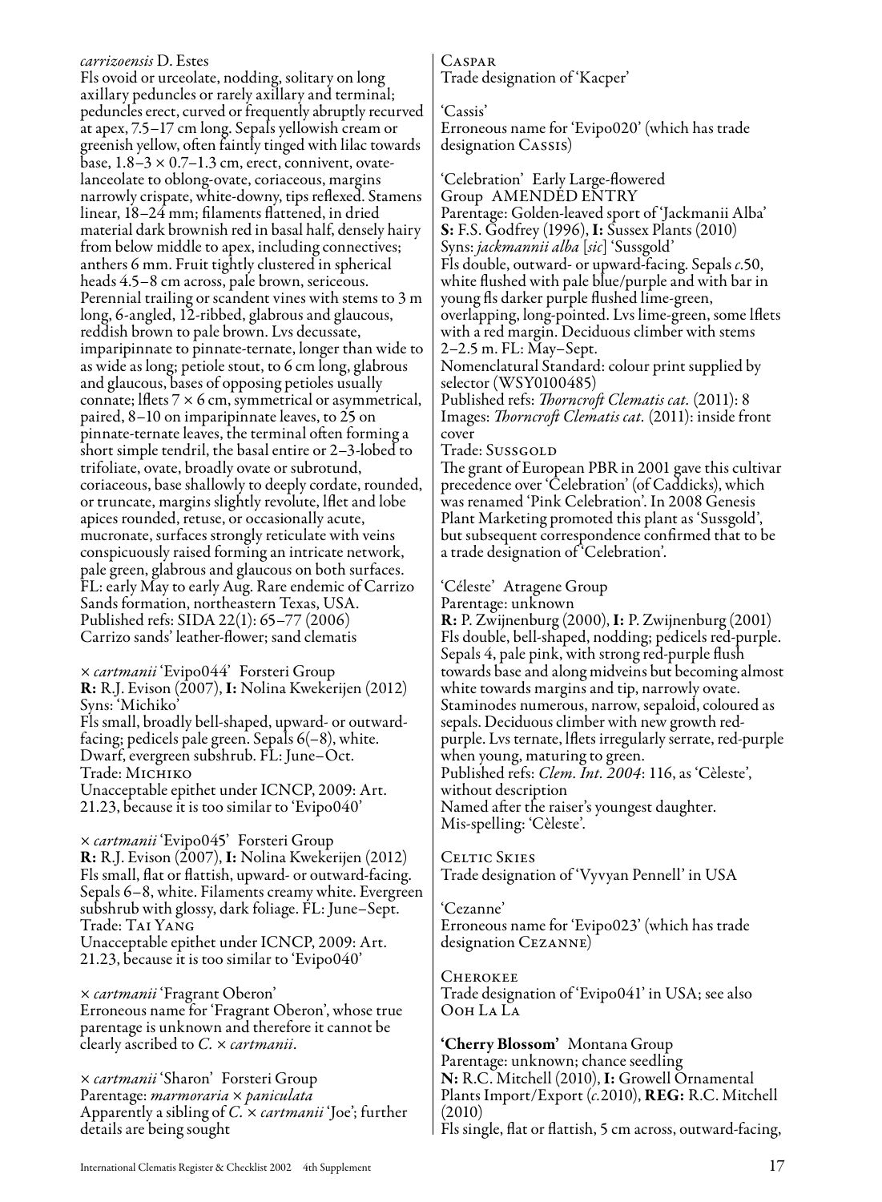*carrizoensis* D. Estes
Fls ovoid or urceolate, nodding, solitary on long axillary peduncles or rarely axillary and terminal; peduncles erect, curved or frequently abruptly recurved at apex, 7.5–17 cm long. Sepals yellowish cream or greenish yellow, often faintly tinged with lilac towards base, 1.8–3 × 0.7–1.3 cm, erect, connivent, ovate-lanceolate to oblong-ovate, coriaceous, margins narrowly crispate, white-downy, tips reflexed. Stamens linear, 18–24 mm; filaments flattened, in dried material dark brownish red in basal half, densely hairy from below middle to apex, including connectives; anthers 6 mm. Fruit tightly clustered in spherical heads 4.5–8 cm across, pale brown, sericeous. Perennial trailing or scandent vines with stems to 3 m long, 6-angled, 12-ribbed, glabrous and glaucous, reddish brown to pale brown. Lvs decussate, imparipinnate to pinnate-ternate, longer than wide to as wide as long; petiole stout, to 6 cm long, glabrous and glaucous, bases of opposing petioles usually connate; lflets 7 × 6 cm, symmetrical or asymmetrical, paired, 8–10 on imparipinnate leaves, to 25 on pinnate-ternate leaves, the terminal often forming a short simple tendril, the basal entire or 2–3-lobed to trifoliate, ovate, broadly ovate or subrotund, coriaceous, base shallowly to deeply cordate, rounded, or truncate, margins slightly revolute, lflet and lobe apices rounded, retuse, or occasionally acute, mucronate, surfaces strongly reticulate with veins conspicuously raised forming an intricate network, pale green, glabrous and glaucous on both surfaces. FL: early May to early Aug. Rare endemic of Carrizo Sands formation, northeastern Texas, USA.
Published refs: SIDA 22(1): 65–77 (2006)
Carrizo sands' leather-flower; sand clematis

× *cartmanii* 'Evipo044' Forsteri Group
**R:** R.J. Evison (2007), **I:** Nolina Kwekerijen (2012)
Syns: 'Michiko'
Fls small, broadly bell-shaped, upward- or outward-facing; pedicels pale green. Sepals 6(–8), white. Dwarf, evergreen subshrub. FL: June–Oct.
Trade: Michiko
Unacceptable epithet under ICNCP, 2009: Art. 21.23, because it is too similar to 'Evipo040'

× *cartmanii* 'Evipo045' Forsteri Group
**R:** R.J. Evison (2007), **I:** Nolina Kwekerijen (2012)
Fls small, flat or flattish, upward- or outward-facing. Sepals 6–8, white. Filaments creamy white. Evergreen subshrub with glossy, dark foliage. FL: June–Sept.
Trade: Tai Yang
Unacceptable epithet under ICNCP, 2009: Art. 21.23, because it is too similar to 'Evipo040'

× *cartmanii* 'Fragrant Oberon'
Erroneous name for 'Fragrant Oberon', whose true parentage is unknown and therefore it cannot be clearly ascribed to *C.* × *cartmanii*.

× *cartmanii* 'Sharon' Forsteri Group
Parentage: *marmoraria* × *paniculata*
Apparently a sibling of *C.* × *cartmanii* 'Joe'; further details are being sought

Caspar
Trade designation of 'Kacper'

'Cassis'
Erroneous name for 'Evipo020' (which has trade designation Cassis)

'Celebration' Early Large-flowered Group AMENDED ENTRY
Parentage: Golden-leaved sport of 'Jackmanii Alba'
**S:** F.S. Godfrey (1996), **I:** Sussex Plants (2010)
Syns: *jackmannii alba* [*sic*] 'Sussgold'
Fls double, outward- or upward-facing. Sepals *c.*50, white flushed with pale blue/purple and with bar in young fls darker purple flushed lime-green, overlapping, long-pointed. Lvs lime-green, some lflets with a red margin. Deciduous climber with stems 2–2.5 m. FL: May–Sept.
Nomenclatural Standard: colour print supplied by selector (WSY0100485)
Published refs: *Thorncroft Clematis cat.* (2011): 8
Images: *Thorncroft Clematis cat.* (2011): inside front cover
Trade: Sussgold
The grant of European PBR in 2001 gave this cultivar precedence over 'Celebration' (of Caddicks), which was renamed 'Pink Celebration'. In 2008 Genesis Plant Marketing promoted this plant as 'Sussgold', but subsequent correspondence confirmed that to be a trade designation of 'Celebration'.

'Céleste' Atragene Group
Parentage: unknown
**R:** P. Zwijnenburg (2000), **I:** P. Zwijnenburg (2001)
Fls double, bell-shaped, nodding; pedicels red-purple. Sepals 4, pale pink, with strong red-purple flush towards base and along midveins but becoming almost white towards margins and tip, narrowly ovate. Staminodes numerous, narrow, sepaloid, coloured as sepals. Deciduous climber with new growth red-purple. Lvs ternate, lflets irregularly serrate, red-purple when young, maturing to green.
Published refs: *Clem. Int. 2004*: 116, as 'Cèleste', without description
Named after the raiser's youngest daughter.
Mis-spelling: 'Cèleste'.

Celtic Skies
Trade designation of 'Vyvyan Pennell' in USA

'Cezanne'
Erroneous name for 'Evipo023' (which has trade designation Cezanne)

Cherokee
Trade designation of 'Evipo041' in USA; see also Ooh La La

**'Cherry Blossom'** Montana Group
Parentage: unknown; chance seedling
**N:** R.C. Mitchell (2010), **I:** Growell Ornamental Plants Import/Export (*c.*2010), **REG:** R.C. Mitchell (2010)
Fls single, flat or flattish, 5 cm across, outward-facing,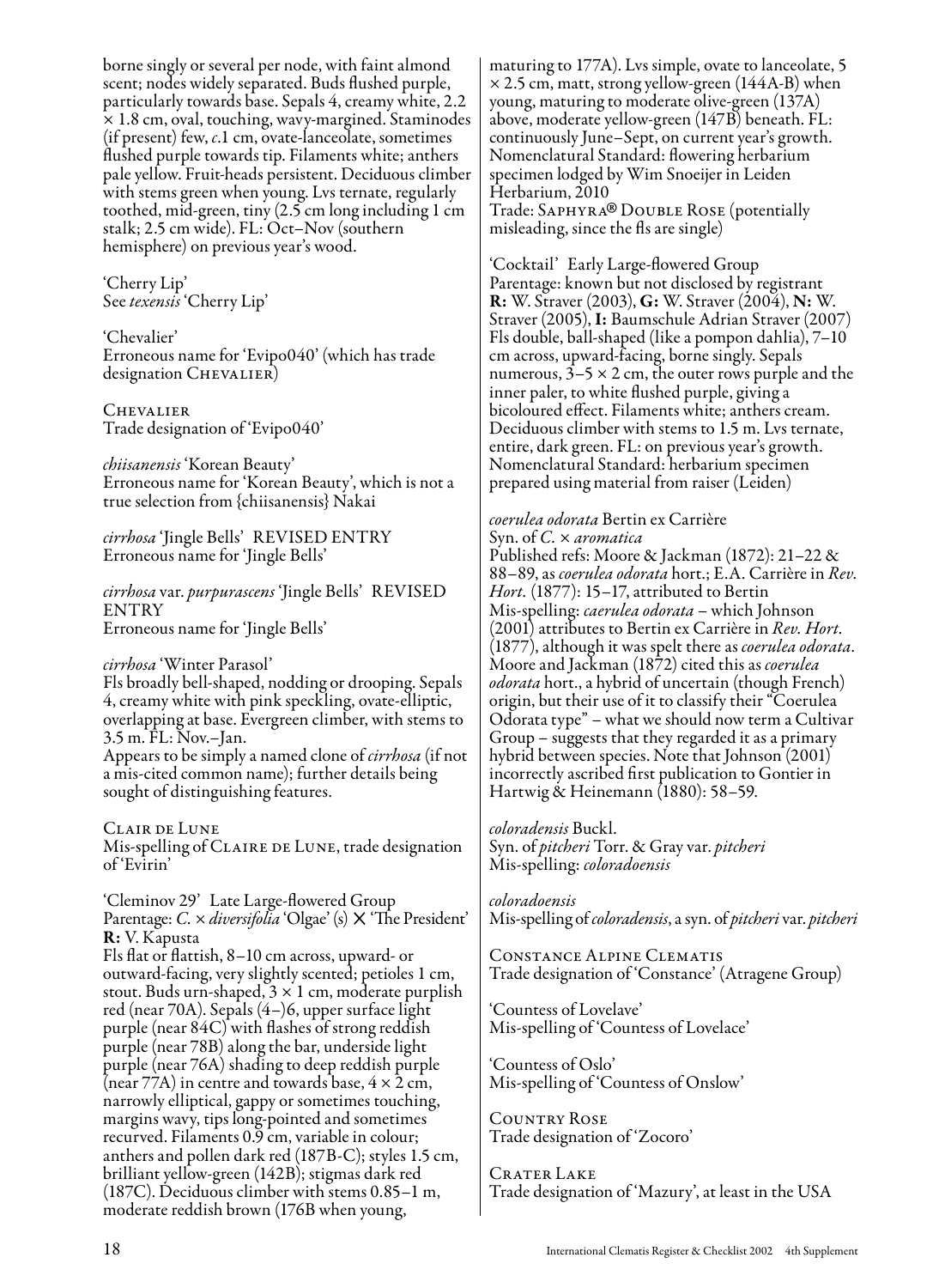borne singly or several per node, with faint almond scent; nodes widely separated. Buds flushed purple, particularly towards base. Sepals 4, creamy white, 2.2 × 1.8 cm, oval, touching, wavy-margined. Staminodes (if present) few, *c*.1 cm, ovate-lanceolate, sometimes flushed purple towards tip. Filaments white; anthers pale yellow. Fruit-heads persistent. Deciduous climber with stems green when young. Lvs ternate, regularly toothed, mid-green, tiny (2.5 cm long including 1 cm stalk; 2.5 cm wide). FL: Oct–Nov (southern hemisphere) on previous year's wood.

'Cherry Lip'
See *texensis* 'Cherry Lip'

'Chevalier'
Erroneous name for 'Evipo040' (which has trade designation Chevalier)

Chevalier
Trade designation of 'Evipo040'

*chiisanensis* 'Korean Beauty'
Erroneous name for 'Korean Beauty', which is not a true selection from {chiisanensis} Nakai

*cirrhosa* 'Jingle Bells' REVISED ENTRY
Erroneous name for 'Jingle Bells'

*cirrhosa* var. *purpurascens* 'Jingle Bells' REVISED ENTRY
Erroneous name for 'Jingle Bells'

*cirrhosa* 'Winter Parasol'
Fls broadly bell-shaped, nodding or drooping. Sepals 4, creamy white with pink speckling, ovate-elliptic, overlapping at base. Evergreen climber, with stems to 3.5 m. FL: Nov.–Jan.
Appears to be simply a named clone of *cirrhosa* (if not a mis-cited common name); further details being sought of distinguishing features.

Clair de Lune
Mis-spelling of Claire de Lune, trade designation of 'Evirin'

'Cleminov 29' Late Large-flowered Group
Parentage: *C.* × *diversifolia* 'Olgae' (s) × 'The President'
**R:** V. Kapusta
Fls flat or flattish, 8–10 cm across, upward- or outward-facing, very slightly scented; petioles 1 cm, stout. Buds urn-shaped, 3 × 1 cm, moderate purplish red (near 70A). Sepals (4–)6, upper surface light purple (near 84C) with flashes of strong reddish purple (near 78B) along the bar, underside light purple (near 76A) shading to deep reddish purple (near 77A) in centre and towards base, 4 × 2 cm, narrowly elliptical, gappy or sometimes touching, margins wavy, tips long-pointed and sometimes recurved. Filaments 0.9 cm, variable in colour; anthers and pollen dark red (187B-C); styles 1.5 cm, brilliant yellow-green (142B); stigmas dark red (187C). Deciduous climber with stems 0.85–1 m, moderate reddish brown (176B when young, maturing to 177A). Lvs simple, ovate to lanceolate, 5 × 2.5 cm, matt, strong yellow-green (144A-B) when young, maturing to moderate olive-green (137A) above, moderate yellow-green (147B) beneath. FL: continuously June–Sept, on current year's growth. Nomenclatural Standard: flowering herbarium specimen lodged by Wim Snoeijer in Leiden Herbarium, 2010
Trade: Saphyra® Double Rose (potentially misleading, since the fls are single)

'Cocktail' Early Large-flowered Group
Parentage: known but not disclosed by registrant
**R:** W. Straver (2003), **G:** W. Straver (2004), **N:** W. Straver (2005), **I:** Baumschule Adrian Straver (2007)
Fls double, ball-shaped (like a pompon dahlia), 7–10 cm across, upward-facing, borne singly. Sepals numerous, 3–5 × 2 cm, the outer rows purple and the inner paler, to white flushed purple, giving a bicoloured effect. Filaments white; anthers cream. Deciduous climber with stems to 1.5 m. Lvs ternate, entire, dark green. FL: on previous year's growth. Nomenclatural Standard: herbarium specimen prepared using material from raiser (Leiden)

*coerulea odorata* Bertin ex Carrière
Syn. of *C.* × *aromatica*
Published refs: Moore & Jackman (1872): 21–22 & 88–89, as *coerulea odorata* hort.; E.A. Carrière in *Rev. Hort.* (1877): 15–17, attributed to Bertin
Mis-spelling: *caerulea odorata* – which Johnson (2001) attributes to Bertin ex Carrière in *Rev. Hort.* (1877), although it was spelt there as *coerulea odorata*. Moore and Jackman (1872) cited this as *coerulea odorata* hort., a hybrid of uncertain (though French) origin, but their use of it to classify their "Coerulea Odorata type" – what we should now term a Cultivar Group – suggests that they regarded it as a primary hybrid between species. Note that Johnson (2001) incorrectly ascribed first publication to Gontier in Hartwig & Heinemann (1880): 58–59.

*coloradensis* Buckl.
Syn. of *pitcheri* Torr. & Gray var. *pitcheri*
Mis-spelling: *coloradoensis*

*coloradoensis*
Mis-spelling of *coloradensis*, a syn. of *pitcheri* var. *pitcheri*

Constance Alpine Clematis
Trade designation of 'Constance' (Atragene Group)

'Countess of Lovelave'
Mis-spelling of 'Countess of Lovelace'

'Countess of Oslo'
Mis-spelling of 'Countess of Onslow'

Country Rose
Trade designation of 'Zocoro'

Crater Lake
Trade designation of 'Mazury', at least in the USA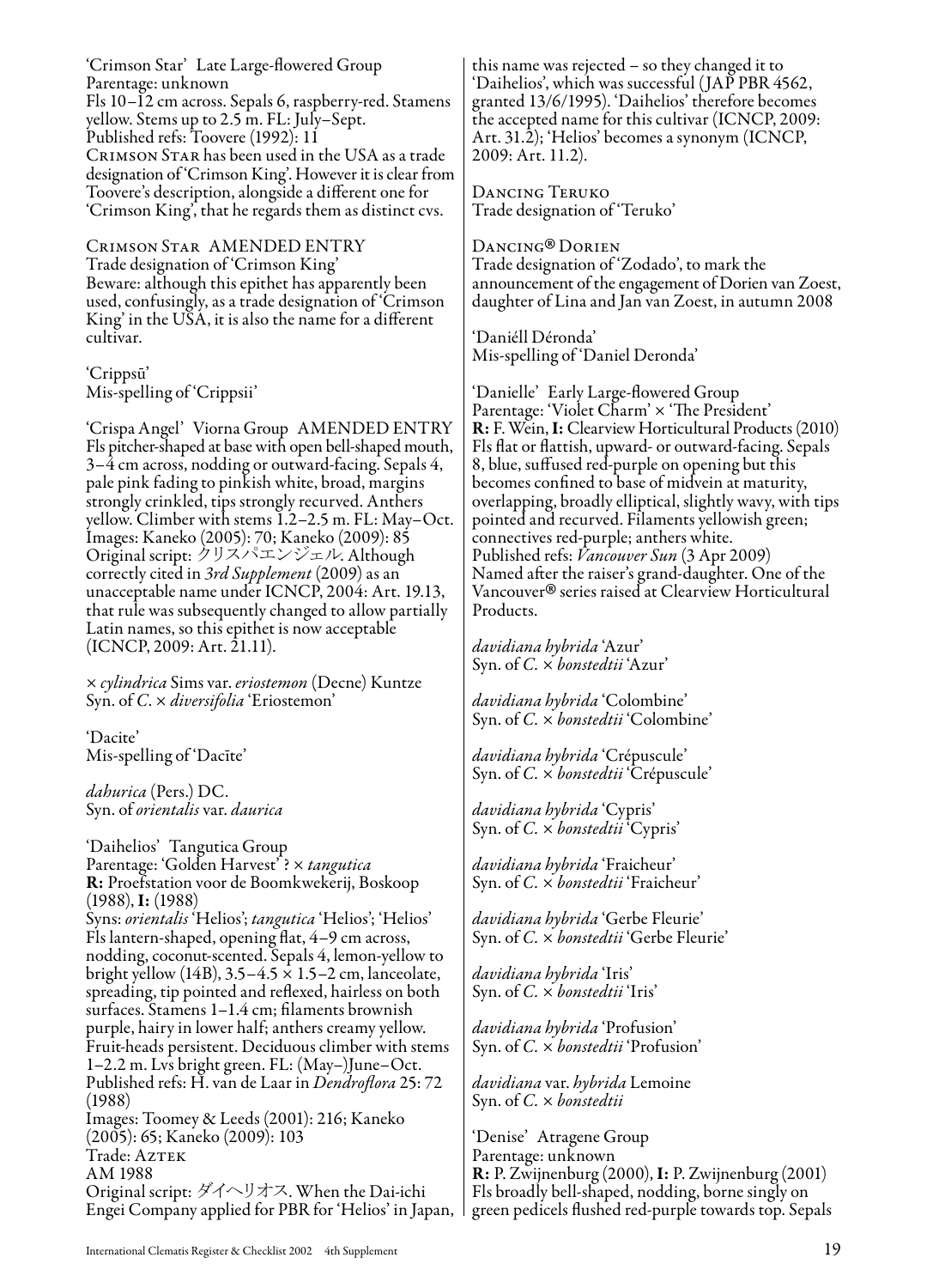'Crimson Star' Late Large-flowered Group
Parentage: unknown
Fls 10–12 cm across. Sepals 6, raspberry-red. Stamens yellow. Stems up to 2.5 m. FL: July–Sept.
Published refs: Toovere (1992): 11
Crimson Star has been used in the USA as a trade designation of 'Crimson King'. However it is clear from Toovere's description, alongside a different one for 'Crimson King', that he regards them as distinct cvs.

Crimson Star AMENDED ENTRY
Trade designation of 'Crimson King'
Beware: although this epithet has apparently been used, confusingly, as a trade designation of 'Crimson King' in the USA, it is also the name for a different cultivar.

'Crippsū'
Mis-spelling of 'Crippsii'

'Crispa Angel' Viorna Group AMENDED ENTRY
Fls pitcher-shaped at base with open bell-shaped mouth, 3–4 cm across, nodding or outward-facing. Sepals 4, pale pink fading to pinkish white, broad, margins strongly crinkled, tips strongly recurved. Anthers yellow. Climber with stems 1.2–2.5 m. FL: May–Oct.
Images: Kaneko (2005): 70; Kaneko (2009): 85
Original script: クリスパエンジェル. Although correctly cited in *3rd Supplement* (2009) as an unacceptable name under ICNCP, 2004: Art. 19.13, that rule was subsequently changed to allow partially Latin names, so this epithet is now acceptable (ICNCP, 2009: Art. 21.11).

× *cylindrica* Sims var. *eriostemon* (Decne) Kuntze
Syn. of *C.* × *diversifolia* 'Eriostemon'

'Dacite'
Mis-spelling of 'Dacīte'

*dahurica* (Pers.) DC.
Syn. of *orientalis* var. *daurica*

'Daihelios' Tangutica Group
Parentage: 'Golden Harvest' ? × *tangutica*
**R:** Proefstation voor de Boomkwekerij, Boskoop (1988), **I:** (1988)
Syns: *orientalis* 'Helios'; *tangutica* 'Helios'; 'Helios'
Fls lantern-shaped, opening flat, 4–9 cm across, nodding, coconut-scented. Sepals 4, lemon-yellow to bright yellow (14B), 3.5–4.5 × 1.5–2 cm, lanceolate, spreading, tip pointed and reflexed, hairless on both surfaces. Stamens 1–1.4 cm; filaments brownish purple, hairy in lower half; anthers creamy yellow. Fruit-heads persistent. Deciduous climber with stems 1–2.2 m. Lvs bright green. FL: (May–)June–Oct.
Published refs: H. van de Laar in *Dendroflora* 25: 72 (1988)
Images: Toomey & Leeds (2001): 216; Kaneko (2005): 65; Kaneko (2009): 103
Trade: Aztek
AM 1988
Original script: ダイヘリオス. When the Dai-ichi Engei Company applied for PBR for 'Helios' in Japan, this name was rejected – so they changed it to 'Daihelios', which was successful (JAP PBR 4562, granted 13/6/1995). 'Daihelios' therefore becomes the accepted name for this cultivar (ICNCP, 2009: Art. 31.2); 'Helios' becomes a synonym (ICNCP, 2009: Art. 11.2).

Dancing Teruko
Trade designation of 'Teruko'

Dancing® Dorien
Trade designation of 'Zodado', to mark the announcement of the engagement of Dorien van Zoest, daughter of Lina and Jan van Zoest, in autumn 2008

'Daniéll Déronda'
Mis-spelling of 'Daniel Deronda'

'Danielle' Early Large-flowered Group
Parentage: 'Violet Charm' × 'The President'
**R:** F. Wein, **I:** Clearview Horticultural Products (2010)
Fls flat or flattish, upward- or outward-facing. Sepals 8, blue, suffused red-purple on opening but this becomes confined to base of midvein at maturity, overlapping, broadly elliptical, slightly wavy, with tips pointed and recurved. Filaments yellowish green; connectives red-purple; anthers white.
Published refs: *Vancouver Sun* (3 Apr 2009)
Named after the raiser's grand-daughter. One of the Vancouver® series raised at Clearview Horticultural Products.

*davidiana hybrida* 'Azur'
Syn. of *C.* × *bonstedtii* 'Azur'

*davidiana hybrida* 'Colombine'
Syn. of *C.* × *bonstedtii* 'Colombine'

*davidiana hybrida* 'Crépuscule'
Syn. of *C.* × *bonstedtii* 'Crépuscule'

*davidiana hybrida* 'Cypris'
Syn. of *C.* × *bonstedtii* 'Cypris'

*davidiana hybrida* 'Fraicheur'
Syn. of *C.* × *bonstedtii* 'Fraicheur'

*davidiana hybrida* 'Gerbe Fleurie'
Syn. of *C.* × *bonstedtii* 'Gerbe Fleurie'

*davidiana hybrida* 'Iris'
Syn. of *C.* × *bonstedtii* 'Iris'

*davidiana hybrida* 'Profusion'
Syn. of *C.* × *bonstedtii* 'Profusion'

*davidiana* var. *hybrida* Lemoine
Syn. of *C.* × *bonstedtii*

'Denise' Atragene Group
Parentage: unknown
**R:** P. Zwijnenburg (2000), **I:** P. Zwijnenburg (2001)
Fls broadly bell-shaped, nodding, borne singly on green pedicels flushed red-purple towards top. Sepals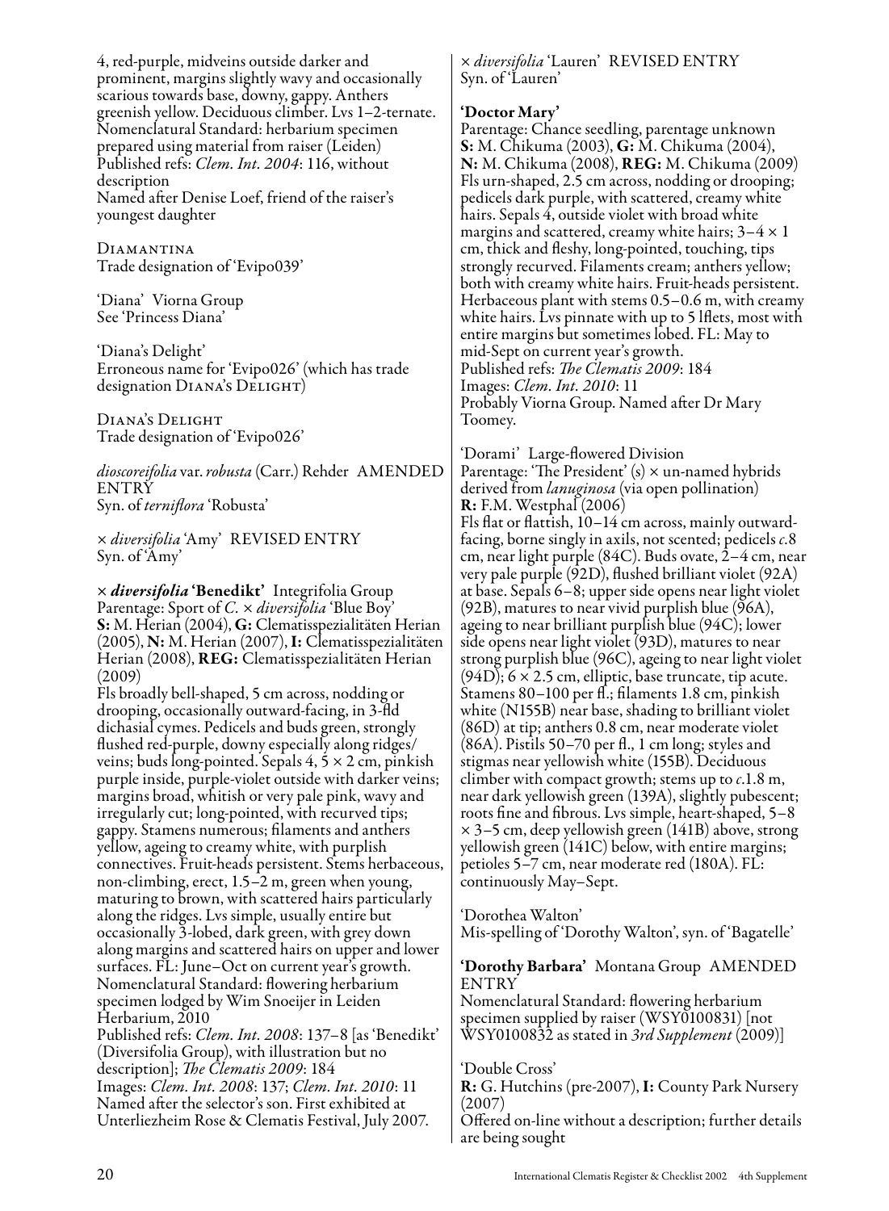4, red-purple, midveins outside darker and prominent, margins slightly wavy and occasionally scarious towards base, downy, gappy. Anthers greenish yellow. Deciduous climber. Lvs 1–2-ternate.
Nomenclatural Standard: herbarium specimen prepared using material from raiser (Leiden)
Published refs: *Clem. Int. 2004*: 116, without description
Named after Denise Loef, friend of the raiser's youngest daughter

Diamantina
Trade designation of 'Evipo039'

'Diana' Viorna Group
See 'Princess Diana'

'Diana's Delight'
Erroneous name for 'Evipo026' (which has trade designation Diana's Delight)

Diana's Delight
Trade designation of 'Evipo026'

*dioscoreifolia* var. *robusta* (Carr.) Rehder AMENDED ENTRY
Syn. of *terniflora* 'Robusta'

× *diversifolia* 'Amy' REVISED ENTRY
Syn. of 'Amy'

**× *diversifolia* 'Benedikt'** Integrifolia Group
Parentage: Sport of *C.* × *diversifolia* 'Blue Boy'
**S:** M. Herian (2004), **G:** Clematisspezialitäten Herian (2005), **N:** M. Herian (2007), **I:** Clematisspezialitäten Herian (2008), **REG:** Clematisspezialitäten Herian (2009)
Fls broadly bell-shaped, 5 cm across, nodding or drooping, occasionally outward-facing, in 3-fld dichasial cymes. Pedicels and buds green, strongly flushed red-purple, downy especially along ridges/veins; buds long-pointed. Sepals 4, 5 × 2 cm, pinkish purple inside, purple-violet outside with darker veins; margins broad, whitish or very pale pink, wavy and irregularly cut; long-pointed, with recurved tips; gappy. Stamens numerous; filaments and anthers yellow, ageing to creamy white, with purplish connectives. Fruit-heads persistent. Stems herbaceous, non-climbing, erect, 1.5–2 m, green when young, maturing to brown, with scattered hairs particularly along the ridges. Lvs simple, usually entire but occasionally 3-lobed, dark green, with grey down along margins and scattered hairs on upper and lower surfaces. FL: June–Oct on current year's growth.
Nomenclatural Standard: flowering herbarium specimen lodged by Wim Snoeijer in Leiden Herbarium, 2010
Published refs: *Clem. Int. 2008*: 137–8 [as 'Benedikt' (Diversifolia Group), with illustration but no description]; *The Clematis 2009*: 184
Images: *Clem. Int. 2008*: 137; *Clem. Int. 2010*: 11
Named after the selector's son. First exhibited at Unterliezheim Rose & Clematis Festival, July 2007.

× *diversifolia* 'Lauren' REVISED ENTRY
Syn. of 'Lauren'

**'Doctor Mary'**
Parentage: Chance seedling, parentage unknown
**S:** M. Chikuma (2003), **G:** M. Chikuma (2004), **N:** M. Chikuma (2008), **REG:** M. Chikuma (2009)
Fls urn-shaped, 2.5 cm across, nodding or drooping; pedicels dark purple, with scattered, creamy white hairs. Sepals 4, outside violet with broad white margins and scattered, creamy white hairs; 3–4 × 1 cm, thick and fleshy, long-pointed, touching, tips strongly recurved. Filaments cream; anthers yellow; both with creamy white hairs. Fruit-heads persistent. Herbaceous plant with stems 0.5–0.6 m, with creamy white hairs. Lvs pinnate with up to 5 lflets, most with entire margins but sometimes lobed. FL: May to mid-Sept on current year's growth.
Published refs: *The Clematis 2009*: 184
Images: *Clem. Int. 2010*: 11
Probably Viorna Group. Named after Dr Mary Toomey.

'Dorami' Large-flowered Division
Parentage: 'The President' (s) × un-named hybrids derived from *lanuginosa* (via open pollination)
**R:** F.M. Westphal (2006)
Fls flat or flattish, 10–14 cm across, mainly outward-facing, borne singly in axils, not scented; pedicels *c.*8 cm, near light purple (84C). Buds ovate, 2–4 cm, near very pale purple (92D), flushed brilliant violet (92A) at base. Sepals 6–8; upper side opens near light violet (92B), matures to near vivid purplish blue (96A), ageing to near brilliant purplish blue (94C); lower side opens near light violet (93D), matures to near strong purplish blue (96C), ageing to near light violet (94D); 6 × 2.5 cm, elliptic, base truncate, tip acute. Stamens 80–100 per fl.; filaments 1.8 cm, pinkish white (N155B) near base, shading to brilliant violet (86D) at tip; anthers 0.8 cm, near moderate violet (86A). Pistils 50–70 per fl., 1 cm long; styles and stigmas near yellowish white (155B). Deciduous climber with compact growth; stems up to *c.*1.8 m, near dark yellowish green (139A), slightly pubescent; roots fine and fibrous. Lvs simple, heart-shaped, 5–8 × 3–5 cm, deep yellowish green (141B) above, strong yellowish green (141C) below, with entire margins; petioles 5–7 cm, near moderate red (180A). FL: continuously May–Sept.

'Dorothea Walton'
Mis-spelling of 'Dorothy Walton', syn. of 'Bagatelle'

**'Dorothy Barbara'** Montana Group AMENDED ENTRY
Nomenclatural Standard: flowering herbarium specimen supplied by raiser (WSY0100831) [not WSY0100832 as stated in *3rd Supplement* (2009)]

'Double Cross'
**R:** G. Hutchins (pre-2007), **I:** County Park Nursery (2007)
Offered on-line without a description; further details are being sought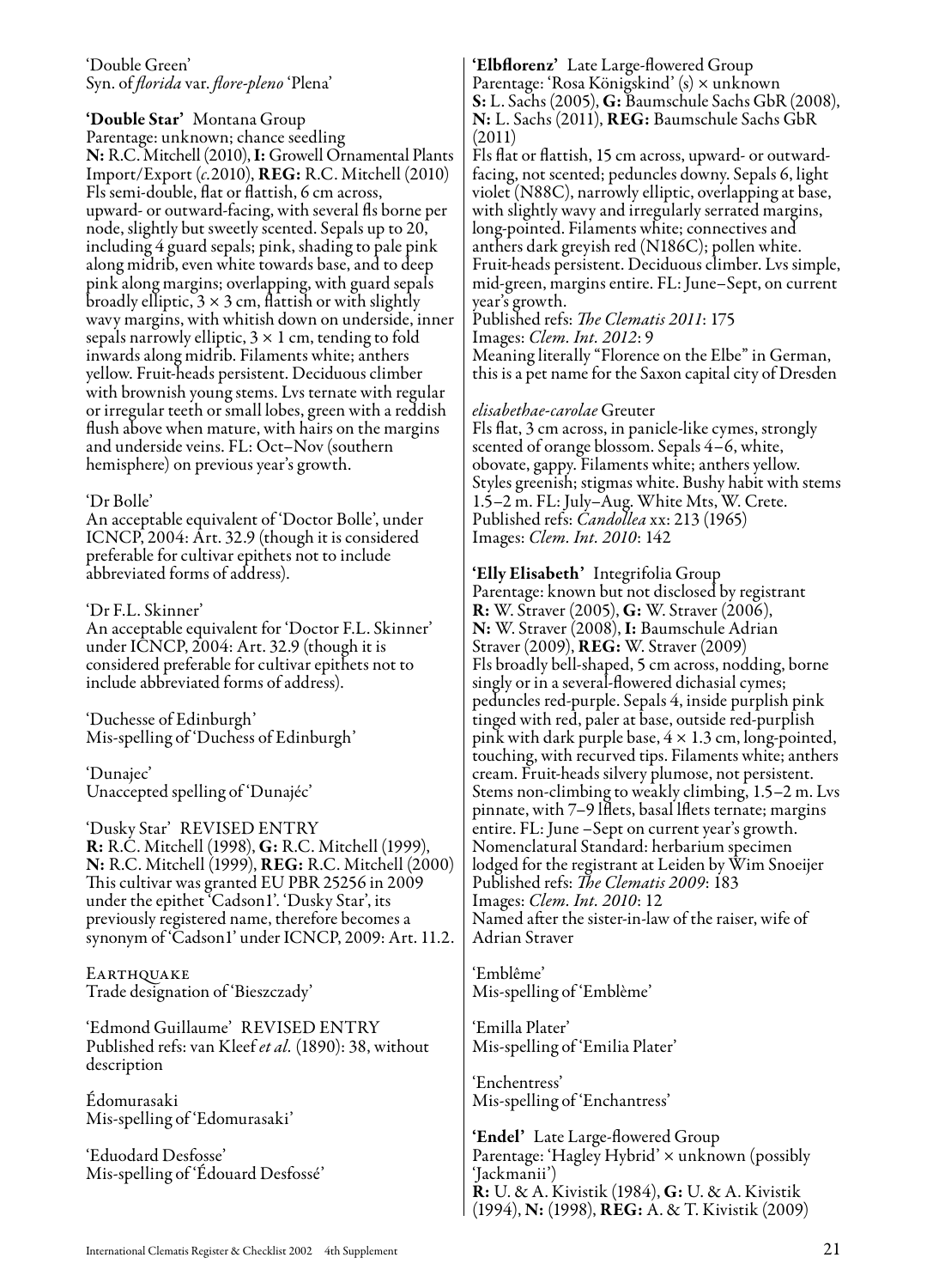'Double Green'
Syn. of *florida* var. *flore-pleno* 'Plena'

**'Double Star'** Montana Group
Parentage: unknown; chance seedling
**N:** R.C. Mitchell (2010), **I:** Growell Ornamental Plants Import/Export (*c.*2010), **REG:** R.C. Mitchell (2010)
Fls semi-double, flat or flattish, 6 cm across, upward- or outward-facing, with several fls borne per node, slightly but sweetly scented. Sepals up to 20, including 4 guard sepals; pink, shading to pale pink along midrib, even white towards base, and to deep pink along margins; overlapping, with guard sepals broadly elliptic, 3 × 3 cm, flattish or with slightly wavy margins, with whitish down on underside, inner sepals narrowly elliptic, 3 × 1 cm, tending to fold inwards along midrib. Filaments white; anthers yellow. Fruit-heads persistent. Deciduous climber with brownish young stems. Lvs ternate with regular or irregular teeth or small lobes, green with a reddish flush above when mature, with hairs on the margins and underside veins. FL: Oct–Nov (southern hemisphere) on previous year's growth.

'Dr Bolle'
An acceptable equivalent of 'Doctor Bolle', under ICNCP, 2004: Art. 32.9 (though it is considered preferable for cultivar epithets not to include abbreviated forms of address).

'Dr F.L. Skinner'
An acceptable equivalent for 'Doctor F.L. Skinner' under ICNCP, 2004: Art. 32.9 (though it is considered preferable for cultivar epithets not to include abbreviated forms of address).

'Duchesse of Edinburgh'
Mis-spelling of 'Duchess of Edinburgh'

'Dunajec'
Unaccepted spelling of 'Dunajéc'

'Dusky Star' REVISED ENTRY
**R:** R.C. Mitchell (1998), **G:** R.C. Mitchell (1999), **N:** R.C. Mitchell (1999), **REG:** R.C. Mitchell (2000)
This cultivar was granted EU PBR 25256 in 2009 under the epithet 'Cadson1'. 'Dusky Star', its previously registered name, therefore becomes a synonym of 'Cadson1' under ICNCP, 2009: Art. 11.2.

Earthquake
Trade designation of 'Bieszczady'

'Edmond Guillaume' REVISED ENTRY
Published refs: van Kleef *et al.* (1890): 38, without description

Édomurasaki
Mis-spelling of 'Edomurasaki'

'Eduodard Desfosse'
Mis-spelling of 'Édouard Desfossé'

**'Elbflorenz'** Late Large-flowered Group
Parentage: 'Rosa Königskind' (s) × unknown
**S:** L. Sachs (2005), **G:** Baumschule Sachs GbR (2008), **N:** L. Sachs (2011), **REG:** Baumschule Sachs GbR (2011)
Fls flat or flattish, 15 cm across, upward- or outward-facing, not scented; peduncles downy. Sepals 6, light violet (N88C), narrowly elliptic, overlapping at base, with slightly wavy and irregularly serrated margins, long-pointed. Filaments white; connectives and anthers dark greyish red (N186C); pollen white. Fruit-heads persistent. Deciduous climber. Lvs simple, mid-green, margins entire. FL: June–Sept, on current year's growth.
Published refs: *The Clematis 2011*: 175
Images: *Clem. Int. 2012*: 9
Meaning literally "Florence on the Elbe" in German, this is a pet name for the Saxon capital city of Dresden

*elisabethae-carolae* Greuter
Fls flat, 3 cm across, in panicle-like cymes, strongly scented of orange blossom. Sepals 4–6, white, obovate, gappy. Filaments white; anthers yellow. Styles greenish; stigmas white. Bushy habit with stems 1.5–2 m. FL: July–Aug. White Mts, W. Crete.
Published refs: *Candollea* xx: 213 (1965)
Images: *Clem. Int. 2010*: 142

**'Elly Elisabeth'** Integrifolia Group
Parentage: known but not disclosed by registrant
**R:** W. Straver (2005), **G:** W. Straver (2006), **N:** W. Straver (2008), **I:** Baumschule Adrian Straver (2009), **REG:** W. Straver (2009)
Fls broadly bell-shaped, 5 cm across, nodding, borne singly or in a several-flowered dichasial cymes; peduncles red-purple. Sepals 4, inside purplish pink tinged with red, paler at base, outside red-purplish pink with dark purple base, 4 × 1.3 cm, long-pointed, touching, with recurved tips. Filaments white; anthers cream. Fruit-heads silvery plumose, not persistent. Stems non-climbing to weakly climbing, 1.5–2 m. Lvs pinnate, with 7–9 lflets, basal lflets ternate; margins entire. FL: June –Sept on current year's growth.
Nomenclatural Standard: herbarium specimen lodged for the registrant at Leiden by Wim Snoeijer
Published refs: *The Clematis 2009*: 183
Images: *Clem. Int. 2010*: 12
Named after the sister-in-law of the raiser, wife of Adrian Straver

'Emblême'
Mis-spelling of 'Emblème'

'Emilla Plater'
Mis-spelling of 'Emilia Plater'

'Enchentress'
Mis-spelling of 'Enchantress'

**'Endel'** Late Large-flowered Group
Parentage: 'Hagley Hybrid' × unknown (possibly 'Jackmanii')
**R:** U. & A. Kivistik (1984), **G:** U. & A. Kivistik (1994), **N:** (1998), **REG:** A. & T. Kivistik (2009)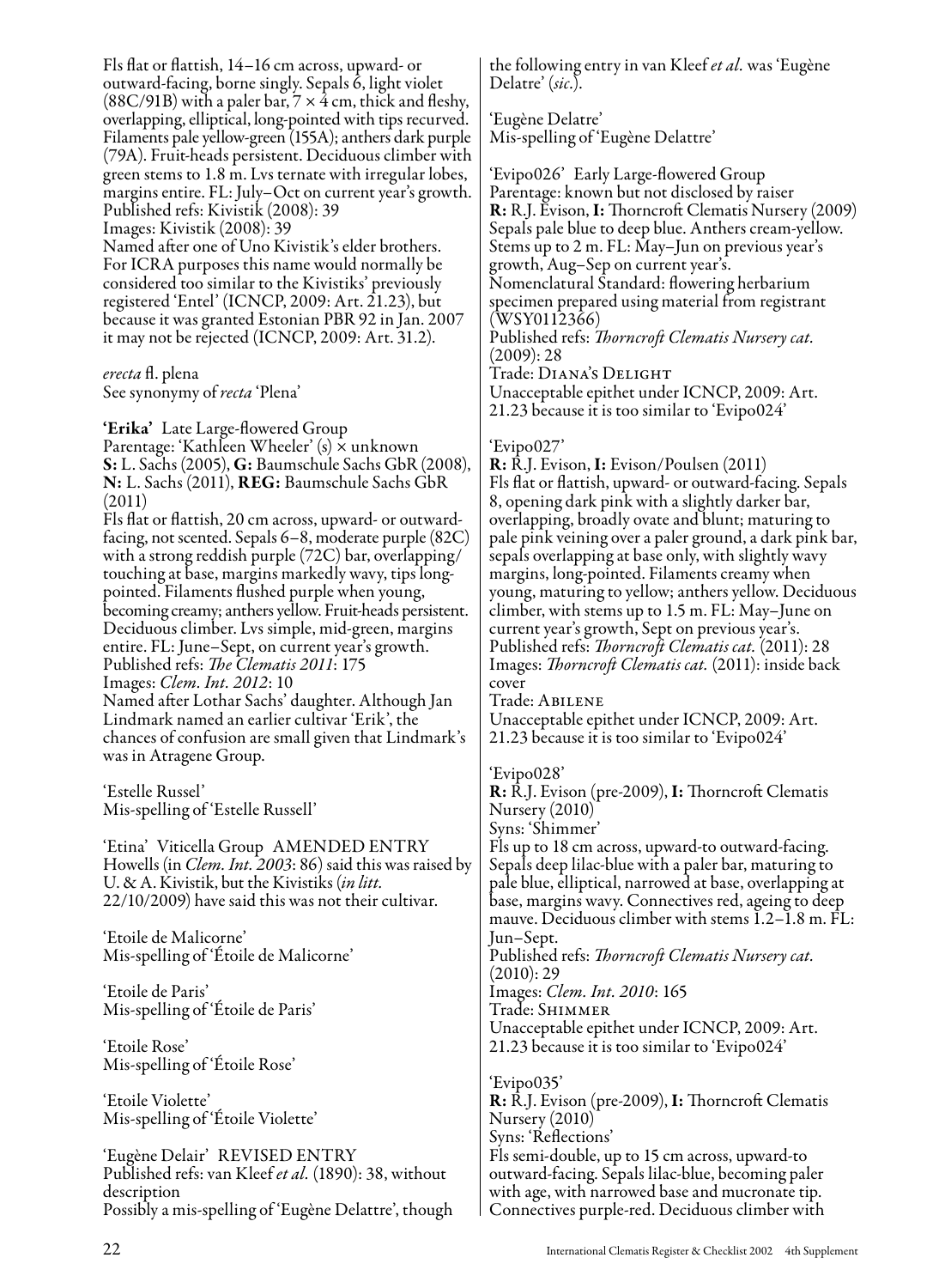Fls flat or flattish, 14–16 cm across, upward- or outward-facing, borne singly. Sepals 6, light violet (88C/91B) with a paler bar, 7 × 4 cm, thick and fleshy, overlapping, elliptical, long-pointed with tips recurved. Filaments pale yellow-green (155A); anthers dark purple (79A). Fruit-heads persistent. Deciduous climber with green stems to 1.8 m. Lvs ternate with irregular lobes, margins entire. FL: July–Oct on current year's growth.
Published refs: Kivistik (2008): 39
Images: Kivistik (2008): 39
Named after one of Uno Kivistik's elder brothers. For ICRA purposes this name would normally be considered too similar to the Kivistiks' previously registered 'Entel' (ICNCP, 2009: Art. 21.23), but because it was granted Estonian PBR 92 in Jan. 2007 it may not be rejected (ICNCP, 2009: Art. 31.2).

*erecta* fl. plena
See synonymy of *recta* 'Plena'

**'Erika'** Late Large-flowered Group
Parentage: 'Kathleen Wheeler' (s) × unknown
**S:** L. Sachs (2005), **G:** Baumschule Sachs GbR (2008), **N:** L. Sachs (2011), **REG:** Baumschule Sachs GbR (2011)
Fls flat or flattish, 20 cm across, upward- or outward-facing, not scented. Sepals 6–8, moderate purple (82C) with a strong reddish purple (72C) bar, overlapping/touching at base, margins markedly wavy, tips long-pointed. Filaments flushed purple when young, becoming creamy; anthers yellow. Fruit-heads persistent. Deciduous climber. Lvs simple, mid-green, margins entire. FL: June–Sept, on current year's growth.
Published refs: *The Clematis 2011*: 175
Images: *Clem. Int. 2012*: 10
Named after Lothar Sachs' daughter. Although Jan Lindmark named an earlier cultivar 'Erik', the chances of confusion are small given that Lindmark's was in Atragene Group.

'Estelle Russel'
Mis-spelling of 'Estelle Russell'

'Etina' Viticella Group AMENDED ENTRY
Howells (in *Clem. Int. 2003*: 86) said this was raised by U. & A. Kivistik, but the Kivistiks (*in litt.* 22/10/2009) have said this was not their cultivar.

'Etoile de Malicorne'
Mis-spelling of 'Étoile de Malicorne'

'Etoile de Paris'
Mis-spelling of 'Étoile de Paris'

'Etoile Rose'
Mis-spelling of 'Étoile Rose'

'Etoile Violette'
Mis-spelling of 'Étoile Violette'

'Eugène Delair' REVISED ENTRY
Published refs: van Kleef *et al.* (1890): 38, without description
Possibly a mis-spelling of 'Eugène Delattre', though the following entry in van Kleef *et al.* was 'Eugène Delatre' (*sic.*).

'Eugène Delatre'
Mis-spelling of 'Eugène Delattre'

'Evipo026' Early Large-flowered Group
Parentage: known but not disclosed by raiser
**R:** R.J. Evison, **I:** Thorncroft Clematis Nursery (2009)
Sepals pale blue to deep blue. Anthers cream-yellow. Stems up to 2 m. FL: May–Jun on previous year's growth, Aug–Sep on current year's.
Nomenclatural Standard: flowering herbarium specimen prepared using material from registrant (WSY0112366)
Published refs: *Thorncroft Clematis Nursery cat.* (2009): 28
Trade: Diana's Delight
Unacceptable epithet under ICNCP, 2009: Art. 21.23 because it is too similar to 'Evipo024'

'Evipo027'
**R:** R.J. Evison, **I:** Evison/Poulsen (2011)
Fls flat or flattish, upward- or outward-facing. Sepals 8, opening dark pink with a slightly darker bar, overlapping, broadly ovate and blunt; maturing to pale pink veining over a paler ground, a dark pink bar, sepals overlapping at base only, with slightly wavy margins, long-pointed. Filaments creamy when young, maturing to yellow; anthers yellow. Deciduous climber, with stems up to 1.5 m. FL: May–June on current year's growth, Sept on previous year's.
Published refs: *Thorncroft Clematis cat.* (2011): 28
Images: *Thorncroft Clematis cat.* (2011): inside back cover
Trade: Abilene
Unacceptable epithet under ICNCP, 2009: Art. 21.23 because it is too similar to 'Evipo024'

'Evipo028'
**R:** R.J. Evison (pre-2009), **I:** Thorncroft Clematis Nursery (2010)
Syns: 'Shimmer'
Fls up to 18 cm across, upward-to outward-facing. Sepals deep lilac-blue with a paler bar, maturing to pale blue, elliptical, narrowed at base, overlapping at base, margins wavy. Connectives red, ageing to deep mauve. Deciduous climber with stems 1.2–1.8 m. FL: Jun–Sept.
Published refs: *Thorncroft Clematis Nursery cat.* (2010): 29
Images: *Clem. Int. 2010*: 165
Trade: Shimmer
Unacceptable epithet under ICNCP, 2009: Art. 21.23 because it is too similar to 'Evipo024'

'Evipo035'
**R:** R.J. Evison (pre-2009), **I:** Thorncroft Clematis Nursery (2010)
Syns: 'Reflections'
Fls semi-double, up to 15 cm across, upward-to outward-facing. Sepals lilac-blue, becoming paler with age, with narrowed base and mucronate tip. Connectives purple-red. Deciduous climber with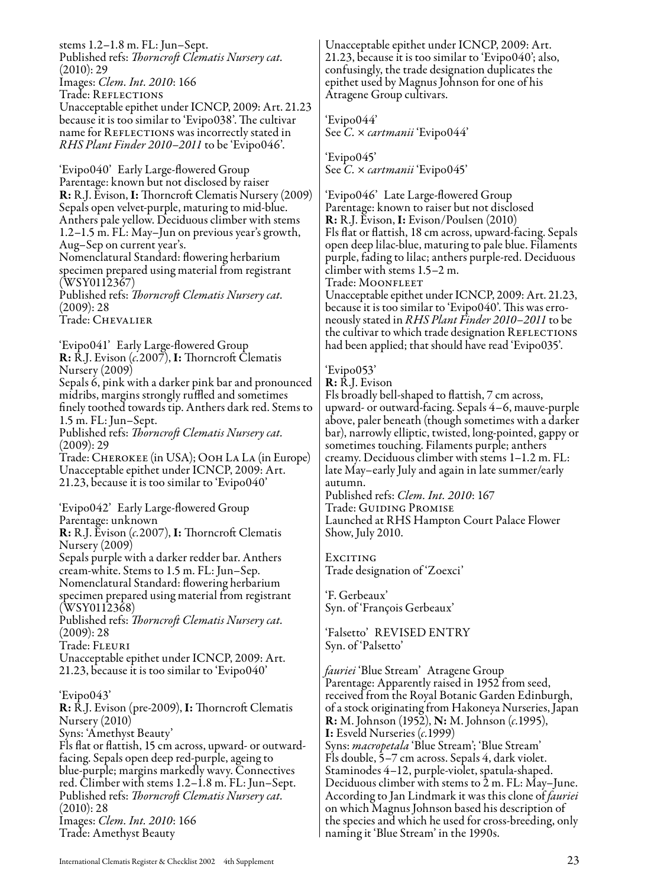stems 1.2–1.8 m. FL: Jun–Sept.
Published refs: *Thorncroft Clematis Nursery cat.* (2010): 29
Images: *Clem. Int. 2010*: 166
Trade: Reflections
Unacceptable epithet under ICNCP, 2009: Art. 21.23 because it is too similar to 'Evipo038'. The cultivar name for Reflections was incorrectly stated in *RHS Plant Finder 2010–2011* to be 'Evipo046'.

'Evipo040' Early Large-flowered Group
Parentage: known but not disclosed by raiser
**R:** R.J. Evison, **I:** Thorncroft Clematis Nursery (2009)
Sepals open velvet-purple, maturing to mid-blue. Anthers pale yellow. Deciduous climber with stems 1.2–1.5 m. FL: May–Jun on previous year's growth, Aug–Sep on current year's.
Nomenclatural Standard: flowering herbarium specimen prepared using material from registrant (WSY0112367)
Published refs: *Thorncroft Clematis Nursery cat.* (2009): 28
Trade: Chevalier

'Evipo041' Early Large-flowered Group
**R:** R.J. Evison (*c.*2007), **I:** Thorncroft Clematis Nursery (2009)
Sepals 6, pink with a darker pink bar and pronounced midribs, margins strongly ruffled and sometimes finely toothed towards tip. Anthers dark red. Stems to 1.5 m. FL: Jun–Sept.
Published refs: *Thorncroft Clematis Nursery cat.* (2009): 29
Trade: Cherokee (in USA); Ooh La La (in Europe)
Unacceptable epithet under ICNCP, 2009: Art. 21.23, because it is too similar to 'Evipo040'

'Evipo042' Early Large-flowered Group
Parentage: unknown
**R:** R.J. Evison (*c.*2007), **I:** Thorncroft Clematis Nursery (2009)
Sepals purple with a darker redder bar. Anthers cream-white. Stems to 1.5 m. FL: Jun–Sep.
Nomenclatural Standard: flowering herbarium specimen prepared using material from registrant (WSY0112368)
Published refs: *Thorncroft Clematis Nursery cat.* (2009): 28
Trade: Fleuri
Unacceptable epithet under ICNCP, 2009: Art. 21.23, because it is too similar to 'Evipo040'

'Evipo043'
**R:** R.J. Evison (pre-2009), **I:** Thorncroft Clematis Nursery (2010)
Syns: 'Amethyst Beauty'
Fls flat or flattish, 15 cm across, upward- or outward-facing. Sepals open deep red-purple, ageing to blue-purple; margins markedly wavy. Connectives red. Climber with stems 1.2–1.8 m. FL: Jun–Sept.
Published refs: *Thorncroft Clematis Nursery cat.* (2010): 28
Images: *Clem. Int. 2010*: 166
Trade: Amethyst Beauty
Unacceptable epithet under ICNCP, 2009: Art. 21.23, because it is too similar to 'Evipo040'; also, confusingly, the trade designation duplicates the epithet used by Magnus Johnson for one of his Atragene Group cultivars.

'Evipo044'
See *C.* × *cartmanii* 'Evipo044'

'Evipo045'
See *C.* × *cartmanii* 'Evipo045'

'Evipo046' Late Large-flowered Group
Parentage: known to raiser but not disclosed
**R:** R.J. Evison, **I:** Evison/Poulsen (2010)
Fls flat or flattish, 18 cm across, upward-facing. Sepals open deep lilac-blue, maturing to pale blue. Filaments purple, fading to lilac; anthers purple-red. Deciduous climber with stems 1.5–2 m.
Trade: Moonfleet
Unacceptable epithet under ICNCP, 2009: Art. 21.23, because it is too similar to 'Evipo040'. This was erroneously stated in *RHS Plant Finder 2010–2011* to be the cultivar to which trade designation Reflections had been applied; that should have read 'Evipo035'.

'Evipo053'
**R:** R.J. Evison
Fls broadly bell-shaped to flattish, 7 cm across, upward- or outward-facing. Sepals 4–6, mauve-purple above, paler beneath (though sometimes with a darker bar), narrowly elliptic, twisted, long-pointed, gappy or sometimes touching. Filaments purple; anthers creamy. Deciduous climber with stems 1–1.2 m. FL: late May–early July and again in late summer/early autumn.
Published refs: *Clem. Int. 2010*: 167
Trade: Guiding Promise
Launched at RHS Hampton Court Palace Flower Show, July 2010.

Exciting
Trade designation of 'Zoexci'

'F. Gerbeaux'
Syn. of 'François Gerbeaux'

'Falsetto' REVISED ENTRY
Syn. of 'Palsetto'

*fauriei* 'Blue Stream' Atragene Group
Parentage: Apparently raised in 1952 from seed, received from the Royal Botanic Garden Edinburgh, of a stock originating from Hakoneya Nurseries, Japan
**R:** M. Johnson (1952), **N:** M. Johnson (*c.*1995), **I:** Esveld Nurseries (*c.*1999)
Syns: *macropetala* 'Blue Stream'; 'Blue Stream'
Fls double, 5–7 cm across. Sepals 4, dark violet. Staminodes 4–12, purple-violet, spatula-shaped. Deciduous climber with stems to 2 m. FL: May–June. According to Jan Lindmark it was this clone of *fauriei* on which Magnus Johnson based his description of the species and which he used for cross-breeding, only naming it 'Blue Stream' in the 1990s.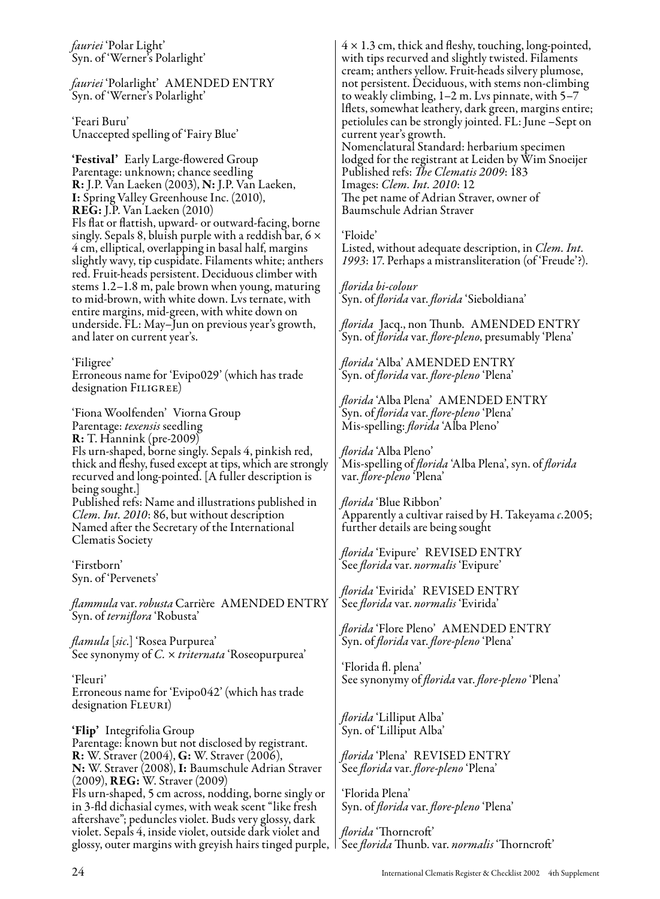*fauriei* 'Polar Light'
Syn. of 'Werner's Polarlight'

*fauriei* 'Polarlight' AMENDED ENTRY
Syn. of 'Werner's Polarlight'

'Feari Buru'
Unaccepted spelling of 'Fairy Blue'

**'Festival'** Early Large-flowered Group
Parentage: unknown; chance seedling
**R:** J.P. Van Laeken (2003), **N:** J.P. Van Laeken, **I:** Spring Valley Greenhouse Inc. (2010), **REG:** J.P. Van Laeken (2010)
Fls flat or flattish, upward- or outward-facing, borne singly. Sepals 8, bluish purple with a reddish bar, 6 × 4 cm, elliptical, overlapping in basal half, margins slightly wavy, tip cuspidate. Filaments white; anthers red. Fruit-heads persistent. Deciduous climber with stems 1.2–1.8 m, pale brown when young, maturing to mid-brown, with white down. Lvs ternate, with entire margins, mid-green, with white down on underside. FL: May–Jun on previous year's growth, and later on current year's.

'Filigree'
Erroneous name for 'Evipo029' (which has trade designation FILIGREE)

'Fiona Woolfenden' Viorna Group
Parentage: *texensis* seedling
**R:** T. Hannink (pre-2009)
Fls urn-shaped, borne singly. Sepals 4, pinkish red, thick and fleshy, fused except at tips, which are strongly recurved and long-pointed. [A fuller description is being sought.]
Published refs: Name and illustrations published in *Clem. Int. 2010*: 86, but without description
Named after the Secretary of the International Clematis Society

'Firstborn'
Syn. of 'Pervenets'

*flammula* var. *robusta* Carrière AMENDED ENTRY
Syn. of *terniflora* 'Robusta'

*flamula* [*sic*.] 'Rosea Purpurea'
See synonymy of *C.* × *triternata* 'Roseopurpurea'

'Fleuri'
Erroneous name for 'Evipo042' (which has trade designation FLEURI)

**'Flip'** Integrifolia Group
Parentage: known but not disclosed by registrant.
**R:** W. Straver (2004), **G:** W. Straver (2006), **N:** W. Straver (2008), **I:** Baumschule Adrian Straver (2009), **REG:** W. Straver (2009)
Fls urn-shaped, 5 cm across, nodding, borne singly or in 3-fld dichasial cymes, with weak scent "like fresh aftershave"; peduncles violet. Buds very glossy, dark violet. Sepals 4, inside violet, outside dark violet and glossy, outer margins with greyish hairs tinged purple, 4 × 1.3 cm, thick and fleshy, touching, long-pointed, with tips recurved and slightly twisted. Filaments cream; anthers yellow. Fruit-heads silvery plumose, not persistent. Deciduous, with stems non-climbing to weakly climbing, 1–2 m. Lvs pinnate, with 5–7 lflets, somewhat leathery, dark green, margins entire; petiolules can be strongly jointed. FL: June –Sept on current year's growth.
Nomenclatural Standard: herbarium specimen lodged for the registrant at Leiden by Wim Snoeijer
Published refs: *The Clematis 2009*: 183
Images: *Clem. Int. 2010*: 12
The pet name of Adrian Straver, owner of Baumschule Adrian Straver

'Floide'
Listed, without adequate description, in *Clem. Int. 1993*: 17. Perhaps a mistransliteration (of 'Freude'?).

*florida bi-colour*
Syn. of *florida* var. *florida* 'Sieboldiana'

*florida* Jacq., non Thunb. AMENDED ENTRY
Syn. of *florida* var. *flore-pleno*, presumably 'Plena'

*florida* 'Alba' AMENDED ENTRY
Syn. of *florida* var. *flore-pleno* 'Plena'

*florida* 'Alba Plena' AMENDED ENTRY
Syn. of *florida* var. *flore-pleno* 'Plena'
Mis-spelling: *florida* 'Alba Pleno'

*florida* 'Alba Pleno'
Mis-spelling of *florida* 'Alba Plena', syn. of *florida* var. *flore-pleno* 'Plena'

*florida* 'Blue Ribbon'
Apparently a cultivar raised by H. Takeyama *c*.2005; further details are being sought

*florida* 'Evipure' REVISED ENTRY
See *florida* var. *normalis* 'Evipure'

*florida* 'Evirida' REVISED ENTRY
See *florida* var. *normalis* 'Evirida'

*florida* 'Flore Pleno' AMENDED ENTRY
Syn. of *florida* var. *flore-pleno* 'Plena'

'Florida fl. plena'
See synonymy of *florida* var. *flore-pleno* 'Plena'

*florida* 'Lilliput Alba'
Syn. of 'Lilliput Alba'

*florida* 'Plena' REVISED ENTRY
See *florida* var. *flore-pleno* 'Plena'

'Florida Plena'
Syn. of *florida* var. *flore-pleno* 'Plena'

*florida* 'Thorncroft'
See *florida* Thunb. var. *normalis* 'Thorncroft'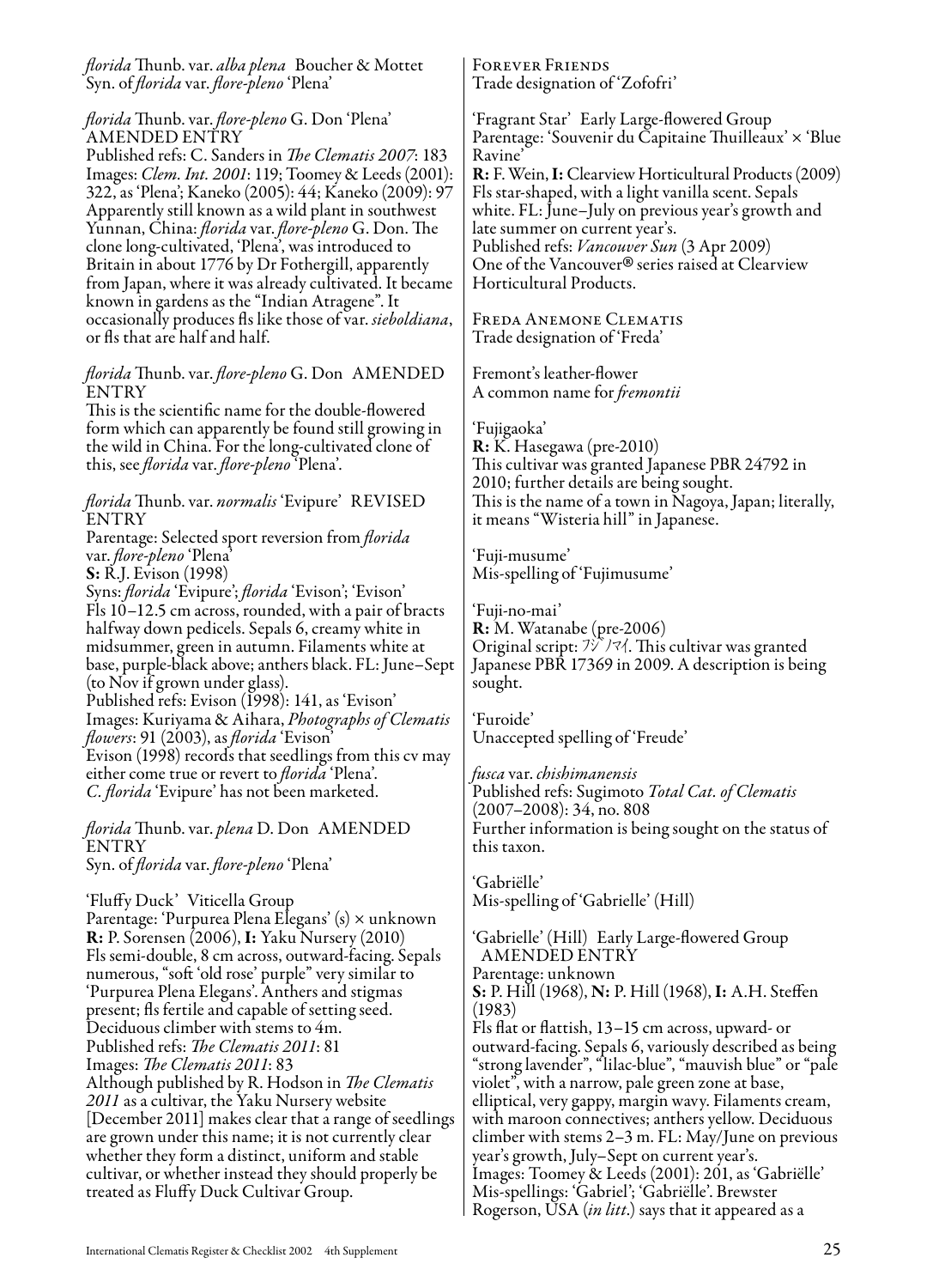*florida* Thunb. var. *alba plena* Boucher & Mottet
Syn. of *florida* var. *flore-pleno* 'Plena'

*florida* Thunb. var. *flore-pleno* G. Don 'Plena' AMENDED ENTRY
Published refs: C. Sanders in *The Clematis 2007*: 183
Images: *Clem. Int. 2001*: 119; Toomey & Leeds (2001): 322, as 'Plena'; Kaneko (2005): 44; Kaneko (2009): 97
Apparently still known as a wild plant in southwest Yunnan, China: *florida* var. *flore-pleno* G. Don. The clone long-cultivated, 'Plena', was introduced to Britain in about 1776 by Dr Fothergill, apparently from Japan, where it was already cultivated. It became known in gardens as the "Indian Atragene". It occasionally produces fls like those of var. *sieboldiana*, or fls that are half and half.

*florida* Thunb. var. *flore-pleno* G. Don AMENDED ENTRY
This is the scientific name for the double-flowered form which can apparently be found still growing in the wild in China. For the long-cultivated clone of this, see *florida* var. *flore-pleno* 'Plena'.

*florida* Thunb. var. *normalis* 'Evipure' REVISED ENTRY
Parentage: Selected sport reversion from *florida* var. *flore-pleno* 'Plena'
**S:** R.J. Evison (1998)
Syns: *florida* 'Evipure'; *florida* 'Evison'; 'Evison'
Fls 10–12.5 cm across, rounded, with a pair of bracts halfway down pedicels. Sepals 6, creamy white in midsummer, green in autumn. Filaments white at base, purple-black above; anthers black. FL: June–Sept (to Nov if grown under glass).
Published refs: Evison (1998): 141, as 'Evison'
Images: Kuriyama & Aihara, *Photographs of Clematis flowers*: 91 (2003), as *florida* 'Evison'
Evison (1998) records that seedlings from this cv may either come true or revert to *florida* 'Plena'.
*C. florida* 'Evipure' has not been marketed.

*florida* Thunb. var. *plena* D. Don AMENDED ENTRY
Syn. of *florida* var. *flore-pleno* 'Plena'

'Fluffy Duck' Viticella Group
Parentage: 'Purpurea Plena Elegans' (s) × unknown
**R:** P. Sorensen (2006), **I:** Yaku Nursery (2010)
Fls semi-double, 8 cm across, outward-facing. Sepals numerous, "soft 'old rose' purple" very similar to 'Purpurea Plena Elegans'. Anthers and stigmas present; fls fertile and capable of setting seed. Deciduous climber with stems to 4m.
Published refs: *The Clematis 2011*: 81
Images: *The Clematis 2011*: 83
Although published by R. Hodson in *The Clematis 2011* as a cultivar, the Yaku Nursery website [December 2011] makes clear that a range of seedlings are grown under this name; it is not currently clear whether they form a distinct, uniform and stable cultivar, or whether instead they should properly be treated as Fluffy Duck Cultivar Group.

Forever Friends
Trade designation of 'Zofofri'

'Fragrant Star' Early Large-flowered Group
Parentage: 'Souvenir du Capitaine Thuilleaux' × 'Blue Ravine'
**R:** F. Wein, **I:** Clearview Horticultural Products (2009)
Fls star-shaped, with a light vanilla scent. Sepals white. FL: June–July on previous year's growth and late summer on current year's.
Published refs: *Vancouver Sun* (3 Apr 2009)
One of the Vancouver® series raised at Clearview Horticultural Products.

Freda Anemone Clematis
Trade designation of 'Freda'

Fremont's leather-flower
A common name for *fremontii*

'Fujigaoka'
**R:** K. Hasegawa (pre-2010)
This cultivar was granted Japanese PBR 24792 in 2010; further details are being sought.
This is the name of a town in Nagoya, Japan; literally, it means "Wisteria hill" in Japanese.

'Fuji-musume'
Mis-spelling of 'Fujimusume'

'Fuji-no-mai'
**R:** M. Watanabe (pre-2006)
Original script: フジノマイ. This cultivar was granted Japanese PBR 17369 in 2009. A description is being sought.

'Furoide'
Unaccepted spelling of 'Freude'

*fusca* var. *chishimanensis*
Published refs: Sugimoto *Total Cat. of Clematis* (2007–2008): 34, no. 808
Further information is being sought on the status of this taxon.

'Gabriëlle'
Mis-spelling of 'Gabrielle' (Hill)

'Gabrielle' (Hill) Early Large-flowered Group AMENDED ENTRY
Parentage: unknown
**S:** P. Hill (1968), **N:** P. Hill (1968), **I:** A.H. Steffen (1983)
Fls flat or flattish, 13–15 cm across, upward- or outward-facing. Sepals 6, variously described as being "strong lavender", "lilac-blue", "mauvish blue" or "pale violet", with a narrow, pale green zone at base, elliptical, very gappy, margin wavy. Filaments cream, with maroon connectives; anthers yellow. Deciduous climber with stems 2–3 m. FL: May/June on previous year's growth, July–Sept on current year's.
Images: Toomey & Leeds (2001): 201, as 'Gabriëlle'
Mis-spellings: 'Gabriel'; 'Gabriëlle'. Brewster Rogerson, USA (*in litt.*) says that it appeared as a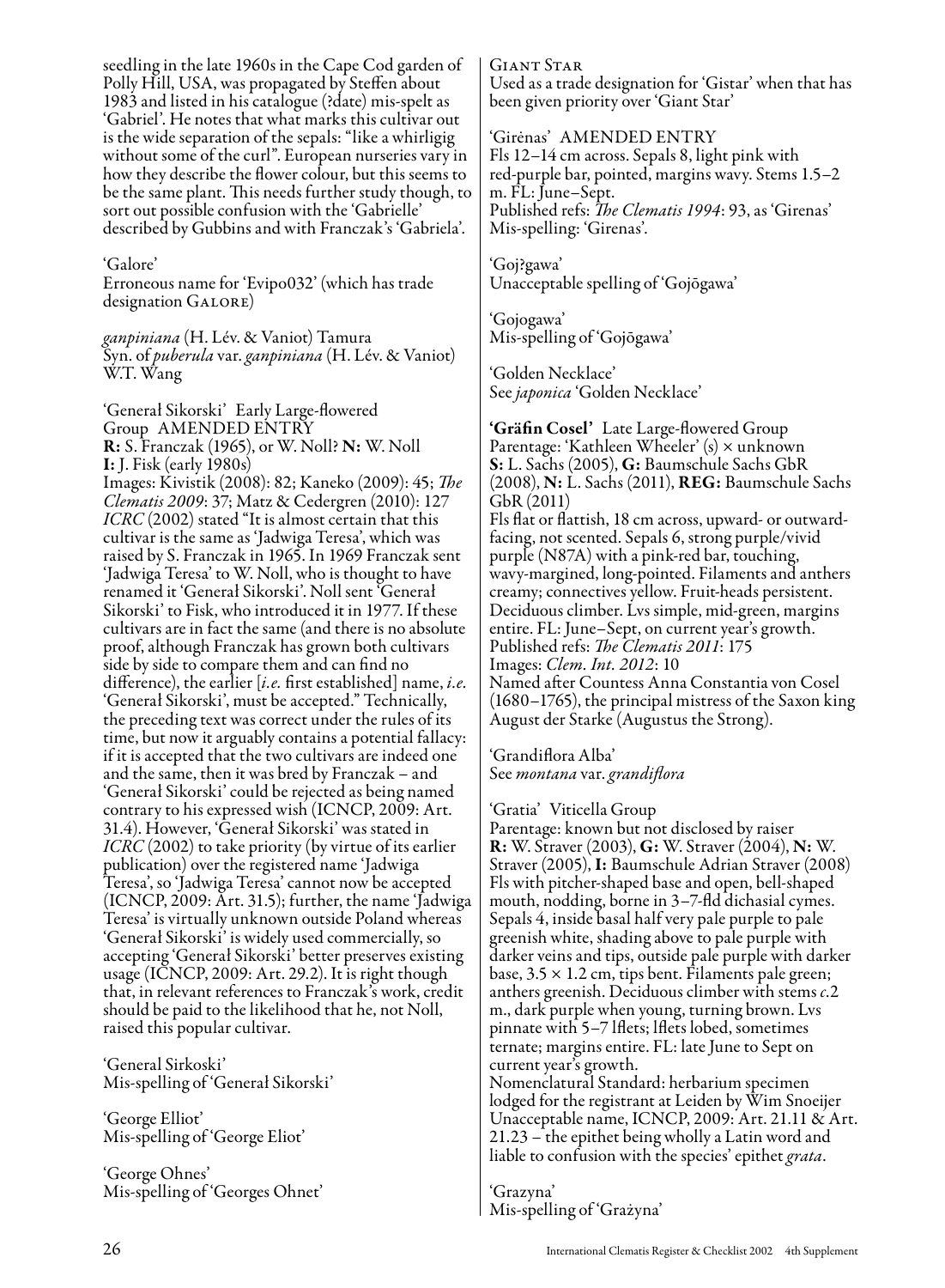seedling in the late 1960s in the Cape Cod garden of Polly Hill, USA, was propagated by Steffen about 1983 and listed in his catalogue (?date) mis-spelt as 'Gabriel'. He notes that what marks this cultivar out is the wide separation of the sepals: "like a whirligig without some of the curl". European nurseries vary in how they describe the flower colour, but this seems to be the same plant. This needs further study though, to sort out possible confusion with the 'Gabrielle' described by Gubbins and with Franczak's 'Gabriela'.

'Galore'
Erroneous name for 'Evipo032' (which has trade designation GALORE)

*ganpiniana* (H. Lév. & Vaniot) Tamura
Syn. of *puberula* var. *ganpiniana* (H. Lév. & Vaniot) W.T. Wang

'Generał Sikorski' Early Large-flowered Group AMENDED ENTRY
**R:** S. Franczak (1965), or W. Noll? **N:** W. Noll
**I:** J. Fisk (early 1980s)
Images: Kivistik (2008): 82; Kaneko (2009): 45; *The Clematis 2009*: 37; Matz & Cedergren (2010): 127
*ICRC* (2002) stated "It is almost certain that this cultivar is the same as 'Jadwiga Teresa', which was raised by S. Franczak in 1965. In 1969 Franczak sent 'Jadwiga Teresa' to W. Noll, who is thought to have renamed it 'Generał Sikorski'. Noll sent 'Generał Sikorski' to Fisk, who introduced it in 1977. If these cultivars are in fact the same (and there is no absolute proof, although Franczak has grown both cultivars side by side to compare them and can find no difference), the earlier [*i.e.* first established] name, *i.e.* 'Generał Sikorski', must be accepted." Technically, the preceding text was correct under the rules of its time, but now it arguably contains a potential fallacy: if it is accepted that the two cultivars are indeed one and the same, then it was bred by Franczak – and 'Generał Sikorski' could be rejected as being named contrary to his expressed wish (ICNCP, 2009: Art. 31.4). However, 'Generał Sikorski' was stated in *ICRC* (2002) to take priority (by virtue of its earlier publication) over the registered name 'Jadwiga Teresa', so 'Jadwiga Teresa' cannot now be accepted (ICNCP, 2009: Art. 31.5); further, the name 'Jadwiga Teresa' is virtually unknown outside Poland whereas 'Generał Sikorski' is widely used commercially, so accepting 'Generał Sikorski' better preserves existing usage (ICNCP, 2009: Art. 29.2). It is right though that, in relevant references to Franczak's work, credit should be paid to the likelihood that he, not Noll, raised this popular cultivar.

'General Sirkoski'
Mis-spelling of 'Generał Sikorski'

'George Elliot'
Mis-spelling of 'George Eliot'

'George Ohnes'
Mis-spelling of 'Georges Ohnet'

GIANT STAR
Used as a trade designation for 'Gistar' when that has been given priority over 'Giant Star'

'Girėnas' AMENDED ENTRY
Fls 12–14 cm across. Sepals 8, light pink with red-purple bar, pointed, margins wavy. Stems 1.5–2 m. FL: June–Sept.
Published refs: *The Clematis 1994*: 93, as 'Girenas'
Mis-spelling: 'Girenas'.

'Goj?gawa'
Unacceptable spelling of 'Gojōgawa'

'Gojogawa'
Mis-spelling of 'Gojōgawa'

'Golden Necklace'
See *japonica* 'Golden Necklace'

**'Gräfin Cosel'** Late Large-flowered Group
Parentage: 'Kathleen Wheeler' (s) × unknown
**S:** L. Sachs (2005), **G:** Baumschule Sachs GbR (2008), **N:** L. Sachs (2011), **REG:** Baumschule Sachs GbR (2011)
Fls flat or flattish, 18 cm across, upward- or outward-facing, not scented. Sepals 6, strong purple/vivid purple (N87A) with a pink-red bar, touching, wavy-margined, long-pointed. Filaments and anthers creamy; connectives yellow. Fruit-heads persistent. Deciduous climber. Lvs simple, mid-green, margins entire. FL: June–Sept, on current year's growth.
Published refs: *The Clematis 2011*: 175
Images: *Clem. Int. 2012*: 10
Named after Countess Anna Constantia von Cosel (1680–1765), the principal mistress of the Saxon king August der Starke (Augustus the Strong).

'Grandiflora Alba'
See *montana* var. *grandiflora*

'Gratia' Viticella Group
Parentage: known but not disclosed by raiser
**R:** W. Straver (2003), **G:** W. Straver (2004), **N:** W. Straver (2005), **I:** Baumschule Adrian Straver (2008)
Fls with pitcher-shaped base and open, bell-shaped mouth, nodding, borne in 3–7-fld dichasial cymes. Sepals 4, inside basal half very pale purple to pale greenish white, shading above to pale purple with darker veins and tips, outside pale purple with darker base, 3.5 × 1.2 cm, tips bent. Filaments pale green; anthers greenish. Deciduous climber with stems *c.*2 m., dark purple when young, turning brown. Lvs pinnate with 5–7 lflets; lflets lobed, sometimes ternate; margins entire. FL: late June to Sept on current year's growth.
Nomenclatural Standard: herbarium specimen lodged for the registrant at Leiden by Wim Snoeijer
Unacceptable name, ICNCP, 2009: Art. 21.11 & Art. 21.23 – the epithet being wholly a Latin word and liable to confusion with the species' epithet *grata*.

'Grazyna'
Mis-spelling of 'Grażyna'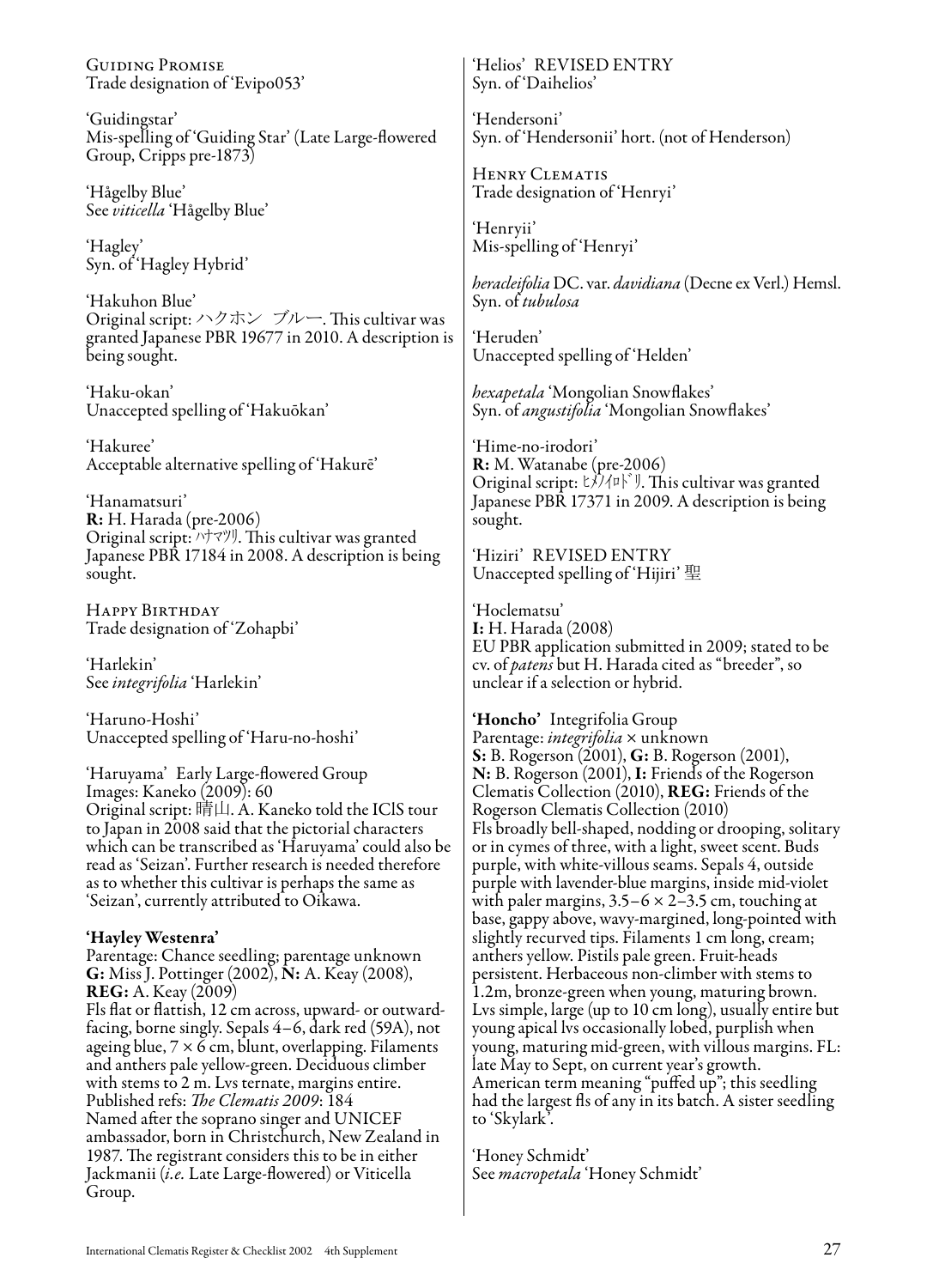Guiding Promise
Trade designation of 'Evipo053'

'Guidingstar'
Mis-spelling of 'Guiding Star' (Late Large-flowered Group, Cripps pre-1873)

'Hågelby Blue'
See *viticella* 'Hågelby Blue'

'Hagley'
Syn. of 'Hagley Hybrid'

'Hakuhon Blue'
Original script: ハクホン ブルー. This cultivar was granted Japanese PBR 19677 in 2010. A description is being sought.

'Haku-okan'
Unaccepted spelling of 'Hakuōkan'

'Hakuree'
Acceptable alternative spelling of 'Hakurē'

'Hanamatsuri'
**R:** H. Harada (pre-2006)
Original script: ハナマツリ. This cultivar was granted Japanese PBR 17184 in 2008. A description is being sought.

Happy Birthday
Trade designation of 'Zohapbi'

'Harlekin'
See *integrifolia* 'Harlekin'

'Haruno-Hoshi'
Unaccepted spelling of 'Haru-no-hoshi'

'Haruyama' Early Large-flowered Group
Images: Kaneko (2009): 60
Original script: 晴山. A. Kaneko told the IClS tour to Japan in 2008 said that the pictorial characters which can be transcribed as 'Haruyama' could also be read as 'Seizan'. Further research is needed therefore as to whether this cultivar is perhaps the same as 'Seizan', currently attributed to Oikawa.

**'Hayley Westenra'**
Parentage: Chance seedling; parentage unknown
**G:** Miss J. Pottinger (2002), **N:** A. Keay (2008), **REG:** A. Keay (2009)
Fls flat or flattish, 12 cm across, upward- or outward-facing, borne singly. Sepals 4–6, dark red (59A), not ageing blue, 7 × 6 cm, blunt, overlapping. Filaments and anthers pale yellow-green. Deciduous climber with stems to 2 m. Lvs ternate, margins entire.
Published refs: *The Clematis 2009*: 184
Named after the soprano singer and UNICEF ambassador, born in Christchurch, New Zealand in 1987. The registrant considers this to be in either Jackmanii (*i.e.* Late Large-flowered) or Viticella Group.

'Helios' REVISED ENTRY
Syn. of 'Daihelios'

'Hendersoni'
Syn. of 'Hendersonii' hort. (not of Henderson)

Henry Clematis
Trade designation of 'Henryi'

'Henryii'
Mis-spelling of 'Henryi'

*heracleifolia* DC. var. *davidiana* (Decne ex Verl.) Hemsl.
Syn. of *tubulosa*

'Heruden'
Unaccepted spelling of 'Helden'

*hexapetala* 'Mongolian Snowflakes'
Syn. of *angustifolia* 'Mongolian Snowflakes'

'Hime-no-irodori'
**R:** M. Watanabe (pre-2006)
Original script: ヒメノイロドリ. This cultivar was granted Japanese PBR 17371 in 2009. A description is being sought.

'Hiziri' REVISED ENTRY
Unaccepted spelling of 'Hijiri' 聖

'Hoclematsu'
**I:** H. Harada (2008)
EU PBR application submitted in 2009; stated to be cv. of *patens* but H. Harada cited as "breeder", so unclear if a selection or hybrid.

**'Honcho'** Integrifolia Group
Parentage: *integrifolia* × unknown
**S:** B. Rogerson (2001), **G:** B. Rogerson (2001), **N:** B. Rogerson (2001), **I:** Friends of the Rogerson Clematis Collection (2010), **REG:** Friends of the Rogerson Clematis Collection (2010)
Fls broadly bell-shaped, nodding or drooping, solitary or in cymes of three, with a light, sweet scent. Buds purple, with white-villous seams. Sepals 4, outside purple with lavender-blue margins, inside mid-violet with paler margins, 3.5–6 × 2–3.5 cm, touching at base, gappy above, wavy-margined, long-pointed with slightly recurved tips. Filaments 1 cm long, cream; anthers yellow. Pistils pale green. Fruit-heads persistent. Herbaceous non-climber with stems to 1.2m, bronze-green when young, maturing brown. Lvs simple, large (up to 10 cm long), usually entire but young apical lvs occasionally lobed, purplish when young, maturing mid-green, with villous margins. FL: late May to Sept, on current year's growth.
American term meaning "puffed up"; this seedling had the largest fls of any in its batch. A sister seedling to 'Skylark'.

'Honey Schmidt'
See *macropetala* 'Honey Schmidt'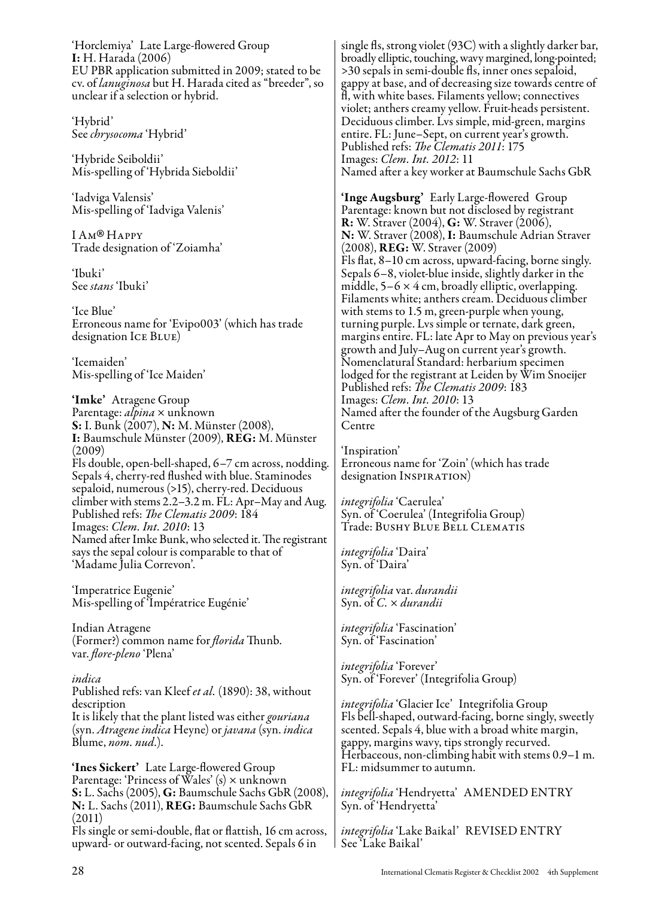'Horclemiya' Late Large-flowered Group
**I:** H. Harada (2006)
EU PBR application submitted in 2009; stated to be cv. of *lanuginosa* but H. Harada cited as "breeder", so unclear if a selection or hybrid.

'Hybrid'
See *chrysocoma* 'Hybrid'

'Hybride Seiboldii'
Mis-spelling of 'Hybrida Sieboldii'

'Iadviga Valensis'
Mis-spelling of 'Iadviga Valenis'

I AM® HAPPY
Trade designation of 'Zoiamha'

'Ibuki'
See *stans* 'Ibuki'

'Ice Blue'
Erroneous name for 'Evipo003' (which has trade designation ICE BLUE)

'Icemaiden'
Mis-spelling of 'Ice Maiden'

**'Imke'** Atragene Group
Parentage: *alpina* × unknown
**S:** I. Bunk (2007), **N:** M. Münster (2008), **I:** Baumschule Münster (2009), **REG:** M. Münster (2009)
Fls double, open-bell-shaped, 6–7 cm across, nodding. Sepals 4, cherry-red flushed with blue. Staminodes sepaloid, numerous (>15), cherry-red. Deciduous climber with stems 2.2–3.2 m. FL: Apr–May and Aug.
Published refs: *The Clematis 2009*: 184
Images: *Clem. Int. 2010*: 13
Named after Imke Bunk, who selected it. The registrant says the sepal colour is comparable to that of 'Madame Julia Correvon'.

'Imperatrice Eugenie'
Mis-spelling of 'Impératrice Eugénie'

Indian Atragene
(Former?) common name for *florida* Thunb. var. *flore-pleno* 'Plena'

*indica*
Published refs: van Kleef *et al.* (1890): 38, without description
It is likely that the plant listed was either *gouriana* (syn. *Atragene indica* Heyne) or *javana* (syn. *indica* Blume, *nom. nud.*).

**'Ines Sickert'** Late Large-flowered Group
Parentage: 'Princess of Wales' (s) × unknown
**S:** L. Sachs (2005), **G:** Baumschule Sachs GbR (2008), **N:** L. Sachs (2011), **REG:** Baumschule Sachs GbR (2011)
Fls single or semi-double, flat or flattish, 16 cm across, upward- or outward-facing, not scented. Sepals 6 in single fls, strong violet (93C) with a slightly darker bar, broadly elliptic, touching, wavy margined, long-pointed; >30 sepals in semi-double fls, inner ones sepaloid, gappy at base, and of decreasing size towards centre of fl, with white bases. Filaments yellow; connectives violet; anthers creamy yellow. Fruit-heads persistent. Deciduous climber. Lvs simple, mid-green, margins entire. FL: June–Sept, on current year's growth.
Published refs: *The Clematis 2011*: 175
Images: *Clem. Int. 2012*: 11
Named after a key worker at Baumschule Sachs GbR

**'Inge Augsburg'** Early Large-flowered Group
Parentage: known but not disclosed by registrant
**R:** W. Straver (2004), **G:** W. Straver (2006), **N:** W. Straver (2008), **I:** Baumschule Adrian Straver (2008), **REG:** W. Straver (2009)
Fls flat, 8–10 cm across, upward-facing, borne singly. Sepals 6–8, violet-blue inside, slightly darker in the middle, 5–6 × 4 cm, broadly elliptic, overlapping. Filaments white; anthers cream. Deciduous climber with stems to 1.5 m, green-purple when young, turning purple. Lvs simple or ternate, dark green, margins entire. FL: late Apr to May on previous year's growth and July–Aug on current year's growth.
Nomenclatural Standard: herbarium specimen lodged for the registrant at Leiden by Wim Snoeijer
Published refs: *The Clematis 2009*: 183
Images: *Clem. Int. 2010*: 13
Named after the founder of the Augsburg Garden Centre

'Inspiration'
Erroneous name for 'Zoin' (which has trade designation INSPIRATION)

*integrifolia* 'Caerulea'
Syn. of 'Coerulea' (Integrifolia Group)
Trade: BUSHY BLUE BELL CLEMATIS

*integrifolia* 'Daira'
Syn. of 'Daira'

*integrifolia* var. *durandii*
Syn. of *C.* × *durandii*

*integrifolia* 'Fascination'
Syn. of 'Fascination'

*integrifolia* 'Forever'
Syn. of 'Forever' (Integrifolia Group)

*integrifolia* 'Glacier Ice' Integrifolia Group
Fls bell-shaped, outward-facing, borne singly, sweetly scented. Sepals 4, blue with a broad white margin, gappy, margins wavy, tips strongly recurved. Herbaceous, non-climbing habit with stems 0.9–1 m. FL: midsummer to autumn.

*integrifolia* 'Hendryetta' AMENDED ENTRY
Syn. of 'Hendryetta'

*integrifolia* 'Lake Baikal' REVISED ENTRY
See 'Lake Baikal'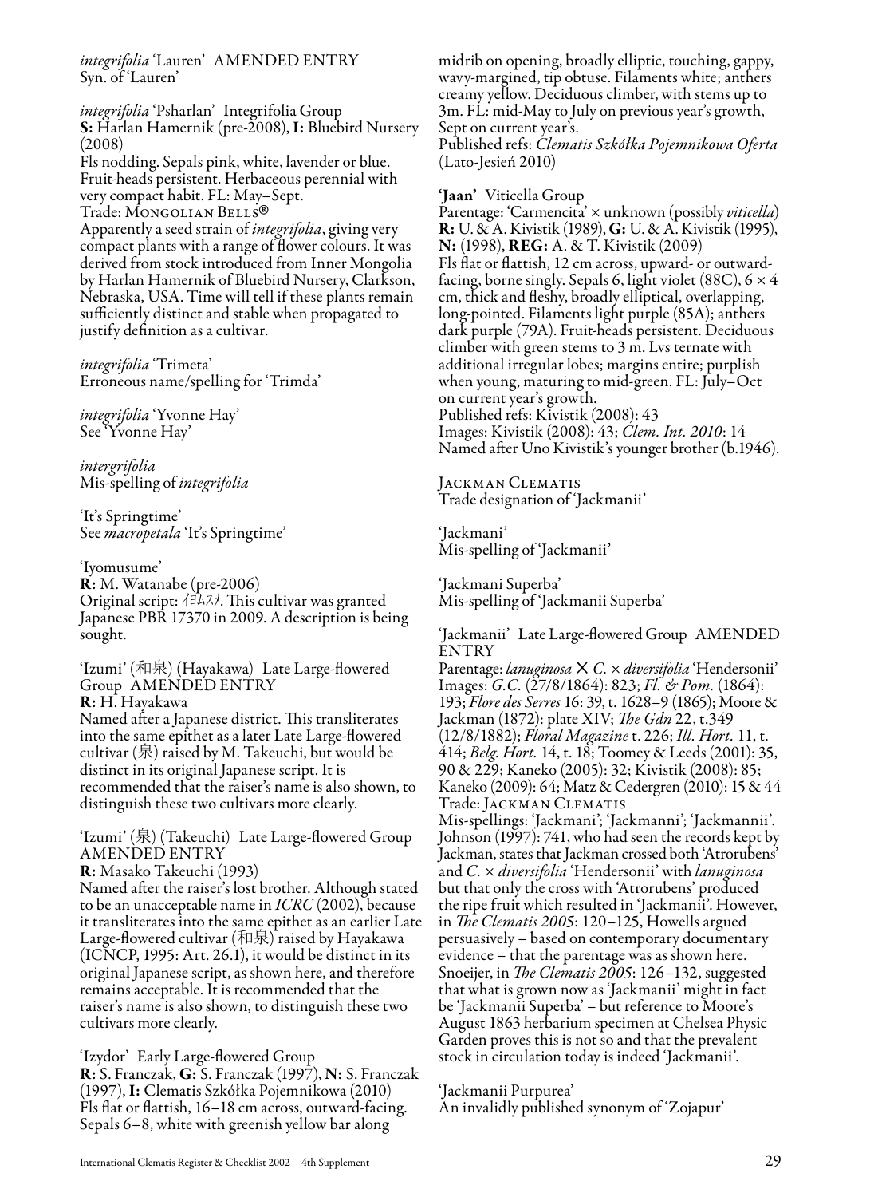*integrifolia* 'Lauren' AMENDED ENTRY
Syn. of 'Lauren'

*integrifolia* 'Psharlan' Integrifolia Group
**S:** Harlan Hamernik (pre-2008), **I:** Bluebird Nursery (2008)
Fls nodding. Sepals pink, white, lavender or blue. Fruit-heads persistent. Herbaceous perennial with very compact habit. FL: May–Sept.
Trade: Mongolian Bells®
Apparently a seed strain of *integrifolia*, giving very compact plants with a range of flower colours. It was derived from stock introduced from Inner Mongolia by Harlan Hamernik of Bluebird Nursery, Clarkson, Nebraska, USA. Time will tell if these plants remain sufficiently distinct and stable when propagated to justify definition as a cultivar.

*integrifolia* 'Trimeta'
Erroneous name/spelling for 'Trimda'

*integrifolia* 'Yvonne Hay'
See 'Yvonne Hay'

*intergrifolia*
Mis-spelling of *integrifolia*

'It's Springtime'
See *macropetala* 'It's Springtime'

'Iyomusume'
**R:** M. Watanabe (pre-2006)
Original script: イヨムスメ. This cultivar was granted Japanese PBR 17370 in 2009. A description is being sought.

'Izumi' (和泉) (Hayakawa) Late Large-flowered Group AMENDED ENTRY
**R:** H. Hayakawa
Named after a Japanese district. This transliterates into the same epithet as a later Late Large-flowered cultivar (泉) raised by M. Takeuchi, but would be distinct in its original Japanese script. It is recommended that the raiser's name is also shown, to distinguish these two cultivars more clearly.

'Izumi' (泉) (Takeuchi) Late Large-flowered Group AMENDED ENTRY
**R:** Masako Takeuchi (1993)
Named after the raiser's lost brother. Although stated to be an unacceptable name in *ICRC* (2002), because it transliterates into the same epithet as an earlier Late Large-flowered cultivar (和泉) raised by Hayakawa (ICNCP, 1995: Art. 26.1), it would be distinct in its original Japanese script, as shown here, and therefore remains acceptable. It is recommended that the raiser's name is also shown, to distinguish these two cultivars more clearly.

'Izydor' Early Large-flowered Group
**R:** S. Franczak, **G:** S. Franczak (1997), **N:** S. Franczak (1997), **I:** Clematis Szkółka Pojemnikowa (2010)
Fls flat or flattish, 16–18 cm across, outward-facing. Sepals 6–8, white with greenish yellow bar along midrib on opening, broadly elliptic, touching, gappy, wavy-margined, tip obtuse. Filaments white; anthers creamy yellow. Deciduous climber, with stems up to 3m. FL: mid-May to July on previous year's growth, Sept on current year's.
Published refs: *Clematis Szkółka Pojemnikowa Oferta* (Lato-Jesień 2010)

**'Jaan'** Viticella Group
Parentage: 'Carmencita' × unknown (possibly *viticella*)
**R:** U. & A. Kivistik (1989), **G:** U. & A. Kivistik (1995), **N:** (1998), **REG:** A. & T. Kivistik (2009)
Fls flat or flattish, 12 cm across, upward- or outward-facing, borne singly. Sepals 6, light violet (88C), 6 × 4 cm, thick and fleshy, broadly elliptical, overlapping, long-pointed. Filaments light purple (85A); anthers dark purple (79A). Fruit-heads persistent. Deciduous climber with green stems to 3 m. Lvs ternate with additional irregular lobes; margins entire; purplish when young, maturing to mid-green. FL: July–Oct on current year's growth.
Published refs: Kivistik (2008): 43
Images: Kivistik (2008): 43; *Clem. Int. 2010*: 14
Named after Uno Kivistik's younger brother (b.1946).

Jackman Clematis
Trade designation of 'Jackmanii'

'Jackmani'
Mis-spelling of 'Jackmanii'

'Jackmani Superba'
Mis-spelling of 'Jackmanii Superba'

'Jackmanii' Late Large-flowered Group AMENDED ENTRY
Parentage: *lanuginosa* × *C.* × *diversifolia* 'Hendersonii'
Images: *G.C.* (27/8/1864): 823; *Fl. & Pom.* (1864): 193; *Flore des Serres* 16: 39, t. 1628–9 (1865); Moore & Jackman (1872): plate XIV; *The Gdn* 22, t.349 (12/8/1882); *Floral Magazine* t. 226; *Ill. Hort.* 11, t. 414; *Belg. Hort.* 14, t. 18; Toomey & Leeds (2001): 35, 90 & 229; Kaneko (2005): 32; Kivistik (2008): 85; Kaneko (2009): 64; Matz & Cedergren (2010): 15 & 44
Trade: Jackman Clematis
Mis-spellings: 'Jackmani'; 'Jackmanni'; 'Jackmannii'.
Johnson (1997): 741, who had seen the records kept by Jackman, states that Jackman crossed both 'Atrorubens' and *C.* × *diversifolia* 'Hendersonii' with *lanuginosa* but that only the cross with 'Atrorubens' produced the ripe fruit which resulted in 'Jackmanii'. However, in *The Clematis 2005*: 120–125, Howells argued persuasively – based on contemporary documentary evidence – that the parentage was as shown here. Snoeijer, in *The Clematis 2005*: 126–132, suggested that what is grown now as 'Jackmanii' might in fact be 'Jackmanii Superba' – but reference to Moore's August 1863 herbarium specimen at Chelsea Physic Garden proves this is not so and that the prevalent stock in circulation today is indeed 'Jackmanii'.

'Jackmanii Purpurea'
An invalidly published synonym of 'Zojapur'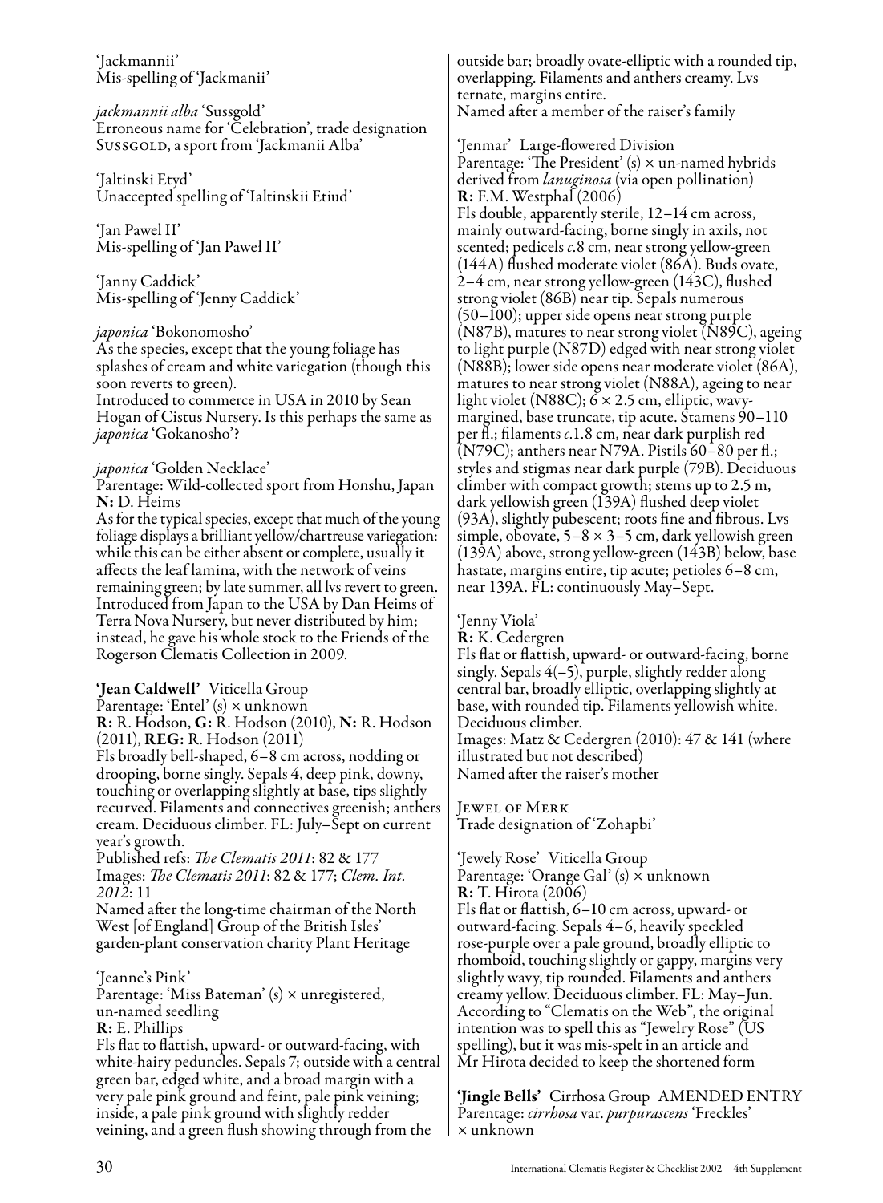'Jackmannii'
Mis-spelling of 'Jackmanii'

*jackmannii alba* 'Sussgold'
Erroneous name for 'Celebration', trade designation SUSSGOLD, a sport from 'Jackmanii Alba'

'Jaltinski Etyd'
Unaccepted spelling of 'Ialtinskii Etiud'

'Jan Pawel II'
Mis-spelling of 'Jan Paweł II'

'Janny Caddick'
Mis-spelling of 'Jenny Caddick'

*japonica* 'Bokonomosho'
As the species, except that the young foliage has splashes of cream and white variegation (though this soon reverts to green).
Introduced to commerce in USA in 2010 by Sean Hogan of Cistus Nursery. Is this perhaps the same as *japonica* 'Gokanosho'?

*japonica* 'Golden Necklace'
Parentage: Wild-collected sport from Honshu, Japan
**N:** D. Heims
As for the typical species, except that much of the young foliage displays a brilliant yellow/chartreuse variegation: while this can be either absent or complete, usually it affects the leaf lamina, with the network of veins remaining green; by late summer, all lvs revert to green. Introduced from Japan to the USA by Dan Heims of Terra Nova Nursery, but never distributed by him; instead, he gave his whole stock to the Friends of the Rogerson Clematis Collection in 2009.

**'Jean Caldwell'** Viticella Group
Parentage: 'Entel' (s) × unknown
**R:** R. Hodson, **G:** R. Hodson (2010), **N:** R. Hodson (2011), **REG:** R. Hodson (2011)
Fls broadly bell-shaped, 6–8 cm across, nodding or drooping, borne singly. Sepals 4, deep pink, downy, touching or overlapping slightly at base, tips slightly recurved. Filaments and connectives greenish; anthers cream. Deciduous climber. FL: July–Sept on current year's growth.
Published refs: *The Clematis 2011*: 82 & 177
Images: *The Clematis 2011*: 82 & 177; *Clem. Int. 2012*: 11
Named after the long-time chairman of the North West [of England] Group of the British Isles' garden-plant conservation charity Plant Heritage

'Jeanne's Pink'
Parentage: 'Miss Bateman' (s) × unregistered, un-named seedling
**R:** E. Phillips
Fls flat to flattish, upward- or outward-facing, with white-hairy peduncles. Sepals 7; outside with a central green bar, edged white, and a broad margin with a very pale pink ground and feint, pale pink veining; inside, a pale pink ground with slightly redder veining, and a green flush showing through from the outside bar; broadly ovate-elliptic with a rounded tip, overlapping. Filaments and anthers creamy. Lvs ternate, margins entire.
Named after a member of the raiser's family

'Jenmar' Large-flowered Division
Parentage: 'The President' (s) × un-named hybrids derived from *lanuginosa* (via open pollination)
**R:** F.M. Westphal (2006)
Fls double, apparently sterile, 12–14 cm across, mainly outward-facing, borne singly in axils, not scented; pedicels *c*.8 cm, near strong yellow-green (144A) flushed moderate violet (86A). Buds ovate, 2–4 cm, near strong yellow-green (143C), flushed strong violet (86B) near tip. Sepals numerous (50–100); upper side opens near strong purple (N87B), matures to near strong violet (N89C), ageing to light purple (N87D) edged with near strong violet (N88B); lower side opens near moderate violet (86A), matures to near strong violet (N88A), ageing to near light violet (N88C); 6 × 2.5 cm, elliptic, wavy-margined, base truncate, tip acute. Stamens 90–110 per fl.; filaments *c*.1.8 cm, near dark purplish red (N79C); anthers near N79A. Pistils 60–80 per fl.; styles and stigmas near dark purple (79B). Deciduous climber with compact growth; stems up to 2.5 m, dark yellowish green (139A) flushed deep violet (93A), slightly pubescent; roots fine and fibrous. Lvs simple, obovate, 5–8 × 3–5 cm, dark yellowish green (139A) above, strong yellow-green (143B) below, base hastate, margins entire, tip acute; petioles 6–8 cm, near 139A. FL: continuously May–Sept.

'Jenny Viola'
**R:** K. Cedergren
Fls flat or flattish, upward- or outward-facing, borne singly. Sepals 4(–5), purple, slightly redder along central bar, broadly elliptic, overlapping slightly at base, with rounded tip. Filaments yellowish white. Deciduous climber.
Images: Matz & Cedergren (2010): 47 & 141 (where illustrated but not described)
Named after the raiser's mother

JEWEL OF MERK
Trade designation of 'Zohapbi'

'Jewely Rose' Viticella Group
Parentage: 'Orange Gal' (s) × unknown
**R:** T. Hirota (2006)
Fls flat or flattish, 6–10 cm across, upward- or outward-facing. Sepals 4–6, heavily speckled rose-purple over a pale ground, broadly elliptic to rhomboid, touching slightly or gappy, margins very slightly wavy, tip rounded. Filaments and anthers creamy yellow. Deciduous climber. FL: May–Jun.
According to "Clematis on the Web", the original intention was to spell this as "Jewelry Rose" (US spelling), but it was mis-spelt in an article and Mr Hirota decided to keep the shortened form

**'Jingle Bells'** Cirrhosa Group AMENDED ENTRY
Parentage: *cirrhosa* var. *purpurascens* 'Freckles' × unknown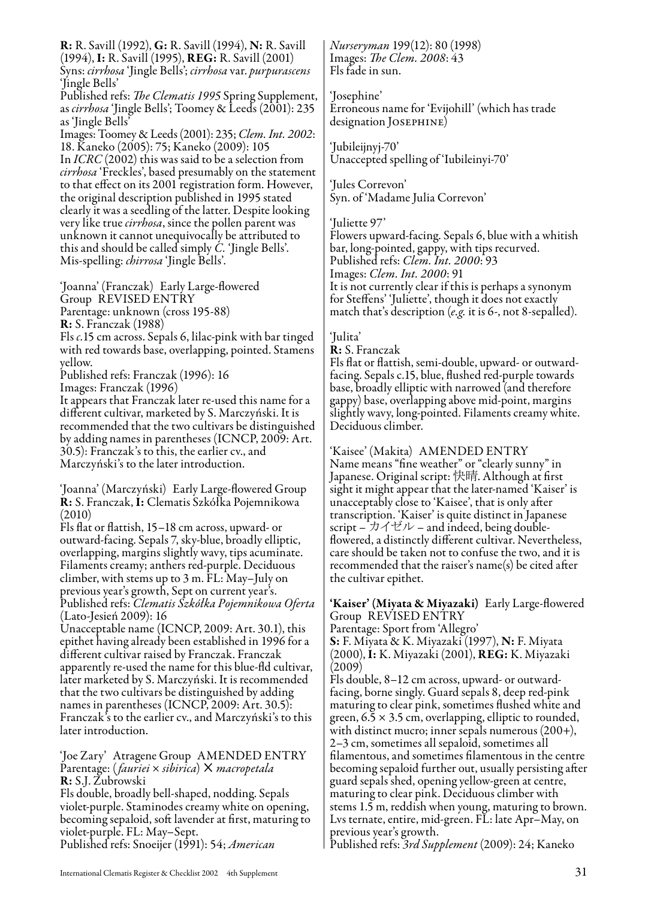**R:** R. Savill (1992), **G:** R. Savill (1994), **N:** R. Savill (1994), **I:** R. Savill (1995), **REG:** R. Savill (2001)
Syns: *cirrhosa* 'Jingle Bells'; *cirrhosa* var. *purpurascens* 'Jingle Bells'
Published refs: *The Clematis 1995* Spring Supplement, as *cirrhosa* 'Jingle Bells'; Toomey & Leeds (2001): 235 as 'Jingle Bells'
Images: Toomey & Leeds (2001): 235; *Clem. Int. 2002*: 18. Kaneko (2005): 75; Kaneko (2009): 105
In *ICRC* (2002) this was said to be a selection from *cirrhosa* 'Freckles', based presumably on the statement to that effect on its 2001 registration form. However, the original description published in 1995 stated clearly it was a seedling of the latter. Despite looking very like true *cirrhosa*, since the pollen parent was unknown it cannot unequivocally be attributed to this and should be called simply *C.* 'Jingle Bells'. Mis-spelling: *chirrosa* 'Jingle Bells'.

'Joanna' (Franczak) Early Large-flowered Group REVISED ENTRY
Parentage: unknown (cross 195-88)
**R:** S. Franczak (1988)
Fls *c.*15 cm across. Sepals 6, lilac-pink with bar tinged with red towards base, overlapping, pointed. Stamens yellow.
Published refs: Franczak (1996): 16
Images: Franczak (1996)
It appears that Franczak later re-used this name for a different cultivar, marketed by S. Marczyński. It is recommended that the two cultivars be distinguished by adding names in parentheses (ICNCP, 2009: Art. 30.5): Franczak's to this, the earlier cv., and Marczyński's to the later introduction.

'Joanna' (Marczyński) Early Large-flowered Group
**R:** S. Franczak, **I:** Clematis Szkółka Pojemnikowa (2010)
Fls flat or flattish, 15–18 cm across, upward- or outward-facing. Sepals 7, sky-blue, broadly elliptic, overlapping, margins slightly wavy, tips acuminate. Filaments creamy; anthers red-purple. Deciduous climber, with stems up to 3 m. FL: May–July on previous year's growth, Sept on current year's.
Published refs: *Clematis Szkółka Pojemnikowa Oferta* (Lato-Jesień 2009): 16
Unacceptable name (ICNCP, 2009: Art. 30.1), this epithet having already been established in 1996 for a different cultivar raised by Franczak. Franczak apparently re-used the name for this blue-fld cultivar, later marketed by S. Marczyński. It is recommended that the two cultivars be distinguished by adding names in parentheses (ICNCP, 2009: Art. 30.5): Franczak's to the earlier cv., and Marczyński's to this later introduction.

'Joe Zary' Atragene Group AMENDED ENTRY
Parentage: (*fauriei* × *sibirica*) × *macropetala*
**R:** S.J. Zubrowski
Fls double, broadly bell-shaped, nodding. Sepals violet-purple. Staminodes creamy white on opening, becoming sepaloid, soft lavender at first, maturing to violet-purple. FL: May–Sept.
Published refs: Snoeijer (1991): 54; *American Nurseryman* 199(12): 80 (1998)
Images: *The Clem. 2008*: 43
Fls fade in sun.

'Josephine'
Erroneous name for 'Evijohill' (which has trade designation JOSEPHINE)

'Jubileijnyj-70'
Unaccepted spelling of 'Iubileinyi-70'

'Jules Correvon'
Syn. of 'Madame Julia Correvon'

'Juliette 97'
Flowers upward-facing. Sepals 6, blue with a whitish bar, long-pointed, gappy, with tips recurved.
Published refs: *Clem. Int. 2000*: 93
Images: *Clem. Int. 2000*: 91
It is not currently clear if this is perhaps a synonym for Steffens' 'Juliette', though it does not exactly match that's description (*e.g.* it is 6-, not 8-sepalled).

'Julita'
**R:** S. Franczak
Fls flat or flattish, semi-double, upward- or outward-facing. Sepals c.15, blue, flushed red-purple towards base, broadly elliptic with narrowed (and therefore gappy) base, overlapping above mid-point, margins slightly wavy, long-pointed. Filaments creamy white. Deciduous climber.

'Kaisee' (Makita) AMENDED ENTRY
Name means "fine weather" or "clearly sunny" in Japanese. Original script: 快晴. Although at first sight it might appear that the later-named 'Kaiser' is unacceptably close to 'Kaisee', that is only after transcription. 'Kaiser' is quite distinct in Japanese script – カイゼル – and indeed, being double-flowered, a distinctly different cultivar. Nevertheless, care should be taken not to confuse the two, and it is recommended that the raiser's name(s) be cited after the cultivar epithet.

**'Kaiser' (Miyata & Miyazaki)** Early Large-flowered Group REVISED ENTRY
Parentage: Sport from 'Allegro'
**S:** F. Miyata & K. Miyazaki (1997), **N:** F. Miyata (2000), **I:** K. Miyazaki (2001), **REG:** K. Miyazaki (2009)
Fls double, 8–12 cm across, upward- or outward-facing, borne singly. Guard sepals 8, deep red-pink maturing to clear pink, sometimes flushed white and green, 6.5 × 3.5 cm, overlapping, elliptic to rounded, with distinct mucro; inner sepals numerous (200+), 2–3 cm, sometimes all sepaloid, sometimes all filamentous, and sometimes filamentous in the centre becoming sepaloid further out, usually persisting after guard sepals shed, opening yellow-green at centre, maturing to clear pink. Deciduous climber with stems 1.5 m, reddish when young, maturing to brown. Lvs ternate, entire, mid-green. FL: late Apr–May, on previous year's growth.
Published refs: *3rd Supplement* (2009): 24; Kaneko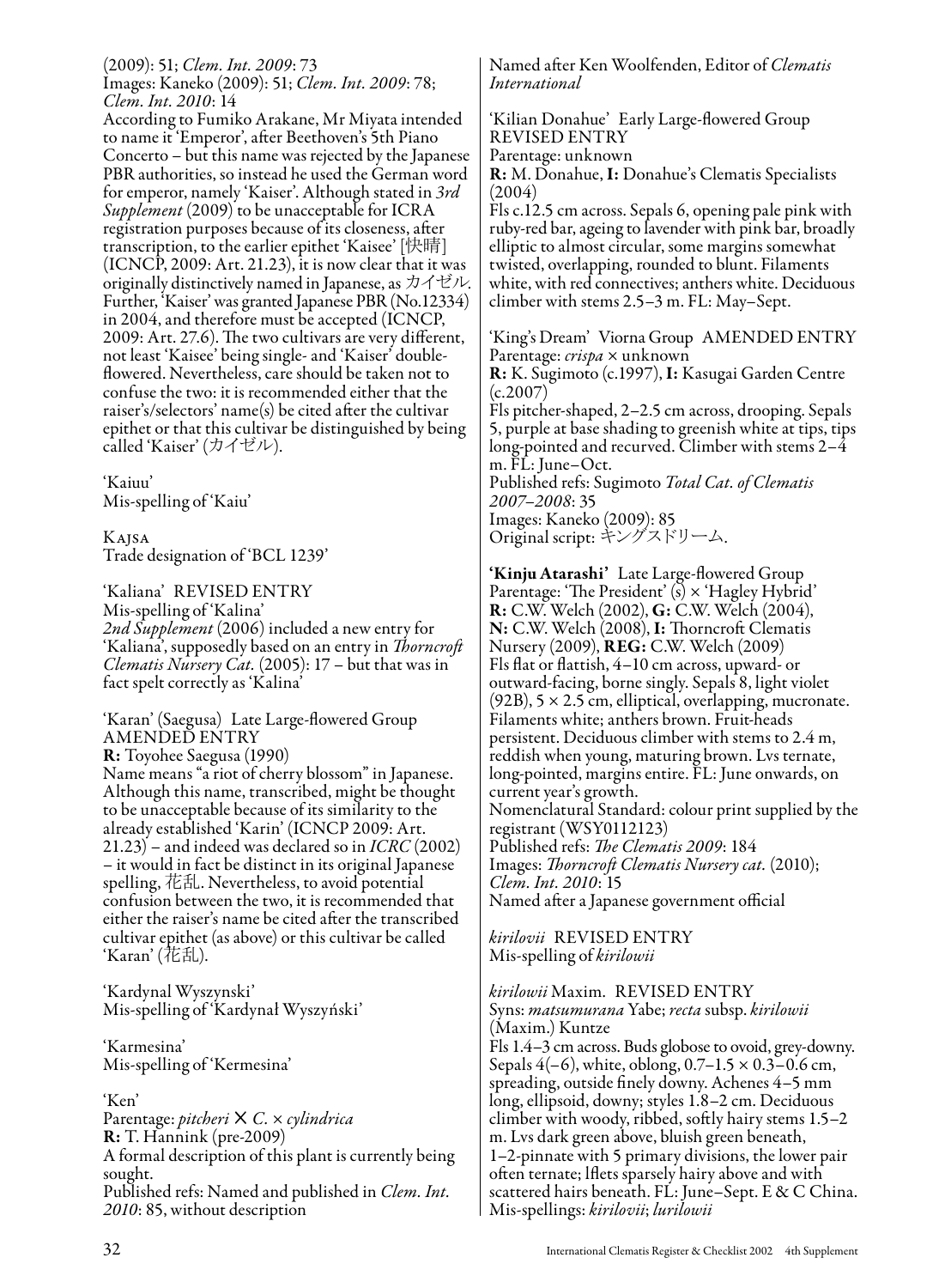(2009): 51; *Clem. Int. 2009*: 73
Images: Kaneko (2009): 51; *Clem. Int. 2009*: 78; *Clem. Int. 2010*: 14
According to Fumiko Arakane, Mr Miyata intended to name it 'Emperor', after Beethoven's 5th Piano Concerto – but this name was rejected by the Japanese PBR authorities, so instead he used the German word for emperor, namely 'Kaiser'. Although stated in *3rd Supplement* (2009) to be unacceptable for ICRA registration purposes because of its closeness, after transcription, to the earlier epithet 'Kaisee' [快晴] (ICNCP, 2009: Art. 21.23), it is now clear that it was originally distinctively named in Japanese, as カイゼル. Further, 'Kaiser' was granted Japanese PBR (No.12334) in 2004, and therefore must be accepted (ICNCP, 2009: Art. 27.6). The two cultivars are very different, not least 'Kaisee' being single- and 'Kaiser' double-flowered. Nevertheless, care should be taken not to confuse the two: it is recommended either that the raiser's/selectors' name(s) be cited after the cultivar epithet or that this cultivar be distinguished by being called 'Kaiser' (カイゼル).

'Kaiuu'
Mis-spelling of 'Kaiu'

Kajsa
Trade designation of 'BCL 1239'

'Kaliana' REVISED ENTRY
Mis-spelling of 'Kalina'
*2nd Supplement* (2006) included a new entry for 'Kaliana', supposedly based on an entry in *Thorncroft Clematis Nursery Cat.* (2005): 17 – but that was in fact spelt correctly as 'Kalina'

'Karan' (Saegusa) Late Large-flowered Group AMENDED ENTRY
**R:** Toyohee Saegusa (1990)
Name means "a riot of cherry blossom" in Japanese. Although this name, transcribed, might be thought to be unacceptable because of its similarity to the already established 'Karin' (ICNCP 2009: Art. 21.23) – and indeed was declared so in *ICRC* (2002) – it would in fact be distinct in its original Japanese spelling, 花乱. Nevertheless, to avoid potential confusion between the two, it is recommended that either the raiser's name be cited after the transcribed cultivar epithet (as above) or this cultivar be called 'Karan' (花乱).

'Kardynal Wyszynski'
Mis-spelling of 'Kardynał Wyszyński'

'Karmesina'
Mis-spelling of 'Kermesina'

'Ken'
Parentage: *pitcheri* × *C.* × *cylindrica*
**R:** T. Hannink (pre-2009)
A formal description of this plant is currently being sought.
Published refs: Named and published in *Clem. Int. 2010*: 85, without description
Named after Ken Woolfenden, Editor of *Clematis International*

'Kilian Donahue' Early Large-flowered Group REVISED ENTRY
Parentage: unknown
**R:** M. Donahue, **I:** Donahue's Clematis Specialists (2004)
Fls c.12.5 cm across. Sepals 6, opening pale pink with ruby-red bar, ageing to lavender with pink bar, broadly elliptic to almost circular, some margins somewhat twisted, overlapping, rounded to blunt. Filaments white, with red connectives; anthers white. Deciduous climber with stems 2.5–3 m. FL: May–Sept.

'King's Dream' Viorna Group AMENDED ENTRY
Parentage: *crispa* × unknown
**R:** K. Sugimoto (c.1997), **I:** Kasugai Garden Centre (c.2007)
Fls pitcher-shaped, 2–2.5 cm across, drooping. Sepals 5, purple at base shading to greenish white at tips, tips long-pointed and recurved. Climber with stems 2–4 m. FL: June–Oct.
Published refs: Sugimoto *Total Cat. of Clematis 2007–2008*: 35
Images: Kaneko (2009): 85
Original script: キングスドリーム.

**'Kinju Atarashi'** Late Large-flowered Group
Parentage: 'The President' (s) × 'Hagley Hybrid'
**R:** C.W. Welch (2002), **G:** C.W. Welch (2004), **N:** C.W. Welch (2008), **I:** Thorncroft Clematis Nursery (2009), **REG:** C.W. Welch (2009)
Fls flat or flattish, 4–10 cm across, upward- or outward-facing, borne singly. Sepals 8, light violet (92B), 5 × 2.5 cm, elliptical, overlapping, mucronate. Filaments white; anthers brown. Fruit-heads persistent. Deciduous climber with stems to 2.4 m, reddish when young, maturing brown. Lvs ternate, long-pointed, margins entire. FL: June onwards, on current year's growth.
Nomenclatural Standard: colour print supplied by the registrant (WSY0112123)
Published refs: *The Clematis 2009*: 184
Images: *Thorncroft Clematis Nursery cat.* (2010); *Clem. Int. 2010*: 15
Named after a Japanese government official

*kirilovii* REVISED ENTRY
Mis-spelling of *kirilowii*

*kirilowii* Maxim. REVISED ENTRY
Syns: *matsumurana* Yabe; *recta* subsp. *kirilowii* (Maxim.) Kuntze
Fls 1.4–3 cm across. Buds globose to ovoid, grey-downy. Sepals 4(–6), white, oblong, 0.7–1.5 × 0.3–0.6 cm, spreading, outside finely downy. Achenes 4–5 mm long, ellipsoid, downy; styles 1.8–2 cm. Deciduous climber with woody, ribbed, softly hairy stems 1.5–2 m. Lvs dark green above, bluish green beneath, 1–2-pinnate with 5 primary divisions, the lower pair often ternate; lflets sparsely hairy above and with scattered hairs beneath. FL: June–Sept. E & C China.
Mis-spellings: *kirilovii*; *lurilowii*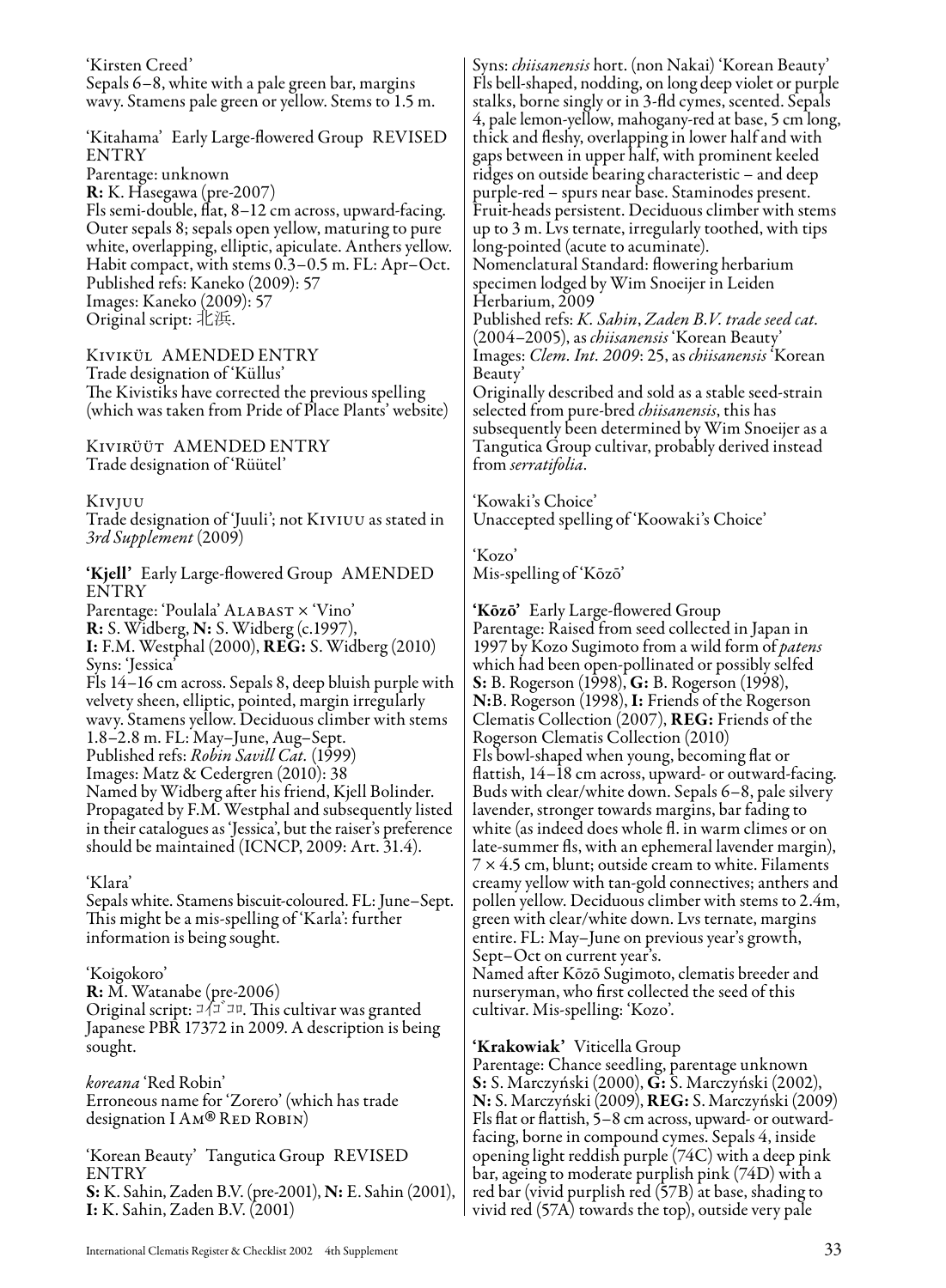'Kirsten Creed'
Sepals 6–8, white with a pale green bar, margins wavy. Stamens pale green or yellow. Stems to 1.5 m.

'Kitahama' Early Large-flowered Group REVISED ENTRY
Parentage: unknown
**R:** K. Hasegawa (pre-2007)
Fls semi-double, flat, 8–12 cm across, upward-facing. Outer sepals 8; sepals open yellow, maturing to pure white, overlapping, elliptic, apiculate. Anthers yellow. Habit compact, with stems 0.3–0.5 m. FL: Apr–Oct.
Published refs: Kaneko (2009): 57
Images: Kaneko (2009): 57
Original script: 北浜.

Kivikül AMENDED ENTRY
Trade designation of 'Küllus'
The Kivistiks have corrected the previous spelling (which was taken from Pride of Place Plants' website)

Kivirüüt AMENDED ENTRY
Trade designation of 'Rüütel'

Kivjuu
Trade designation of 'Juuli'; not Kiviuu as stated in *3rd Supplement* (2009)

**'Kjell'** Early Large-flowered Group AMENDED ENTRY
Parentage: 'Poulala' Alabast × 'Vino'
**R:** S. Widberg, **N:** S. Widberg (c.1997), **I:** F.M. Westphal (2000), **REG:** S. Widberg (2010)
Syns: 'Jessica'
Fls 14–16 cm across. Sepals 8, deep bluish purple with velvety sheen, elliptic, pointed, margin irregularly wavy. Stamens yellow. Deciduous climber with stems 1.8–2.8 m. FL: May–June, Aug–Sept.
Published refs: *Robin Savill Cat.* (1999)
Images: Matz & Cedergren (2010): 38
Named by Widberg after his friend, Kjell Bolinder. Propagated by F.M. Westphal and subsequently listed in their catalogues as 'Jessica', but the raiser's preference should be maintained (ICNCP, 2009: Art. 31.4).

'Klara'
Sepals white. Stamens biscuit-coloured. FL: June–Sept. This might be a mis-spelling of 'Karla': further information is being sought.

'Koigokoro'
**R:** M. Watanabe (pre-2006)
Original script: コイゴコロ. This cultivar was granted Japanese PBR 17372 in 2009. A description is being sought.

*koreana* 'Red Robin'
Erroneous name for 'Zorero' (which has trade designation I Am® Red Robin)

'Korean Beauty' Tangutica Group REVISED ENTRY
**S:** K. Sahin, Zaden B.V. (pre-2001), **N:** E. Sahin (2001), **I:** K. Sahin, Zaden B.V. (2001)
Syns: *chiisanensis* hort. (non Nakai) 'Korean Beauty'
Fls bell-shaped, nodding, on long deep violet or purple stalks, borne singly or in 3-fld cymes, scented. Sepals 4, pale lemon-yellow, mahogany-red at base, 5 cm long, thick and fleshy, overlapping in lower half and with gaps between in upper half, with prominent keeled ridges on outside bearing characteristic – and deep purple-red – spurs near base. Staminodes present. Fruit-heads persistent. Deciduous climber with stems up to 3 m. Lvs ternate, irregularly toothed, with tips long-pointed (acute to acuminate).
Nomenclatural Standard: flowering herbarium specimen lodged by Wim Snoeijer in Leiden Herbarium, 2009
Published refs: *K. Sahin, Zaden B.V. trade seed cat.* (2004–2005), as *chiisanensis* 'Korean Beauty'
Images: *Clem. Int. 2009*: 25, as *chiisanensis* 'Korean Beauty'
Originally described and sold as a stable seed-strain selected from pure-bred *chiisanensis*, this has subsequently been determined by Wim Snoeijer as a Tangutica Group cultivar, probably derived instead from *serratifolia*.

'Kowaki's Choice'
Unaccepted spelling of 'Koowaki's Choice'

'Kozo'
Mis-spelling of 'Kōzō'

**'Kōzō'** Early Large-flowered Group
Parentage: Raised from seed collected in Japan in 1997 by Kozo Sugimoto from a wild form of *patens* which had been open-pollinated or possibly selfed
**S:** B. Rogerson (1998), **G:** B. Rogerson (1998), **N:** B. Rogerson (1998), **I:** Friends of the Rogerson Clematis Collection (2007), **REG:** Friends of the Rogerson Clematis Collection (2010)
Fls bowl-shaped when young, becoming flat or flattish, 14–18 cm across, upward- or outward-facing. Buds with clear/white down. Sepals 6–8, pale silvery lavender, stronger towards margins, bar fading to white (as indeed does whole fl. in warm climes or on late-summer fls, with an ephemeral lavender margin), 7 × 4.5 cm, blunt; outside cream to white. Filaments creamy yellow with tan-gold connectives; anthers and pollen yellow. Deciduous climber with stems to 2.4m, green with clear/white down. Lvs ternate, margins entire. FL: May–June on previous year's growth, Sept–Oct on current year's.
Named after Kōzō Sugimoto, clematis breeder and nurseryman, who first collected the seed of this cultivar. Mis-spelling: 'Kozo'.

**'Krakowiak'** Viticella Group
Parentage: Chance seedling, parentage unknown
**S:** S. Marczyński (2000), **G:** S. Marczyński (2002), **N:** S. Marczyński (2009), **REG:** S. Marczyński (2009)
Fls flat or flattish, 5–8 cm across, upward- or outward-facing, borne in compound cymes. Sepals 4, inside opening light reddish purple (74C) with a deep pink bar, ageing to moderate purplish pink (74D) with a red bar (vivid purplish red (57B) at base, shading to vivid red (57A) towards the top), outside very pale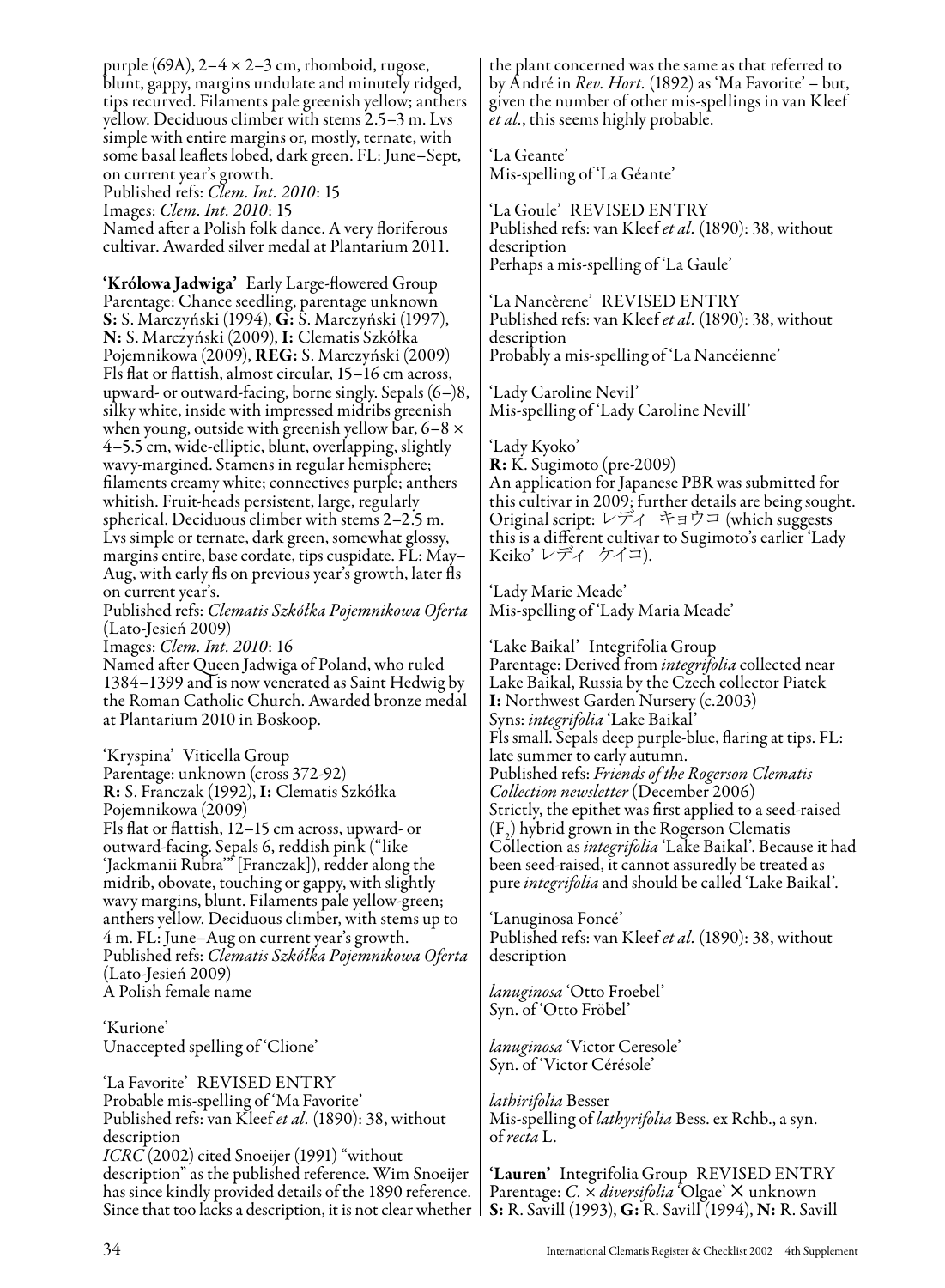purple (69A), 2–4 × 2–3 cm, rhomboid, rugose, blunt, gappy, margins undulate and minutely ridged, tips recurved. Filaments pale greenish yellow; anthers yellow. Deciduous climber with stems 2.5–3 m. Lvs simple with entire margins or, mostly, ternate, with some basal leaflets lobed, dark green. FL: June–Sept, on current year's growth.
Published refs: *Clem. Int. 2010*: 15
Images: *Clem. Int. 2010*: 15
Named after a Polish folk dance. A very floriferous cultivar. Awarded silver medal at Plantarium 2011.

**'Królowa Jadwiga'** Early Large-flowered Group
Parentage: Chance seedling, parentage unknown
**S:** S. Marczyński (1994), **G:** S. Marczyński (1997), **N:** S. Marczyński (2009), **I:** Clematis Szkółka Pojemnikowa (2009), **REG:** S. Marczyński (2009)
Fls flat or flattish, almost circular, 15–16 cm across, upward- or outward-facing, borne singly. Sepals (6–)8, silky white, inside with impressed midribs greenish when young, outside with greenish yellow bar, 6–8 × 4–5.5 cm, wide-elliptic, blunt, overlapping, slightly wavy-margined. Stamens in regular hemisphere; filaments creamy white; connectives purple; anthers whitish. Fruit-heads persistent, large, regularly spherical. Deciduous climber with stems 2–2.5 m. Lvs simple or ternate, dark green, somewhat glossy, margins entire, base cordate, tips cuspidate. FL: May–Aug, with early fls on previous year's growth, later fls on current year's.
Published refs: *Clematis Szkółka Pojemnikowa Oferta* (Lato-Jesień 2009)
Images: *Clem. Int. 2010*: 16
Named after Queen Jadwiga of Poland, who ruled 1384–1399 and is now venerated as Saint Hedwig by the Roman Catholic Church. Awarded bronze medal at Plantarium 2010 in Boskoop.

'Kryspina' Viticella Group
Parentage: unknown (cross 372-92)
**R:** S. Franczak (1992), **I:** Clematis Szkółka Pojemnikowa (2009)
Fls flat or flattish, 12–15 cm across, upward- or outward-facing. Sepals 6, reddish pink ("like 'Jackmanii Rubra'" [Franczak]), redder along the midrib, obovate, touching or gappy, with slightly wavy margins, blunt. Filaments pale yellow-green; anthers yellow. Deciduous climber, with stems up to 4 m. FL: June–Aug on current year's growth.
Published refs: *Clematis Szkółka Pojemnikowa Oferta* (Lato-Jesień 2009)
A Polish female name

'Kurione'
Unaccepted spelling of 'Clione'

'La Favorite' REVISED ENTRY
Probable mis-spelling of 'Ma Favorite'
Published refs: van Kleef *et al.* (1890): 38, without description
*ICRC* (2002) cited Snoeijer (1991) "without description" as the published reference. Wim Snoeijer has since kindly provided details of the 1890 reference. Since that too lacks a description, it is not clear whether the plant concerned was the same as that referred to by André in *Rev. Hort.* (1892) as 'Ma Favorite' – but, given the number of other mis-spellings in van Kleef *et al.*, this seems highly probable.

'La Geante'
Mis-spelling of 'La Géante'

'La Goule' REVISED ENTRY
Published refs: van Kleef *et al.* (1890): 38, without description
Perhaps a mis-spelling of 'La Gaule'

'La Nancèrene' REVISED ENTRY
Published refs: van Kleef *et al.* (1890): 38, without description
Probably a mis-spelling of 'La Nancéienne'

'Lady Caroline Nevil'
Mis-spelling of 'Lady Caroline Nevill'

'Lady Kyoko'
**R:** K. Sugimoto (pre-2009)
An application for Japanese PBR was submitted for this cultivar in 2009; further details are being sought. Original script: レディ キョウコ (which suggests this is a different cultivar to Sugimoto's earlier 'Lady Keiko' レディ ケイコ).

'Lady Marie Meade'
Mis-spelling of 'Lady Maria Meade'

'Lake Baikal' Integrifolia Group
Parentage: Derived from *integrifolia* collected near Lake Baikal, Russia by the Czech collector Piatek
**I:** Northwest Garden Nursery (c.2003)
Syns: *integrifolia* 'Lake Baikal'
Fls small. Sepals deep purple-blue, flaring at tips. FL: late summer to early autumn.
Published refs: *Friends of the Rogerson Clematis Collection newsletter* (December 2006)
Strictly, the epithet was first applied to a seed-raised ($F_2$) hybrid grown in the Rogerson Clematis Collection as *integrifolia* 'Lake Baikal'. Because it had been seed-raised, it cannot assuredly be treated as pure *integrifolia* and should be called 'Lake Baikal'.

'Lanuginosa Foncé'
Published refs: van Kleef *et al.* (1890): 38, without description

*lanuginosa* 'Otto Froebel'
Syn. of 'Otto Fröbel'

*lanuginosa* 'Victor Ceresole'
Syn. of 'Victor Cérésole'

*lathirifolia* Besser
Mis-spelling of *lathyrifolia* Bess. ex Rchb., a syn. of *recta* L.

**'Lauren'** Integrifolia Group REVISED ENTRY
Parentage: *C.* × *diversifolia* 'Olgae' × unknown
**S:** R. Savill (1993), **G:** R. Savill (1994), **N:** R. Savill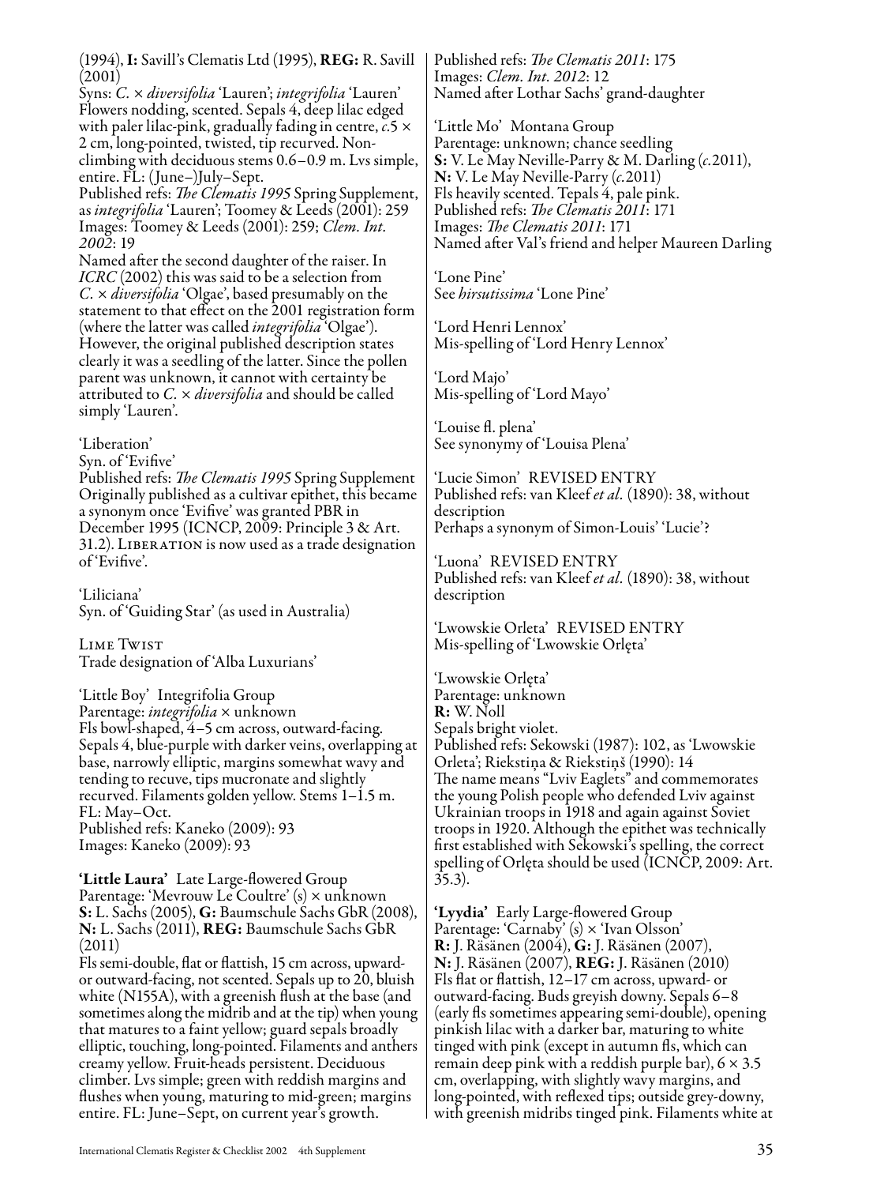(1994), **I:** Savill's Clematis Ltd (1995), **REG:** R. Savill (2001)
Syns: *C.* × *diversifolia* 'Lauren'; *integrifolia* 'Lauren'
Flowers nodding, scented. Sepals 4, deep lilac edged with paler lilac-pink, gradually fading in centre, *c.*5 × 2 cm, long-pointed, twisted, tip recurved. Non-climbing with deciduous stems 0.6–0.9 m. Lvs simple, entire. FL: (June–)July–Sept.
Published refs: *The Clematis 1995* Spring Supplement, as *integrifolia* 'Lauren'; Toomey & Leeds (2001): 259
Images: Toomey & Leeds (2001): 259; *Clem. Int. 2002*: 19
Named after the second daughter of the raiser. In *ICRC* (2002) this was said to be a selection from *C.* × *diversifolia* 'Olgae', based presumably on the statement to that effect on the 2001 registration form (where the latter was called *integrifolia* 'Olgae'). However, the original published description states clearly it was a seedling of the latter. Since the pollen parent was unknown, it cannot with certainty be attributed to *C.* × *diversifolia* and should be called simply 'Lauren'.

'Liberation'
Syn. of 'Evifive'
Published refs: *The Clematis 1995* Spring Supplement
Originally published as a cultivar epithet, this became a synonym once 'Evifive' was granted PBR in December 1995 (ICNCP, 2009: Principle 3 & Art. 31.2). Liberation is now used as a trade designation of 'Evifive'.

'Liliciana'
Syn. of 'Guiding Star' (as used in Australia)

Lime Twist
Trade designation of 'Alba Luxurians'

'Little Boy' Integrifolia Group
Parentage: *integrifolia* × unknown
Fls bowl-shaped, 4–5 cm across, outward-facing. Sepals 4, blue-purple with darker veins, overlapping at base, narrowly elliptic, margins somewhat wavy and tending to recuve, tips mucronate and slightly recurved. Filaments golden yellow. Stems 1–1.5 m. FL: May–Oct.
Published refs: Kaneko (2009): 93
Images: Kaneko (2009): 93

**'Little Laura'** Late Large-flowered Group
Parentage: 'Mevrouw Le Coultre' (s) × unknown
**S:** L. Sachs (2005), **G:** Baumschule Sachs GbR (2008), **N:** L. Sachs (2011), **REG:** Baumschule Sachs GbR (2011)
Fls semi-double, flat or flattish, 15 cm across, upward- or outward-facing, not scented. Sepals up to 20, bluish white (N155A), with a greenish flush at the base (and sometimes along the midrib and at the tip) when young that matures to a faint yellow; guard sepals broadly elliptic, touching, long-pointed. Filaments and anthers creamy yellow. Fruit-heads persistent. Deciduous climber. Lvs simple; green with reddish margins and flushes when young, maturing to mid-green; margins entire. FL: June–Sept, on current year's growth.
Published refs: *The Clematis 2011*: 175
Images: *Clem. Int. 2012*: 12
Named after Lothar Sachs' grand-daughter

'Little Mo' Montana Group
Parentage: unknown; chance seedling
**S:** V. Le May Neville-Parry & M. Darling (*c.*2011), **N:** V. Le May Neville-Parry (*c.*2011)
Fls heavily scented. Tepals 4, pale pink.
Published refs: *The Clematis 2011*: 171
Images: *The Clematis 2011*: 171
Named after Val's friend and helper Maureen Darling

'Lone Pine'
See *hirsutissima* 'Lone Pine'

'Lord Henri Lennox'
Mis-spelling of 'Lord Henry Lennox'

'Lord Majo'
Mis-spelling of 'Lord Mayo'

'Louise fl. plena'
See synonymy of 'Louisa Plena'

'Lucie Simon' REVISED ENTRY
Published refs: van Kleef *et al.* (1890): 38, without description
Perhaps a synonym of Simon-Louis' 'Lucie'?

'Luona' REVISED ENTRY
Published refs: van Kleef *et al.* (1890): 38, without description

'Lwowskie Orleta' REVISED ENTRY
Mis-spelling of 'Lwowskie Orlęta'

'Lwowskie Orlęta'
Parentage: unknown
**R:** W. Noll
Sepals bright violet.
Published refs: Sekowski (1987): 102, as 'Lwowskie Orleta'; Riekstiņa & Riekstiņš (1990): 14
The name means "Lviv Eaglets" and commemorates the young Polish people who defended Lviv against Ukrainian troops in 1918 and again against Soviet troops in 1920. Although the epithet was technically first established with Sekowski's spelling, the correct spelling of Orlęta should be used (ICNCP, 2009: Art. 35.3).

**'Lyydia'** Early Large-flowered Group
Parentage: 'Carnaby' (s) × 'Ivan Olsson'
**R:** J. Räsänen (2004), **G:** J. Räsänen (2007), **N:** J. Räsänen (2007), **REG:** J. Räsänen (2010)
Fls flat or flattish, 12–17 cm across, upward- or outward-facing. Buds greyish downy. Sepals 6–8 (early fls sometimes appearing semi-double), opening pinkish lilac with a darker bar, maturing to white tinged with pink (except in autumn fls, which can remain deep pink with a reddish purple bar), 6 × 3.5 cm, overlapping, with slightly wavy margins, and long-pointed, with reflexed tips; outside grey-downy, with greenish midribs tinged pink. Filaments white at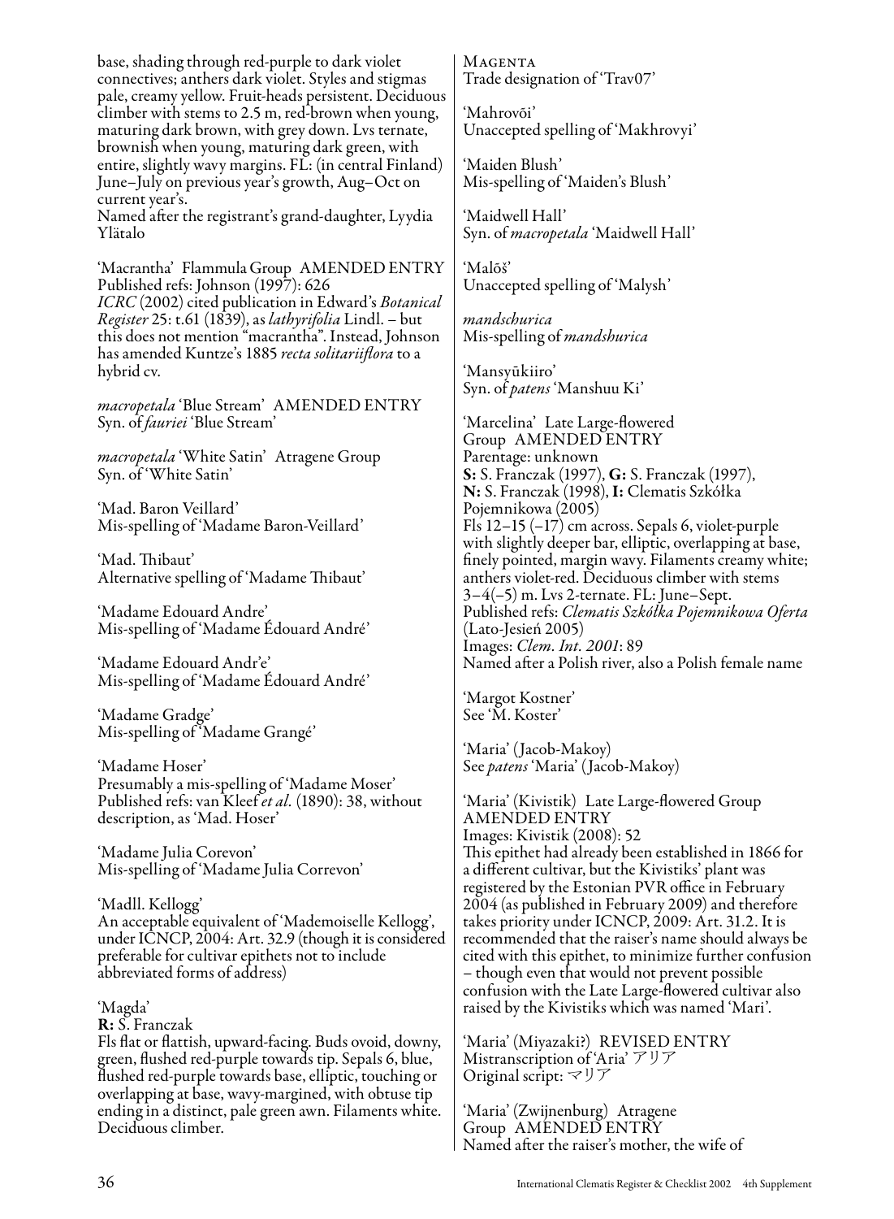base, shading through red-purple to dark violet connectives; anthers dark violet. Styles and stigmas pale, creamy yellow. Fruit-heads persistent. Deciduous climber with stems to 2.5 m, red-brown when young, maturing dark brown, with grey down. Lvs ternate, brownish when young, maturing dark green, with entire, slightly wavy margins. FL: (in central Finland) June–July on previous year's growth, Aug–Oct on current year's.
Named after the registrant's grand-daughter, Lyydia Ylätalo

'Macrantha' Flammula Group AMENDED ENTRY
Published refs: Johnson (1997): 626
*ICRC* (2002) cited publication in Edward's *Botanical Register* 25: t.61 (1839), as *lathyrifolia* Lindl. – but this does not mention "macrantha". Instead, Johnson has amended Kuntze's 1885 *recta solitariiflora* to a hybrid cv.

*macropetala* 'Blue Stream' AMENDED ENTRY
Syn. of *fauriei* 'Blue Stream'

*macropetala* 'White Satin' Atragene Group
Syn. of 'White Satin'

'Mad. Baron Veillard'
Mis-spelling of 'Madame Baron-Veillard'

'Mad. Thibaut'
Alternative spelling of 'Madame Thibaut'

'Madame Edouard Andre'
Mis-spelling of 'Madame Édouard André'

'Madame Edouard Andr'e'
Mis-spelling of 'Madame Édouard André'

'Madame Gradge'
Mis-spelling of 'Madame Grangé'

'Madame Hoser'
Presumably a mis-spelling of 'Madame Moser'
Published refs: van Kleef *et al.* (1890): 38, without description, as 'Mad. Hoser'

'Madame Julia Corevon'
Mis-spelling of 'Madame Julia Correvon'

'Madll. Kellogg'
An acceptable equivalent of 'Mademoiselle Kellogg', under ICNCP, 2004: Art. 32.9 (though it is considered preferable for cultivar epithets not to include abbreviated forms of address)

'Magda'
**R:** S. Franczak
Fls flat or flattish, upward-facing. Buds ovoid, downy, green, flushed red-purple towards tip. Sepals 6, blue, flushed red-purple towards base, elliptic, touching or overlapping at base, wavy-margined, with obtuse tip ending in a distinct, pale green awn. Filaments white. Deciduous climber.

MAGENTA
Trade designation of 'Trav07'

'Mahrovõi'
Unaccepted spelling of 'Makhrovyi'

'Maiden Blush'
Mis-spelling of 'Maiden's Blush'

'Maidwell Hall'
Syn. of *macropetala* 'Maidwell Hall'

'Malõš'
Unaccepted spelling of 'Malysh'

*mandschurica*
Mis-spelling of *mandshurica*

'Mansyūkiiro'
Syn. of *patens* 'Manshuu Ki'

'Marcelina' Late Large-flowered Group AMENDED ENTRY
Parentage: unknown
**S:** S. Franczak (1997), **G:** S. Franczak (1997), **N:** S. Franczak (1998), **I:** Clematis Szkółka Pojemnikowa (2005)
Fls 12–15 (–17) cm across. Sepals 6, violet-purple with slightly deeper bar, elliptic, overlapping at base, finely pointed, margin wavy. Filaments creamy white; anthers violet-red. Deciduous climber with stems 3–4(–5) m. Lvs 2-ternate. FL: June–Sept.
Published refs: *Clematis Szkółka Pojemnikowa Oferta* (Lato-Jesień 2005)
Images: *Clem. Int. 2001*: 89
Named after a Polish river, also a Polish female name

'Margot Kostner'
See 'M. Koster'

'Maria' (Jacob-Makoy)
See *patens* 'Maria' (Jacob-Makoy)

'Maria' (Kivistik) Late Large-flowered Group AMENDED ENTRY
Images: Kivistik (2008): 52
This epithet had already been established in 1866 for a different cultivar, but the Kivistiks' plant was registered by the Estonian PVR office in February 2004 (as published in February 2009) and therefore takes priority under ICNCP, 2009: Art. 31.2. It is recommended that the raiser's name should always be cited with this epithet, to minimize further confusion – though even that would not prevent possible confusion with the Late Large-flowered cultivar also raised by the Kivistiks which was named 'Mari'.

'Maria' (Miyazaki?) REVISED ENTRY
Mistranscription of 'Aria' アリア
Original script: マリア

'Maria' (Zwijnenburg) Atragene Group AMENDED ENTRY
Named after the raiser's mother, the wife of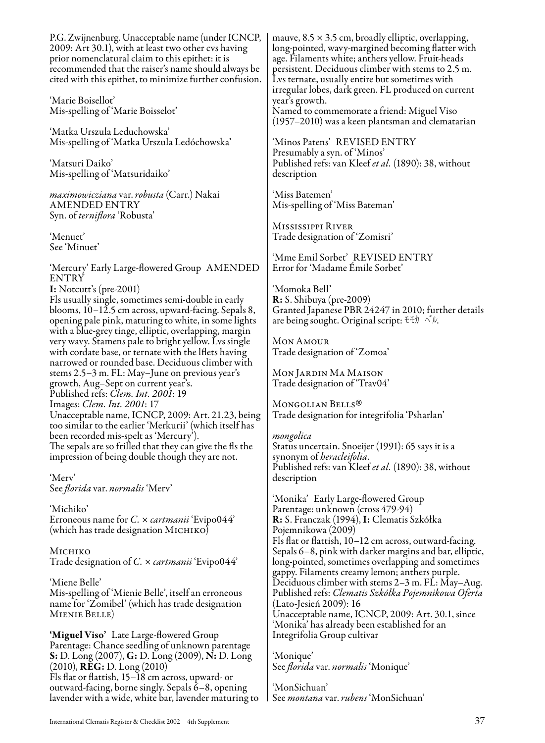P.G. Zwijnenburg. Unacceptable name (under ICNCP, 2009: Art 30.1), with at least two other cvs having prior nomenclatural claim to this epithet: it is recommended that the raiser's name should always be cited with this epithet, to minimize further confusion.

'Marie Boisellot'
Mis-spelling of 'Marie Boisselot'

'Matka Urszula Leduchowska'
Mis-spelling of 'Matka Urszula Ledóchowska'

'Matsuri Daiko'
Mis-spelling of 'Matsuridaiko'

*maximowicziana* var. *robusta* (Carr.) Nakai AMENDED ENTRY
Syn. of *terniflora* 'Robusta'

'Menuet'
See 'Minuet'

'Mercury' Early Large-flowered Group AMENDED ENTRY
**I:** Notcutt's (pre-2001)
Fls usually single, sometimes semi-double in early blooms, 10–12.5 cm across, upward-facing. Sepals 8, opening pale pink, maturing to white, in some lights with a blue-grey tinge, elliptic, overlapping, margin very wavy. Stamens pale to bright yellow. Lvs single with cordate base, or ternate with the lflets having narrowed or rounded base. Deciduous climber with stems 2.5–3 m. FL: May–June on previous year's growth, Aug–Sept on current year's.
Published refs: *Clem. Int. 2001*: 19
Images: *Clem. Int. 2001*: 17
Unacceptable name, ICNCP, 2009: Art. 21.23, being too similar to the earlier 'Merkurii' (which itself has been recorded mis-spelt as 'Mercury').
The sepals are so frilled that they can give the fls the impression of being double though they are not.

'Merv'
See *florida* var. *normalis* 'Merv'

'Michiko'
Erroneous name for *C.* × *cartmanii* 'Evipo044' (which has trade designation Michiko)

Michiko
Trade designation of *C.* × *cartmanii* 'Evipo044'

'Miene Belle'
Mis-spelling of 'Mienie Belle', itself an erroneous name for 'Zomibel' (which has trade designation Mienie Belle)

**'Miguel Viso'** Late Large-flowered Group
Parentage: Chance seedling of unknown parentage
**S:** D. Long (2007), **G:** D. Long (2009), **N:** D. Long (2010), **REG:** D. Long (2010)
Fls flat or flattish, 15–18 cm across, upward- or outward-facing, borne singly. Sepals 6–8, opening lavender with a wide, white bar, lavender maturing to mauve, 8.5 × 3.5 cm, broadly elliptic, overlapping, long-pointed, wavy-margined becoming flatter with age. Filaments white; anthers yellow. Fruit-heads persistent. Deciduous climber with stems to 2.5 m. Lvs ternate, usually entire but sometimes with irregular lobes, dark green. FL produced on current year's growth.
Named to commemorate a friend: Miguel Viso (1957–2010) was a keen plantsman and clematarian

'Minos Patens' REVISED ENTRY
Presumably a syn. of 'Minos'
Published refs: van Kleef *et al.* (1890): 38, without description

'Miss Batemen'
Mis-spelling of 'Miss Bateman'

Mississippi River
Trade designation of 'Zomisri'

'Mme Emil Sorbet' REVISED ENTRY
Error for 'Madame Émile Sorbet'

'Momoka Bell'
**R:** S. Shibuya (pre-2009)
Granted Japanese PBR 24247 in 2010; further details are being sought. Original script: モモカ ベル.

Mon Amour
Trade designation of 'Zomoa'

Mon Jardin Ma Maison
Trade designation of 'Trav04'

Mongolian Bells®
Trade designation for integrifolia 'Psharlan'

*mongolica*
Status uncertain. Snoeijer (1991): 65 says it is a synonym of *heracleifolia*.
Published refs: van Kleef *et al.* (1890): 38, without description

'Monika' Early Large-flowered Group
Parentage: unknown (cross 479-94)
**R:** S. Franczak (1994), **I:** Clematis Szkółka Pojemnikowa (2009)
Fls flat or flattish, 10–12 cm across, outward-facing. Sepals 6–8, pink with darker margins and bar, elliptic, long-pointed, sometimes overlapping and sometimes gappy. Filaments creamy lemon; anthers purple. Deciduous climber with stems 2–3 m. FL: May–Aug.
Published refs: *Clematis Szkółka Pojemnikowa Oferta* (Lato-Jesień 2009): 16
Unacceptable name, ICNCP, 2009: Art. 30.1, since 'Monika' has already been established for an Integrifolia Group cultivar

'Monique'
See *florida* var. *normalis* 'Monique'

'MonSichuan'
See *montana* var. *rubens* 'MonSichuan'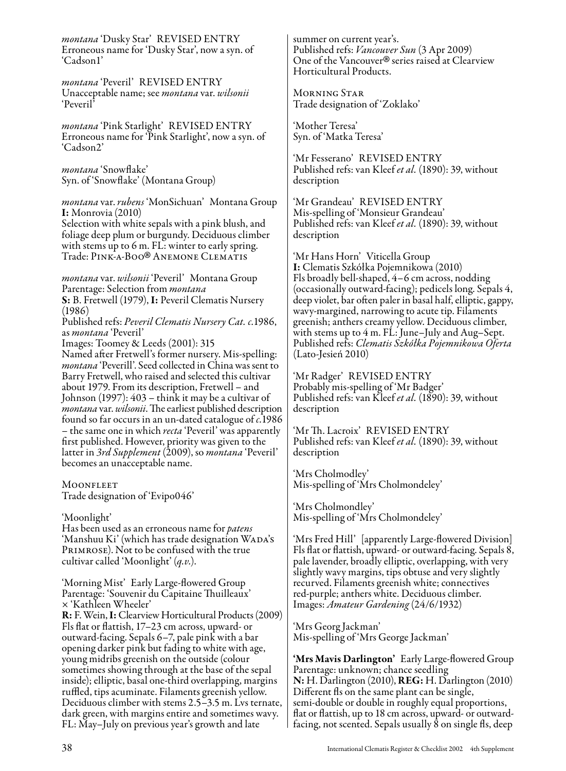*montana* 'Dusky Star' REVISED ENTRY
Erroneous name for 'Dusky Star', now a syn. of 'Cadson1'

*montana* 'Peveril' REVISED ENTRY
Unacceptable name; see *montana* var. *wilsonii* 'Peveril'

*montana* 'Pink Starlight' REVISED ENTRY
Erroneous name for 'Pink Starlight', now a syn. of 'Cadson2'

*montana* 'Snowflake'
Syn. of 'Snowflake' (Montana Group)

*montana* var. *rubens* 'MonSichuan' Montana Group
**I:** Monrovia (2010)
Selection with white sepals with a pink blush, and foliage deep plum or burgundy. Deciduous climber with stems up to 6 m. FL: winter to early spring.
Trade: Pink-a-Boo® Anemone Clematis

*montana* var. *wilsonii* 'Peveril' Montana Group
Parentage: Selection from *montana*
**S:** B. Fretwell (1979), **I:** Peveril Clematis Nursery (1986)
Published refs: *Peveril Clematis Nursery Cat. c.*1986, as *montana* 'Peveril'
Images: Toomey & Leeds (2001): 315
Named after Fretwell's former nursery. Mis-spelling: *montana* 'Peverill'. Seed collected in China was sent to Barry Fretwell, who raised and selected this cultivar about 1979. From its description, Fretwell – and Johnson (1997): 403 – think it may be a cultivar of *montana* var. *wilsonii*. The earliest published description found so far occurs in an un-dated catalogue of *c.*1986 – the same one in which *recta* 'Peveril' was apparently first published. However, priority was given to the latter in *3rd Supplement* (2009), so *montana* 'Peveril' becomes an unacceptable name.

Moonfleet
Trade designation of 'Evipo046'

'Moonlight'
Has been used as an erroneous name for *patens* 'Manshuu Ki' (which has trade designation Wada's Primrose). Not to be confused with the true cultivar called 'Moonlight' (*q.v.*).

'Morning Mist' Early Large-flowered Group
Parentage: 'Souvenir du Capitaine Thuilleaux' × 'Kathleen Wheeler'
**R:** F. Wein, **I:** Clearview Horticultural Products (2009)
Fls flat or flattish, 17–23 cm across, upward- or outward-facing. Sepals 6–7, pale pink with a bar opening darker pink but fading to white with age, young midribs greenish on the outside (colour sometimes showing through at the base of the sepal inside); elliptic, basal one-third overlapping, margins ruffled, tips acuminate. Filaments greenish yellow. Deciduous climber with stems 2.5–3.5 m. Lvs ternate, dark green, with margins entire and sometimes wavy. FL: May–July on previous year's growth and late summer on current year's.
Published refs: *Vancouver Sun* (3 Apr 2009)
One of the Vancouver® series raised at Clearview Horticultural Products.

Morning Star
Trade designation of 'Zoklako'

'Mother Teresa'
Syn. of 'Matka Teresa'

'Mr Fesserano' REVISED ENTRY
Published refs: van Kleef *et al.* (1890): 39, without description

'Mr Grandeau' REVISED ENTRY
Mis-spelling of 'Monsieur Grandeau'
Published refs: van Kleef *et al.* (1890): 39, without description

'Mr Hans Horn' Viticella Group
**I:** Clematis Szkółka Pojemnikowa (2010)
Fls broadly bell-shaped, 4–6 cm across, nodding (occasionally outward-facing); pedicels long. Sepals 4, deep violet, bar often paler in basal half, elliptic, gappy, wavy-margined, narrowing to acute tip. Filaments greenish; anthers creamy yellow. Deciduous climber, with stems up to 4 m. FL: June–July and Aug–Sept.
Published refs: *Clematis Szkółka Pojemnikowa Oferta* (Lato-Jesień 2010)

'Mr Radger' REVISED ENTRY
Probably mis-spelling of 'Mr Badger'
Published refs: van Kleef *et al.* (1890): 39, without description

'Mr Th. Lacroix' REVISED ENTRY
Published refs: van Kleef *et al.* (1890): 39, without description

'Mrs Cholmodley'
Mis-spelling of 'Mrs Cholmondeley'

'Mrs Cholmondley'
Mis-spelling of 'Mrs Cholmondeley'

'Mrs Fred Hill' [apparently Large-flowered Division]
Fls flat or flattish, upward- or outward-facing. Sepals 8, pale lavender, broadly elliptic, overlapping, with very slightly wavy margins, tips obtuse and very slightly recurved. Filaments greenish white; connectives red-purple; anthers white. Deciduous climber.
Images: *Amateur Gardening* (24/6/1932)

'Mrs Georg Jackman'
Mis-spelling of 'Mrs George Jackman'

**'Mrs Mavis Darlington'** Early Large-flowered Group
Parentage: unknown; chance seedling
**N:** H. Darlington (2010), **REG:** H. Darlington (2010)
Different fls on the same plant can be single, semi-double or double in roughly equal proportions, flat or flattish, up to 18 cm across, upward- or outward-facing, not scented. Sepals usually 8 on single fls, deep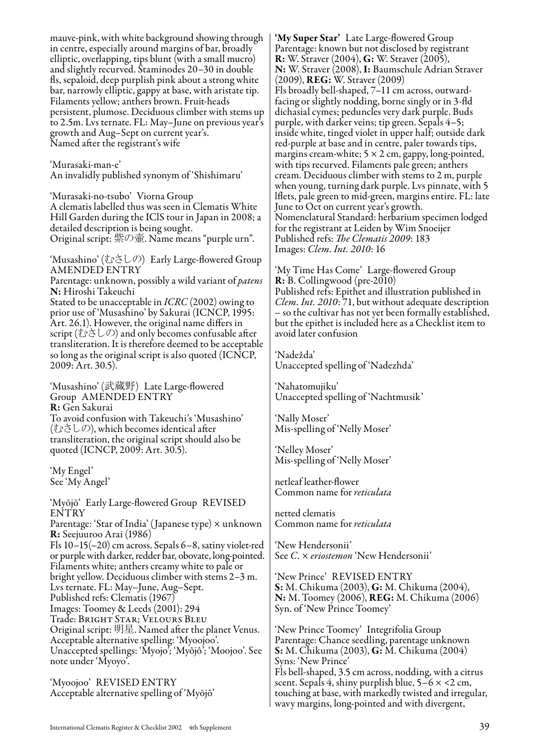mauve-pink, with white background showing through in centre, especially around margins of bar, broadly elliptic, overlapping, tips blunt (with a small mucro) and slightly recurved. Staminodes 20–30 in double fls, sepaloid, deep purplish pink about a strong white bar, narrowly elliptic, gappy at base, with aristate tip. Filaments yellow; anthers brown. Fruit-heads persistent, plumose. Deciduous climber with stems up to 2.5m. Lvs ternate. FL: May–June on previous year's growth and Aug–Sept on current year's.
Named after the registrant's wife

'Murasaki-man-e'
An invalidly published synonym of 'Shishimaru'

'Murasaki-no-tsubo' Viorna Group
A clematis labelled thus was seen in Clematis White Hill Garden during the IClS tour in Japan in 2008; a detailed description is being sought.
Original script: 紫の壷. Name means "purple urn".

'Musashino' (むさしの) Early Large-flowered Group AMENDED ENTRY
Parentage: unknown, possibly a wild variant of *patens*
**N:** Hiroshi Takeuchi
Stated to be unacceptable in *ICRC* (2002) owing to prior use of 'Musashino' by Sakurai (ICNCP, 1995: Art. 26.1). However, the original name differs in script (むさしの) and only becomes confusable after transliteration. It is therefore deemed to be acceptable so long as the original script is also quoted (ICNCP, 2009: Art. 30.5).

'Musashino' (武蔵野) Late Large-flowered Group AMENDED ENTRY
**R:** Gen Sakurai
To avoid confusion with Takeuchi's 'Musashino' (むさしの), which becomes identical after transliteration, the original script should also be quoted (ICNCP, 2009: Art. 30.5).

'My Engel'
See 'My Angel'

'Myōjō' Early Large-flowered Group REVISED ENTRY
Parentage: 'Star of India' (Japanese type) × unknown
**R:** Seejuuroo Arai (1986)
Fls 10–15(–20) cm across. Sepals 6–8, satiny violet-red or purple with darker, redder bar, obovate, long-pointed. Filaments white; anthers creamy white to pale or bright yellow. Deciduous climber with stems 2–3 m. Lvs ternate. FL: May–June, Aug–Sept.
Published refs: Clematis (1967)
Images: Toomey & Leeds (2001): 294
Trade: Bright Star; Velours Bleu
Original script: 明星. Named after the planet Venus.
Acceptable alternative spelling: 'Myoojoo'.
Unaccepted spellings: 'Myojo'; 'Myôjô'; 'Moojoo'. See note under 'Myoyo'.

'Myoojoo' REVISED ENTRY
Acceptable alternative spelling of 'Myōjō'

**'My Super Star'** Late Large-flowered Group
Parentage: known but not disclosed by registrant
**R:** W. Straver (2004), **G:** W. Straver (2005), **N:** W. Straver (2008), **I:** Baumschule Adrian Straver (2009), **REG:** W. Straver (2009)
Fls broadly bell-shaped, 7–11 cm across, outward-facing or slightly nodding, borne singly or in 3-fld dichasial cymes; peduncles very dark purple. Buds purple, with darker veins; tip green. Sepals 4–5; inside white, tinged violet in upper half; outside dark red-purple at base and in centre, paler towards tips, margins cream-white; 5 × 2 cm, gappy, long-pointed, with tips recurved. Filaments pale green; anthers cream. Deciduous climber with stems to 2 m, purple when young, turning dark purple. Lvs pinnate, with 5 lflets, pale green to mid-green, margins entire. FL: late June to Oct on current year's growth.
Nomenclatural Standard: herbarium specimen lodged for the registrant at Leiden by Wim Snoeijer
Published refs: *The Clematis 2009*: 183
Images: *Clem. Int. 2010*: 16

'My Time Has Come' Large-flowered Group
**R:** B. Collingwood (pre-2010)
Published refs: Epithet and illustration published in *Clem. Int. 2010*: 71, but without adequate description – so the cultivar has not yet been formally established, but the epithet is included here as a Checklist item to avoid later confusion

'Nadežda'
Unaccepted spelling of 'Nadezhda'

'Nahatomujiku'
Unaccepted spelling of 'Nachtmusik'

'Nally Moser'
Mis-spelling of 'Nelly Moser'

'Nelley Moser'
Mis-spelling of 'Nelly Moser'

netleaf leather-flower
Common name for *reticulata*

netted clematis
Common name for *reticulata*

'New Hendersonii'
See *C.* × *eriostemon* 'New Hendersonii'

'New Prince' REVISED ENTRY
**S:** M. Chikuma (2003), **G:** M. Chikuma (2004), **N:** M. Toomey (2006), **REG:** M. Chikuma (2006)
Syn. of 'New Prince Toomey'

'New Prince Toomey' Integrifolia Group
Parentage: Chance seedling, parentage unknown
**S:** M. Chikuma (2003), **G:** M. Chikuma (2004)
Syns: 'New Prince'
Fls bell-shaped, 3.5 cm across, nodding, with a citrus scent. Sepals 4, shiny purplish blue, 5–6 × <2 cm, touching at base, with markedly twisted and irregular, wavy margins, long-pointed and with divergent,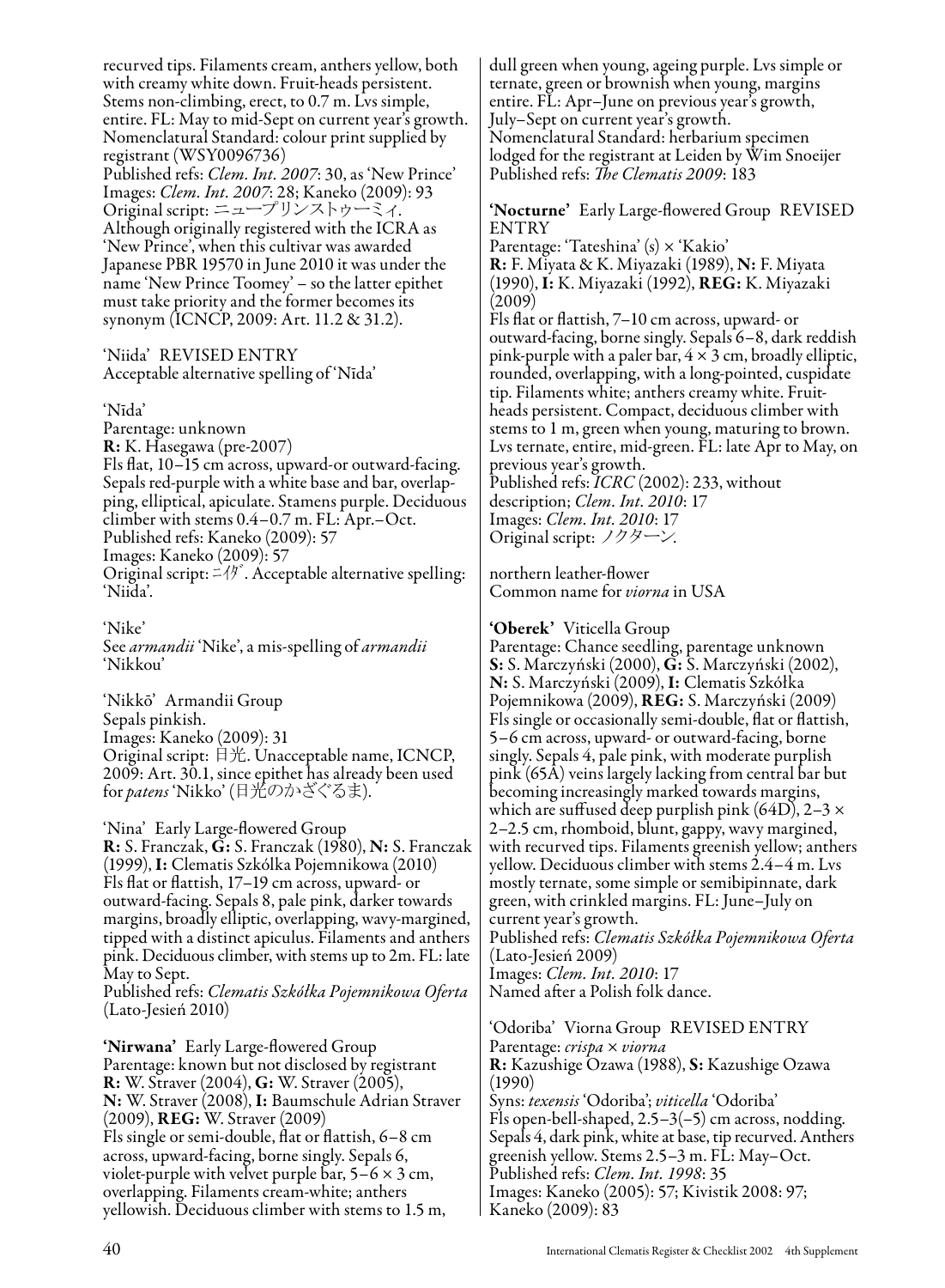recurved tips. Filaments cream, anthers yellow, both with creamy white down. Fruit-heads persistent. Stems non-climbing, erect, to 0.7 m. Lvs simple, entire. FL: May to mid-Sept on current year's growth.
Nomenclatural Standard: colour print supplied by registrant (WSY0096736)
Published refs: *Clem. Int. 2007*: 30, as 'New Prince'
Images: *Clem. Int. 2007*: 28; Kaneko (2009): 93
Original script: ニュープリンストゥーミィ.
Although originally registered with the ICRA as 'New Prince', when this cultivar was awarded Japanese PBR 19570 in June 2010 it was under the name 'New Prince Toomey' – so the latter epithet must take priority and the former becomes its synonym (ICNCP, 2009: Art. 11.2 & 31.2).

'Niida' REVISED ENTRY
Acceptable alternative spelling of 'Nīda'

'Nīda'
Parentage: unknown
**R:** K. Hasegawa (pre-2007)
Fls flat, 10–15 cm across, upward-or outward-facing. Sepals red-purple with a white base and bar, overlapping, elliptical, apiculate. Stamens purple. Deciduous climber with stems 0.4–0.7 m. FL: Apr.–Oct.
Published refs: Kaneko (2009): 57
Images: Kaneko (2009): 57
Original script: ﾆｲﾀﾞ. Acceptable alternative spelling: 'Niida'.

'Nike'
See *armandii* 'Nike', a mis-spelling of *armandii* 'Nikkou'

'Nikkō' Armandii Group
Sepals pinkish.
Images: Kaneko (2009): 31
Original script: 日光. Unacceptable name, ICNCP, 2009: Art. 30.1, since epithet has already been used for *patens* 'Nikko' (日光のかざぐるま).

'Nina' Early Large-flowered Group
**R:** S. Franczak, **G:** S. Franczak (1980), **N:** S. Franczak (1999), **I:** Clematis Szkółka Pojemnikowa (2010)
Fls flat or flattish, 17–19 cm across, upward- or outward-facing. Sepals 8, pale pink, darker towards margins, broadly elliptic, overlapping, wavy-margined, tipped with a distinct apiculus. Filaments and anthers pink. Deciduous climber, with stems up to 2m. FL: late May to Sept.
Published refs: *Clematis Szkółka Pojemnikowa Oferta* (Lato-Jesień 2010)

**'Nirwana'** Early Large-flowered Group
Parentage: known but not disclosed by registrant
**R:** W. Straver (2004), **G:** W. Straver (2005), **N:** W. Straver (2008), **I:** Baumschule Adrian Straver (2009), **REG:** W. Straver (2009)
Fls single or semi-double, flat or flattish, 6–8 cm across, upward-facing, borne singly. Sepals 6, violet-purple with velvet purple bar, 5–6 × 3 cm, overlapping. Filaments cream-white; anthers yellowish. Deciduous climber with stems to 1.5 m, dull green when young, ageing purple. Lvs simple or ternate, green or brownish when young, margins entire. FL: Apr–June on previous year's growth, July–Sept on current year's growth.
Nomenclatural Standard: herbarium specimen lodged for the registrant at Leiden by Wim Snoeijer
Published refs: *The Clematis 2009*: 183

**'Nocturne'** Early Large-flowered Group REVISED ENTRY
Parentage: 'Tateshina' (s) × 'Kakio'
**R:** F. Miyata & K. Miyazaki (1989), **N:** F. Miyata (1990), **I:** K. Miyazaki (1992), **REG:** K. Miyazaki (2009)
Fls flat or flattish, 7–10 cm across, upward- or outward-facing, borne singly. Sepals 6–8, dark reddish pink-purple with a paler bar, 4 × 3 cm, broadly elliptic, rounded, overlapping, with a long-pointed, cuspidate tip. Filaments white; anthers creamy white. Fruit-heads persistent. Compact, deciduous climber with stems to 1 m, green when young, maturing to brown. Lvs ternate, entire, mid-green. FL: late Apr to May, on previous year's growth.
Published refs: *ICRC* (2002): 233, without description; *Clem. Int. 2010*: 17
Images: *Clem. Int. 2010*: 17
Original script: ノクターン.

northern leather-flower
Common name for *viorna* in USA

**'Oberek'** Viticella Group
Parentage: Chance seedling, parentage unknown
**S:** S. Marczyński (2000), **G:** S. Marczyński (2002), **N:** S. Marczyński (2009), **I:** Clematis Szkółka Pojemnikowa (2009), **REG:** S. Marczyński (2009)
Fls single or occasionally semi-double, flat or flattish, 5–6 cm across, upward- or outward-facing, borne singly. Sepals 4, pale pink, with moderate purplish pink (65A) veins largely lacking from central bar but becoming increasingly marked towards margins, which are suffused deep purplish pink (64D), 2–3 × 2–2.5 cm, rhomboid, blunt, gappy, wavy margined, with recurved tips. Filaments greenish yellow; anthers yellow. Deciduous climber with stems 2.4–4 m. Lvs mostly ternate, some simple or semibipinnate, dark green, with crinkled margins. FL: June–July on current year's growth.
Published refs: *Clematis Szkółka Pojemnikowa Oferta* (Lato-Jesień 2009)
Images: *Clem. Int. 2010*: 17
Named after a Polish folk dance.

'Odoriba' Viorna Group REVISED ENTRY
Parentage: *crispa* × *viorna*
**R:** Kazushige Ozawa (1988), **S:** Kazushige Ozawa (1990)
Syns: *texensis* 'Odoriba'; *viticella* 'Odoriba'
Fls open-bell-shaped, 2.5–3(–5) cm across, nodding. Sepals 4, dark pink, white at base, tip recurved. Anthers greenish yellow. Stems 2.5–3 m. FL: May–Oct.
Published refs: *Clem. Int. 1998*: 35
Images: Kaneko (2005): 57; Kivistik 2008: 97; Kaneko (2009): 83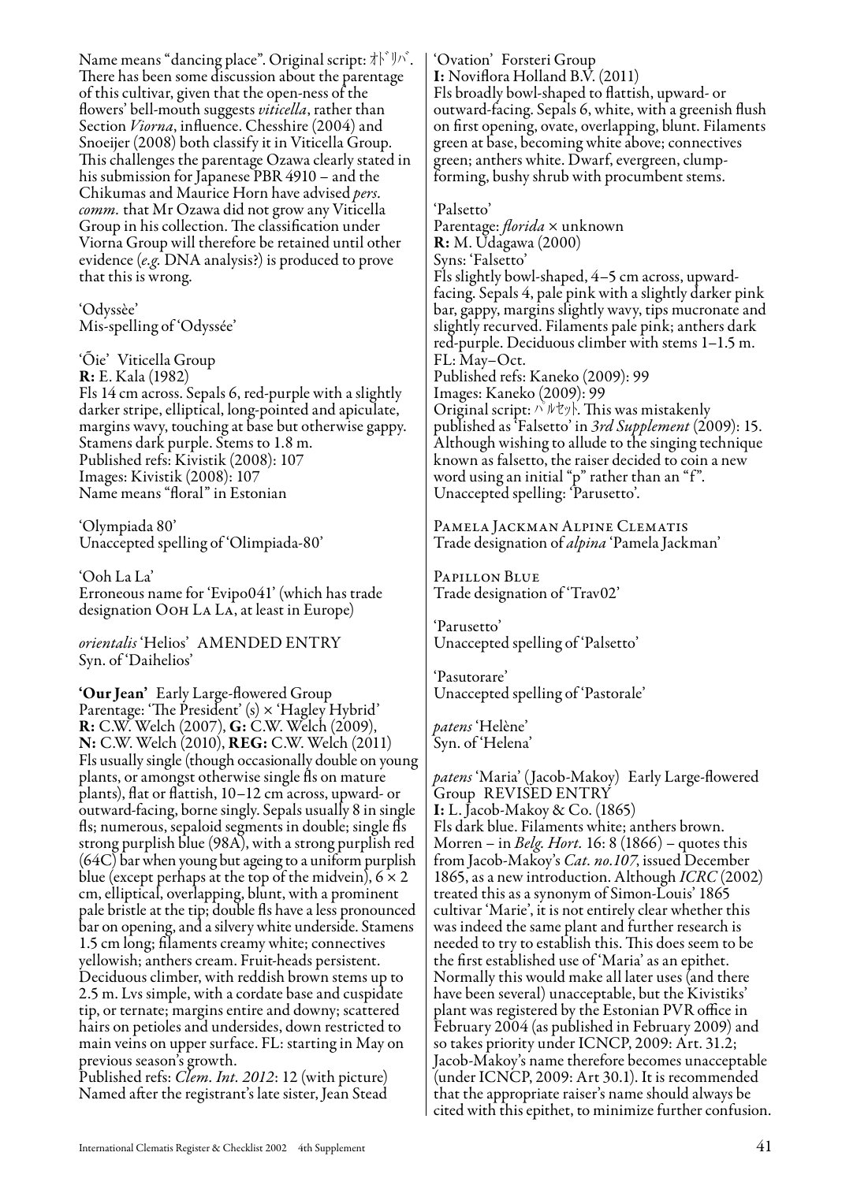Name means "dancing place". Original script: ｵﾄﾞﾘﾊﾞ. There has been some discussion about the parentage of this cultivar, given that the open-ness of the flowers' bell-mouth suggests *viticella*, rather than Section *Viorna*, influence. Chesshire (2004) and Snoeijer (2008) both classify it in Viticella Group. This challenges the parentage Ozawa clearly stated in his submission for Japanese PBR 4910 – and the Chikumas and Maurice Horn have advised *pers. comm.* that Mr Ozawa did not grow any Viticella Group in his collection. The classification under Viorna Group will therefore be retained until other evidence (*e.g.* DNA analysis?) is produced to prove that this is wrong.

'Odyssèe'
Mis-spelling of 'Odyssée'

'Õie' Viticella Group
**R:** E. Kala (1982)
Fls 14 cm across. Sepals 6, red-purple with a slightly darker stripe, elliptical, long-pointed and apiculate, margins wavy, touching at base but otherwise gappy. Stamens dark purple. Stems to 1.8 m.
Published refs: Kivistik (2008): 107
Images: Kivistik (2008): 107
Name means "floral" in Estonian

'Olympiada 80'
Unaccepted spelling of 'Olimpiada-80'

'Ooh La La'
Erroneous name for 'Evipo041' (which has trade designation Ooh La La, at least in Europe)

*orientalis* 'Helios' AMENDED ENTRY
Syn. of 'Daihelios'

**'Our Jean'** Early Large-flowered Group
Parentage: 'The President' (s) × 'Hagley Hybrid'
**R:** C.W. Welch (2007), **G:** C.W. Welch (2009), **N:** C.W. Welch (2010), **REG:** C.W. Welch (2011)
Fls usually single (though occasionally double on young plants, or amongst otherwise single fls on mature plants), flat or flattish, 10–12 cm across, upward- or outward-facing, borne singly. Sepals usually 8 in single fls; numerous, sepaloid segments in double; single fls strong purplish blue (98A), with a strong purplish red (64C) bar when young but ageing to a uniform purplish blue (except perhaps at the top of the midvein), 6 × 2 cm, elliptical, overlapping, blunt, with a prominent pale bristle at the tip; double fls have a less pronounced bar on opening, and a silvery white underside. Stamens 1.5 cm long; filaments creamy white; connectives yellowish; anthers cream. Fruit-heads persistent. Deciduous climber, with reddish brown stems up to 2.5 m. Lvs simple, with a cordate base and cuspidate tip, or ternate; margins entire and downy; scattered hairs on petioles and undersides, down restricted to main veins on upper surface. FL: starting in May on previous season's growth.
Published refs: *Clem. Int. 2012*: 12 (with picture)
Named after the registrant's late sister, Jean Stead

'Ovation' Forsteri Group
**I:** Noviflora Holland B.V. (2011)
Fls broadly bowl-shaped to flattish, upward- or outward-facing. Sepals 6, white, with a greenish flush on first opening, ovate, overlapping, blunt. Filaments green at base, becoming white above; connectives green; anthers white. Dwarf, evergreen, clump-forming, bushy shrub with procumbent stems.

'Palsetto'
Parentage: *florida* × unknown
**R:** M. Udagawa (2000)
Syns: 'Falsetto'
Fls slightly bowl-shaped, 4–5 cm across, upward-facing. Sepals 4, pale pink with a slightly darker pink bar, gappy, margins slightly wavy, tips mucronate and slightly recurved. Filaments pale pink; anthers dark red-purple. Deciduous climber with stems 1–1.5 m. FL: May–Oct.
Published refs: Kaneko (2009): 99
Images: Kaneko (2009): 99
Original script: ﾊﾟﾙｾｯﾄ. This was mistakenly published as 'Falsetto' in *3rd Supplement* (2009): 15. Although wishing to allude to the singing technique known as falsetto, the raiser decided to coin a new word using an initial "p" rather than an "f". Unaccepted spelling: 'Parusetto'.

Pamela Jackman Alpine Clematis
Trade designation of *alpina* 'Pamela Jackman'

Papillon Blue
Trade designation of 'Trav02'

'Parusetto'
Unaccepted spelling of 'Palsetto'

'Pasutorare'
Unaccepted spelling of 'Pastorale'

*patens* 'Helène'
Syn. of 'Helena'

*patens* 'Maria' (Jacob-Makoy) Early Large-flowered Group REVISED ENTRY
**I:** L. Jacob-Makoy & Co. (1865)
Fls dark blue. Filaments white; anthers brown. Morren – in *Belg. Hort.* 16: 8 (1866) – quotes this from Jacob-Makoy's *Cat. no.107*, issued December 1865, as a new introduction. Although *ICRC* (2002) treated this as a synonym of Simon-Louis' 1865 cultivar 'Marie', it is not entirely clear whether this was indeed the same plant and further research is needed to try to establish this. This does seem to be the first established use of 'Maria' as an epithet. Normally this would make all later uses (and there have been several) unacceptable, but the Kivistiks' plant was registered by the Estonian PVR office in February 2004 (as published in February 2009) and so takes priority under ICNCP, 2009: Art. 31.2; Jacob-Makoy's name therefore becomes unacceptable (under ICNCP, 2009: Art 30.1). It is recommended that the appropriate raiser's name should always be cited with this epithet, to minimize further confusion.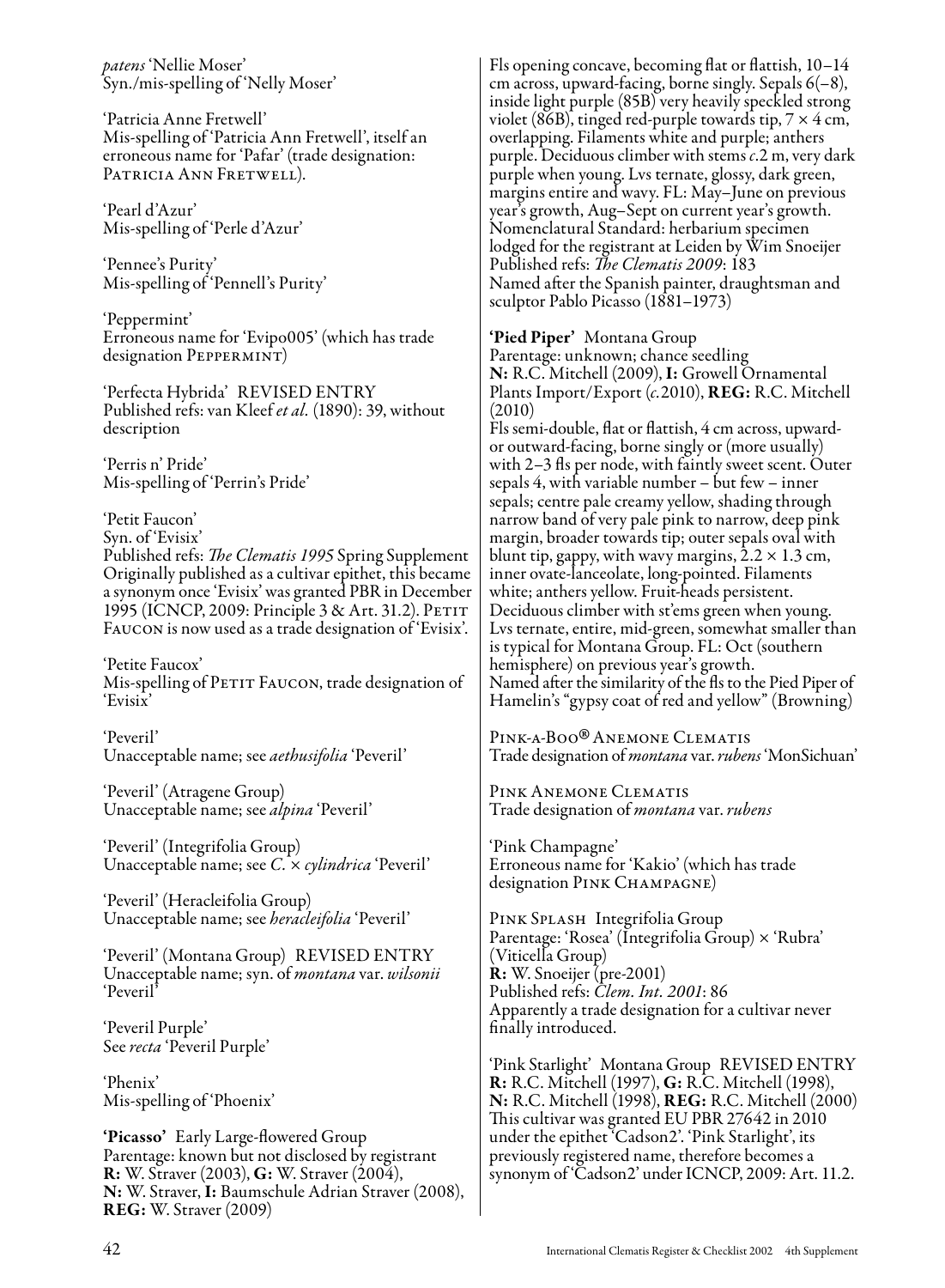*patens* 'Nellie Moser'
Syn./mis-spelling of 'Nelly Moser'

'Patricia Anne Fretwell'
Mis-spelling of 'Patricia Ann Fretwell', itself an erroneous name for 'Pafar' (trade designation: PATRICIA ANN FRETWELL).

'Pearl d'Azur'
Mis-spelling of 'Perle d'Azur'

'Pennee's Purity'
Mis-spelling of 'Pennell's Purity'

'Peppermint'
Erroneous name for 'Evipo005' (which has trade designation PEPPERMINT)

'Perfecta Hybrida' REVISED ENTRY
Published refs: van Kleef *et al.* (1890): 39, without description

'Perris n' Pride'
Mis-spelling of 'Perrin's Pride'

'Petit Faucon'
Syn. of 'Evisix'
Published refs: *The Clematis 1995* Spring Supplement
Originally published as a cultivar epithet, this became a synonym once 'Evisix' was granted PBR in December 1995 (ICNCP, 2009: Principle 3 & Art. 31.2). PETIT FAUCON is now used as a trade designation of 'Evisix'.

'Petite Faucox'
Mis-spelling of PETIT FAUCON, trade designation of 'Evisix'

'Peveril'
Unacceptable name; see *aethusifolia* 'Peveril'

'Peveril' (Atragene Group)
Unacceptable name; see *alpina* 'Peveril'

'Peveril' (Integrifolia Group)
Unacceptable name; see *C.* × *cylindrica* 'Peveril'

'Peveril' (Heracleifolia Group)
Unacceptable name; see *heracleifolia* 'Peveril'

'Peveril' (Montana Group) REVISED ENTRY
Unacceptable name; syn. of *montana* var. *wilsonii* 'Peveril'

'Peveril Purple'
See *recta* 'Peveril Purple'

'Phenix'
Mis-spelling of 'Phoenix'

**'Picasso'** Early Large-flowered Group
Parentage: known but not disclosed by registrant
**R:** W. Straver (2003), **G:** W. Straver (2004), **N:** W. Straver, **I:** Baumschule Adrian Straver (2008), **REG:** W. Straver (2009)
Fls opening concave, becoming flat or flattish, 10–14 cm across, upward-facing, borne singly. Sepals 6(–8), inside light purple (85B) very heavily speckled strong violet (86B), tinged red-purple towards tip, 7 × 4 cm, overlapping. Filaments white and purple; anthers purple. Deciduous climber with stems *c.*2 m, very dark purple when young. Lvs ternate, glossy, dark green, margins entire and wavy. FL: May–June on previous year's growth, Aug–Sept on current year's growth.
Nomenclatural Standard: herbarium specimen lodged for the registrant at Leiden by Wim Snoeijer
Published refs: *The Clematis 2009*: 183
Named after the Spanish painter, draughtsman and sculptor Pablo Picasso (1881–1973)

**'Pied Piper'** Montana Group
Parentage: unknown; chance seedling
**N:** R.C. Mitchell (2009), **I:** Growell Ornamental Plants Import/Export (*c.*2010), **REG:** R.C. Mitchell (2010)
Fls semi-double, flat or flattish, 4 cm across, upward- or outward-facing, borne singly or (more usually) with 2–3 fls per node, with faintly sweet scent. Outer sepals 4, with variable number – but few – inner sepals; centre pale creamy yellow, shading through narrow band of very pale pink to narrow, deep pink margin, broader towards tip; outer sepals oval with blunt tip, gappy, with wavy margins, 2.2 × 1.3 cm, inner ovate-lanceolate, long-pointed. Filaments white; anthers yellow. Fruit-heads persistent. Deciduous climber with st'ems green when young. Lvs ternate, entire, mid-green, somewhat smaller than is typical for Montana Group. FL: Oct (southern hemisphere) on previous year's growth.
Named after the similarity of the fls to the Pied Piper of Hamelin's "gypsy coat of red and yellow" (Browning)

PINK-A-BOO® ANEMONE CLEMATIS
Trade designation of *montana* var. *rubens* 'MonSichuan'

PINK ANEMONE CLEMATIS
Trade designation of *montana* var. *rubens*

'Pink Champagne'
Erroneous name for 'Kakio' (which has trade designation PINK CHAMPAGNE)

PINK SPLASH Integrifolia Group
Parentage: 'Rosea' (Integrifolia Group) × 'Rubra' (Viticella Group)
**R:** W. Snoeijer (pre-2001)
Published refs: *Clem. Int. 2001*: 86
Apparently a trade designation for a cultivar never finally introduced.

'Pink Starlight' Montana Group REVISED ENTRY
**R:** R.C. Mitchell (1997), **G:** R.C. Mitchell (1998), **N:** R.C. Mitchell (1998), **REG:** R.C. Mitchell (2000)
This cultivar was granted EU PBR 27642 in 2010 under the epithet 'Cadson2'. 'Pink Starlight', its previously registered name, therefore becomes a synonym of 'Cadson2' under ICNCP, 2009: Art. 11.2.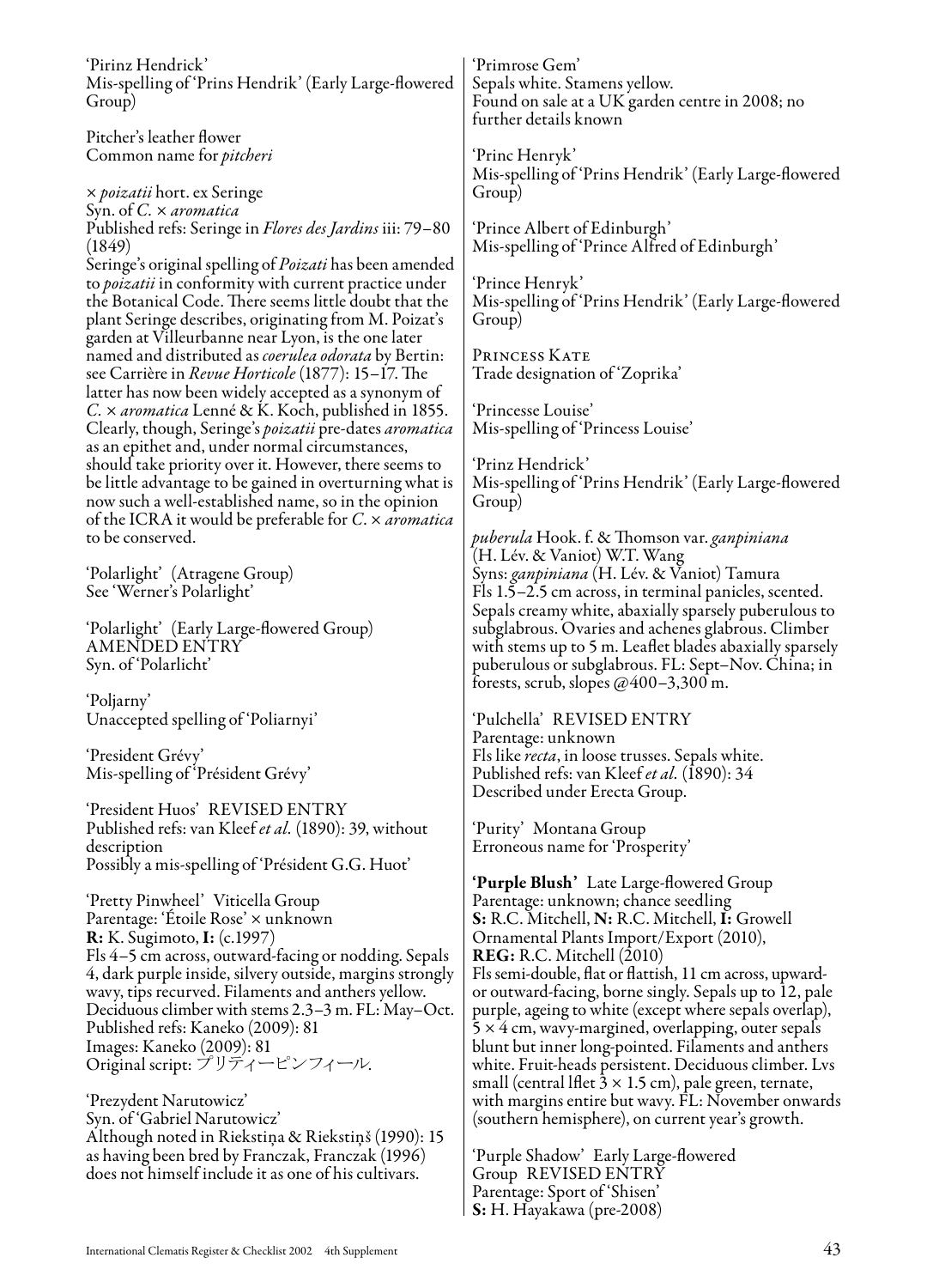'Pirinz Hendrick'
Mis-spelling of 'Prins Hendrik' (Early Large-flowered Group)

Pitcher's leather flower
Common name for *pitcheri*

× *poizatii* hort. ex Seringe
Syn. of *C.* × *aromatica*
Published refs: Seringe in *Flores des Jardins* iii: 79–80 (1849)
Seringe's original spelling of *Poizati* has been amended to *poizatii* in conformity with current practice under the Botanical Code. There seems little doubt that the plant Seringe describes, originating from M. Poizat's garden at Villeurbanne near Lyon, is the one later named and distributed as *coerulea odorata* by Bertin: see Carrière in *Revue Horticole* (1877): 15–17. The latter has now been widely accepted as a synonym of *C.* × *aromatica* Lenné & K. Koch, published in 1855. Clearly, though, Seringe's *poizatii* pre-dates *aromatica* as an epithet and, under normal circumstances, should take priority over it. However, there seems to be little advantage to be gained in overturning what is now such a well-established name, so in the opinion of the ICRA it would be preferable for *C.* × *aromatica* to be conserved.

'Polarlight' (Atragene Group)
See 'Werner's Polarlight'

'Polarlight' (Early Large-flowered Group)
AMENDED ENTRY
Syn. of 'Polarlicht'

'Poljarny'
Unaccepted spelling of 'Poliarnyi'

'President Grévy'
Mis-spelling of 'Président Grévy'

'President Huos' REVISED ENTRY
Published refs: van Kleef *et al.* (1890): 39, without description
Possibly a mis-spelling of 'Président G.G. Huot'

'Pretty Pinwheel' Viticella Group
Parentage: 'Étoile Rose' × unknown
**R:** K. Sugimoto, **I:** (c.1997)
Fls 4–5 cm across, outward-facing or nodding. Sepals 4, dark purple inside, silvery outside, margins strongly wavy, tips recurved. Filaments and anthers yellow. Deciduous climber with stems 2.3–3 m. FL: May–Oct.
Published refs: Kaneko (2009): 81
Images: Kaneko (2009): 81
Original script: プリティーピンフィール.

'Prezydent Narutowicz'
Syn. of 'Gabriel Narutowicz'
Although noted in Riekstiņa & Riekstiņš (1990): 15 as having been bred by Franczak, Franczak (1996) does not himself include it as one of his cultivars.

'Primrose Gem'
Sepals white. Stamens yellow.
Found on sale at a UK garden centre in 2008; no further details known

'Princ Henryk'
Mis-spelling of 'Prins Hendrik' (Early Large-flowered Group)

'Prince Albert of Edinburgh'
Mis-spelling of 'Prince Alfred of Edinburgh'

'Prince Henryk'
Mis-spelling of 'Prins Hendrik' (Early Large-flowered Group)

PRINCESS KATE
Trade designation of 'Zoprika'

'Princesse Louise'
Mis-spelling of 'Princess Louise'

'Prinz Hendrick'
Mis-spelling of 'Prins Hendrik' (Early Large-flowered Group)

*puberula* Hook. f. & Thomson var. *ganpiniana* (H. Lév. & Vaniot) W.T. Wang
Syns: *ganpiniana* (H. Lév. & Vaniot) Tamura
Fls 1.5–2.5 cm across, in terminal panicles, scented. Sepals creamy white, abaxially sparsely puberulous to subglabrous. Ovaries and achenes glabrous. Climber with stems up to 5 m. Leaflet blades abaxially sparsely puberulous or subglabrous. FL: Sept–Nov. China; in forests, scrub, slopes @400–3,300 m.

'Pulchella' REVISED ENTRY
Parentage: unknown
Fls like *recta*, in loose trusses. Sepals white.
Published refs: van Kleef *et al.* (1890): 34
Described under Erecta Group.

'Purity' Montana Group
Erroneous name for 'Prosperity'

**'Purple Blush'** Late Large-flowered Group
Parentage: unknown; chance seedling
**S:** R.C. Mitchell, **N:** R.C. Mitchell, **I:** Growell Ornamental Plants Import/Export (2010), **REG:** R.C. Mitchell (2010)
Fls semi-double, flat or flattish, 11 cm across, upward- or outward-facing, borne singly. Sepals up to 12, pale purple, ageing to white (except where sepals overlap), 5 × 4 cm, wavy-margined, overlapping, outer sepals blunt but inner long-pointed. Filaments and anthers white. Fruit-heads persistent. Deciduous climber. Lvs small (central lflet 3 × 1.5 cm), pale green, ternate, with margins entire but wavy. FL: November onwards (southern hemisphere), on current year's growth.

'Purple Shadow' Early Large-flowered Group REVISED ENTRY
Parentage: Sport of 'Shisen'
**S:** H. Hayakawa (pre-2008)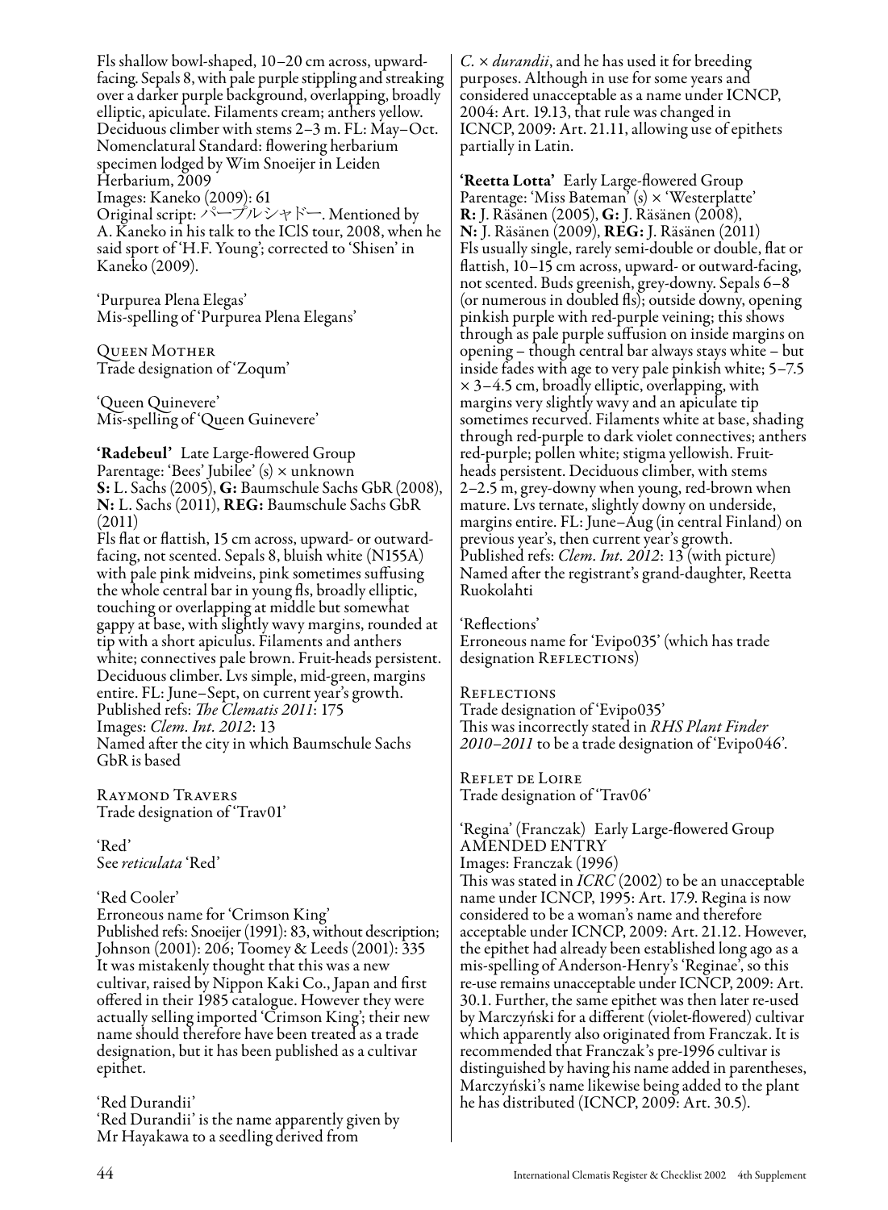Fls shallow bowl-shaped, 10–20 cm across, upward-facing. Sepals 8, with pale purple stippling and streaking over a darker purple background, overlapping, broadly elliptic, apiculate. Filaments cream; anthers yellow. Deciduous climber with stems 2–3 m. FL: May–Oct. Nomenclatural Standard: flowering herbarium specimen lodged by Wim Snoeijer in Leiden Herbarium, 2009
Images: Kaneko (2009): 61
Original script: パープルシャドー. Mentioned by A. Kaneko in his talk to the IClS tour, 2008, when he said sport of 'H.F. Young'; corrected to 'Shisen' in Kaneko (2009).

'Purpurea Plena Elegas'
Mis-spelling of 'Purpurea Plena Elegans'

Queen Mother
Trade designation of 'Zoqum'

'Queen Quinevere'
Mis-spelling of 'Queen Guinevere'

**'Radebeul'** Late Large-flowered Group
Parentage: 'Bees' Jubilee' (s) × unknown
**S:** L. Sachs (2005), **G:** Baumschule Sachs GbR (2008), **N:** L. Sachs (2011), **REG:** Baumschule Sachs GbR (2011)
Fls flat or flattish, 15 cm across, upward- or outward-facing, not scented. Sepals 8, bluish white (N155A) with pale pink midveins, pink sometimes suffusing the whole central bar in young fls, broadly elliptic, touching or overlapping at middle but somewhat gappy at base, with slightly wavy margins, rounded at tip with a short apiculus. Filaments and anthers white; connectives pale brown. Fruit-heads persistent. Deciduous climber. Lvs simple, mid-green, margins entire. FL: June–Sept, on current year's growth.
Published refs: *The Clematis 2011*: 175
Images: *Clem. Int. 2012*: 13
Named after the city in which Baumschule Sachs GbR is based

Raymond Travers
Trade designation of 'Trav01'

'Red'
See *reticulata* 'Red'

'Red Cooler'
Erroneous name for 'Crimson King'
Published refs: Snoeijer (1991): 83, without description; Johnson (2001): 206; Toomey & Leeds (2001): 335
It was mistakenly thought that this was a new cultivar, raised by Nippon Kaki Co., Japan and first offered in their 1985 catalogue. However they were actually selling imported 'Crimson King'; their new name should therefore have been treated as a trade designation, but it has been published as a cultivar epithet.

'Red Durandii'
'Red Durandii' is the name apparently given by Mr Hayakawa to a seedling derived from *C.* × *durandii*, and he has used it for breeding purposes. Although in use for some years and considered unacceptable as a name under ICNCP, 2004: Art. 19.13, that rule was changed in ICNCP, 2009: Art. 21.11, allowing use of epithets partially in Latin.

**'Reetta Lotta'** Early Large-flowered Group
Parentage: 'Miss Bateman' (s) × 'Westerplatte'
**R:** J. Räsänen (2005), **G:** J. Räsänen (2008), **N:** J. Räsänen (2009), **REG:** J. Räsänen (2011)
Fls usually single, rarely semi-double or double, flat or flattish, 10–15 cm across, upward- or outward-facing, not scented. Buds greenish, grey-downy. Sepals 6–8 (or numerous in doubled fls); outside downy, opening pinkish purple with red-purple veining; this shows through as pale purple suffusion on inside margins on opening – though central bar always stays white – but inside fades with age to very pale pinkish white; 5–7.5 × 3–4.5 cm, broadly elliptic, overlapping, with margins very slightly wavy and an apiculate tip sometimes recurved. Filaments white at base, shading through red-purple to dark violet connectives; anthers red-purple; pollen white; stigma yellowish. Fruit-heads persistent. Deciduous climber, with stems 2–2.5 m, grey-downy when young, red-brown when mature. Lvs ternate, slightly downy on underside, margins entire. FL: June–Aug (in central Finland) on previous year's, then current year's growth.
Published refs: *Clem. Int. 2012*: 13 (with picture)
Named after the registrant's grand-daughter, Reetta Ruokolahti

'Reflections'
Erroneous name for 'Evipo035' (which has trade designation Reflections)

Reflections
Trade designation of 'Evipo035'
This was incorrectly stated in *RHS Plant Finder 2010–2011* to be a trade designation of 'Evipo046'.

Reflet de Loire
Trade designation of 'Trav06'

'Regina' (Franczak) Early Large-flowered Group
AMENDED ENTRY
Images: Franczak (1996)
This was stated in *ICRC* (2002) to be an unacceptable name under ICNCP, 1995: Art. 17.9. Regina is now considered to be a woman's name and therefore acceptable under ICNCP, 2009: Art. 21.12. However, the epithet had already been established long ago as a mis-spelling of Anderson-Henry's 'Reginae', so this re-use remains unacceptable under ICNCP, 2009: Art. 30.1. Further, the same epithet was then later re-used by Marczyński for a different (violet-flowered) cultivar which apparently also originated from Franczak. It is recommended that Franczak's pre-1996 cultivar is distinguished by having his name added in parentheses, Marczyński's name likewise being added to the plant he has distributed (ICNCP, 2009: Art. 30.5).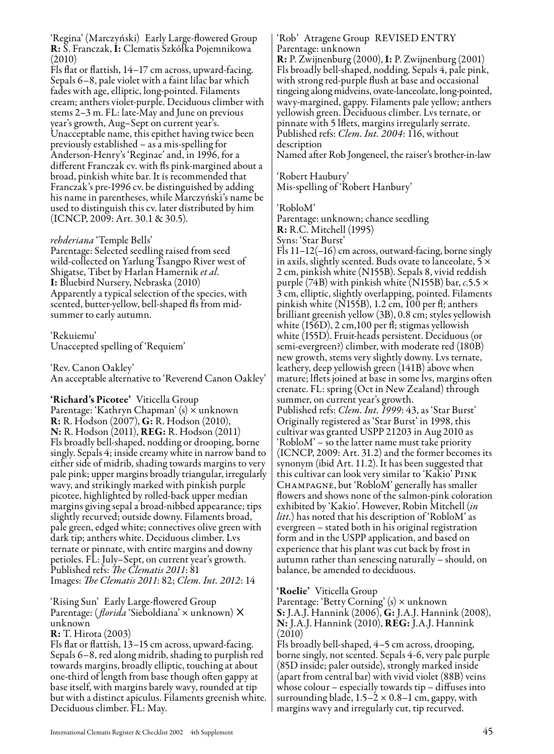'Regina' (Marczyński) Early Large-flowered Group
**R:** S. Franczak, **I:** Clematis Szkółka Pojemnikowa (2010)
Fls flat or flattish, 14–17 cm across, upward-facing. Sepals 6–8, pale violet with a faint lilac bar which fades with age, elliptic, long-pointed. Filaments cream; anthers violet-purple. Deciduous climber with stems 2–3 m. FL: late-May and June on previous year's growth, Aug–Sept on current year's.
Unacceptable name, this epithet having twice been previously established – as a mis-spelling for Anderson-Henry's 'Reginae' and, in 1996, for a different Franczak cv. with fls pink-margined about a broad, pinkish white bar. It is recommended that Franczak's pre-1996 cv. be distinguished by adding his name in parentheses, while Marczyński's name be used to distinguish this cv. later distributed by him (ICNCP, 2009: Art. 30.1 & 30.5).

*rehderiana* 'Temple Bells'
Parentage: Selected seedling raised from seed wild-collected on Yarlung Tsangpo River west of Shigatse, Tibet by Harlan Hamernik *et al.*
**I:** Bluebird Nursery, Nebraska (2010)
Apparently a typical selection of the species, with scented, butter-yellow, bell-shaped fls from mid-summer to early autumn.

'Rekuiemu'
Unaccepted spelling of 'Requiem'

'Rev. Canon Oakley'
An acceptable alternative to 'Reverend Canon Oakley'

**'Richard's Picotee'** Viticella Group
Parentage: 'Kathryn Chapman' (s) × unknown
**R:** R. Hodson (2007), **G:** R. Hodson (2010), **N:** R. Hodson (2011), **REG:** R. Hodson (2011)
Fls broadly bell-shaped, nodding or drooping, borne singly. Sepals 4; inside creamy white in narrow band to either side of midrib, shading towards margins to very pale pink; upper margins broadly triangular, irregularly wavy, and strikingly marked with pinkish purple picotee, highlighted by rolled-back upper median margins giving sepal a broad-nibbed appearance; tips slightly recurved; outside downy. Filaments broad, pale green, edged white; connectives olive green with dark tip; anthers white. Deciduous climber. Lvs ternate or pinnate, with entire margins and downy petioles. FL: July–Sept, on current year's growth.
Published refs: *The Clematis 2011*: 81
Images: *The Clematis 2011*: 82; *Clem. Int. 2012*: 14

'Rising Sun' Early Large-flowered Group
Parentage: (*florida* 'Sieboldiana' × unknown) × unknown
**R:** T. Hirota (2003)
Fls flat or flattish, 13–15 cm across, upward-facing. Sepals 6–8, red along midrib, shading to purplish red towards margins, broadly elliptic, touching at about one-third of length from base though often gappy at base itself, with margins barely wavy, rounded at tip but with a distinct apiculus. Filaments greenish white. Deciduous climber. FL: May.

'Rob' Atragene Group REVISED ENTRY
Parentage: unknown
**R:** P. Zwijnenburg (2000), **I:** P. Zwijnenburg (2001)
Fls broadly bell-shaped, nodding. Sepals 4, pale pink, with strong red-purple flush at base and occasional tingeing along midveins, ovate-lanceolate, long-pointed, wavy-margined, gappy. Filaments pale yellow; anthers yellowish green. Deciduous climber. Lvs ternate, or pinnate with 5 lflets, margins irregularly serrate.
Published refs: *Clem. Int. 2004*: 116, without description
Named after Rob Jongeneel, the raiser's brother-in-law

'Robert Haubury'
Mis-spelling of 'Robert Hanbury'

'RobloM'
Parentage: unknown; chance seedling
**R:** R.C. Mitchell (1995)
Syns: 'Star Burst'
Fls 11–12(–16) cm across, outward-facing, borne singly in axils, slightly scented. Buds ovate to lanceolate, 5 × 2 cm, pinkish white (N155B). Sepals 8, vivid reddish purple (74B) with pinkish white (N155B) bar, *c.*5.5 × 3 cm, elliptic, slightly overlapping, pointed. Filaments pinkish white (N155B), 1.2 cm, 100 per fl; anthers brilliant greenish yellow (3B), 0.8 cm; styles yellowish white (156D), 2 cm,100 per fl; stigmas yellowish white (155D). Fruit-heads persistent. Deciduous (or semi-evergreen?) climber, with moderate red (180B) new growth, stems very slightly downy. Lvs ternate, leathery, deep yellowish green (141B) above when mature; lflets joined at base in some lvs, margins often crenate. FL: spring (Oct in New Zealand) through summer, on current year's growth.
Published refs: *Clem. Int. 1999*: 43, as 'Star Burst'
Originally registered as 'Star Burst' in 1998, this cultivar was granted USPP 21203 in Aug 2010 as 'RobloM' – so the latter name must take priority (ICNCP, 2009: Art. 31.2) and the former becomes its synonym (ibid Art. 11.2). It has been suggested that this cultivar can look very similar to 'Kakio' PINK CHAMPAGNE, but 'RobloM' generally has smaller flowers and shows none of the salmon-pink coloration exhibited by 'Kakio'. However, Robin Mitchell (*in litt.*) has noted that his description of 'RobloM' as evergreen – stated both in his original registration form and in the USPP application, and based on experience that his plant was cut back by frost in autumn rather than senescing naturally – should, on balance, be amended to deciduous.

**'Roelie'** Viticella Group
Parentage: 'Betty Corning' (s) × unknown
**S:** J.A.J. Hannink (2006), **G:** J.A.J. Hannink (2008), **N:** J.A.J. Hannink (2010), **REG:** J.A.J. Hannink (2010)
Fls broadly bell-shaped, 4–5 cm across, drooping, borne singly, not scented. Sepals 4-6, very pale purple (85D inside; paler outside), strongly marked inside (apart from central bar) with vivid violet (88B) veins whose colour – especially towards tip – diffuses into surrounding blade, 1.5–2 × 0.8–1 cm, gappy, with margins wavy and irregularly cut, tip recurved.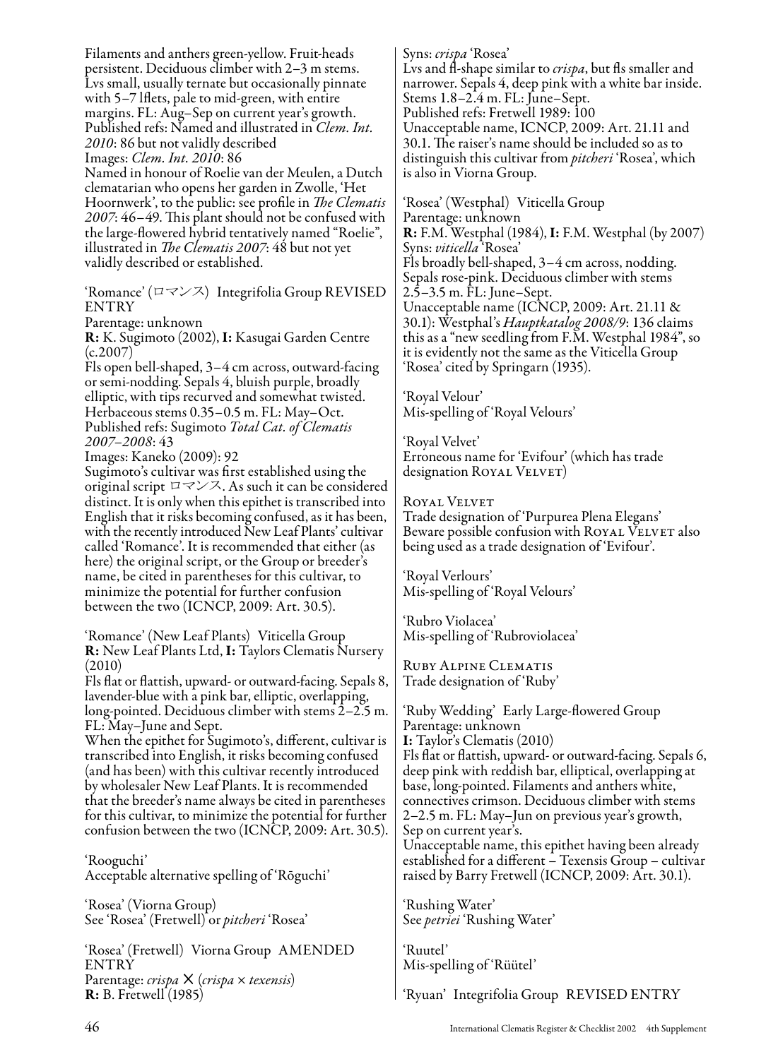Filaments and anthers green-yellow. Fruit-heads persistent. Deciduous climber with 2–3 m stems. Lvs small, usually ternate but occasionally pinnate with 5–7 lflets, pale to mid-green, with entire margins. FL: Aug–Sep on current year's growth.
Published refs: Named and illustrated in *Clem. Int. 2010*: 86 but not validly described
Images: *Clem. Int. 2010*: 86
Named in honour of Roelie van der Meulen, a Dutch clematarian who opens her garden in Zwolle, 'Het Hoornwerk', to the public: see profile in *The Clematis 2007*: 46–49. This plant should not be confused with the large-flowered hybrid tentatively named "Roelie", illustrated in *The Clematis 2007*: 48 but not yet validly described or established.

'Romance' (ロマンス) Integrifolia Group REVISED ENTRY
Parentage: unknown
**R:** K. Sugimoto (2002), **I:** Kasugai Garden Centre (c.2007)
Fls open bell-shaped, 3–4 cm across, outward-facing or semi-nodding. Sepals 4, bluish purple, broadly elliptic, with tips recurved and somewhat twisted. Herbaceous stems 0.35–0.5 m. FL: May–Oct.
Published refs: Sugimoto *Total Cat. of Clematis 2007–2008*: 43
Images: Kaneko (2009): 92
Sugimoto's cultivar was first established using the original script ロマンス. As such it can be considered distinct. It is only when this epithet is transcribed into English that it risks becoming confused, as it has been, with the recently introduced New Leaf Plants' cultivar called 'Romance'. It is recommended that either (as here) the original script, or the Group or breeder's name, be cited in parentheses for this cultivar, to minimize the potential for further confusion between the two (ICNCP, 2009: Art. 30.5).

'Romance' (New Leaf Plants) Viticella Group
**R:** New Leaf Plants Ltd, **I:** Taylors Clematis Nursery (2010)
Fls flat or flattish, upward- or outward-facing. Sepals 8, lavender-blue with a pink bar, elliptic, overlapping, long-pointed. Deciduous climber with stems 2–2.5 m. FL: May–June and Sept.
When the epithet for Sugimoto's, different, cultivar is transcribed into English, it risks becoming confused (and has been) with this cultivar recently introduced by wholesaler New Leaf Plants. It is recommended that the breeder's name always be cited in parentheses for this cultivar, to minimize the potential for further confusion between the two (ICNCP, 2009: Art. 30.5).

'Rooguchi'
Acceptable alternative spelling of 'Rōguchi'

'Rosea' (Viorna Group)
See 'Rosea' (Fretwell) or *pitcheri* 'Rosea'

'Rosea' (Fretwell) Viorna Group AMENDED ENTRY
Parentage: *crispa* × (*crispa* × *texensis*)
**R:** B. Fretwell (1985)
Syns: *crispa* 'Rosea'
Lvs and fl-shape similar to *crispa*, but fls smaller and narrower. Sepals 4, deep pink with a white bar inside. Stems 1.8–2.4 m. FL: June–Sept.
Published refs: Fretwell 1989: 100
Unacceptable name, ICNCP, 2009: Art. 21.11 and 30.1. The raiser's name should be included so as to distinguish this cultivar from *pitcheri* 'Rosea', which is also in Viorna Group.

'Rosea' (Westphal) Viticella Group
Parentage: unknown
**R:** F.M. Westphal (1984), **I:** F.M. Westphal (by 2007)
Syns: *viticella* 'Rosea'
Fls broadly bell-shaped, 3–4 cm across, nodding. Sepals rose-pink. Deciduous climber with stems 2.5–3.5 m. FL: June–Sept.
Unacceptable name (ICNCP, 2009: Art. 21.11 & 30.1): Westphal's *Hauptkatalog 2008/9*: 136 claims this as a "new seedling from F.M. Westphal 1984", so it is evidently not the same as the Viticella Group 'Rosea' cited by Springarn (1935).

'Royal Velour'
Mis-spelling of 'Royal Velours'

'Royal Velvet'
Erroneous name for 'Evifour' (which has trade designation ROYAL VELVET)

ROYAL VELVET
Trade designation of 'Purpurea Plena Elegans'
Beware possible confusion with ROYAL VELVET also being used as a trade designation of 'Evifour'.

'Royal Verlours'
Mis-spelling of 'Royal Velours'

'Rubro Violacea'
Mis-spelling of 'Rubroviolacea'

RUBY ALPINE CLEMATIS
Trade designation of 'Ruby'

'Ruby Wedding' Early Large-flowered Group
Parentage: unknown
**I:** Taylor's Clematis (2010)
Fls flat or flattish, upward- or outward-facing. Sepals 6, deep pink with reddish bar, elliptical, overlapping at base, long-pointed. Filaments and anthers white, connectives crimson. Deciduous climber with stems 2–2.5 m. FL: May–Jun on previous year's growth, Sep on current year's.
Unacceptable name, this epithet having been already established for a different – Texensis Group – cultivar raised by Barry Fretwell (ICNCP, 2009: Art. 30.1).

'Rushing Water'
See *petriei* 'Rushing Water'

'Ruutel'
Mis-spelling of 'Rüütel'

'Ryuan' Integrifolia Group REVISED ENTRY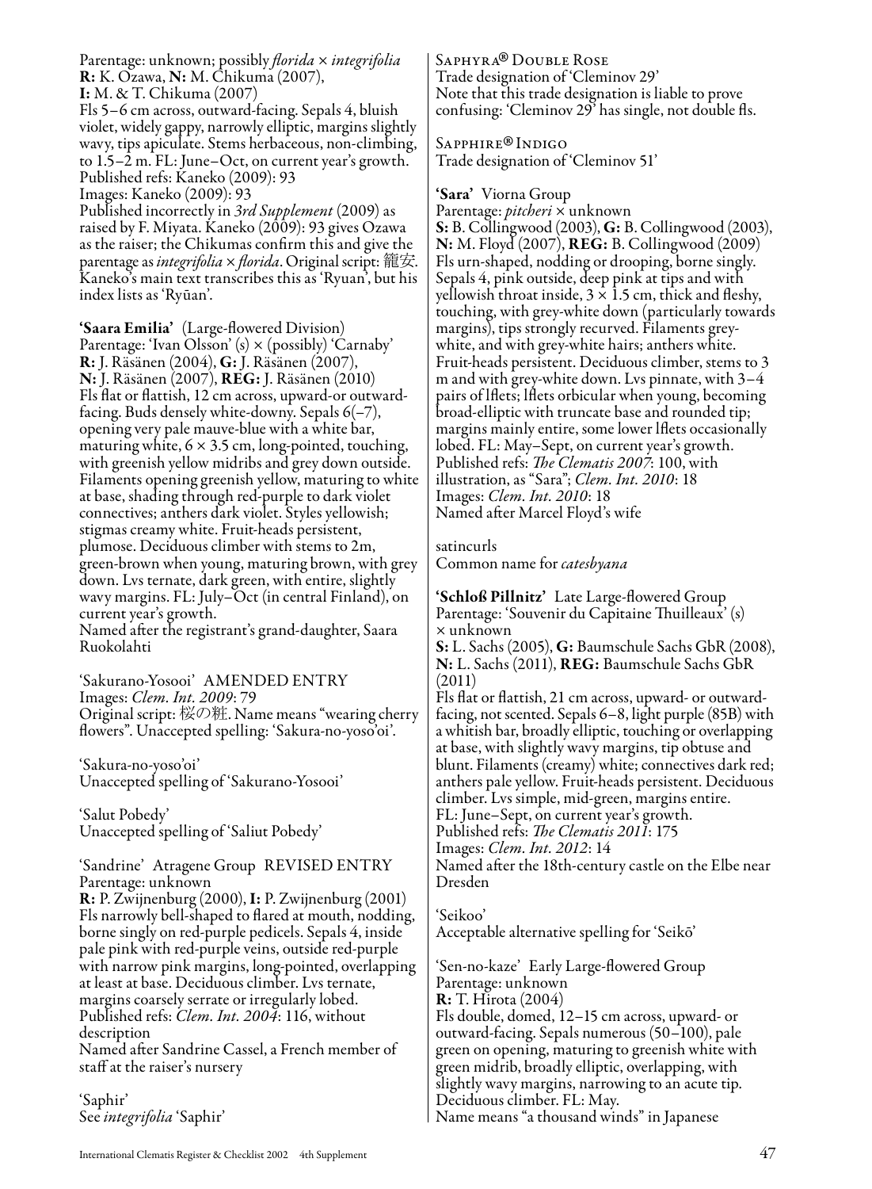Parentage: unknown; possibly *florida* × *integrifolia*
**R:** K. Ozawa, **N:** M. Chikuma (2007),
**I:** M. & T. Chikuma (2007)
Fls 5–6 cm across, outward-facing. Sepals 4, bluish violet, widely gappy, narrowly elliptic, margins slightly wavy, tips apiculate. Stems herbaceous, non-climbing, to 1.5–2 m. FL: June–Oct, on current year's growth.
Published refs: Kaneko (2009): 93
Images: Kaneko (2009): 93
Published incorrectly in *3rd Supplement* (2009) as raised by F. Miyata. Kaneko (2009): 93 gives Ozawa as the raiser; the Chikumas confirm this and give the parentage as *integrifolia* × *florida*. Original script: 籠安. Kaneko's main text transcribes this as 'Ryuan', but his index lists as 'Ryūan'.

**'Saara Emilia'** (Large-flowered Division)
Parentage: 'Ivan Olsson' (s) × (possibly) 'Carnaby'
**R:** J. Räsänen (2004), **G:** J. Räsänen (2007),
**N:** J. Räsänen (2007), **REG:** J. Räsänen (2010)
Fls flat or flattish, 12 cm across, upward-or outward-facing. Buds densely white-downy. Sepals 6(–7), opening very pale mauve-blue with a white bar, maturing white, 6 × 3.5 cm, long-pointed, touching, with greenish yellow midribs and grey down outside. Filaments opening greenish yellow, maturing to white at base, shading through red-purple to dark violet connectives; anthers dark violet. Styles yellowish; stigmas creamy white. Fruit-heads persistent, plumose. Deciduous climber with stems to 2m, green-brown when young, maturing brown, with grey down. Lvs ternate, dark green, with entire, slightly wavy margins. FL: July–Oct (in central Finland), on current year's growth.
Named after the registrant's grand-daughter, Saara Ruokolahti

'Sakurano-Yosooi' AMENDED ENTRY
Images: *Clem. Int. 2009*: 79
Original script: 桜の粧. Name means "wearing cherry flowers". Unaccepted spelling: 'Sakura-no-yoso'oi'.

'Sakura-no-yoso'oi'
Unaccepted spelling of 'Sakurano-Yosooi'

'Salut Pobedy'
Unaccepted spelling of 'Saliut Pobedy'

'Sandrine' Atragene Group REVISED ENTRY
Parentage: unknown
**R:** P. Zwijnenburg (2000), **I:** P. Zwijnenburg (2001)
Fls narrowly bell-shaped to flared at mouth, nodding, borne singly on red-purple pedicels. Sepals 4, inside pale pink with red-purple veins, outside red-purple with narrow pink margins, long-pointed, overlapping at least at base. Deciduous climber. Lvs ternate, margins coarsely serrate or irregularly lobed.
Published refs: *Clem. Int. 2004*: 116, without description
Named after Sandrine Cassel, a French member of staff at the raiser's nursery

'Saphir'
See *integrifolia* 'Saphir'

Saphyra® Double Rose
Trade designation of 'Cleminov 29'
Note that this trade designation is liable to prove confusing: 'Cleminov 29' has single, not double fls.

Sapphire® Indigo
Trade designation of 'Cleminov 51'

**'Sara'** Viorna Group
Parentage: *pitcheri* × unknown
**S:** B. Collingwood (2003), **G:** B. Collingwood (2003),
**N:** M. Floyd (2007), **REG:** B. Collingwood (2009)
Fls urn-shaped, nodding or drooping, borne singly. Sepals 4, pink outside, deep pink at tips and with yellowish throat inside, 3 × 1.5 cm, thick and fleshy, touching, with grey-white down (particularly towards margins), tips strongly recurved. Filaments grey-white, and with grey-white hairs; anthers white. Fruit-heads persistent. Deciduous climber, stems to 3 m and with grey-white down. Lvs pinnate, with 3–4 pairs of lflets; lflets orbicular when young, becoming broad-elliptic with truncate base and rounded tip; margins mainly entire, some lower lflets occasionally lobed. FL: May–Sept, on current year's growth.
Published refs: *The Clematis 2007*: 100, with illustration, as "Sara"; *Clem. Int. 2010*: 18
Images: *Clem. Int. 2010*: 18
Named after Marcel Floyd's wife

satincurls
Common name for *catesbyana*

**'Schloß Pillnitz'** Late Large-flowered Group
Parentage: 'Souvenir du Capitaine Thuilleaux' (s) × unknown
**S:** L. Sachs (2005), **G:** Baumschule Sachs GbR (2008),
**N:** L. Sachs (2011), **REG:** Baumschule Sachs GbR (2011)
Fls flat or flattish, 21 cm across, upward- or outward-facing, not scented. Sepals 6–8, light purple (85B) with a whitish bar, broadly elliptic, touching or overlapping at base, with slightly wavy margins, tip obtuse and blunt. Filaments (creamy) white; connectives dark red; anthers pale yellow. Fruit-heads persistent. Deciduous climber. Lvs simple, mid-green, margins entire.
FL: June–Sept, on current year's growth.
Published refs: *The Clematis 2011*: 175
Images: *Clem. Int. 2012*: 14
Named after the 18th-century castle on the Elbe near Dresden

'Seikoo'
Acceptable alternative spelling for 'Seikō'

'Sen-no-kaze' Early Large-flowered Group
Parentage: unknown
**R:** T. Hirota (2004)
Fls double, domed, 12–15 cm across, upward- or outward-facing. Sepals numerous (50–100), pale green on opening, maturing to greenish white with green midrib, broadly elliptic, overlapping, with slightly wavy margins, narrowing to an acute tip. Deciduous climber. FL: May.
Name means "a thousand winds" in Japanese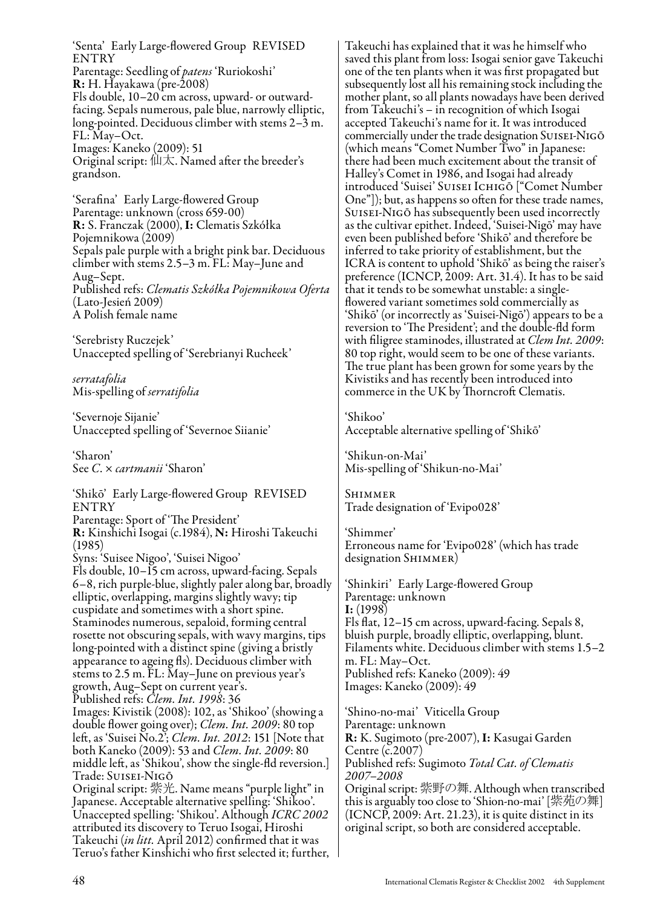'Senta' Early Large-flowered Group REVISED ENTRY
Parentage: Seedling of *patens* 'Ruriokoshi'
**R:** H. Hayakawa (pre-2008)
Fls double, 10–20 cm across, upward- or outward-facing. Sepals numerous, pale blue, narrowly elliptic, long-pointed. Deciduous climber with stems 2–3 m. FL: May–Oct.
Images: Kaneko (2009): 51
Original script: 仙太. Named after the breeder's grandson.

'Serafina' Early Large-flowered Group
Parentage: unknown (cross 659-00)
**R:** S. Franczak (2000), **I:** Clematis Szkółka Pojemnikowa (2009)
Sepals pale purple with a bright pink bar. Deciduous climber with stems 2.5–3 m. FL: May–June and Aug–Sept.
Published refs: *Clematis Szkółka Pojemnikowa Oferta* (Lato-Jesień 2009)
A Polish female name

'Serebristy Ruczejek'
Unaccepted spelling of 'Serebrianyi Rucheek'

*serratafolia*
Mis-spelling of *serratifolia*

'Severnoje Sijanie'
Unaccepted spelling of 'Severnoe Siianie'

'Sharon'
See *C.* × *cartmanii* 'Sharon'

'Shikō' Early Large-flowered Group REVISED ENTRY
Parentage: Sport of 'The President'
**R:** Kinshichi Isogai (c.1984), **N:** Hiroshi Takeuchi (1985)
Syns: 'Suisee Nigoo', 'Suisei Nigoo'
Fls double, 10–15 cm across, upward-facing. Sepals 6–8, rich purple-blue, slightly paler along bar, broadly elliptic, overlapping, margins slightly wavy; tip cuspidate and sometimes with a short spine. Staminodes numerous, sepaloid, forming central rosette not obscuring sepals, with wavy margins, tips long-pointed with a distinct spine (giving a bristly appearance to ageing fls). Deciduous climber with stems to 2.5 m. FL: May–June on previous year's growth, Aug–Sept on current year's.
Published refs: *Clem. Int. 1998*: 36
Images: Kivistik (2008): 102, as 'Shikoo' (showing a double flower going over); *Clem. Int. 2009*: 80 top left, as 'Suisei No.2'; *Clem. Int. 2012*: 151 [Note that both Kaneko (2009): 53 and *Clem. Int. 2009*: 80 middle left, as 'Shikou', show the single-fld reversion.]
Trade: Suisei-Nigō
Original script: 紫光. Name means "purple light" in Japanese. Acceptable alternative spelling: 'Shikoo'. Unaccepted spelling: 'Shikou'. Although *ICRC 2002* attributed its discovery to Teruo Isogai, Hiroshi Takeuchi (*in litt.* April 2012) confirmed that it was Teruo's father Kinshichi who first selected it; further, Takeuchi has explained that it was he himself who saved this plant from loss: Isogai senior gave Takeuchi one of the ten plants when it was first propagated but subsequently lost all his remaining stock including the mother plant, so all plants nowadays have been derived from Takeuchi's – in recognition of which Isogai accepted Takeuchi's name for it. It was introduced commercially under the trade designation Suisei-Nigō (which means "Comet Number Two" in Japanese: there had been much excitement about the transit of Halley's Comet in 1986, and Isogai had already introduced 'Suisei' Suisei Ichigō ["Comet Number One"]); but, as happens so often for these trade names, Suisei-Nigō has subsequently been used incorrectly as the cultivar epithet. Indeed, 'Suisei-Nigō' may have even been published before 'Shikō' and therefore be inferred to take priority of establishment, but the ICRA is content to uphold 'Shikō' as being the raiser's preference (ICNCP, 2009: Art. 31.4). It has to be said that it tends to be somewhat unstable: a single-flowered variant sometimes sold commercially as 'Shikō' (or incorrectly as 'Suisei-Nigō') appears to be a reversion to 'The President'; and the double-fld form with filigree staminodes, illustrated at *Clem Int. 2009*: 80 top right, would seem to be one of these variants. The true plant has been grown for some years by the Kivistiks and has recently been introduced into commerce in the UK by Thorncroft Clematis.

'Shikoo'
Acceptable alternative spelling of 'Shikō'

'Shikun-on-Mai'
Mis-spelling of 'Shikun-no-Mai'

Shimmer
Trade designation of 'Evipo028'

'Shimmer'
Erroneous name for 'Evipo028' (which has trade designation Shimmer)

'Shinkiri' Early Large-flowered Group
Parentage: unknown
**I:** (1998)
Fls flat, 12–15 cm across, upward-facing. Sepals 8, bluish purple, broadly elliptic, overlapping, blunt. Filaments white. Deciduous climber with stems 1.5–2 m. FL: May–Oct.
Published refs: Kaneko (2009): 49
Images: Kaneko (2009): 49

'Shino-no-mai' Viticella Group
Parentage: unknown
**R:** K. Sugimoto (pre-2007), **I:** Kasugai Garden Centre (c.2007)
Published refs: Sugimoto *Total Cat. of Clematis 2007–2008*
Original script: 紫野の舞. Although when transcribed this is arguably too close to 'Shion-no-mai' [紫苑の舞] (ICNCP, 2009: Art. 21.23), it is quite distinct in its original script, so both are considered acceptable.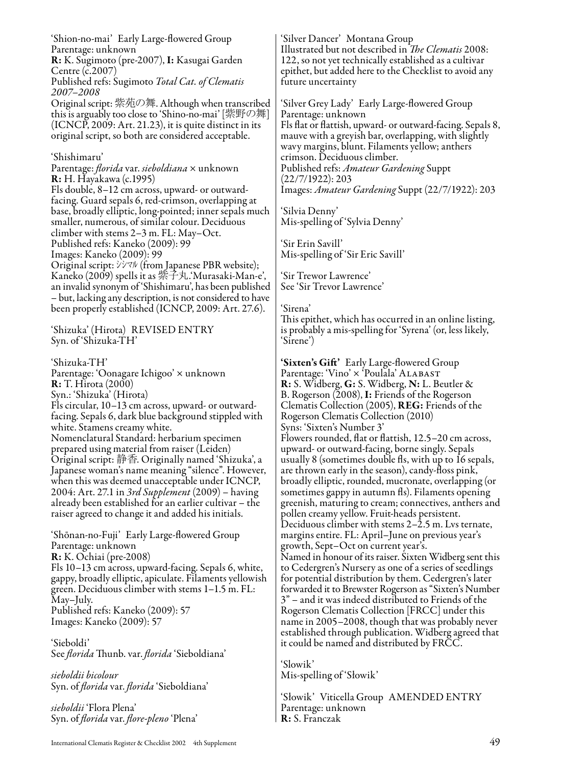'Shion-no-mai' Early Large-flowered Group
Parentage: unknown
**R:** K. Sugimoto (pre-2007), **I:** Kasugai Garden Centre (c.2007)
Published refs: Sugimoto *Total Cat. of Clematis 2007–2008*
Original script: 紫苑の舞. Although when transcribed this is arguably too close to 'Shino-no-mai' [紫野の舞] (ICNCP, 2009: Art. 21.23), it is quite distinct in its original script, so both are considered acceptable.

'Shishimaru'
Parentage: *florida* var. *sieboldiana* × unknown
**R:** H. Hayakawa (c.1995)
Fls double, 8–12 cm across, upward- or outward-facing. Guard sepals 6, red-crimson, overlapping at base, broadly elliptic, long-pointed; inner sepals much smaller, numerous, of similar colour. Deciduous climber with stems 2–3 m. FL: May–Oct.
Published refs: Kaneko (2009): 99
Images: Kaneko (2009): 99
Original script: ｼｼﾏﾙ (from Japanese PBR website); Kaneko (2009) spells it as 紫子丸. 'Murasaki-Man-e', an invalid synonym of 'Shishimaru', has been published – but, lacking any description, is not considered to have been properly established (ICNCP, 2009: Art. 27.6).

'Shizuka' (Hirota) REVISED ENTRY
Syn. of 'Shizuka-TH'

'Shizuka-TH'
Parentage: 'Oonagare Ichigoo' × unknown
**R:** T. Hirota (2000)
Syn.: 'Shizuka' (Hirota)
Fls circular, 10–13 cm across, upward- or outward-facing. Sepals 6, dark blue background stippled with white. Stamens creamy white.
Nomenclatural Standard: herbarium specimen prepared using material from raiser (Leiden)
Original script: 静香. Originally named 'Shizuka', a Japanese woman's name meaning "silence". However, when this was deemed unacceptable under ICNCP, 2004: Art. 27.1 in *3rd Supplement* (2009) – having already been established for an earlier cultivar – the raiser agreed to change it and added his initials.

'Shōnan-no-Fuji' Early Large-flowered Group
Parentage: unknown
**R:** K. Ochiai (pre-2008)
Fls 10–13 cm across, upward-facing. Sepals 6, white, gappy, broadly elliptic, apiculate. Filaments yellowish green. Deciduous climber with stems 1–1.5 m. FL: May–July.
Published refs: Kaneko (2009): 57
Images: Kaneko (2009): 57

'Sieboldi'
See *florida* Thunb. var. *florida* 'Sieboldiana'

*sieboldii bicolour*
Syn. of *florida* var. *florida* 'Sieboldiana'

*sieboldii* 'Flora Plena'
Syn. of *florida* var. *flore-pleno* 'Plena'

'Silver Dancer' Montana Group
Illustrated but not described in *The Clematis* 2008: 122, so not yet technically established as a cultivar epithet, but added here to the Checklist to avoid any future uncertainty

'Silver Grey Lady' Early Large-flowered Group
Parentage: unknown
Fls flat or flattish, upward- or outward-facing. Sepals 8, mauve with a greyish bar, overlapping, with slightly wavy margins, blunt. Filaments yellow; anthers crimson. Deciduous climber.
Published refs: *Amateur Gardening* Suppt (22/7/1922): 203
Images: *Amateur Gardening* Suppt (22/7/1922): 203

'Silvia Denny'
Mis-spelling of 'Sylvia Denny'

'Sir Erin Savill'
Mis-spelling of 'Sir Eric Savill'

'Sir Trewor Lawrence'
See 'Sir Trevor Lawrence'

'Sirena'
This epithet, which has occurred in an online listing, is probably a mis-spelling for 'Syrena' (or, less likely, 'Sirene')

**'Sixten's Gift'** Early Large-flowered Group
Parentage: 'Vino' × 'Poulala' ALABAST
**R:** S. Widberg, **G:** S. Widberg, **N:** L. Beutler & B. Rogerson (2008), **I:** Friends of the Rogerson Clematis Collection (2005), **REG:** Friends of the Rogerson Clematis Collection (2010)
Syns: 'Sixten's Number 3'
Flowers rounded, flat or flattish, 12.5–20 cm across, upward- or outward-facing, borne singly. Sepals usually 8 (sometimes double fls, with up to 16 sepals, are thrown early in the season), candy-floss pink, broadly elliptic, rounded, mucronate, overlapping (or sometimes gappy in autumn fls). Filaments opening greenish, maturing to cream; connectives, anthers and pollen creamy yellow. Fruit-heads persistent. Deciduous climber with stems 2–2.5 m. Lvs ternate, margins entire. FL: April–June on previous year's growth, Sept–Oct on current year's.
Named in honour of its raiser. Sixten Widberg sent this to Cedergren's Nursery as one of a series of seedlings for potential distribution by them. Cedergren's later forwarded it to Brewster Rogerson as "Sixten's Number 3" – and it was indeed distributed to Friends of the Rogerson Clematis Collection [FRCC] under this name in 2005–2008, though that was probably never established through publication. Widberg agreed that it could be named and distributed by FRCC.

'Slowik'
Mis-spelling of 'Słowik'

'Słowik' Viticella Group AMENDED ENTRY
Parentage: unknown
**R:** S. Franczak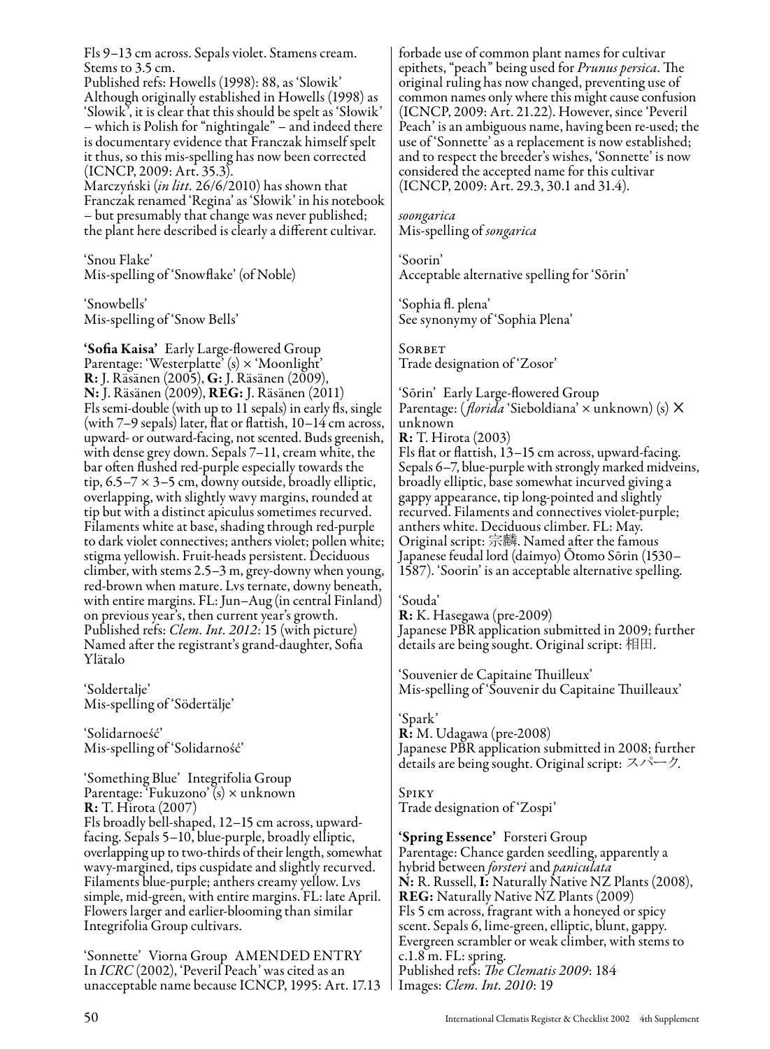Fls 9–13 cm across. Sepals violet. Stamens cream. Stems to 3.5 cm.
Published refs: Howells (1998): 88, as 'Slowik'
Although originally established in Howells (1998) as 'Slowik', it is clear that this should be spelt as 'Słowik' – which is Polish for "nightingale" – and indeed there is documentary evidence that Franczak himself spelt it thus, so this mis-spelling has now been corrected (ICNCP, 2009: Art. 35.3).
Marczyński (*in litt.* 26/6/2010) has shown that Franczak renamed 'Regina' as 'Słowik' in his notebook – but presumably that change was never published; the plant here described is clearly a different cultivar.

'Snou Flake'
Mis-spelling of 'Snowflake' (of Noble)

'Snowbells'
Mis-spelling of 'Snow Bells'

**'Sofia Kaisa'** Early Large-flowered Group
Parentage: 'Westerplatte' (s) × 'Moonlight'
**R:** J. Räsänen (2005), **G:** J. Räsänen (2009), **N:** J. Räsänen (2009), **REG:** J. Räsänen (2011)
Fls semi-double (with up to 11 sepals) in early fls, single (with 7–9 sepals) later, flat or flattish, 10–14 cm across, upward- or outward-facing, not scented. Buds greenish, with dense grey down. Sepals 7–11, cream white, the bar often flushed red-purple especially towards the tip, 6.5–7 × 3–5 cm, downy outside, broadly elliptic, overlapping, with slightly wavy margins, rounded at tip but with a distinct apiculus sometimes recurved. Filaments white at base, shading through red-purple to dark violet connectives; anthers violet; pollen white; stigma yellowish. Fruit-heads persistent. Deciduous climber, with stems 2.5–3 m, grey-downy when young, red-brown when mature. Lvs ternate, downy beneath, with entire margins. FL: Jun–Aug (in central Finland) on previous year's, then current year's growth.
Published refs: *Clem. Int. 2012*: 15 (with picture)
Named after the registrant's grand-daughter, Sofia Ylätalo

'Soldertalje'
Mis-spelling of 'Södertälje'

'Solidarnoeść'
Mis-spelling of 'Solidarność'

'Something Blue' Integrifolia Group
Parentage: 'Fukuzono' (s) × unknown
**R:** T. Hirota (2007)
Fls broadly bell-shaped, 12–15 cm across, upward-facing. Sepals 5–10, blue-purple, broadly elliptic, overlapping up to two-thirds of their length, somewhat wavy-margined, tips cuspidate and slightly recurved. Filaments blue-purple; anthers creamy yellow. Lvs simple, mid-green, with entire margins. FL: late April. Flowers larger and earlier-blooming than similar Integrifolia Group cultivars.

'Sonnette' Viorna Group AMENDED ENTRY
In *ICRC* (2002), 'Peveril Peach' was cited as an unacceptable name because ICNCP, 1995: Art. 17.13 forbade use of common plant names for cultivar epithets, "peach" being used for *Prunus persica*. The original ruling has now changed, preventing use of common names only where this might cause confusion (ICNCP, 2009: Art. 21.22). However, since 'Peveril Peach' is an ambiguous name, having been re-used; the use of 'Sonnette' as a replacement is now established; and to respect the breeder's wishes, 'Sonnette' is now considered the accepted name for this cultivar (ICNCP, 2009: Art. 29.3, 30.1 and 31.4).

*soongarica*
Mis-spelling of *songarica*

'Soorin'
Acceptable alternative spelling for 'Sōrin'

'Sophia fl. plena'
See synonymy of 'Sophia Plena'

Sorbet
Trade designation of 'Zosor'

'Sōrin' Early Large-flowered Group
Parentage: (*florida* 'Sieboldiana' × unknown) (s) × unknown
**R:** T. Hirota (2003)
Fls flat or flattish, 13–15 cm across, upward-facing. Sepals 6–7, blue-purple with strongly marked midveins, broadly elliptic, base somewhat incurved giving a gappy appearance, tip long-pointed and slightly recurved. Filaments and connectives violet-purple; anthers white. Deciduous climber. FL: May.
Original script: 宗麟. Named after the famous Japanese feudal lord (daimyo) Ōtomo Sōrin (1530–1587). 'Soorin' is an acceptable alternative spelling.

'Souda'
**R:** K. Hasegawa (pre-2009)
Japanese PBR application submitted in 2009; further details are being sought. Original script: 相田.

'Souvenier de Capitaine Thuilleux'
Mis-spelling of 'Souvenir du Capitaine Thuilleaux'

'Spark'
**R:** M. Udagawa (pre-2008)
Japanese PBR application submitted in 2008; further details are being sought. Original script: スパーク.

Spiky
Trade designation of 'Zospi'

**'Spring Essence'** Forsteri Group
Parentage: Chance garden seedling, apparently a hybrid between *forsteri* and *paniculata*
**N:** R. Russell, **I:** Naturally Native NZ Plants (2008), **REG:** Naturally Native NZ Plants (2009)
Fls 5 cm across, fragrant with a honeyed or spicy scent. Sepals 6, lime-green, elliptic, blunt, gappy. Evergreen scrambler or weak climber, with stems to c.1.8 m. FL: spring.
Published refs: *The Clematis 2009*: 184
Images: *Clem. Int. 2010*: 19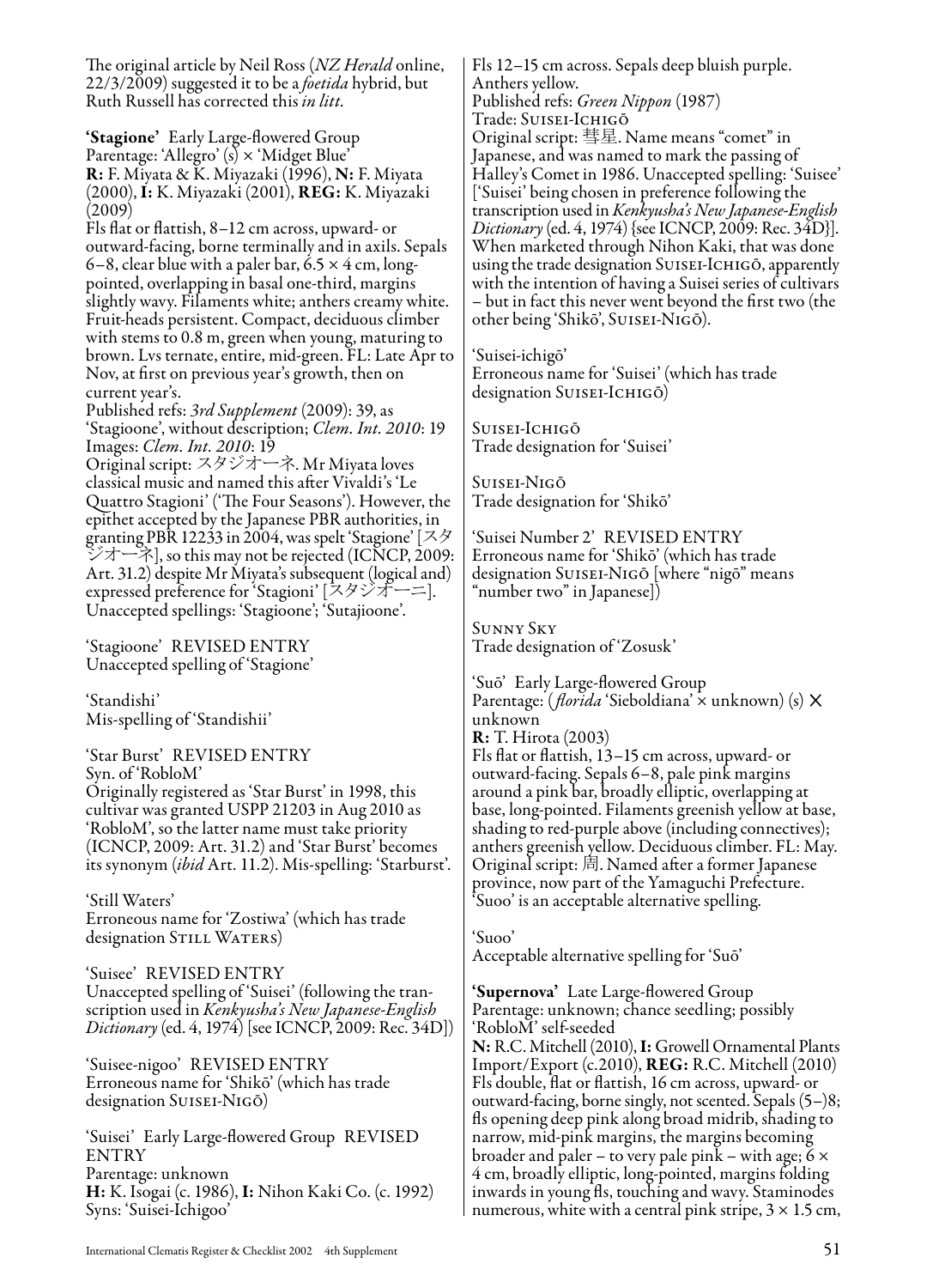The original article by Neil Ross (*NZ Herald* online, 22/3/2009) suggested it to be a *foetida* hybrid, but Ruth Russell has corrected this *in litt*.

**'Stagione'** Early Large-flowered Group
Parentage: 'Allegro' (s) × 'Midget Blue'
**R:** F. Miyata & K. Miyazaki (1996), **N:** F. Miyata (2000), **I:** K. Miyazaki (2001), **REG:** K. Miyazaki (2009)
Fls flat or flattish, 8–12 cm across, upward- or outward-facing, borne terminally and in axils. Sepals 6–8, clear blue with a paler bar, 6.5 × 4 cm, long-pointed, overlapping in basal one-third, margins slightly wavy. Filaments white; anthers creamy white. Fruit-heads persistent. Compact, deciduous climber with stems to 0.8 m, green when young, maturing to brown. Lvs ternate, entire, mid-green. FL: Late Apr to Nov, at first on previous year's growth, then on current year's.
Published refs: *3rd Supplement* (2009): 39, as 'Stagioone', without description; *Clem. Int. 2010*: 19
Images: *Clem. Int. 2010*: 19
Original script: スタジオーネ. Mr Miyata loves classical music and named this after Vivaldi's 'Le Quattro Stagioni' ('The Four Seasons'). However, the epithet accepted by the Japanese PBR authorities, in granting PBR 12233 in 2004, was spelt 'Stagione' [スタジオーネ], so this may not be rejected (ICNCP, 2009: Art. 31.2) despite Mr Miyata's subsequent (logical and) expressed preference for 'Stagioni' [スタジオーニ]. Unaccepted spellings: 'Stagioone'; 'Sutajioone'.

'Stagioone' REVISED ENTRY
Unaccepted spelling of 'Stagione'

'Standishi'
Mis-spelling of 'Standishii'

'Star Burst' REVISED ENTRY
Syn. of 'RobloM'
Originally registered as 'Star Burst' in 1998, this cultivar was granted USPP 21203 in Aug 2010 as 'RobloM', so the latter name must take priority (ICNCP, 2009: Art. 31.2) and 'Star Burst' becomes its synonym (*ibid* Art. 11.2). Mis-spelling: 'Starburst'.

'Still Waters'
Erroneous name for 'Zostiwa' (which has trade designation Still Waters)

'Suisee' REVISED ENTRY
Unaccepted spelling of 'Suisei' (following the transcription used in *Kenkyusha's New Japanese-English Dictionary* (ed. 4, 1974) [see ICNCP, 2009: Rec. 34D])

'Suisee-nigoo' REVISED ENTRY
Erroneous name for 'Shikō' (which has trade designation Suisei-Nigō)

'Suisei' Early Large-flowered Group REVISED ENTRY
Parentage: unknown
**H:** K. Isogai (c. 1986), **I:** Nihon Kaki Co. (c. 1992)
Syns: 'Suisei-Ichigoo'
Fls 12–15 cm across. Sepals deep bluish purple. Anthers yellow.
Published refs: *Green Nippon* (1987)
Trade: Suisei-Ichigō
Original script: 彗星. Name means "comet" in Japanese, and was named to mark the passing of Halley's Comet in 1986. Unaccepted spelling: 'Suisee' ['Suisei' being chosen in preference following the transcription used in *Kenkyusha's New Japanese-English Dictionary* (ed. 4, 1974) {see ICNCP, 2009: Rec. 34D}]. When marketed through Nihon Kaki, that was done using the trade designation Suisei-Ichigō, apparently with the intention of having a Suisei series of cultivars – but in fact this never went beyond the first two (the other being 'Shikō', Suisei-Nigō).

'Suisei-ichigō'
Erroneous name for 'Suisei' (which has trade designation Suisei-Ichigō)

Suisei-Ichigō
Trade designation for 'Suisei'

Suisei-Nigō
Trade designation for 'Shikō'

'Suisei Number 2' REVISED ENTRY
Erroneous name for 'Shikō' (which has trade designation Suisei-Nigō [where "nigō" means "number two" in Japanese])

Sunny Sky
Trade designation of 'Zosusk'

'Suō' Early Large-flowered Group
Parentage: (*florida* 'Sieboldiana' × unknown) (s) × unknown
**R:** T. Hirota (2003)
Fls flat or flattish, 13–15 cm across, upward- or outward-facing. Sepals 6–8, pale pink margins around a pink bar, broadly elliptic, overlapping at base, long-pointed. Filaments greenish yellow at base, shading to red-purple above (including connectives); anthers greenish yellow. Deciduous climber. FL: May.
Original script: 周. Named after a former Japanese province, now part of the Yamaguchi Prefecture. 'Suoo' is an acceptable alternative spelling.

'Suoo'
Acceptable alternative spelling for 'Suō'

**'Supernova'** Late Large-flowered Group
Parentage: unknown; chance seedling; possibly 'RobloM' self-seeded
**N:** R.C. Mitchell (2010), **I:** Growell Ornamental Plants Import/Export (c.2010), **REG:** R.C. Mitchell (2010)
Fls double, flat or flattish, 16 cm across, upward- or outward-facing, borne singly, not scented. Sepals (5–)8; fls opening deep pink along broad midrib, shading to narrow, mid-pink margins, the margins becoming broader and paler – to very pale pink – with age; 6 × 4 cm, broadly elliptic, long-pointed, margins folding inwards in young fls, touching and wavy. Staminodes numerous, white with a central pink stripe, 3 × 1.5 cm,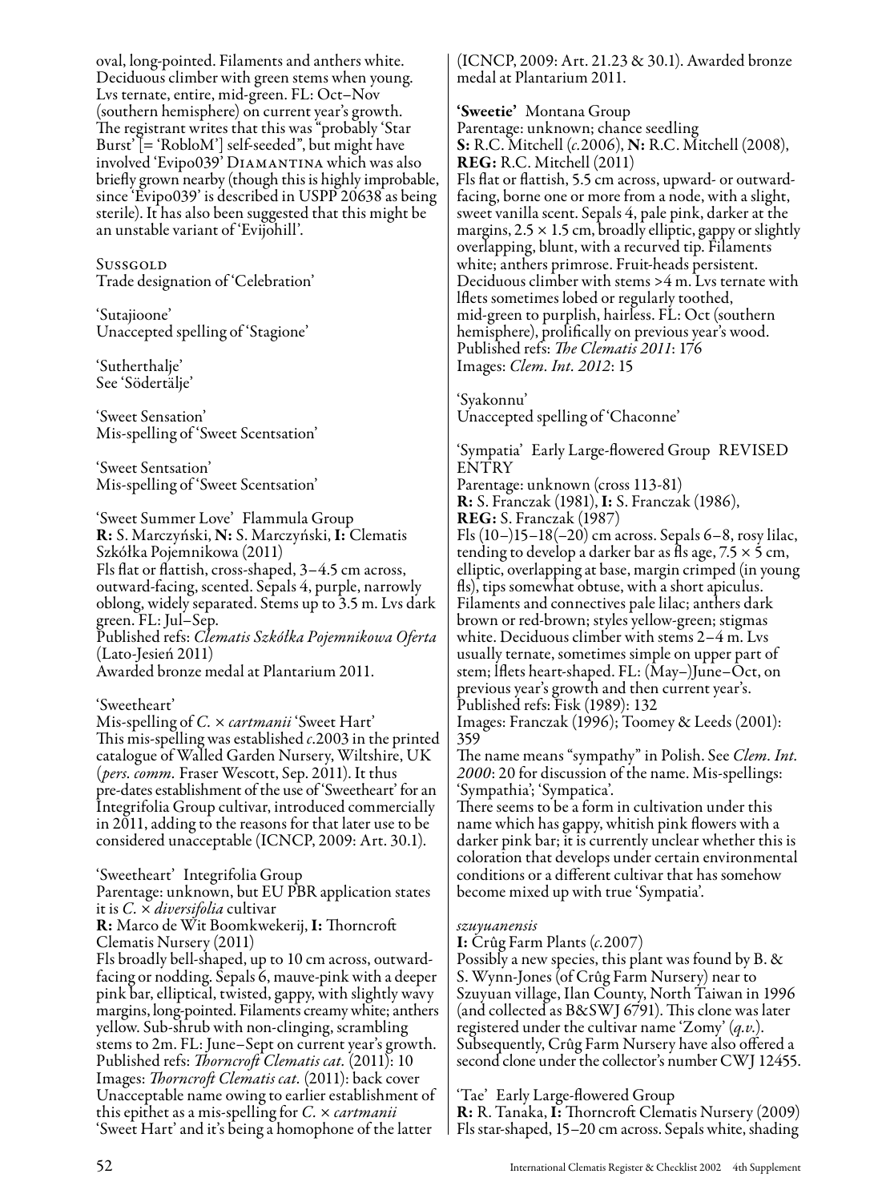oval, long-pointed. Filaments and anthers white. Deciduous climber with green stems when young. Lvs ternate, entire, mid-green. FL: Oct–Nov (southern hemisphere) on current year's growth. The registrant writes that this was "probably 'Star Burst' [= 'RobloM'] self-seeded", but might have involved 'Evipo039' Diamantina which was also briefly grown nearby (though this is highly improbable, since 'Evipo039' is described in USPP 20638 as being sterile). It has also been suggested that this might be an unstable variant of 'Evijohill'.

Sussgold
Trade designation of 'Celebration'

'Sutajioone'
Unaccepted spelling of 'Stagione'

'Sutherthalje'
See 'Södertälje'

'Sweet Sensation'
Mis-spelling of 'Sweet Scentsation'

'Sweet Sentsation'
Mis-spelling of 'Sweet Scentsation'

'Sweet Summer Love' Flammula Group
**R:** S. Marczyński, **N:** S. Marczyński, **I:** Clematis Szkółka Pojemnikowa (2011)
Fls flat or flattish, cross-shaped, 3–4.5 cm across, outward-facing, scented. Sepals 4, purple, narrowly oblong, widely separated. Stems up to 3.5 m. Lvs dark green. FL: Jul–Sep.
Published refs: *Clematis Szkółka Pojemnikowa Oferta* (Lato-Jesień 2011)
Awarded bronze medal at Plantarium 2011.

'Sweetheart'
Mis-spelling of *C.* × *cartmanii* 'Sweet Hart'
This mis-spelling was established *c.*2003 in the printed catalogue of Walled Garden Nursery, Wiltshire, UK (*pers. comm.* Fraser Wescott, Sep. 2011). It thus pre-dates establishment of the use of 'Sweetheart' for an Integrifolia Group cultivar, introduced commercially in 2011, adding to the reasons for that later use to be considered unacceptable (ICNCP, 2009: Art. 30.1).

'Sweetheart' Integrifolia Group
Parentage: unknown, but EU PBR application states it is *C.* × *diversifolia* cultivar
**R:** Marco de Wit Boomkwekerij, **I:** Thorncroft Clematis Nursery (2011)
Fls broadly bell-shaped, up to 10 cm across, outward-facing or nodding. Sepals 6, mauve-pink with a deeper pink bar, elliptical, twisted, gappy, with slightly wavy margins, long-pointed. Filaments creamy white; anthers yellow. Sub-shrub with non-clinging, scrambling stems to 2m. FL: June–Sept on current year's growth.
Published refs: *Thorncroft Clematis cat.* (2011): 10
Images: *Thorncroft Clematis cat.* (2011): back cover
Unacceptable name owing to earlier establishment of this epithet as a mis-spelling for *C.* × *cartmanii* 'Sweet Hart' and it's being a homophone of the latter (ICNCP, 2009: Art. 21.23 & 30.1). Awarded bronze medal at Plantarium 2011.

**'Sweetie'** Montana Group
Parentage: unknown; chance seedling
**S:** R.C. Mitchell (*c.*2006), **N:** R.C. Mitchell (2008), **REG:** R.C. Mitchell (2011)
Fls flat or flattish, 5.5 cm across, upward- or outward-facing, borne one or more from a node, with a slight, sweet vanilla scent. Sepals 4, pale pink, darker at the margins, 2.5 × 1.5 cm, broadly elliptic, gappy or slightly overlapping, blunt, with a recurved tip. Filaments white; anthers primrose. Fruit-heads persistent. Deciduous climber with stems >4 m. Lvs ternate with lflets sometimes lobed or regularly toothed, mid-green to purplish, hairless. FL: Oct (southern hemisphere), prolifically on previous year's wood.
Published refs: *The Clematis 2011*: 176
Images: *Clem. Int. 2012*: 15

'Syakonnu'
Unaccepted spelling of 'Chaconne'

'Sympatia' Early Large-flowered Group REVISED ENTRY
Parentage: unknown (cross 113-81)
**R:** S. Franczak (1981), **I:** S. Franczak (1986), **REG:** S. Franczak (1987)
Fls (10–)15–18(–20) cm across. Sepals 6–8, rosy lilac, tending to develop a darker bar as fls age, 7.5 × 5 cm, elliptic, overlapping at base, margin crimped (in young fls), tips somewhat obtuse, with a short apiculus. Filaments and connectives pale lilac; anthers dark brown or red-brown; styles yellow-green; stigmas white. Deciduous climber with stems 2–4 m. Lvs usually ternate, sometimes simple on upper part of stem; lflets heart-shaped. FL: (May–)June–Oct, on previous year's growth and then current year's.
Published refs: Fisk (1989): 132
Images: Franczak (1996); Toomey & Leeds (2001): 359
The name means "sympathy" in Polish. See *Clem. Int. 2000*: 20 for discussion of the name. Mis-spellings: 'Sympathia'; 'Sympatica'.
There seems to be a form in cultivation under this name which has gappy, whitish pink flowers with a darker pink bar; it is currently unclear whether this is coloration that develops under certain environmental conditions or a different cultivar that has somehow become mixed up with true 'Sympatia'.

*szuyuanensis*
**I:** Crûg Farm Plants (*c.*2007)
Possibly a new species, this plant was found by B. & S. Wynn-Jones (of Crûg Farm Nursery) near to Szuyuan village, Ilan County, North Taiwan in 1996 (and collected as B&SWJ 6791). This clone was later registered under the cultivar name 'Zomy' (*q.v.*). Subsequently, Crûg Farm Nursery have also offered a second clone under the collector's number CWJ 12455.

'Tae' Early Large-flowered Group
**R:** R. Tanaka, **I:** Thorncroft Clematis Nursery (2009)
Fls star-shaped, 15–20 cm across. Sepals white, shading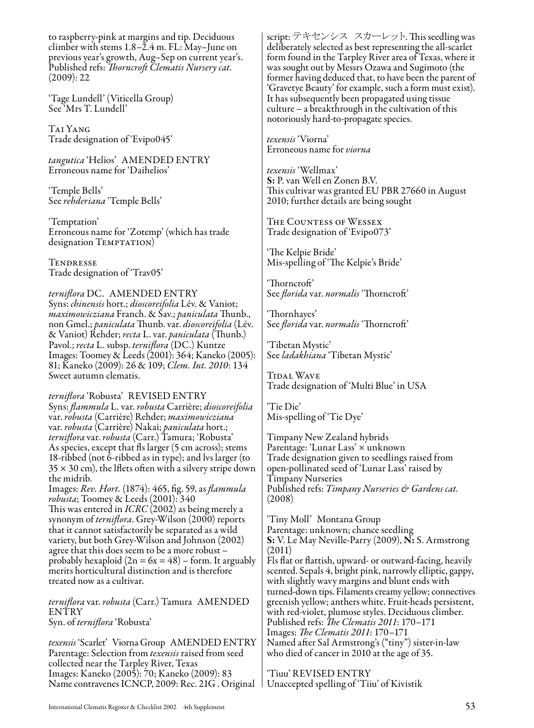to raspberry-pink at margins and tip. Deciduous climber with stems 1.8–2.4 m. FL: May–June on previous year's growth, Aug–Sep on current year's.
Published refs: *Thorncroft Clematis Nursery cat*. (2009): 22

'Tage Lundell' (Viticella Group)
See 'Mrs T. Lundell'

TAI YANG
Trade designation of 'Evipo045'

*tangutica* 'Helios' AMENDED ENTRY
Erroneous name for 'Daihelios'

'Temple Bells'
See *rehderiana* 'Temple Bells'

'Temptation'
Erroneous name for 'Zotemp' (which has trade designation TEMPTATION)

TENDRESSE
Trade designation of 'Trav05'

*terniflora* DC. AMENDED ENTRY
Syns: *chinensis* hort.; *dioscoreifolia* Lév. & Vaniot; *maximowicziana* Franch. & Sav.; *paniculata* Thunb., non Gmel.; *paniculata* Thunb. var. *dioscoreifolia* (Lév. & Vaniot) Rehder; *recta* L. var. *paniculata* (Thunb.) Pavol.; *recta* L. subsp. *terniflora* (DC.) Kuntze
Images: Toomey & Leeds (2001): 364; Kaneko (2005): 81; Kaneko (2009): 26 & 109; *Clem. Int. 2010*: 134
Sweet autumn clematis.

*terniflora* 'Robusta' REVISED ENTRY
Syns: *flammula* L. var. *robusta* Carrière; *dioscoreifolia* var. *robusta* (Carrière) Rehder; *maximowicziana* var. *robusta* (Carrière) Nakai; *paniculata* hort.; *terniflora* var. *robusta* (Carr.) Tamura; 'Robusta'
As species, except that fls larger (5 cm across); stems 18-ribbed (not 6-ribbed as in type); and lvs larger (to 35 × 30 cm), the lflets often with a silvery stripe down the midrib.
Images: *Rev. Hort.* (1874): 465, fig. 59, as *flammula robusta*; Toomey & Leeds (2001): 340
This was entered in *ICRC* (2002) as being merely a synonym of *terniflora*. Grey-Wilson (2000) reports that it cannot satisfactorily be separated as a wild variety, but both Grey-Wilson and Johnson (2002) agree that this does seem to be a more robust – probably hexaploid ($2n = 6x = 48$) – form. It arguably merits horticultural distinction and is therefore treated now as a cultivar.

*terniflora* var. *robusta* (Carr.) Tamura AMENDED ENTRY
Syn. of *terniflora* 'Robusta'

*texensis* 'Scarlet' Viorna Group AMENDED ENTRY
Parentage: Selection from *texensis* raised from seed collected near the Tarpley River, Texas
Images: Kaneko (2005): 70; Kaneko (2009): 83
Name contravenes ICNCP, 2009: Rec. 21G . Original script: テキセンシス スカーレット. This seedling was deliberately selected as best representing the all-scarlet form found in the Tarpley River area of Texas, where it was sought out by Messrs Ozawa and Sugimoto (the former having deduced that, to have been the parent of 'Gravetye Beauty' for example, such a form must exist). It has subsequently been propagated using tissue culture – a breakthrough in the cultivation of this notoriously hard-to-propagate species.

*texensis* 'Viorna'
Erroneous name for *viorna*

*texensis* 'Wellmax'
**S:** P. van Well en Zonen B.V.
This cultivar was granted EU PBR 27660 in August 2010; further details are being sought

THE COUNTESS OF WESSEX
Trade designation of 'Evipo073'

'The Kelpie Bride'
Mis-spelling of 'The Kelpie's Bride'

'Thorncroft'
See *florida* var. *normalis* 'Thorncroft'

'Thornhayes'
See *florida* var. *normalis* 'Thorncroft'

'Tibetan Mystic'
See *ladakhiana* 'Tibetan Mystic'

TIDAL WAVE
Trade designation of 'Multi Blue' in USA

'Tie Die'
Mis-spelling of 'Tie Dye'

Timpany New Zealand hybrids
Parentage: 'Lunar Lass' × unknown
Trade designation given to seedlings raised from open-pollinated seed of 'Lunar Lass' raised by Timpany Nurseries
Published refs: *Timpany Nurseries & Gardens cat.* (2008)

'Tiny Moll' Montana Group
Parentage: unknown; chance seedling
**S:** V. Le May Neville-Parry (2009), **N:** S. Armstrong (2011)
Fls flat or flattish, upward- or outward-facing, heavily scented. Sepals 4, bright pink, narrowly elliptic, gappy, with slightly wavy margins and blunt ends with turned-down tips. Filaments creamy yellow; connectives greenish yellow; anthers white. Fruit-heads persistent, with red-violet, plumose styles. Deciduous climber.
Published refs: *The Clematis 2011*: 170–171
Images: *The Clematis 2011*: 170–171
Named after Sal Armstrong's ("tiny") sister-in-law who died of cancer in 2010 at the age of 35.

'Tiuu' REVISED ENTRY
Unaccepted spelling of 'Tiiu' of Kivistik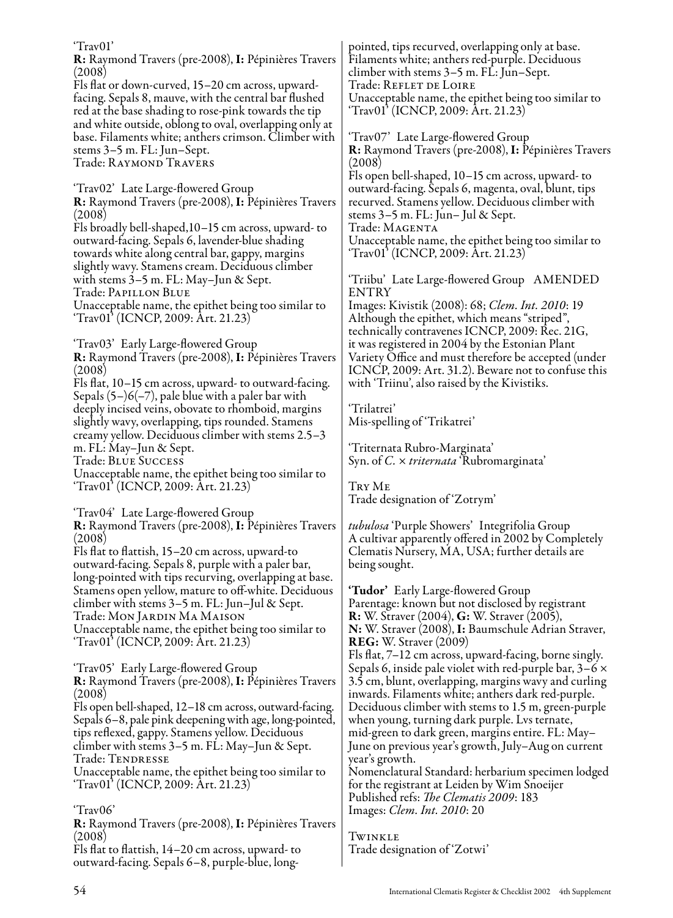'Trav01'
**R:** Raymond Travers (pre-2008), **I:** Pépinières Travers (2008)
Fls flat or down-curved, 15–20 cm across, upward-facing. Sepals 8, mauve, with the central bar flushed red at the base shading to rose-pink towards the tip and white outside, oblong to oval, overlapping only at base. Filaments white; anthers crimson. Climber with stems 3–5 m. FL: Jun–Sept.
Trade: Raymond Travers

'Trav02' Late Large-flowered Group
**R:** Raymond Travers (pre-2008), **I:** Pépinières Travers (2008)
Fls broadly bell-shaped,10–15 cm across, upward- to outward-facing. Sepals 6, lavender-blue shading towards white along central bar, gappy, margins slightly wavy. Stamens cream. Deciduous climber with stems 3–5 m. FL: May–Jun & Sept.
Trade: Papillon Blue
Unacceptable name, the epithet being too similar to 'Trav01' (ICNCP, 2009: Art. 21.23)

'Trav03' Early Large-flowered Group
**R:** Raymond Travers (pre-2008), **I:** Pépinières Travers (2008)
Fls flat, 10–15 cm across, upward- to outward-facing. Sepals (5–)6(–7), pale blue with a paler bar with deeply incised veins, obovate to rhomboid, margins slightly wavy, overlapping, tips rounded. Stamens creamy yellow. Deciduous climber with stems 2.5–3 m. FL: May–Jun & Sept.
Trade: Blue Success
Unacceptable name, the epithet being too similar to 'Trav01' (ICNCP, 2009: Art. 21.23)

'Trav04' Late Large-flowered Group
**R:** Raymond Travers (pre-2008), **I:** Pépinières Travers (2008)
Fls flat to flattish, 15–20 cm across, upward-to outward-facing. Sepals 8, purple with a paler bar, long-pointed with tips recurving, overlapping at base. Stamens open yellow, mature to off-white. Deciduous climber with stems 3–5 m. FL: Jun–Jul & Sept.
Trade: Mon Jardin Ma Maison
Unacceptable name, the epithet being too similar to 'Trav01' (ICNCP, 2009: Art. 21.23)

'Trav05' Early Large-flowered Group
**R:** Raymond Travers (pre-2008), **I:** Pépinières Travers (2008)
Fls open bell-shaped, 12–18 cm across, outward-facing. Sepals 6–8, pale pink deepening with age, long-pointed, tips reflexed, gappy. Stamens yellow. Deciduous climber with stems 3–5 m. FL: May–Jun & Sept.
Trade: Tendresse
Unacceptable name, the epithet being too similar to 'Trav01' (ICNCP, 2009: Art. 21.23)

'Trav06'
**R:** Raymond Travers (pre-2008), **I:** Pépinières Travers (2008)
Fls flat to flattish, 14–20 cm across, upward- to outward-facing. Sepals 6–8, purple-blue, long-pointed, tips recurved, overlapping only at base. Filaments white; anthers red-purple. Deciduous climber with stems 3–5 m. FL: Jun–Sept.
Trade: Reflet de Loire
Unacceptable name, the epithet being too similar to 'Trav01' (ICNCP, 2009: Art. 21.23)

'Trav07' Late Large-flowered Group
**R:** Raymond Travers (pre-2008), **I:** Pépinières Travers (2008)
Fls open bell-shaped, 10–15 cm across, upward- to outward-facing. Sepals 6, magenta, oval, blunt, tips recurved. Stamens yellow. Deciduous climber with stems 3–5 m. FL: Jun– Jul & Sept.
Trade: Magenta
Unacceptable name, the epithet being too similar to 'Trav01' (ICNCP, 2009: Art. 21.23)

'Triibu' Late Large-flowered Group AMENDED ENTRY
Images: Kivistik (2008): 68; *Clem. Int. 2010*: 19
Although the epithet, which means "striped", technically contravenes ICNCP, 2009: Rec. 21G, it was registered in 2004 by the Estonian Plant Variety Office and must therefore be accepted (under ICNCP, 2009: Art. 31.2). Beware not to confuse this with 'Triinu', also raised by the Kivistiks.

'Trilatrei'
Mis-spelling of 'Trikatrei'

'Triternata Rubro-Marginata'
Syn. of *C.* × *triternata* 'Rubromarginata'

Try Me
Trade designation of 'Zotrym'

*tubulosa* 'Purple Showers' Integrifolia Group
A cultivar apparently offered in 2002 by Completely Clematis Nursery, MA, USA; further details are being sought.

**'Tudor'** Early Large-flowered Group
Parentage: known but not disclosed by registrant
**R:** W. Straver (2004), **G:** W. Straver (2005), **N:** W. Straver (2008), **I:** Baumschule Adrian Straver, **REG:** W. Straver (2009)
Fls flat, 7–12 cm across, upward-facing, borne singly. Sepals 6, inside pale violet with red-purple bar, 3–6 × 3.5 cm, blunt, overlapping, margins wavy and curling inwards. Filaments white; anthers dark red-purple. Deciduous climber with stems to 1.5 m, green-purple when young, turning dark purple. Lvs ternate, mid-green to dark green, margins entire. FL: May–June on previous year's growth, July–Aug on current year's growth.
Nomenclatural Standard: herbarium specimen lodged for the registrant at Leiden by Wim Snoeijer
Published refs: *The Clematis 2009*: 183
Images: *Clem. Int. 2010*: 20

Twinkle
Trade designation of 'Zotwi'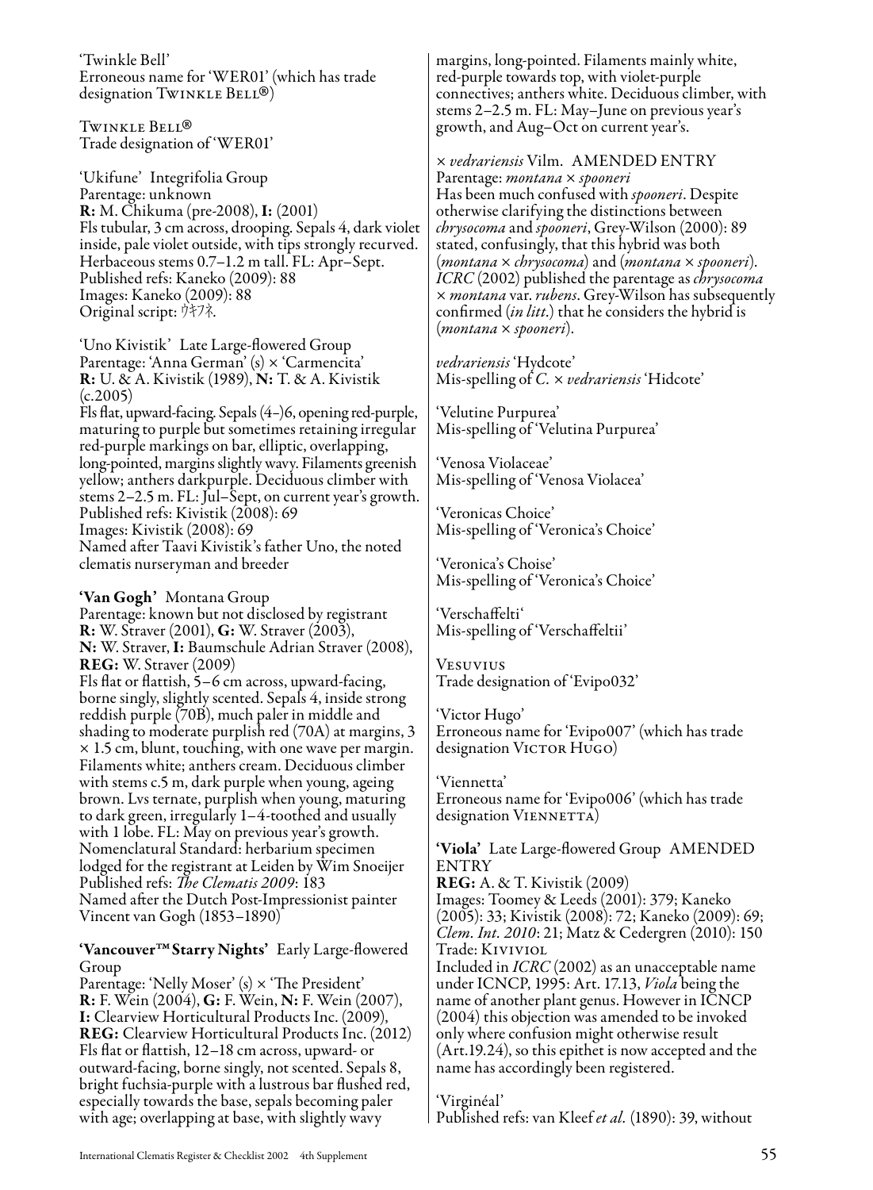'Twinkle Bell'
Erroneous name for 'WER01' (which has trade designation TWINKLE BELL®)

TWINKLE BELL®
Trade designation of 'WER01'

'Ukifune' Integrifolia Group
Parentage: unknown
**R:** M. Chikuma (pre-2008), **I:** (2001)
Fls tubular, 3 cm across, drooping. Sepals 4, dark violet inside, pale violet outside, with tips strongly recurved. Herbaceous stems 0.7–1.2 m tall. FL: Apr–Sept.
Published refs: Kaneko (2009): 88
Images: Kaneko (2009): 88
Original script: ウキフネ

'Uno Kivistik' Late Large-flowered Group
Parentage: 'Anna German' (s) × 'Carmencita'
**R:** U. & A. Kivistik (1989), **N:** T. & A. Kivistik (c.2005)
Fls flat, upward-facing. Sepals (4–)6, opening red-purple, maturing to purple but sometimes retaining irregular red-purple markings on bar, elliptic, overlapping, long-pointed, margins slightly wavy. Filaments greenish yellow; anthers darkpurple. Deciduous climber with stems 2–2.5 m. FL: Jul–Sept, on current year's growth.
Published refs: Kivistik (2008): 69
Images: Kivistik (2008): 69
Named after Taavi Kivistik's father Uno, the noted clematis nurseryman and breeder

**'Van Gogh'** Montana Group
Parentage: known but not disclosed by registrant
**R:** W. Straver (2001), **G:** W. Straver (2003), **N:** W. Straver, **I:** Baumschule Adrian Straver (2008), **REG:** W. Straver (2009)
Fls flat or flattish, 5–6 cm across, upward-facing, borne singly, slightly scented. Sepals 4, inside strong reddish purple (70B), much paler in middle and shading to moderate purplish red (70A) at margins, 3 × 1.5 cm, blunt, touching, with one wave per margin. Filaments white; anthers cream. Deciduous climber with stems c.5 m, dark purple when young, ageing brown. Lvs ternate, purplish when young, maturing to dark green, irregularly 1–4-toothed and usually with 1 lobe. FL: May on previous year's growth.
Nomenclatural Standard: herbarium specimen lodged for the registrant at Leiden by Wim Snoeijer
Published refs: *The Clematis 2009*: 183
Named after the Dutch Post-Impressionist painter Vincent van Gogh (1853–1890)

**'Vancouver™ Starry Nights'** Early Large-flowered Group
Parentage: 'Nelly Moser' (s) × 'The President'
**R:** F. Wein (2004), **G:** F. Wein, **N:** F. Wein (2007), **I:** Clearview Horticultural Products Inc. (2009), **REG:** Clearview Horticultural Products Inc. (2012)
Fls flat or flattish, 12–18 cm across, upward- or outward-facing, borne singly, not scented. Sepals 8, bright fuchsia-purple with a lustrous bar flushed red, especially towards the base, sepals becoming paler with age; overlapping at base, with slightly wavy margins, long-pointed. Filaments mainly white, red-purple towards top, with violet-purple connectives; anthers white. Deciduous climber, with stems 2–2.5 m. FL: May–June on previous year's growth, and Aug–Oct on current year's.

× *vedrariensis* Vilm. AMENDED ENTRY
Parentage: *montana* × *spooneri*
Has been much confused with *spooneri*. Despite otherwise clarifying the distinctions between *chrysocoma* and *spooneri*, Grey-Wilson (2000): 89 stated, confusingly, that this hybrid was both (*montana* × *chrysocoma*) and (*montana* × *spooneri*). *ICRC* (2002) published the parentage as *chrysocoma* × *montana* var. *rubens*. Grey-Wilson has subsequently confirmed (*in litt.*) that he considers the hybrid is (*montana* × *spooneri*).

*vedrariensis* 'Hydcote'
Mis-spelling of *C.* × *vedrariensis* 'Hidcote'

'Velutine Purpurea'
Mis-spelling of 'Velutina Purpurea'

'Venosa Violaceae'
Mis-spelling of 'Venosa Violacea'

'Veronicas Choice'
Mis-spelling of 'Veronica's Choice'

'Veronica's Choise'
Mis-spelling of 'Veronica's Choice'

'Verschaffelti'
Mis-spelling of 'Verschaffeltii'

VESUVIUS
Trade designation of 'Evipo032'

'Victor Hugo'
Erroneous name for 'Evipo007' (which has trade designation VICTOR HUGO)

'Viennetta'
Erroneous name for 'Evipo006' (which has trade designation VIENNETTA)

**'Viola'** Late Large-flowered Group AMENDED ENTRY
**REG:** A. & T. Kivistik (2009)
Images: Toomey & Leeds (2001): 379; Kaneko (2005): 33; Kivistik (2008): 72; Kaneko (2009): 69; *Clem. Int. 2010*: 21; Matz & Cedergren (2010): 150
Trade: KIVIVIOL
Included in *ICRC* (2002) as an unacceptable name under ICNCP, 1995: Art. 17.13, *Viola* being the name of another plant genus. However in ICNCP (2004) this objection was amended to be invoked only where confusion might otherwise result (Art.19.24), so this epithet is now accepted and the name has accordingly been registered.

'Virginéal'
Published refs: van Kleef *et al.* (1890): 39, without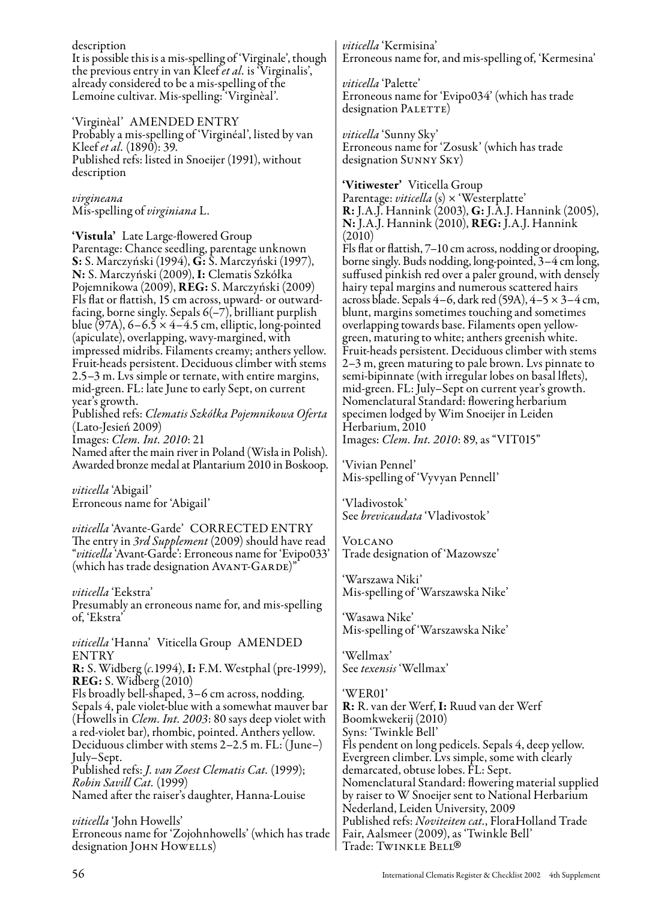description

It is possible this is a mis-spelling of 'Virginale', though the previous entry in van Kleef *et al.* is 'Virginalis', already considered to be a mis-spelling of the Lemoine cultivar. Mis-spelling: 'Virginèal'.

'Virginèal' AMENDED ENTRY

Probably a mis-spelling of 'Virginéal', listed by van Kleef *et al.* (1890): 39.

Published refs: listed in Snoeijer (1991), without description

*virgineana*

Mis-spelling of *virginiana* L.

**'Vistula'** Late Large-flowered Group

Parentage: Chance seedling, parentage unknown

**S:** S. Marczyński (1994), **G:** S. Marczyński (1997), **N:** S. Marczyński (2009), **I:** Clematis Szkółka Pojemnikowa (2009), **REG:** S. Marczyński (2009)

Fls flat or flattish, 15 cm across, upward- or outward-facing, borne singly. Sepals 6(–7), brilliant purplish blue (97A), 6–6.5 × 4–4.5 cm, elliptic, long-pointed (apiculate), overlapping, wavy-margined, with impressed midribs. Filaments creamy; anthers yellow. Fruit-heads persistent. Deciduous climber with stems 2.5–3 m. Lvs simple or ternate, with entire margins, mid-green. FL: late June to early Sept, on current year's growth.

Published refs: *Clematis Szkółka Pojemnikowa Oferta* (Lato-Jesień 2009)

Images: *Clem. Int. 2010*: 21

Named after the main river in Poland (Wisła in Polish). Awarded bronze medal at Plantarium 2010 in Boskoop.

*viticella* 'Abigail'

Erroneous name for 'Abigail'

*viticella* 'Avante-Garde' CORRECTED ENTRY

The entry in *3rd Supplement* (2009) should have read "*viticella* 'Avant-Garde': Erroneous name for 'Evipo033' (which has trade designation AVANT-GARDE)"

*viticella* 'Eekstra'

Presumably an erroneous name for, and mis-spelling of, 'Ekstra'

*viticella* 'Hanna' Viticella Group AMENDED ENTRY

**R:** S. Widberg (*c.*1994), **I:** F.M. Westphal (pre-1999), **REG:** S. Widberg (2010)

Fls broadly bell-shaped, 3–6 cm across, nodding. Sepals 4, pale violet-blue with a somewhat mauver bar (Howells in *Clem. Int. 2003*: 80 says deep violet with a red-violet bar), rhombic, pointed. Anthers yellow. Deciduous climber with stems 2–2.5 m. FL: (June–) July–Sept.

Published refs: *J. van Zoest Clematis Cat.* (1999); *Robin Savill Cat.* (1999)

Named after the raiser's daughter, Hanna-Louise

*viticella* 'John Howells'

Erroneous name for 'Zojohnhowells' (which has trade designation JOHN HOWELLS)

*viticella* 'Kermisina'

Erroneous name for, and mis-spelling of, 'Kermesina'

*viticella* 'Palette'

Erroneous name for 'Evipo034' (which has trade designation PALETTE)

*viticella* 'Sunny Sky'

Erroneous name for 'Zosusk' (which has trade designation SUNNY SKY)

**'Vitiwester'** Viticella Group

Parentage: *viticella* (s) × 'Westerplatte'

**R:** J.A.J. Hannink (2003), **G:** J.A.J. Hannink (2005), **N:** J.A.J. Hannink (2010), **REG:** J.A.J. Hannink (2010)

Fls flat or flattish, 7–10 cm across, nodding or drooping, borne singly. Buds nodding, long-pointed, 3–4 cm long, suffused pinkish red over a paler ground, with densely hairy tepal margins and numerous scattered hairs across blade. Sepals 4–6, dark red (59A), 4–5 × 3–4 cm, blunt, margins sometimes touching and sometimes overlapping towards base. Filaments open yellow-green, maturing to white; anthers greenish white. Fruit-heads persistent. Deciduous climber with stems 2–3 m, green maturing to pale brown. Lvs pinnate to semi-bipinnate (with irregular lobes on basal lflets), mid-green. FL: July–Sept on current year's growth.

Nomenclatural Standard: flowering herbarium specimen lodged by Wim Snoeijer in Leiden Herbarium, 2010

Images: *Clem. Int. 2010*: 89, as "VIT015"

'Vivian Pennel'

Mis-spelling of 'Vyvyan Pennell'

'Vladivostok'

See *brevicaudata* 'Vladivostok'

VOLCANO

Trade designation of 'Mazowsze'

'Warszawa Niki'

Mis-spelling of 'Warszawska Nike'

'Wasawa Nike'

Mis-spelling of 'Warszawska Nike'

'Wellmax'

See *texensis* 'Wellmax'

'WER01'

**R:** R. van der Werf, **I:** Ruud van der Werf Boomkwekerij (2010)

Syns: 'Twinkle Bell'

Fls pendent on long pedicels. Sepals 4, deep yellow. Evergreen climber. Lvs simple, some with clearly demarcated, obtuse lobes. FL: Sept.

Nomenclatural Standard: flowering material supplied by raiser to W Snoeijer sent to National Herbarium Nederland, Leiden University, 2009

Published refs: *Noviteiten cat.*, FloraHolland Trade Fair, Aalsmeer (2009), as 'Twinkle Bell'

Trade: TWINKLE BELL®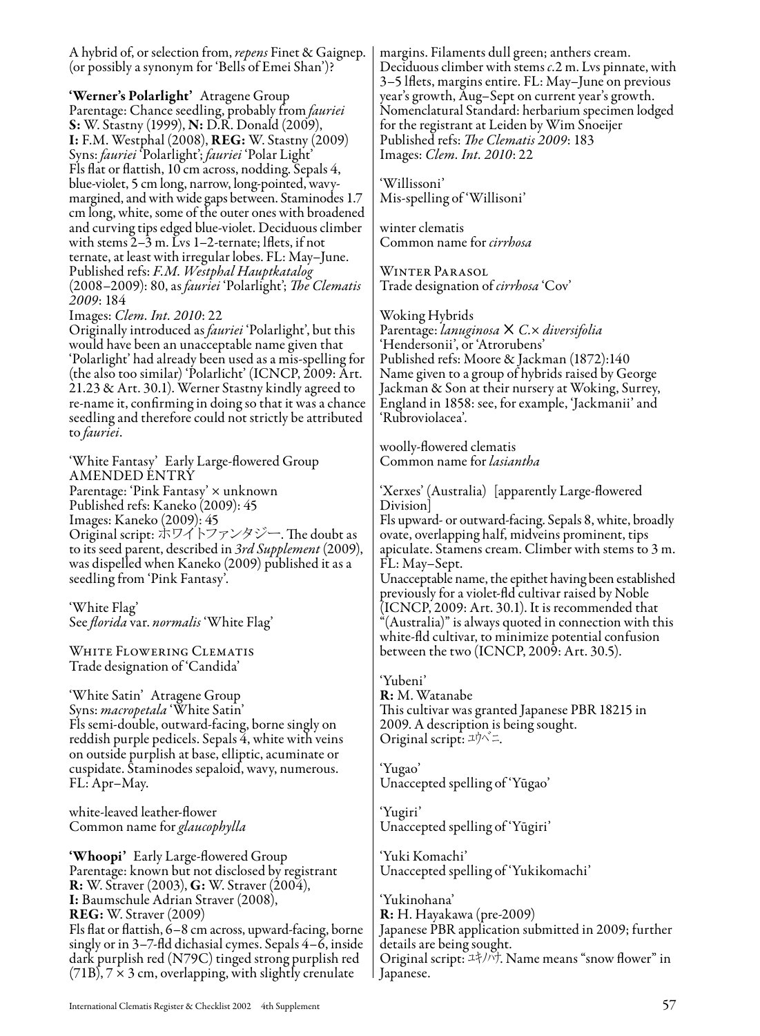A hybrid of, or selection from, *repens* Finet & Gaignep. (or possibly a synonym for 'Bells of Emei Shan')?

**'Werner's Polarlight'** Atragene Group
Parentage: Chance seedling, probably from *fauriei*
**S:** W. Stastny (1999), **N:** D.R. Donald (2009), **I:** F.M. Westphal (2008), **REG:** W. Stastny (2009)
Syns: *fauriei* 'Polarlight'; *fauriei* 'Polar Light'
Fls flat or flattish, 10 cm across, nodding. Sepals 4, blue-violet, 5 cm long, narrow, long-pointed, wavy-margined, and with wide gaps between. Staminodes 1.7 cm long, white, some of the outer ones with broadened and curving tips edged blue-violet. Deciduous climber with stems 2–3 m. Lvs 1–2-ternate; lflets, if not ternate, at least with irregular lobes. FL: May–June.
Published refs: *F.M. Westphal Hauptkatalog* (2008–2009): 80, as *fauriei* 'Polarlight'; *The Clematis 2009*: 184
Images: *Clem. Int. 2010*: 22
Originally introduced as *fauriei* 'Polarlight', but this would have been an unacceptable name given that 'Polarlight' had already been used as a mis-spelling for (the also too similar) 'Polarlicht' (ICNCP, 2009: Art. 21.23 & Art. 30.1). Werner Stastny kindly agreed to re-name it, confirming in doing so that it was a chance seedling and therefore could not strictly be attributed to *fauriei*.

'White Fantasy' Early Large-flowered Group
AMENDED ENTRY
Parentage: 'Pink Fantasy' × unknown
Published refs: Kaneko (2009): 45
Images: Kaneko (2009): 45
Original script: ホワイトファンタジー. The doubt as to its seed parent, described in *3rd Supplement* (2009), was dispelled when Kaneko (2009) published it as a seedling from 'Pink Fantasy'.

'White Flag'
See *florida* var. *normalis* 'White Flag'

White Flowering Clematis
Trade designation of 'Candida'

'White Satin' Atragene Group
Syns: *macropetala* 'White Satin'
Fls semi-double, outward-facing, borne singly on reddish purple pedicels. Sepals 4, white with veins on outside purplish at base, elliptic, acuminate or cuspidate. Staminodes sepaloid, wavy, numerous. FL: Apr–May.

white-leaved leather-flower
Common name for *glaucophylla*

**'Whoopi'** Early Large-flowered Group
Parentage: known but not disclosed by registrant
**R:** W. Straver (2003), **G:** W. Straver (2004), **I:** Baumschule Adrian Straver (2008), **REG:** W. Straver (2009)
Fls flat or flattish, 6–8 cm across, upward-facing, borne singly or in 3–7-fld dichasial cymes. Sepals 4–6, inside dark purplish red (N79C) tinged strong purplish red (71B), 7 × 3 cm, overlapping, with slightly crenulate margins. Filaments dull green; anthers cream. Deciduous climber with stems *c*.2 m. Lvs pinnate, with 3–5 lflets, margins entire. FL: May–June on previous year's growth, Aug–Sept on current year's growth.
Nomenclatural Standard: herbarium specimen lodged for the registrant at Leiden by Wim Snoeijer
Published refs: *The Clematis 2009*: 183
Images: *Clem. Int. 2010*: 22

'Willissoni'
Mis-spelling of 'Willisoni'

winter clematis
Common name for *cirrhosa*

Winter Parasol
Trade designation of *cirrhosa* 'Cov'

Woking Hybrids
Parentage: *lanuginosa* × *C.*× *diversifolia* 'Hendersonii', or 'Atrorubens'
Published refs: Moore & Jackman (1872):140
Name given to a group of hybrids raised by George Jackman & Son at their nursery at Woking, Surrey, England in 1858: see, for example, 'Jackmanii' and 'Rubroviolacea'.

woolly-flowered clematis
Common name for *lasiantha*

'Xerxes' (Australia) [apparently Large-flowered Division]
Fls upward- or outward-facing. Sepals 8, white, broadly ovate, overlapping half, midveins prominent, tips apiculate. Stamens cream. Climber with stems to 3 m. FL: May–Sept.
Unacceptable name, the epithet having been established previously for a violet-fld cultivar raised by Noble (ICNCP, 2009: Art. 30.1). It is recommended that "(Australia)" is always quoted in connection with this white-fld cultivar, to minimize potential confusion between the two (ICNCP, 2009: Art. 30.5).

'Yubeni'
**R:** M. Watanabe
This cultivar was granted Japanese PBR 18215 in 2009. A description is being sought.
Original script: ユウベニ.

'Yugao'
Unaccepted spelling of 'Yūgao'

'Yugiri'
Unaccepted spelling of 'Yūgiri'

'Yuki Komachi'
Unaccepted spelling of 'Yukikomachi'

'Yukinohana'
**R:** H. Hayakawa (pre-2009)
Japanese PBR application submitted in 2009; further details are being sought.
Original script: ユキノハナ. Name means "snow flower" in Japanese.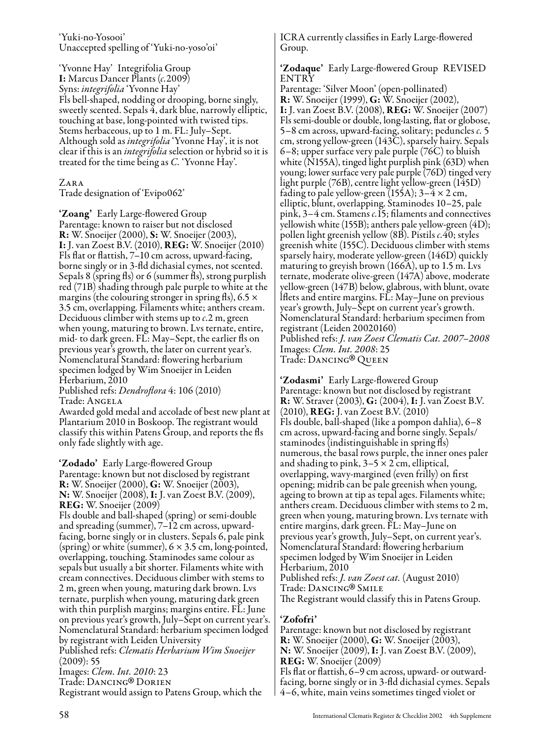'Yuki-no-Yosooi'
Unaccepted spelling of 'Yuki-no-yoso'oi'

'Yvonne Hay' Integrifolia Group
**I:** Marcus Dancer Plants (*c.*2009)
Syns: *integrifolia* 'Yvonne Hay'
Fls bell-shaped, nodding or drooping, borne singly, sweetly scented. Sepals 4, dark blue, narrowly elliptic, touching at base, long-pointed with twisted tips. Stems herbaceous, up to 1 m. FL: July–Sept. Although sold as *integrifolia* 'Yvonne Hay', it is not clear if this is an *integrifolia* selection or hybrid so it is treated for the time being as *C.* 'Yvonne Hay'.

Zara
Trade designation of 'Evipo062'

**'Zoang'** Early Large-flowered Group
Parentage: known to raiser but not disclosed
**R:** W. Snoeijer (2000), **S:** W. Snoeijer (2003), **I:** J. van Zoest B.V. (2010), **REG:** W. Snoeijer (2010)
Fls flat or flattish, 7–10 cm across, upward-facing, borne singly or in 3-fld dichasial cymes, not scented. Sepals 8 (spring fls) or 6 (summer fls), strong purplish red (71B) shading through pale purple to white at the margins (the colouring stronger in spring fls), 6.5 × 3.5 cm, overlapping. Filaments white; anthers cream. Deciduous climber with stems up to *c.*2 m, green when young, maturing to brown. Lvs ternate, entire, mid- to dark green. FL: May–Sept, the earlier fls on previous year's growth, the later on current year's. Nomenclatural Standard: flowering herbarium specimen lodged by Wim Snoeijer in Leiden Herbarium, 2010
Published refs: *Dendroflora* 4: 106 (2010)
Trade: Angela
Awarded gold medal and accolade of best new plant at Plantarium 2010 in Boskoop. The registrant would classify this within Patens Group, and reports the fls only fade slightly with age.

**'Zodado'** Early Large-flowered Group
Parentage: known but not disclosed by registrant
**R:** W. Snoeijer (2000), **G:** W. Snoeijer (2003), **N:** W. Snoeijer (2008), **I:** J. van Zoest B.V. (2009), **REG:** W. Snoeijer (2009)
Fls double and ball-shaped (spring) or semi-double and spreading (summer), 7–12 cm across, upward-facing, borne singly or in clusters. Sepals 6, pale pink (spring) or white (summer), 6 × 3.5 cm, long-pointed, overlapping, touching. Staminodes same colour as sepals but usually a bit shorter. Filaments white with cream connectives. Deciduous climber with stems to 2 m, green when young, maturing dark brown. Lvs ternate, purplish when young, maturing dark green with thin purplish margins; margins entire. FL: June on previous year's growth, July–Sept on current year's. Nomenclatural Standard: herbarium specimen lodged by registrant with Leiden University
Published refs: *Clematis Herbarium Wim Snoeijer* (2009): 55
Images: *Clem. Int. 2010*: 23
Trade: Dancing® Dorien
Registrant would assign to Patens Group, which the ICRA currently classifies in Early Large-flowered Group.

**'Zodaque'** Early Large-flowered Group REVISED ENTRY
Parentage: 'Silver Moon' (open-pollinated)
**R:** W. Snoeijer (1999), **G:** W. Snoeijer (2002), **I:** J. van Zoest B.V. (2008), **REG:** W. Snoeijer (2007)
Fls semi-double or double, long-lasting, flat or globose, 5–8 cm across, upward-facing, solitary; peduncles *c.* 5 cm, strong yellow-green (143C), sparsely hairy. Sepals 6–8; upper surface very pale purple (76C) to bluish white (N155A), tinged light purplish pink (63D) when young; lower surface very pale purple (76D) tinged very light purple (76B), centre light yellow-green (145D) fading to pale yellow-green (155A); 3–4 × 2 cm, elliptic, blunt, overlapping. Staminodes 10–25, pale pink, 3–4 cm. Stamens *c.*15; filaments and connectives yellowish white (155B); anthers pale yellow-green (4D); pollen light greenish yellow (8B). Pistils *c.*40; styles greenish white (155C). Deciduous climber with stems sparsely hairy, moderate yellow-green (146D) quickly maturing to greyish brown (166A), up to 1.5 m. Lvs ternate, moderate olive-green (147A) above, moderate yellow-green (147B) below, glabrous, with blunt, ovate lflets and entire margins. FL: May–June on previous year's growth, July–Sept on current year's growth. Nomenclatural Standard: herbarium specimen from registrant (Leiden 20020160)
Published refs: *J. van Zoest Clematis Cat. 2007–2008*
Images: *Clem. Int. 2008*: 25
Trade: Dancing® Queen

**'Zodasmi'** Early Large-flowered Group
Parentage: known but not disclosed by registrant
**R:** W. Straver (2003), **G:** (2004), **I:** J. van Zoest B.V. (2010), **REG:** J. van Zoest B.V. (2010)
Fls double, ball-shaped (like a pompon dahlia), 6–8 cm across, upward-facing and borne singly. Sepals/staminodes (indistinguishable in spring fls) numerous, the basal rows purple, the inner ones paler and shading to pink, 3–5 × 2 cm, elliptical, overlapping, wavy-margined (even frilly) on first opening; midrib can be pale greenish when young, ageing to brown at tip as tepal ages. Filaments white; anthers cream. Deciduous climber with stems to 2 m, green when young, maturing brown. Lvs ternate with entire margins, dark green. FL: May–June on previous year's growth, July–Sept, on current year's. Nomenclatural Standard: flowering herbarium specimen lodged by Wim Snoeijer in Leiden Herbarium, 2010
Published refs: *J. van Zoest cat.* (August 2010)
Trade: Dancing® Smile
The Registrant would classify this in Patens Group.

**'Zofofri'**
Parentage: known but not disclosed by registrant
**R:** W. Snoeijer (2000), **G:** W. Snoeijer (2003), **N:** W. Snoeijer (2009), **I:** J. van Zoest B.V. (2009), **REG:** W. Snoeijer (2009)
Fls flat or flattish, 6–9 cm across, upward- or outward-facing, borne singly or in 3-fld dichasial cymes. Sepals 4–6, white, main veins sometimes tinged violet or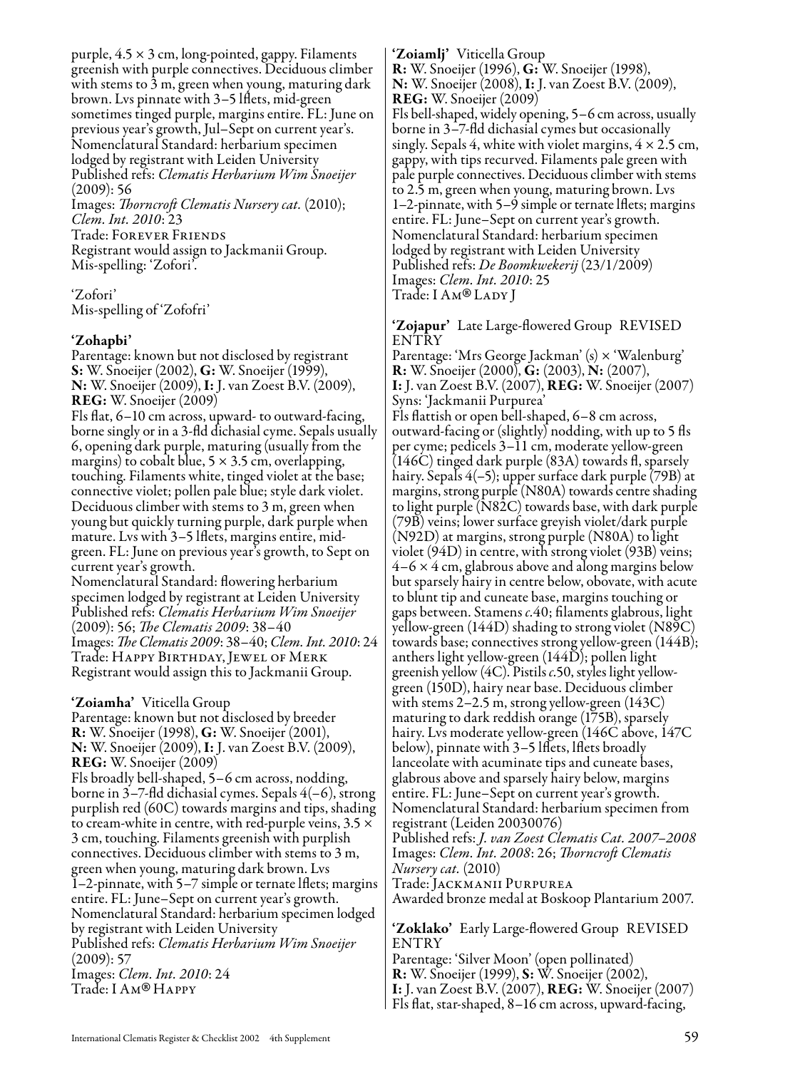purple, 4.5 × 3 cm, long-pointed, gappy. Filaments greenish with purple connectives. Deciduous climber with stems to 3 m, green when young, maturing dark brown. Lvs pinnate with 3–5 lflets, mid-green sometimes tinged purple, margins entire. FL: June on previous year's growth, Jul–Sept on current year's.
Nomenclatural Standard: herbarium specimen lodged by registrant with Leiden University
Published refs: *Clematis Herbarium Wim Snoeijer* (2009): 56
Images: *Thorncroft Clematis Nursery cat.* (2010); *Clem. Int. 2010*: 23
Trade: Forever Friends
Registrant would assign to Jackmanii Group.
Mis-spelling: 'Zofori'.

'Zofori'
Mis-spelling of 'Zofofri'

**'Zohapbi'**
Parentage: known but not disclosed by registrant
**S:** W. Snoeijer (2002), **G:** W. Snoeijer (1999), **N:** W. Snoeijer (2009), **I:** J. van Zoest B.V. (2009), **REG:** W. Snoeijer (2009)
Fls flat, 6–10 cm across, upward- to outward-facing, borne singly or in a 3-fld dichasial cyme. Sepals usually 6, opening dark purple, maturing (usually from the margins) to cobalt blue, 5 × 3.5 cm, overlapping, touching. Filaments white, tinged violet at the base; connective violet; pollen pale blue; style dark violet. Deciduous climber with stems to 3 m, green when young but quickly turning purple, dark purple when mature. Lvs with 3–5 lflets, margins entire, mid-green. FL: June on previous year's growth, to Sept on current year's growth.
Nomenclatural Standard: flowering herbarium specimen lodged by registrant at Leiden University
Published refs: *Clematis Herbarium Wim Snoeijer* (2009): 56; *The Clematis 2009*: 38–40
Images: *The Clematis 2009*: 38–40; *Clem. Int. 2010*: 24
Trade: Happy Birthday, Jewel of Merk
Registrant would assign this to Jackmanii Group.

**'Zoiamha'** Viticella Group
Parentage: known but not disclosed by breeder
**R:** W. Snoeijer (1998), **G:** W. Snoeijer (2001), **N:** W. Snoeijer (2009), **I:** J. van Zoest B.V. (2009), **REG:** W. Snoeijer (2009)
Fls broadly bell-shaped, 5–6 cm across, nodding, borne in 3–7-fld dichasial cymes. Sepals 4(–6), strong purplish red (60C) towards margins and tips, shading to cream-white in centre, with red-purple veins, 3.5 × 3 cm, touching. Filaments greenish with purplish connectives. Deciduous climber with stems to 3 m, green when young, maturing dark brown. Lvs 1–2-pinnate, with 5–7 simple or ternate lflets; margins entire. FL: June–Sept on current year's growth.
Nomenclatural Standard: herbarium specimen lodged by registrant with Leiden University
Published refs: *Clematis Herbarium Wim Snoeijer* (2009): 57
Images: *Clem. Int. 2010*: 24
Trade: I Am® Happy

**'Zoiamlj'** Viticella Group
**R:** W. Snoeijer (1996), **G:** W. Snoeijer (1998), **N:** W. Snoeijer (2008), **I:** J. van Zoest B.V. (2009), **REG:** W. Snoeijer (2009)
Fls bell-shaped, widely opening, 5–6 cm across, usually borne in 3–7-fld dichasial cymes but occasionally singly. Sepals 4, white with violet margins, 4 × 2.5 cm, gappy, with tips recurved. Filaments pale green with pale purple connectives. Deciduous climber with stems to 2.5 m, green when young, maturing brown. Lvs 1–2-pinnate, with 5–9 simple or ternate lflets; margins entire. FL: June–Sept on current year's growth.
Nomenclatural Standard: herbarium specimen lodged by registrant with Leiden University
Published refs: *De Boomkwekerij* (23/1/2009)
Images: *Clem. Int. 2010*: 25
Trade: I Am® Lady J

**'Zojapur'** Late Large-flowered Group REVISED ENTRY
Parentage: 'Mrs George Jackman' (s) × 'Walenburg'
**R:** W. Snoeijer (2000), **G:** (2003), **N:** (2007), **I:** J. van Zoest B.V. (2007), **REG:** W. Snoeijer (2007)
Syns: 'Jackmanii Purpurea'
Fls flattish or open bell-shaped, 6–8 cm across, outward-facing or (slightly) nodding, with up to 5 fls per cyme; pedicels 3–11 cm, moderate yellow-green (146C) tinged dark purple (83A) towards fl, sparsely hairy. Sepals 4(–5); upper surface dark purple (79B) at margins, strong purple (N80A) towards centre shading to light purple (N82C) towards base, with dark purple (79B) veins; lower surface greyish violet/dark purple (N92D) at margins, strong purple (N80A) to light violet (94D) in centre, with strong violet (93B) veins; 4–6 × 4 cm, glabrous above and along margins below but sparsely hairy in centre below, obovate, with acute to blunt tip and cuneate base, margins touching or gaps between. Stamens *c.*40; filaments glabrous, light yellow-green (144D) shading to strong violet (N89C) towards base; connectives strong yellow-green (144B); anthers light yellow-green (144D); pollen light greenish yellow (4C). Pistils *c.*50, styles light yellow-green (150D), hairy near base. Deciduous climber with stems 2–2.5 m, strong yellow-green (143C) maturing to dark reddish orange (175B), sparsely hairy. Lvs moderate yellow-green (146C above, 147C below), pinnate with 3–5 lflets, lflets broadly lanceolate with acuminate tips and cuneate bases, glabrous above and sparsely hairy below, margins entire. FL: June–Sept on current year's growth.
Nomenclatural Standard: herbarium specimen from registrant (Leiden 20030076)
Published refs: *J. van Zoest Clematis Cat. 2007–2008*
Images: *Clem. Int. 2008*: 26; *Thorncroft Clematis Nursery cat.* (2010)
Trade: Jackmanii Purpurea
Awarded bronze medal at Boskoop Plantarium 2007.

**'Zoklako'** Early Large-flowered Group REVISED ENTRY
Parentage: 'Silver Moon' (open pollinated)
**R:** W. Snoeijer (1999), **S:** W. Snoeijer (2002), **I:** J. van Zoest B.V. (2007), **REG:** W. Snoeijer (2007)
Fls flat, star-shaped, 8–16 cm across, upward-facing,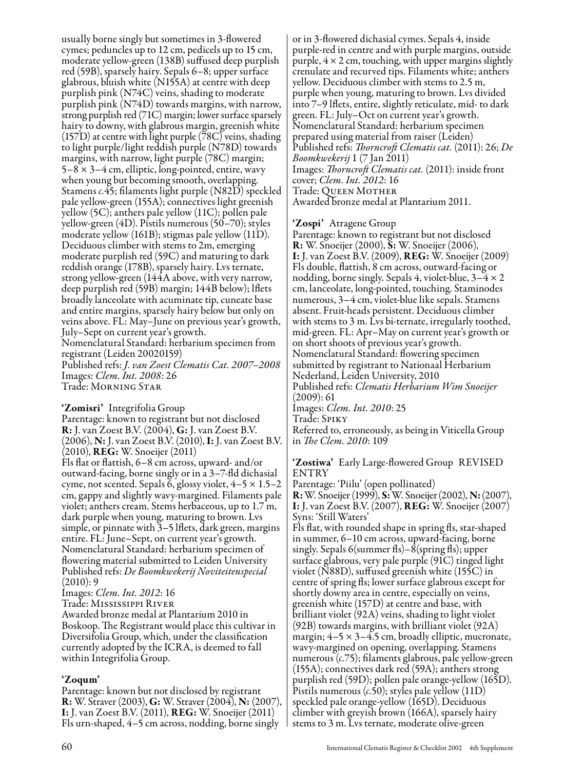usually borne singly but sometimes in 3-flowered cymes; peduncles up to 12 cm, pedicels up to 15 cm, moderate yellow-green (138B) suffused deep purplish red (59B), sparsely hairy. Sepals 6–8; upper surface glabrous, bluish white (N155A) at centre with deep purplish pink (N74C) veins, shading to moderate purplish pink (N74D) towards margins, with narrow, strong purplish red (71C) margin; lower surface sparsely hairy to downy, with glabrous margin, greenish white (157D) at centre with light purple (78C) veins, shading to light purple/light reddish purple (N78D) towards margins, with narrow, light purple (78C) margin; 5–8 × 3–4 cm, elliptic, long-pointed, entire, wavy when young but becoming smooth, overlapping. Stamens *c.*45; filaments light purple (N82D) speckled pale yellow-green (155A); connectives light greenish yellow (5C); anthers pale yellow (11C); pollen pale yellow-green (4D). Pistils numerous (50–70); styles moderate yellow (161B); stigmas pale yellow (11D). Deciduous climber with stems to 2m, emerging moderate purplish red (59C) and maturing to dark reddish orange (178B), sparsely hairy. Lvs ternate, strong yellow-green (144A above, with very narrow, deep purplish red (59B) margin; 144B below); lflets broadly lanceolate with acuminate tip, cuneate base and entire margins, sparsely hairy below but only on veins above. FL: May–June on previous year's growth, July–Sept on current year's growth.
Nomenclatural Standard: herbarium specimen from registrant (Leiden 20020159)
Published refs: *J. van Zoest Clematis Cat. 2007–2008*
Images: *Clem. Int. 2008*: 26
Trade: Morning Star

**'Zomisri'** Integrifolia Group
Parentage: known to registrant but not disclosed
**R:** J. van Zoest B.V. (2004), **G:** J. van Zoest B.V. (2006), **N:** J. van Zoest B.V. (2010), **I:** J. van Zoest B.V. (2010), **REG:** W. Snoeijer (2011)
Fls flat or flattish, 6–8 cm across, upward- and/or outward-facing, borne singly or in a 3–7-fld dichasial cyme, not scented. Sepals 6, glossy violet, 4–5 × 1.5–2 cm, gappy and slightly wavy-margined. Filaments pale violet; anthers cream. Stems herbaceous, up to 1.7 m, dark purple when young, maturing to brown. Lvs simple, or pinnate with 3–5 lflets, dark green, margins entire. FL: June–Sept, on current year's growth.
Nomenclatural Standard: herbarium specimen of flowering material submitted to Leiden University
Published refs: *De Boomkwekerij Noviteitenspecial* (2010): 9
Images: *Clem. Int. 2012*: 16
Trade: Mississippi River
Awarded bronze medal at Plantarium 2010 in Boskoop. The Registrant would place this cultivar in Diversifolia Group, which, under the classification currently adopted by the ICRA, is deemed to fall within Integrifolia Group.

**'Zoqum'**
Parentage: known but not disclosed by registrant
**R:** W. Straver (2003), **G:** W. Straver (2004), **N:** (2007), **I:** J. van Zoest B.V. (2011), **REG:** W. Snoeijer (2011)
Fls urn-shaped, 4–5 cm across, nodding, borne singly or in 3-flowered dichasial cymes. Sepals 4, inside purple-red in centre and with purple margins, outside purple, 4 × 2 cm, touching, with upper margins slightly crenulate and recurved tips. Filaments white; anthers yellow. Deciduous climber with stems to 2.5 m, purple when young, maturing to brown. Lvs divided into 7–9 lflets, entire, slightly reticulate, mid- to dark green. FL: July–Oct on current year's growth.
Nomenclatural Standard: herbarium specimen prepared using material from raiser (Leiden)
Published refs: *Thorncroft Clematis cat.* (2011): 26; *De Boomkwekerij* 1 (7 Jan 2011)
Images: *Thorncroft Clematis cat.* (2011): inside front cover; *Clem. Int. 2012*: 16
Trade: Queen Mother
Awarded bronze medal at Plantarium 2011.

**'Zospi'** Atragene Group
Parentage: known to registrant but not disclosed
**R:** W. Snoeijer (2000), **S:** W. Snoeijer (2006), **I:** J. van Zoest B.V. (2009), **REG:** W. Snoeijer (2009)
Fls double, flattish, 8 cm across, outward-facing or nodding, borne singly. Sepals 4, violet-blue, 3–4 × 2 cm, lanceolate, long-pointed, touching. Staminodes numerous, 3–4 cm, violet-blue like sepals. Stamens absent. Fruit-heads persistent. Deciduous climber with stems to 3 m. Lvs bi-ternate, irregularly toothed, mid-green. FL: Apr–May on current year's growth or on short shoots of previous year's growth.
Nomenclatural Standard: flowering specimen submitted by registrant to Nationaal Herbarium Nederland, Leiden University, 2010
Published refs: *Clematis Herbarium Wim Snoeijer* (2009): 61
Images: *Clem. Int. 2010*: 25
Trade: Spiky
Referred to, erroneously, as being in Viticella Group in *The Clem. 2010*: 109

**'Zostiwa'** Early Large-flowered Group REVISED ENTRY
Parentage: 'Piilu' (open pollinated)
**R:** W. Snoeijer (1999), **S:** W. Snoeijer (2002), **N:** (2007), **I:** J. van Zoest B.V. (2007), **REG:** W. Snoeijer (2007)
Syns: 'Still Waters'
Fls flat, with rounded shape in spring fls, star-shaped in summer, 6–10 cm across, upward-facing, borne singly. Sepals 6(summer fls)–8(spring fls); upper surface glabrous, very pale purple (91C) tinged light violet (N88D), suffused greenish white (155C) in centre of spring fls; lower surface glabrous except for shortly downy area in centre, especially on veins, greenish white (157D) at centre and base, with brilliant violet (92A) veins, shading to light violet (92B) towards margins, with brilliant violet (92A) margin; 4–5 × 3–4.5 cm, broadly elliptic, mucronate, wavy-margined on opening, overlapping. Stamens numerous (*c.*75); filaments glabrous, pale yellow-green (155A); connectives dark red (59A); anthers strong purplish red (59D); pollen pale orange-yellow (165D). Pistils numerous (*c.*50); styles pale yellow (11D) speckled pale orange-yellow (165D). Deciduous climber with greyish brown (166A), sparsely hairy stems to 3 m. Lvs ternate, moderate olive-green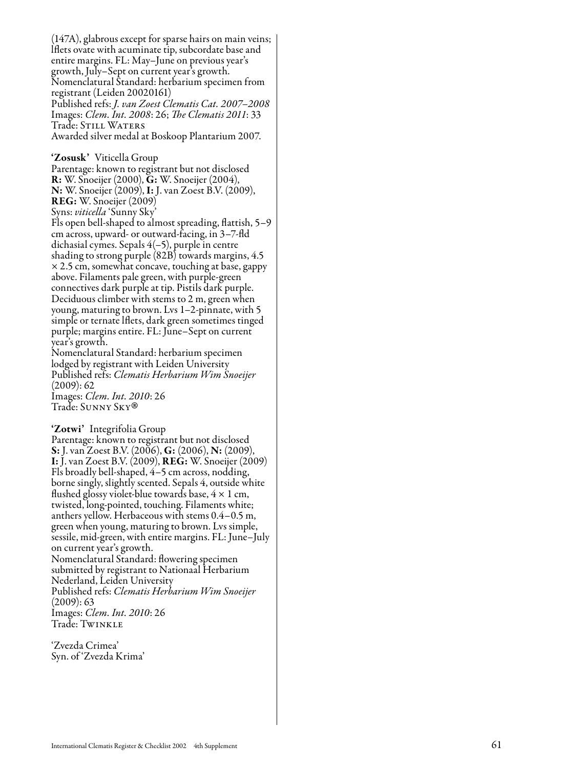(147A), glabrous except for sparse hairs on main veins; lflets ovate with acuminate tip, subcordate base and entire margins. FL: May–June on previous year's growth, July–Sept on current year's growth.
Nomenclatural Standard: herbarium specimen from registrant (Leiden 20020161)
Published refs: *J. van Zoest Clematis Cat. 2007–2008*
Images: *Clem. Int. 2008*: 26; *The Clematis 2011*: 33
Trade: Still Waters
Awarded silver medal at Boskoop Plantarium 2007.

**'Zosusk'** Viticella Group
Parentage: known to registrant but not disclosed
**R:** W. Snoeijer (2000), **G:** W. Snoeijer (2004), **N:** W. Snoeijer (2009), **I:** J. van Zoest B.V. (2009), **REG:** W. Snoeijer (2009)
Syns: *viticella* 'Sunny Sky'
Fls open bell-shaped to almost spreading, flattish, 5–9 cm across, upward- or outward-facing, in 3–7-fld dichasial cymes. Sepals 4(–5), purple in centre shading to strong purple (82B) towards margins, 4.5 × 2.5 cm, somewhat concave, touching at base, gappy above. Filaments pale green, with purple-green connectives dark purple at tip. Pistils dark purple. Deciduous climber with stems to 2 m, green when young, maturing to brown. Lvs 1–2-pinnate, with 5 simple or ternate lflets, dark green sometimes tinged purple; margins entire. FL: June–Sept on current year's growth.
Nomenclatural Standard: herbarium specimen lodged by registrant with Leiden University
Published refs: *Clematis Herbarium Wim Snoeijer* (2009): 62
Images: *Clem. Int. 2010*: 26
Trade: Sunny Sky®

**'Zotwi'** Integrifolia Group
Parentage: known to registrant but not disclosed
**S:** J. van Zoest B.V. (2006), **G:** (2006), **N:** (2009), **I:** J. van Zoest B.V. (2009), **REG:** W. Snoeijer (2009)
Fls broadly bell-shaped, 4–5 cm across, nodding, borne singly, slightly scented. Sepals 4, outside white flushed glossy violet-blue towards base, 4 × 1 cm, twisted, long-pointed, touching. Filaments white; anthers yellow. Herbaceous with stems 0.4–0.5 m, green when young, maturing to brown. Lvs simple, sessile, mid-green, with entire margins. FL: June–July on current year's growth.
Nomenclatural Standard: flowering specimen submitted by registrant to Nationaal Herbarium Nederland, Leiden University
Published refs: *Clematis Herbarium Wim Snoeijer* (2009): 63
Images: *Clem. Int. 2010*: 26
Trade: Twinkle

'Zvezda Crimea'
Syn. of 'Zvezda Krima'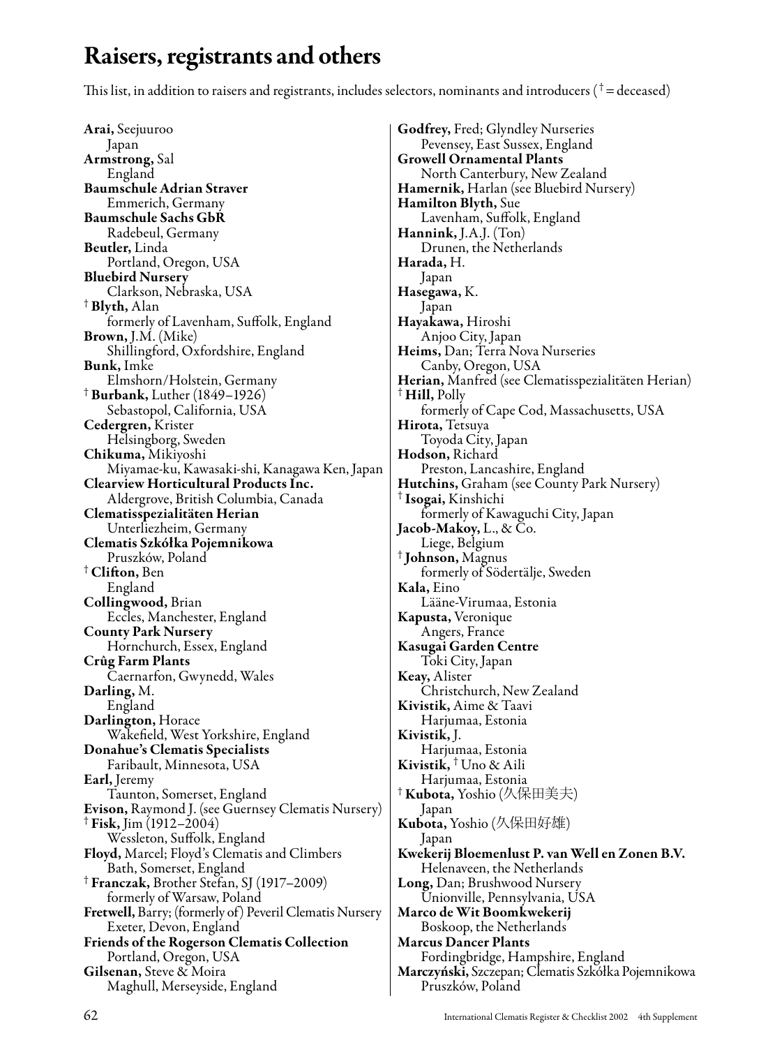# Raisers, registrants and others

This list, in addition to raisers and registrants, includes selectors, nominants and introducers († = deceased)

**Arai,** Seejuuroo
Japan

**Armstrong,** Sal
England

**Baumschule Adrian Straver**
Emmerich, Germany

**Baumschule Sachs GbR**
Radebeul, Germany

**Beutler,** Linda
Portland, Oregon, USA

**Bluebird Nursery**
Clarkson, Nebraska, USA

† **Blyth,** Alan
formerly of Lavenham, Suffolk, England

**Brown,** J.M. (Mike)
Shillingford, Oxfordshire, England

**Bunk,** Imke
Elmshorn/Holstein, Germany

† **Burbank,** Luther (1849–1926)
Sebastopol, California, USA

**Cedergren,** Krister
Helsingborg, Sweden

**Chikuma,** Mikiyoshi
Miyamae-ku, Kawasaki-shi, Kanagawa Ken, Japan

**Clearview Horticultural Products Inc.**
Aldergrove, British Columbia, Canada

**Clematisspezialitäten Herian**
Unterliezheim, Germany

**Clematis Szkółka Pojemnikowa**
Pruszków, Poland

† **Clifton,** Ben
England

**Collingwood,** Brian
Eccles, Manchester, England

**County Park Nursery**
Hornchurch, Essex, England

**Crûg Farm Plants**
Caernarfon, Gwynedd, Wales

**Darling,** M.
England

**Darlington,** Horace
Wakefield, West Yorkshire, England

**Donahue's Clematis Specialists**
Faribault, Minnesota, USA

**Earl,** Jeremy
Taunton, Somerset, England

**Evison,** Raymond J. (see Guernsey Clematis Nursery)

† **Fisk,** Jim (1912–2004)
Wessleton, Suffolk, England

**Floyd,** Marcel; Floyd's Clematis and Climbers
Bath, Somerset, England

† **Franczak,** Brother Stefan, SJ (1917–2009)
formerly of Warsaw, Poland

**Fretwell,** Barry; (formerly of) Peveril Clematis Nursery
Exeter, Devon, England

**Friends of the Rogerson Clematis Collection**
Portland, Oregon, USA

**Gilsenan,** Steve & Moira
Maghull, Merseyside, England

**Godfrey,** Fred; Glyndley Nurseries
Pevensey, East Sussex, England

**Growell Ornamental Plants**
North Canterbury, New Zealand

**Hamernik,** Harlan (see Bluebird Nursery)

**Hamilton Blyth,** Sue
Lavenham, Suffolk, England

**Hannink,** J.A.J. (Ton)
Drunen, the Netherlands

**Harada,** H.
Japan

**Hasegawa,** K.
Japan

**Hayakawa,** Hiroshi
Anjoo City, Japan

**Heims,** Dan; Terra Nova Nurseries
Canby, Oregon, USA

**Herian,** Manfred (see Clematisspezialitäten Herian)

† **Hill,** Polly
formerly of Cape Cod, Massachusetts, USA

**Hirota,** Tetsuya
Toyoda City, Japan

**Hodson,** Richard
Preston, Lancashire, England

**Hutchins,** Graham (see County Park Nursery)

† **Isogai,** Kinshichi
formerly of Kawaguchi City, Japan

**Jacob-Makoy,** L., & Co.
Liege, Belgium

† **Johnson,** Magnus
formerly of Södertälje, Sweden

**Kala,** Eino
Lääne-Virumaa, Estonia

**Kapusta,** Veronique
Angers, France

**Kasugai Garden Centre**
Toki City, Japan

**Keay,** Alister
Christchurch, New Zealand

**Kivistik,** Aime & Taavi
Harjumaa, Estonia

**Kivistik,** J.
Harjumaa, Estonia

**Kivistik,** † Uno & Aili
Harjumaa, Estonia

† **Kubota,** Yoshio (久保田美夫)
Japan

**Kubota,** Yoshio (久保田好雄)
Japan

**Kwekerij Bloemenlust P. van Well en Zonen B.V.**
Helenaveen, the Netherlands

**Long,** Dan; Brushwood Nursery
Unionville, Pennsylvania, USA

**Marco de Wit Boomkwekerij**
Boskoop, the Netherlands

**Marcus Dancer Plants**
Fordingbridge, Hampshire, England

**Marczyński,** Szczepan; Clematis Szkółka Pojemnikowa
Pruszków, Poland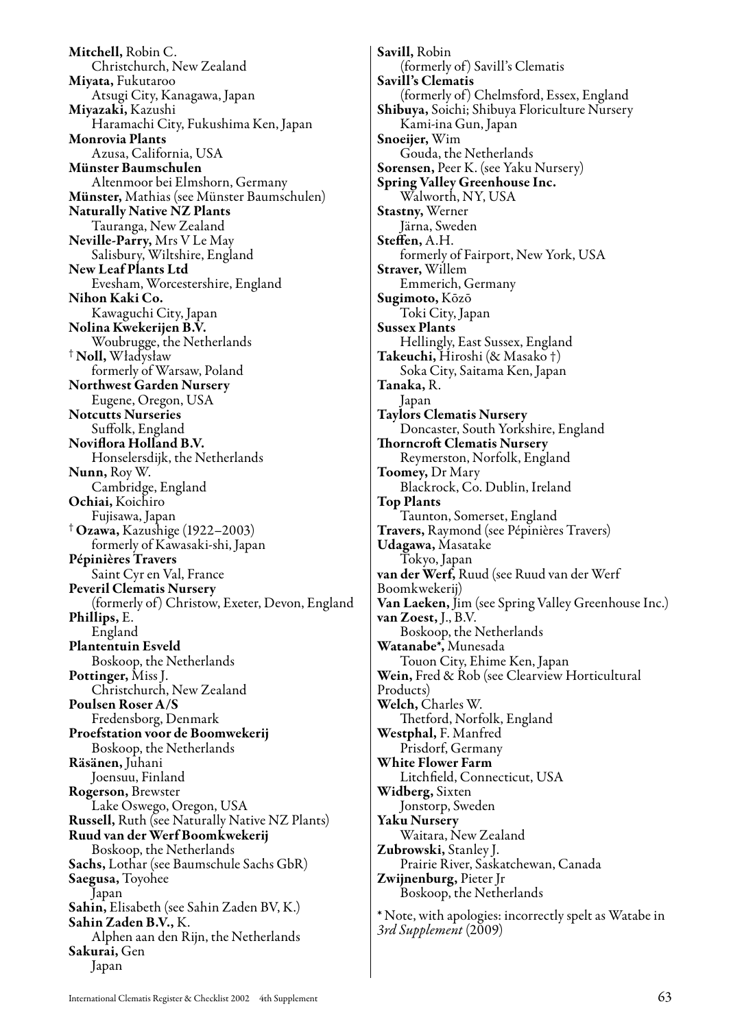**Mitchell,** Robin C.
Christchurch, New Zealand
**Miyata,** Fukutaroo
Atsugi City, Kanagawa, Japan
**Miyazaki,** Kazushi
Haramachi City, Fukushima Ken, Japan
**Monrovia Plants**
Azusa, California, USA
**Münster Baumschulen**
Altenmoor bei Elmshorn, Germany
**Münster,** Mathias (see Münster Baumschulen)
**Naturally Native NZ Plants**
Tauranga, New Zealand
**Neville-Parry,** Mrs V Le May
Salisbury, Wiltshire, England
**New Leaf Plants Ltd**
Evesham, Worcestershire, England
**Nihon Kaki Co.**
Kawaguchi City, Japan
**Nolina Kwekerijen B.V.**
Woubrugge, the Netherlands
† **Noll,** Władysław
formerly of Warsaw, Poland
**Northwest Garden Nursery**
Eugene, Oregon, USA
**Notcutts Nurseries**
Suffolk, England
**Noviflora Holland B.V.**
Honselersdijk, the Netherlands
**Nunn,** Roy W.
Cambridge, England
**Ochiai,** Koichiro
Fujisawa, Japan
† **Ozawa,** Kazushige (1922–2003)
formerly of Kawasaki-shi, Japan
**Pépinières Travers**
Saint Cyr en Val, France
**Peveril Clematis Nursery**
(formerly of) Christow, Exeter, Devon, England
**Phillips,** E.
England
**Plantentuin Esveld**
Boskoop, the Netherlands
**Pottinger,** Miss J.
Christchurch, New Zealand
**Poulsen Roser A/S**
Fredensborg, Denmark
**Proefstation voor de Boomwekerij**
Boskoop, the Netherlands
**Räsänen,** Juhani
Joensuu, Finland
**Rogerson,** Brewster
Lake Oswego, Oregon, USA
**Russell,** Ruth (see Naturally Native NZ Plants)
**Ruud van der Werf Boomkwekerij**
Boskoop, the Netherlands
**Sachs,** Lothar (see Baumschule Sachs GbR)
**Saegusa,** Toyohee
Japan
**Sahin,** Elisabeth (see Sahin Zaden BV, K.)
**Sahin Zaden B.V.,** K.
Alphen aan den Rijn, the Netherlands
**Sakurai,** Gen
Japan
**Savill,** Robin
(formerly of) Savill's Clematis
**Savill's Clematis**
(formerly of) Chelmsford, Essex, England
**Shibuya,** Soichi; Shibuya Floriculture Nursery
Kami-ina Gun, Japan
**Snoeijer,** Wim
Gouda, the Netherlands
**Sorensen,** Peer K. (see Yaku Nursery)
**Spring Valley Greenhouse Inc.**
Walworth, NY, USA
**Stastny,** Werner
Järna, Sweden
**Steffen,** A.H.
formerly of Fairport, New York, USA
**Straver,** Willem
Emmerich, Germany
**Sugimoto,** Kōzō
Toki City, Japan
**Sussex Plants**
Hellingly, East Sussex, England
**Takeuchi,** Hiroshi (& Masako †)
Soka City, Saitama Ken, Japan
**Tanaka,** R.
Japan
**Taylors Clematis Nursery**
Doncaster, South Yorkshire, England
**Thorncroft Clematis Nursery**
Reymerston, Norfolk, England
**Toomey,** Dr Mary
Blackrock, Co. Dublin, Ireland
**Top Plants**
Taunton, Somerset, England
**Travers,** Raymond (see Pépinières Travers)
**Udagawa,** Masatake
Tokyo, Japan
**van der Werf,** Ruud (see Ruud van der Werf Boomkwekerij)
**Van Laeken,** Jim (see Spring Valley Greenhouse Inc.)
**van Zoest,** J., B.V.
Boskoop, the Netherlands
**Watanabe*,** Munesada
Touon City, Ehime Ken, Japan
**Wein,** Fred & Rob (see Clearview Horticultural Products)
**Welch,** Charles W.
Thetford, Norfolk, England
**Westphal,** F. Manfred
Prisdorf, Germany
**White Flower Farm**
Litchfield, Connecticut, USA
**Widberg,** Sixten
Jonstorp, Sweden
**Yaku Nursery**
Waitara, New Zealand
**Zubrowski,** Stanley J.
Prairie River, Saskatchewan, Canada
**Zwijnenburg,** Pieter Jr
Boskoop, the Netherlands

* Note, with apologies: incorrectly spelt as Watabe in *3rd Supplement* (2009)